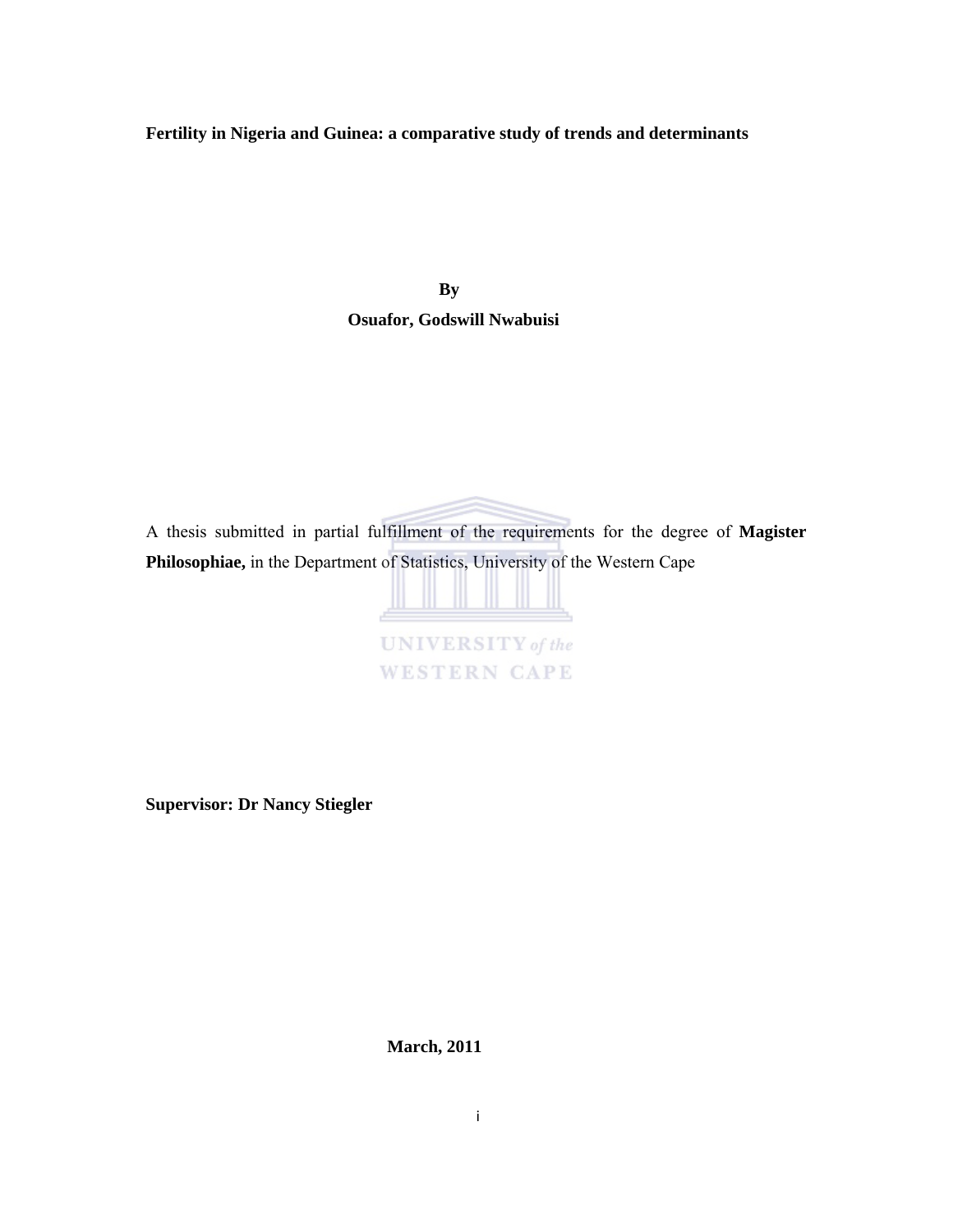**Fertility in Nigeria and Guinea: a comparative study of trends and determinants**

**By**

**Osuafor, Godswill Nwabuisi**

A thesis submitted in partial fulfillment of the requirements for the degree of **Magister Philosophiae,** in the Department of Statistics, University of the Western Cape

**Supervisor: Dr Nancy Stiegler**

**March, 2011**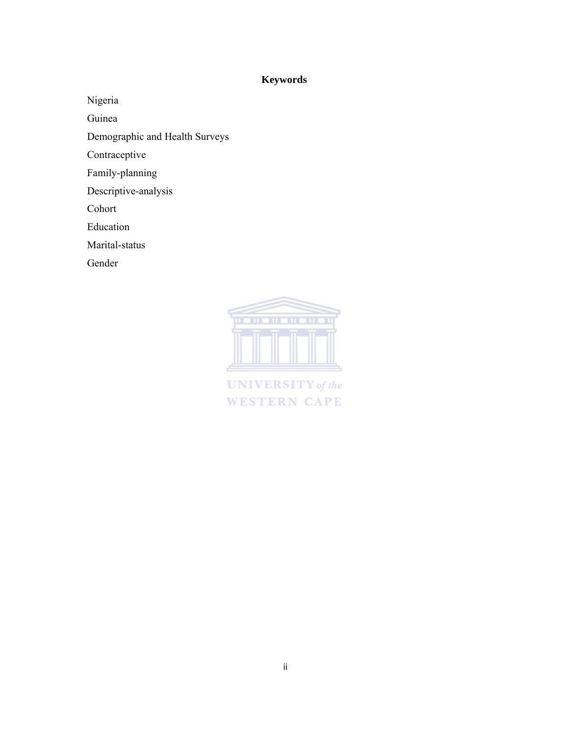## Keywords

Nigeria

Guinea

Demographic and Health Surveys

Contraceptive

Family-planning

Descriptive-analysis

Cohort

Education

Marital-status

Gender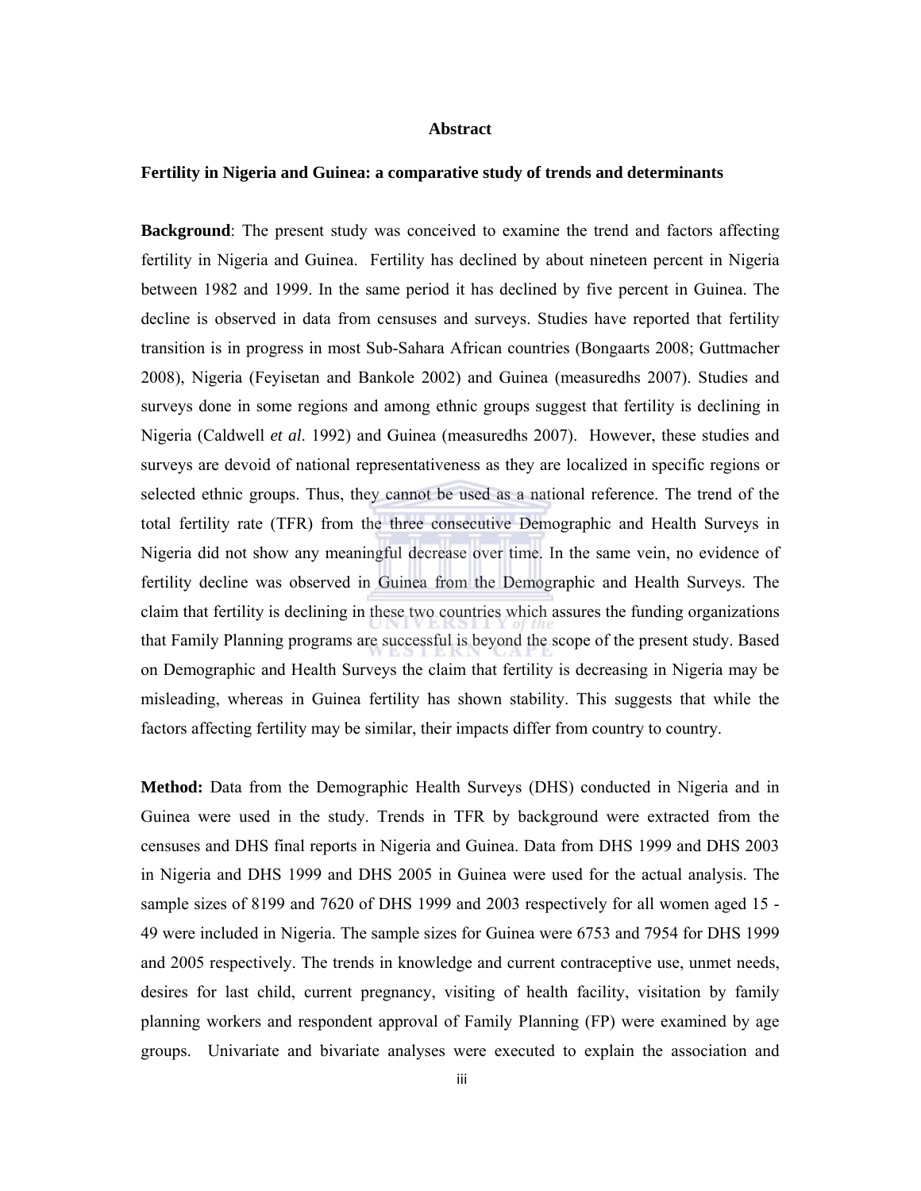# Abstract

## Fertility in Nigeria and Guinea: a comparative study of trends and determinants

**Background**: The present study was conceived to examine the trend and factors affecting fertility in Nigeria and Guinea. Fertility has declined by about nineteen percent in Nigeria between 1982 and 1999. In the same period it has declined by five percent in Guinea. The decline is observed in data from censuses and surveys. Studies have reported that fertility transition is in progress in most Sub-Sahara African countries (Bongaarts 2008; Guttmacher 2008), Nigeria (Feyisetan and Bankole 2002) and Guinea (measuredhs 2007). Studies and surveys done in some regions and among ethnic groups suggest that fertility is declining in Nigeria (Caldwell *et al.* 1992) and Guinea (measuredhs 2007). However, these studies and surveys are devoid of national representativeness as they are localized in specific regions or selected ethnic groups. Thus, they cannot be used as a national reference. The trend of the total fertility rate (TFR) from the three consecutive Demographic and Health Surveys in Nigeria did not show any meaningful decrease over time. In the same vein, no evidence of fertility decline was observed in Guinea from the Demographic and Health Surveys. The claim that fertility is declining in these two countries which assures the funding organizations that Family Planning programs are successful is beyond the scope of the present study. Based on Demographic and Health Surveys the claim that fertility is decreasing in Nigeria may be misleading, whereas in Guinea fertility has shown stability. This suggests that while the factors affecting fertility may be similar, their impacts differ from country to country.

**Method:** Data from the Demographic Health Surveys (DHS) conducted in Nigeria and in Guinea were used in the study. Trends in TFR by background were extracted from the censuses and DHS final reports in Nigeria and Guinea. Data from DHS 1999 and DHS 2003 in Nigeria and DHS 1999 and DHS 2005 in Guinea were used for the actual analysis. The sample sizes of 8199 and 7620 of DHS 1999 and 2003 respectively for all women aged 15 - 49 were included in Nigeria. The sample sizes for Guinea were 6753 and 7954 for DHS 1999 and 2005 respectively. The trends in knowledge and current contraceptive use, unmet needs, desires for last child, current pregnancy, visiting of health facility, visitation by family planning workers and respondent approval of Family Planning (FP) were examined by age groups. Univariate and bivariate analyses were executed to explain the association and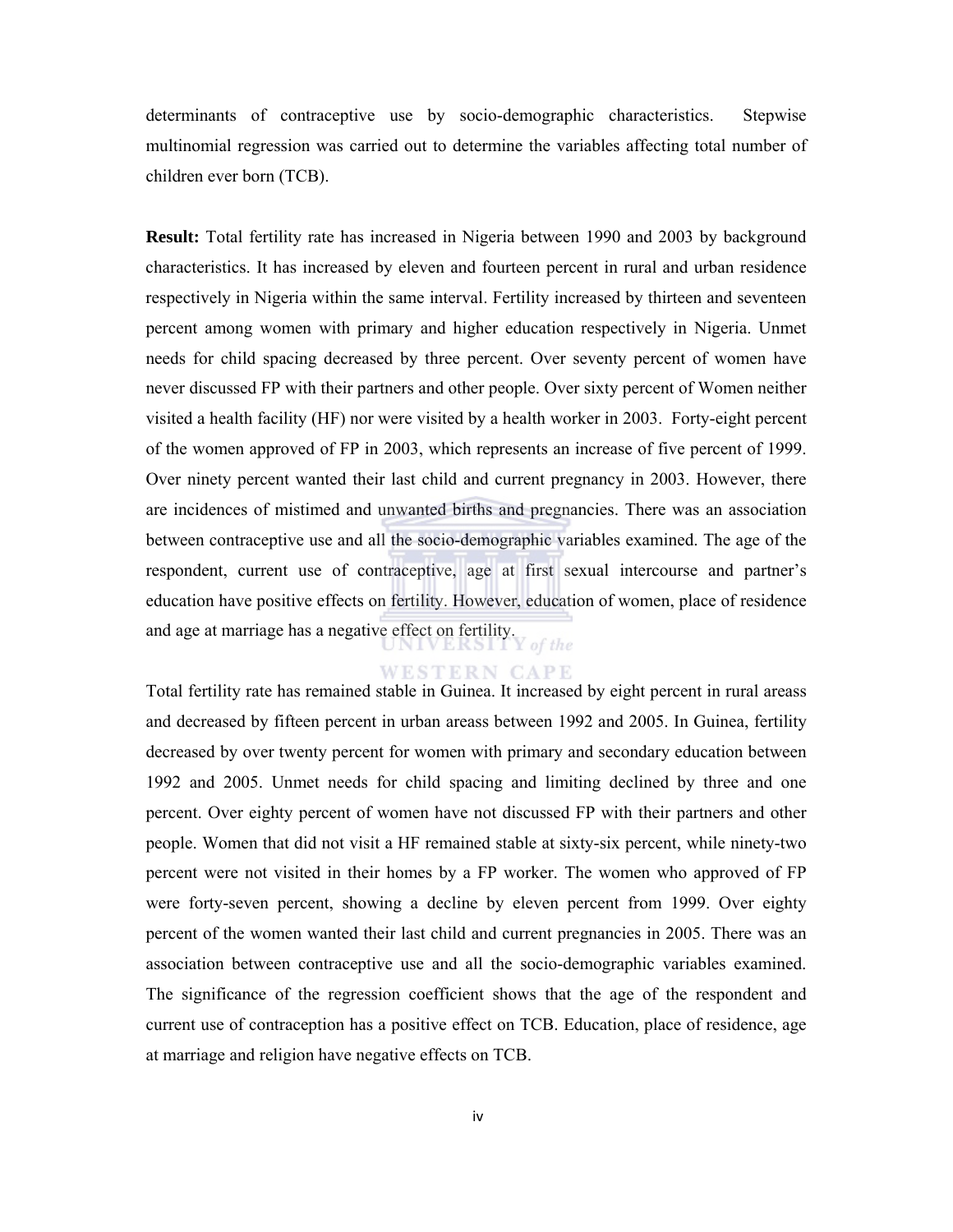determinants of contraceptive use by socio-demographic characteristics. Stepwise multinomial regression was carried out to determine the variables affecting total number of children ever born (TCB).

**Result:** Total fertility rate has increased in Nigeria between 1990 and 2003 by background characteristics. It has increased by eleven and fourteen percent in rural and urban residence respectively in Nigeria within the same interval. Fertility increased by thirteen and seventeen percent among women with primary and higher education respectively in Nigeria. Unmet needs for child spacing decreased by three percent. Over seventy percent of women have never discussed FP with their partners and other people. Over sixty percent of Women neither visited a health facility (HF) nor were visited by a health worker in 2003. Forty-eight percent of the women approved of FP in 2003, which represents an increase of five percent of 1999. Over ninety percent wanted their last child and current pregnancy in 2003. However, there are incidences of mistimed and unwanted births and pregnancies. There was an association between contraceptive use and all the socio-demographic variables examined. The age of the respondent, current use of contraceptive, age at first sexual intercourse and partner's education have positive effects on fertility. However, education of women, place of residence and age at marriage has a negative effect on fertility.

Total fertility rate has remained stable in Guinea. It increased by eight percent in rural areass and decreased by fifteen percent in urban areass between 1992 and 2005. In Guinea, fertility decreased by over twenty percent for women with primary and secondary education between 1992 and 2005. Unmet needs for child spacing and limiting declined by three and one percent. Over eighty percent of women have not discussed FP with their partners and other people. Women that did not visit a HF remained stable at sixty-six percent, while ninety-two percent were not visited in their homes by a FP worker. The women who approved of FP were forty-seven percent, showing a decline by eleven percent from 1999. Over eighty percent of the women wanted their last child and current pregnancies in 2005. There was an association between contraceptive use and all the socio-demographic variables examined. The significance of the regression coefficient shows that the age of the respondent and current use of contraception has a positive effect on TCB. Education, place of residence, age at marriage and religion have negative effects on TCB.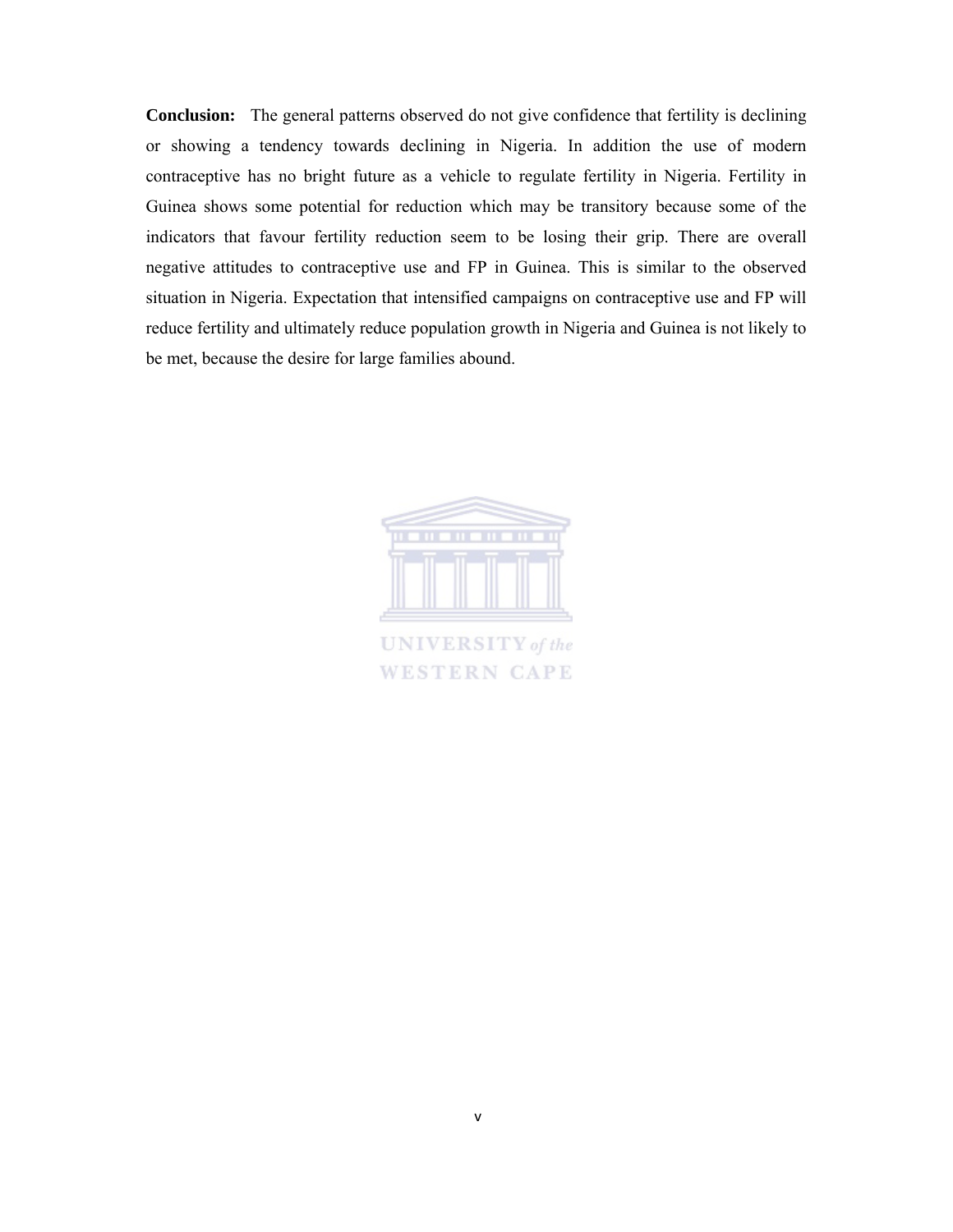**Conclusion:** The general patterns observed do not give confidence that fertility is declining or showing a tendency towards declining in Nigeria. In addition the use of modern contraceptive has no bright future as a vehicle to regulate fertility in Nigeria. Fertility in Guinea shows some potential for reduction which may be transitory because some of the indicators that favour fertility reduction seem to be losing their grip. There are overall negative attitudes to contraceptive use and FP in Guinea. This is similar to the observed situation in Nigeria. Expectation that intensified campaigns on contraceptive use and FP will reduce fertility and ultimately reduce population growth in Nigeria and Guinea is not likely to be met, because the desire for large families abound.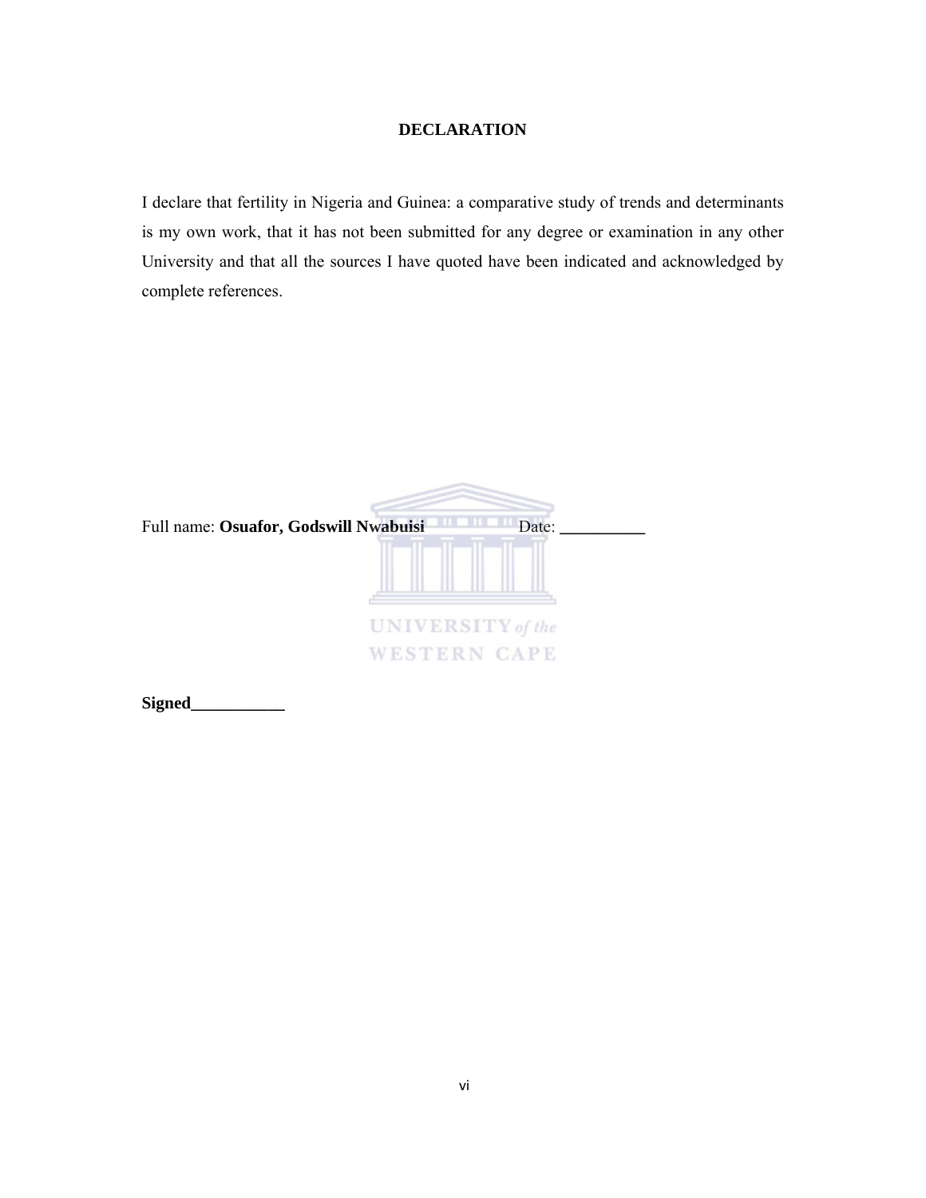# DECLARATION

I declare that fertility in Nigeria and Guinea: a comparative study of trends and determinants is my own work, that it has not been submitted for any degree or examination in any other University and that all the sources I have quoted have been indicated and acknowledged by complete references.

Full name: **Osuafor, Godswill Nwabuisi** Date: **__________**

**Signed___________**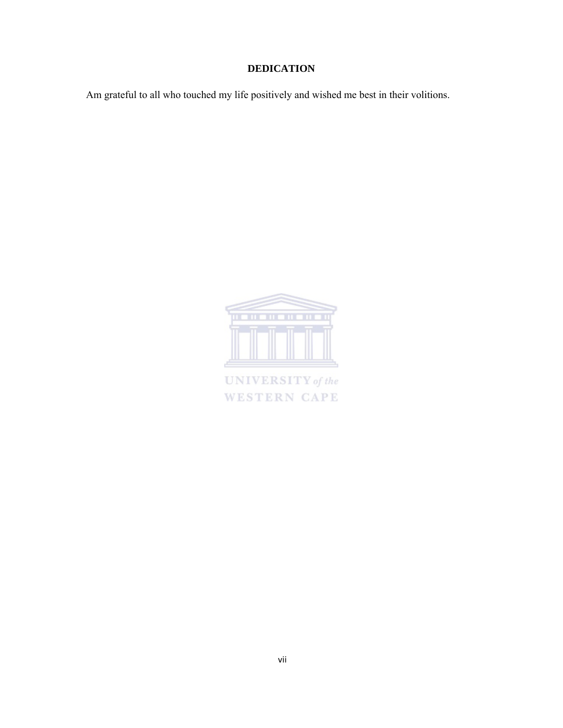# DEDICATION

Am grateful to all who touched my life positively and wished me best in their volitions.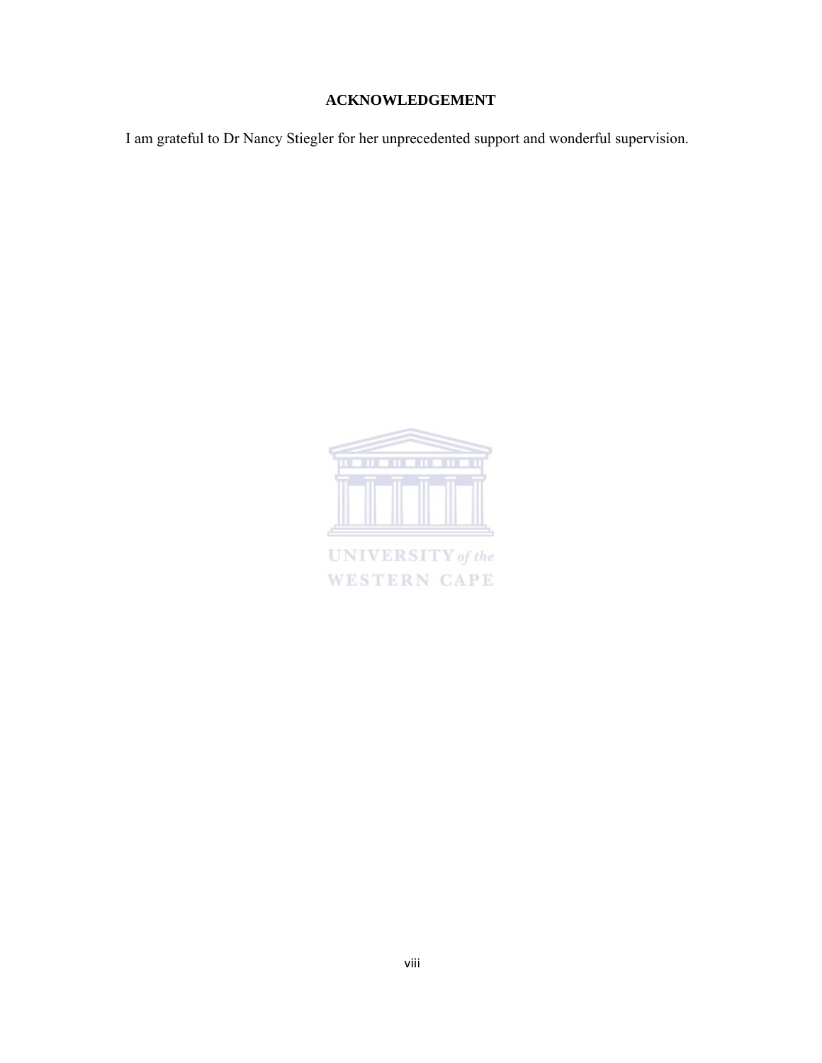# ACKNOWLEDGEMENT

I am grateful to Dr Nancy Stiegler for her unprecedented support and wonderful supervision.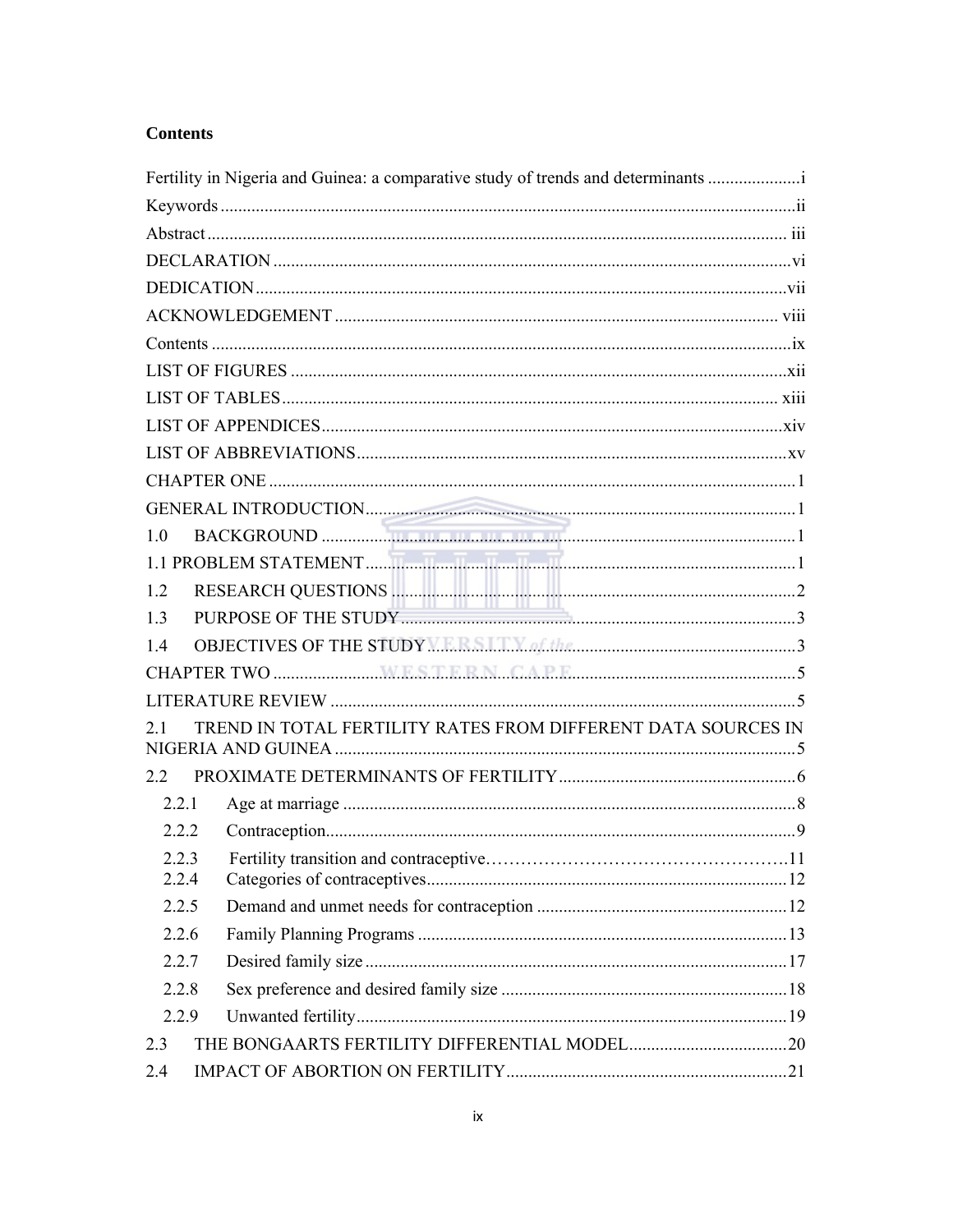**Contents**

Fertility in Nigeria and Guinea: a comparative study of trends and determinants ....................i

Keywords ....................................................................................................................ii

Abstract ..................................................................................................................... iii

DECLARATION ........................................................................................................vi

DEDICATION ...........................................................................................................vii

ACKNOWLEDGEMENT ....................................................................................... viii

Contents .....................................................................................................................ix

LIST OF FIGURES ...................................................................................................xii

LIST OF TABLES ................................................................................................... xiii

LIST OF APPENDICES ...........................................................................................xiv

LIST OF ABBREVIATIONS .....................................................................................xv

CHAPTER ONE ...........................................................................................................1

GENERAL INTRODUCTION......................................................................................1

1.0 BACKGROUND .......................................................................................................1

1.1 PROBLEM STATEMENT..........................................................................................1

1.2 RESEARCH QUESTIONS .........................................................................................2

1.3 PURPOSE OF THE STUDY.........................................................................................3

1.4 OBJECTIVES OF THE STUDY.....................................................................................3

CHAPTER TWO ............................................................................................................5

LITERATURE REVIEW ..................................................................................................5

2.1 TREND IN TOTAL FERTILITY RATES FROM DIFFERENT DATA SOURCES IN NIGERIA AND GUINEA ..........................................................................................5

2.2 PROXIMATE DETERMINANTS OF FERTILITY.........................................................6

- 2.2.1 Age at marriage ..........................................................................................8
- 2.2.2 Contraception.............................................................................................9
- 2.2.3 Fertility transition and contraceptive…………………………………………….11
- 2.2.4 Categories of contraceptives.......................................................................12
- 2.2.5 Demand and unmet needs for contraception ................................................12
- 2.2.6 Family Planning Programs .........................................................................13
- 2.2.7 Desired family size .....................................................................................17
- 2.2.8 Sex preference and desired family size ........................................................18
- 2.2.9 Unwanted fertility........................................................................................19

2.3 THE BONGAARTS FERTILITY DIFFERENTIAL MODEL.............................................20

2.4 IMPACT OF ABORTION ON FERTILITY.....................................................................21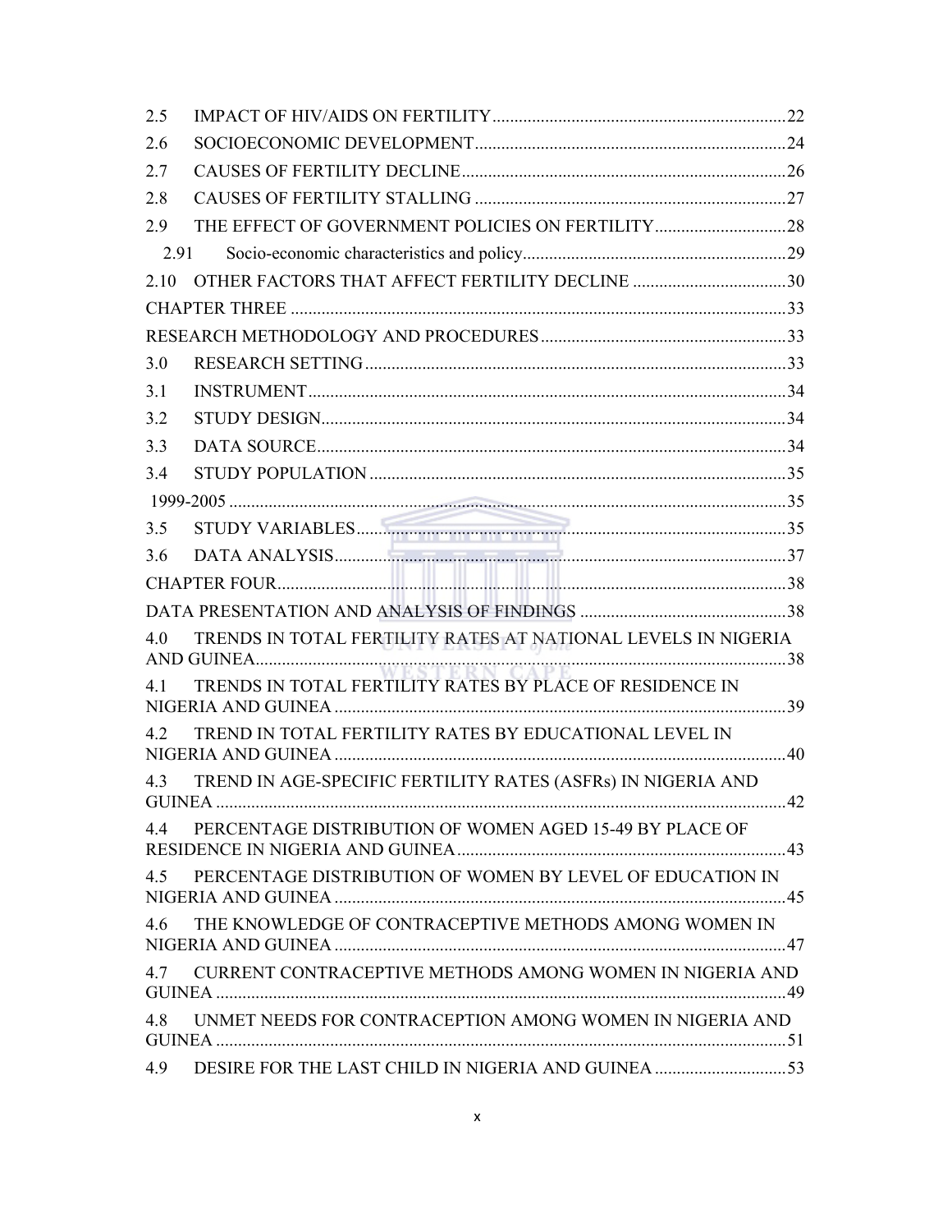2.5 IMPACT OF HIV/AIDS ON FERTILITY ... 22

2.6 SOCIOECONOMIC DEVELOPMENT ... 24

2.7 CAUSES OF FERTILITY DECLINE ... 26

2.8 CAUSES OF FERTILITY STALLING ... 27

2.9 THE EFFECT OF GOVERNMENT POLICIES ON FERTILITY ... 28

2.91 Socio-economic characteristics and policy ... 29

2.10 OTHER FACTORS THAT AFFECT FERTILITY DECLINE ... 30

CHAPTER THREE ... 33

RESEARCH METHODOLOGY AND PROCEDURES ... 33

3.0 RESEARCH SETTING ... 33

3.1 INSTRUMENT ... 34

3.2 STUDY DESIGN ... 34

3.3 DATA SOURCE ... 34

3.4 STUDY POPULATION ... 35

1999-2005 ... 35

3.5 STUDY VARIABLES ... 35

3.6 DATA ANALYSIS ... 37

CHAPTER FOUR ... 38

DATA PRESENTATION AND ANALYSIS OF FINDINGS ... 38

4.0 TRENDS IN TOTAL FERTILITY RATES AT NATIONAL LEVELS IN NIGERIA AND GUINEA ... 38

4.1 TRENDS IN TOTAL FERTILITY RATES BY PLACE OF RESIDENCE IN NIGERIA AND GUINEA ... 39

4.2 TREND IN TOTAL FERTILITY RATES BY EDUCATIONAL LEVEL IN NIGERIA AND GUINEA ... 40

4.3 TREND IN AGE-SPECIFIC FERTILITY RATES (ASFRs) IN NIGERIA AND GUINEA ... 42

4.4 PERCENTAGE DISTRIBUTION OF WOMEN AGED 15-49 BY PLACE OF RESIDENCE IN NIGERIA AND GUINEA ... 43

4.5 PERCENTAGE DISTRIBUTION OF WOMEN BY LEVEL OF EDUCATION IN NIGERIA AND GUINEA ... 45

4.6 THE KNOWLEDGE OF CONTRACEPTIVE METHODS AMONG WOMEN IN NIGERIA AND GUINEA ... 47

4.7 CURRENT CONTRACEPTIVE METHODS AMONG WOMEN IN NIGERIA AND GUINEA ... 49

4.8 UNMET NEEDS FOR CONTRACEPTION AMONG WOMEN IN NIGERIA AND GUINEA ... 51

4.9 DESIRE FOR THE LAST CHILD IN NIGERIA AND GUINEA ... 53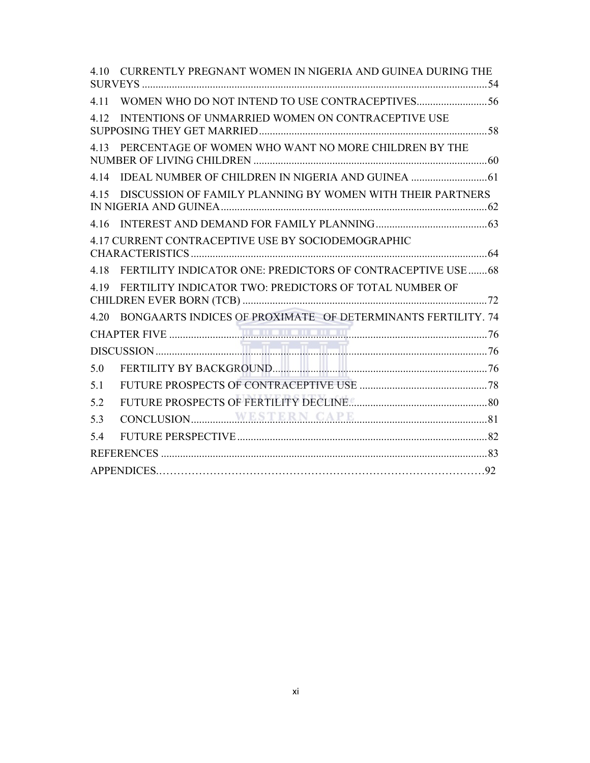4.10 CURRENTLY PREGNANT WOMEN IN NIGERIA AND GUINEA DURING THE SURVEYS ... 54

4.11 WOMEN WHO DO NOT INTEND TO USE CONTRACEPTIVES ... 56

4.12 INTENTIONS OF UNMARRIED WOMEN ON CONTRACEPTIVE USE SUPPOSING THEY GET MARRIED ... 58

4.13 PERCENTAGE OF WOMEN WHO WANT NO MORE CHILDREN BY THE NUMBER OF LIVING CHILDREN ... 60

4.14 IDEAL NUMBER OF CHILDREN IN NIGERIA AND GUINEA ... 61

4.15 DISCUSSION OF FAMILY PLANNING BY WOMEN WITH THEIR PARTNERS IN NIGERIA AND GUINEA ... 62

4.16 INTEREST AND DEMAND FOR FAMILY PLANNING ... 63

4.17 CURRENT CONTRACEPTIVE USE BY SOCIODEMOGRAPHIC CHARACTERISTICS ... 64

4.18 FERTILITY INDICATOR ONE: PREDICTORS OF CONTRACEPTIVE USE ... 68

4.19 FERTILITY INDICATOR TWO: PREDICTORS OF TOTAL NUMBER OF CHILDREN EVER BORN (TCB) ... 72

4.20 BONGAARTS INDICES OF PROXIMATE OF DETERMINANTS FERTILITY. 74

CHAPTER FIVE ... 76

DISCUSSION ... 76

5.0 FERTILITY BY BACKGROUND ... 76

5.1 FUTURE PROSPECTS OF CONTRACEPTIVE USE ... 78

5.2 FUTURE PROSPECTS OF FERTILITY DECLINE ... 80

5.3 CONCLUSION ... 81

5.4 FUTURE PERSPECTIVE ... 82

REFERENCES ... 83

APPENDICES ... 92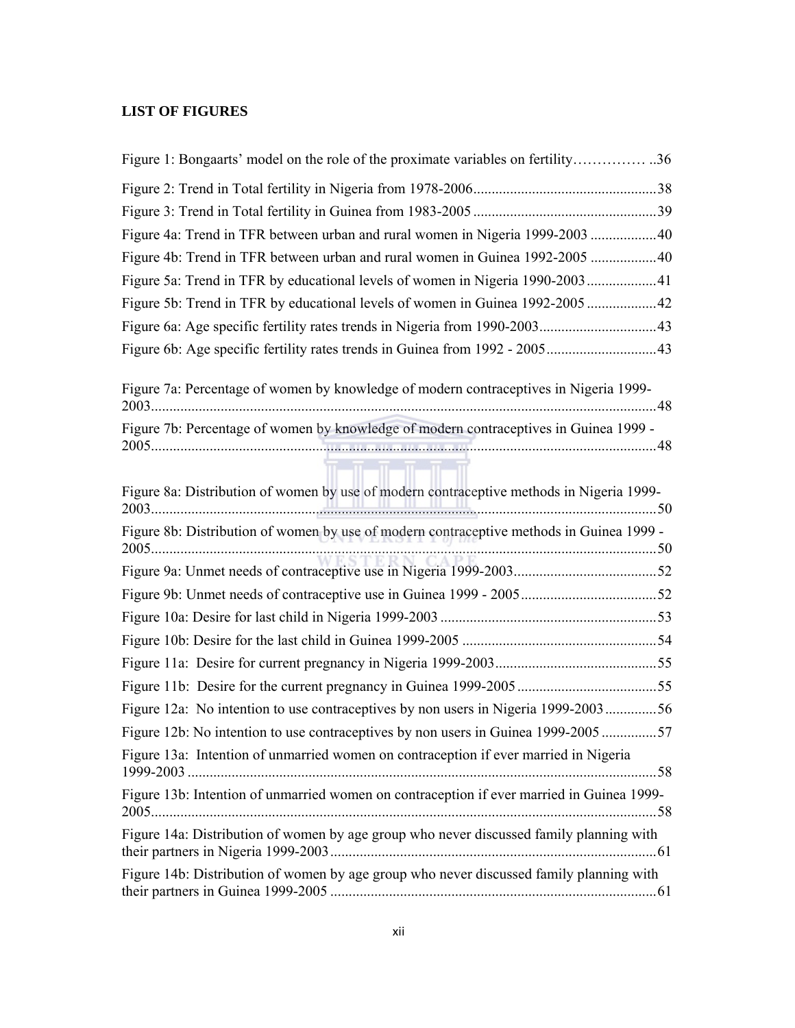## LIST OF FIGURES

Figure 1: Bongaarts' model on the role of the proximate variables on fertility…………… ..36

Figure 2: Trend in Total fertility in Nigeria from 1978-2006..................................................38

Figure 3: Trend in Total fertility in Guinea from 1983-2005 ..................................................39

Figure 4a: Trend in TFR between urban and rural women in Nigeria 1999-2003 ..................40

Figure 4b: Trend in TFR between urban and rural women in Guinea 1992-2005 ..................40

Figure 5a: Trend in TFR by educational levels of women in Nigeria 1990-2003...................41

Figure 5b: Trend in TFR by educational levels of women in Guinea 1992-2005 ...................42

Figure 6a: Age specific fertility rates trends in Nigeria from 1990-2003................................43

Figure 6b: Age specific fertility rates trends in Guinea from 1992 - 2005..............................43

Figure 7a: Percentage of women by knowledge of modern contraceptives in Nigeria 1999-2003.........................................................................................................................................48

Figure 7b: Percentage of women by knowledge of modern contraceptives in Guinea 1999 - 2005.........................................................................................................................................48

Figure 8a: Distribution of women by use of modern contraceptive methods in Nigeria 1999-2003.........................................................................................................................................50

Figure 8b: Distribution of women by use of modern contraceptive methods in Guinea 1999 - 2005.........................................................................................................................................50

Figure 9a: Unmet needs of contraceptive use in Nigeria 1999-2003.......................................52

Figure 9b: Unmet needs of contraceptive use in Guinea 1999 - 2005.....................................52

Figure 10a: Desire for last child in Nigeria 1999-2003 ...........................................................53

Figure 10b: Desire for the last child in Guinea 1999-2005 .....................................................54

Figure 11a: Desire for current pregnancy in Nigeria 1999-2003............................................55

Figure 11b: Desire for the current pregnancy in Guinea 1999-2005......................................55

Figure 12a: No intention to use contraceptives by non users in Nigeria 1999-2003..............56

Figure 12b: No intention to use contraceptives by non users in Guinea 1999-2005 ...............57

Figure 13a: Intention of unmarried women on contraception if ever married in Nigeria 1999-2003 ...............................................................................................................................58

Figure 13b: Intention of unmarried women on contraception if ever married in Guinea 1999-2005.........................................................................................................................................58

Figure 14a: Distribution of women by age group who never discussed family planning with their partners in Nigeria 1999-2003........................................................................................61

Figure 14b: Distribution of women by age group who never discussed family planning with their partners in Guinea 1999-2005 ........................................................................................61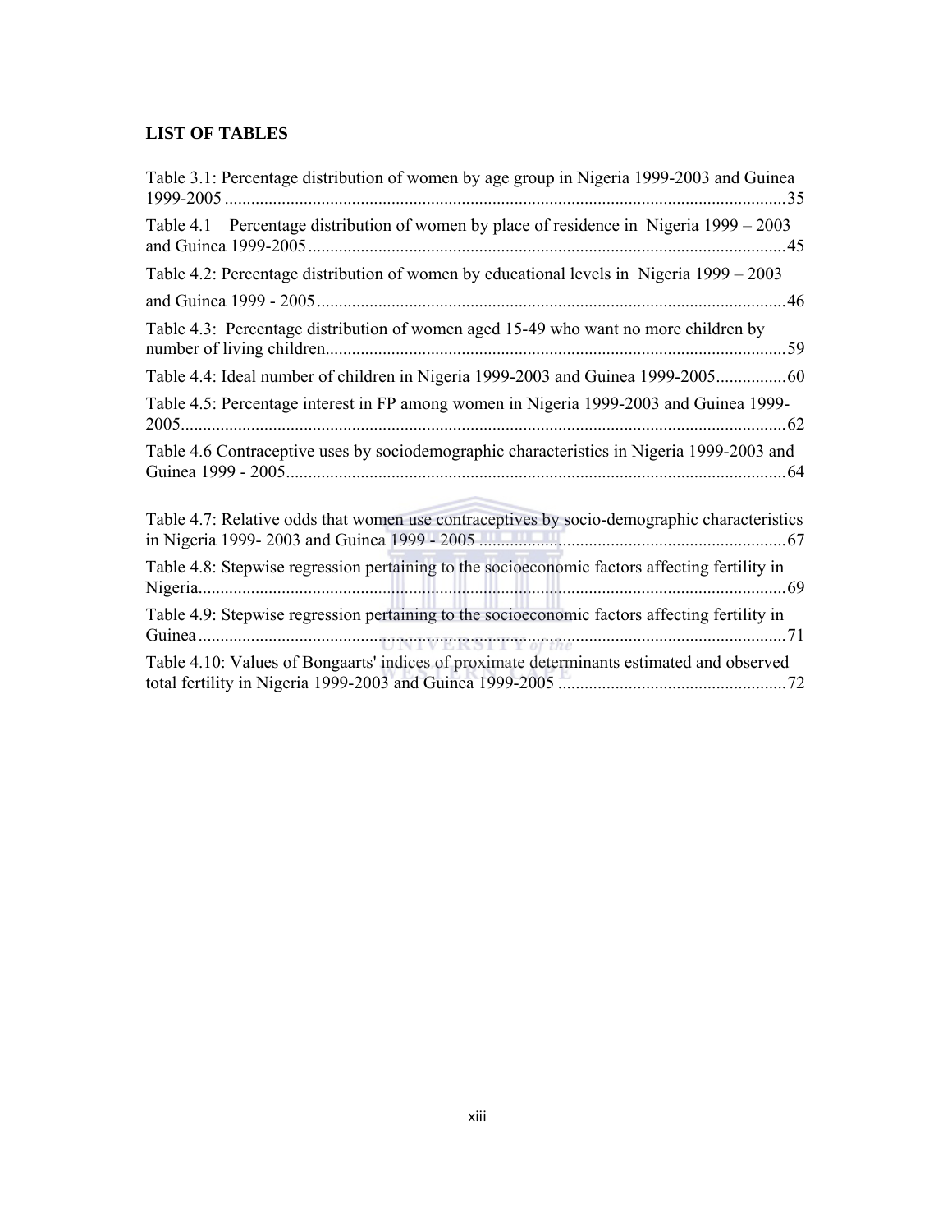## LIST OF TABLES

Table 3.1: Percentage distribution of women by age group in Nigeria 1999-2003 and Guinea 1999-2005 ............................................................................................................................35

Table 4.1 Percentage distribution of women by place of residence in Nigeria 1999 – 2003 and Guinea 1999-2005............................................................................................................45

Table 4.2: Percentage distribution of women by educational levels in Nigeria 1999 – 2003 and Guinea 1999 - 2005..........................................................................................................46

Table 4.3: Percentage distribution of women aged 15-49 who want no more children by number of living children........................................................................................................59

Table 4.4: Ideal number of children in Nigeria 1999-2003 and Guinea 1999-2005................60

Table 4.5: Percentage interest in FP among women in Nigeria 1999-2003 and Guinea 1999-2005.........................................................................................................................................62

Table 4.6 Contraceptive uses by sociodemographic characteristics in Nigeria 1999-2003 and Guinea 1999 - 2005.................................................................................................................64

Table 4.7: Relative odds that women use contraceptives by socio-demographic characteristics in Nigeria 1999- 2003 and Guinea 1999 - 2005 ......................................................................67

Table 4.8: Stepwise regression pertaining to the socioeconomic factors affecting fertility in Nigeria.....................................................................................................................................69

Table 4.9: Stepwise regression pertaining to the socioeconomic factors affecting fertility in Guinea.....................................................................................................................................71

Table 4.10: Values of Bongaarts' indices of proximate determinants estimated and observed total fertility in Nigeria 1999-2003 and Guinea 1999-2005 ....................................................72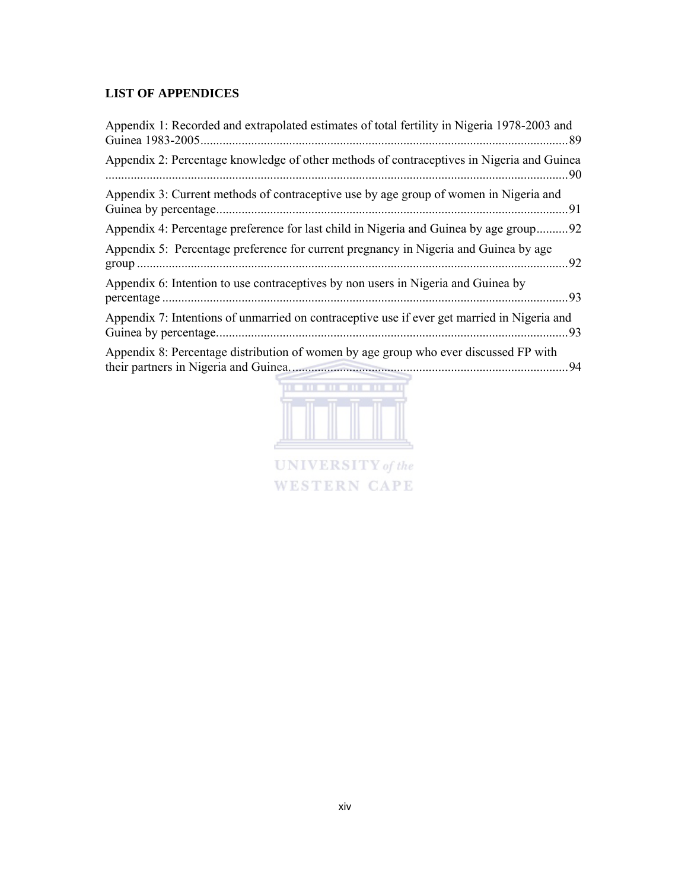## LIST OF APPENDICES

Appendix 1: Recorded and extrapolated estimates of total fertility in Nigeria 1978-2003 and Guinea 1983-2005 .......... 89

Appendix 2: Percentage knowledge of other methods of contraceptives in Nigeria and Guinea .......... 90

Appendix 3: Current methods of contraceptive use by age group of women in Nigeria and Guinea by percentage .......... 91

Appendix 4: Percentage preference for last child in Nigeria and Guinea by age group .......... 92

Appendix 5: Percentage preference for current pregnancy in Nigeria and Guinea by age group .......... 92

Appendix 6: Intention to use contraceptives by non users in Nigeria and Guinea by percentage .......... 93

Appendix 7: Intentions of unmarried on contraceptive use if ever get married in Nigeria and Guinea by percentage .......... 93

Appendix 8: Percentage distribution of women by age group who ever discussed FP with their partners in Nigeria and Guinea .......... 94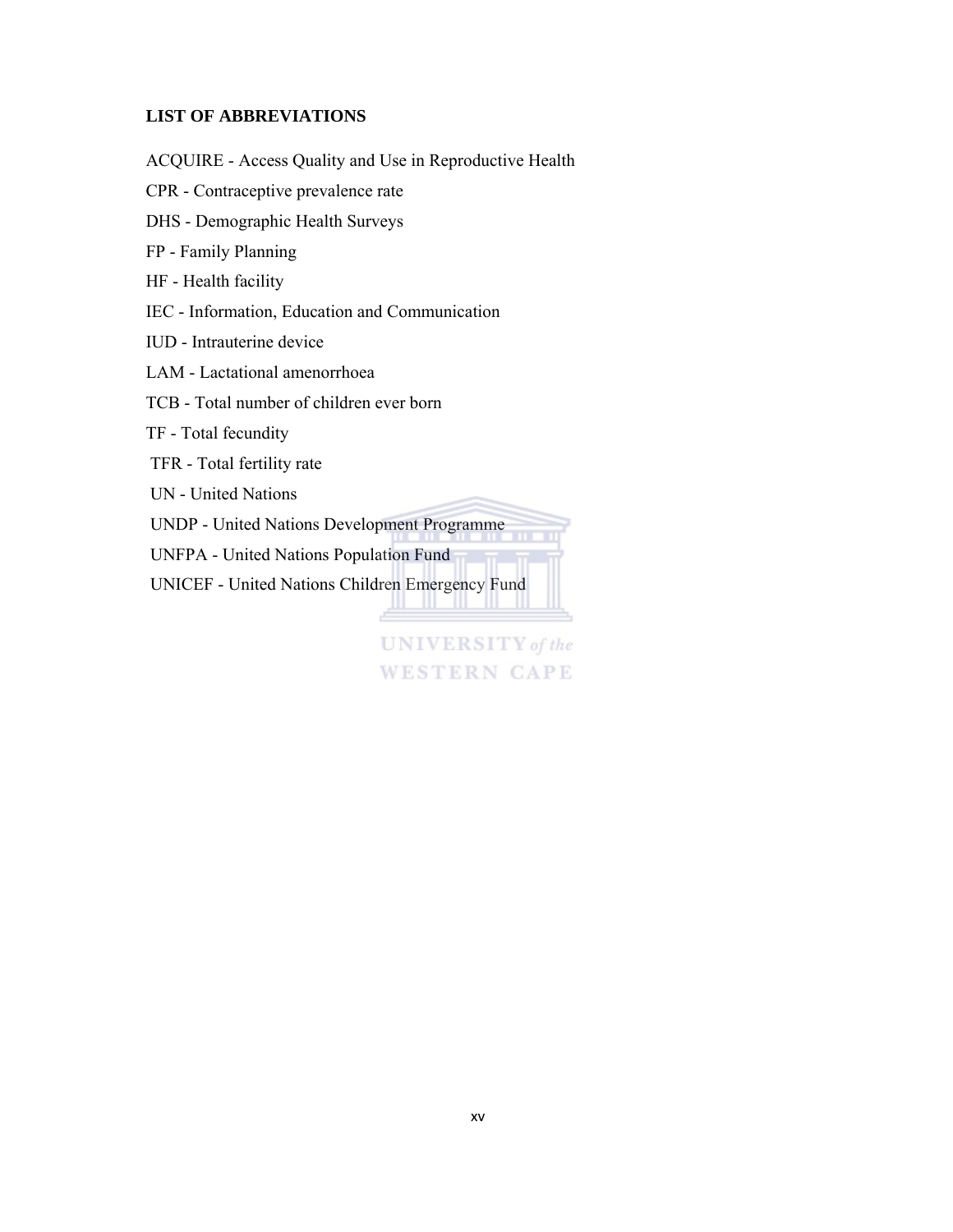## LIST OF ABBREVIATIONS

ACQUIRE - Access Quality and Use in Reproductive Health

CPR - Contraceptive prevalence rate

DHS - Demographic Health Surveys

FP - Family Planning

HF - Health facility

IEC - Information, Education and Communication

IUD - Intrauterine device

LAM - Lactational amenorrhoea

TCB - Total number of children ever born

TF - Total fecundity

TFR - Total fertility rate

UN - United Nations

UNDP - United Nations Development Programme

UNFPA - United Nations Population Fund

UNICEF - United Nations Children Emergency Fund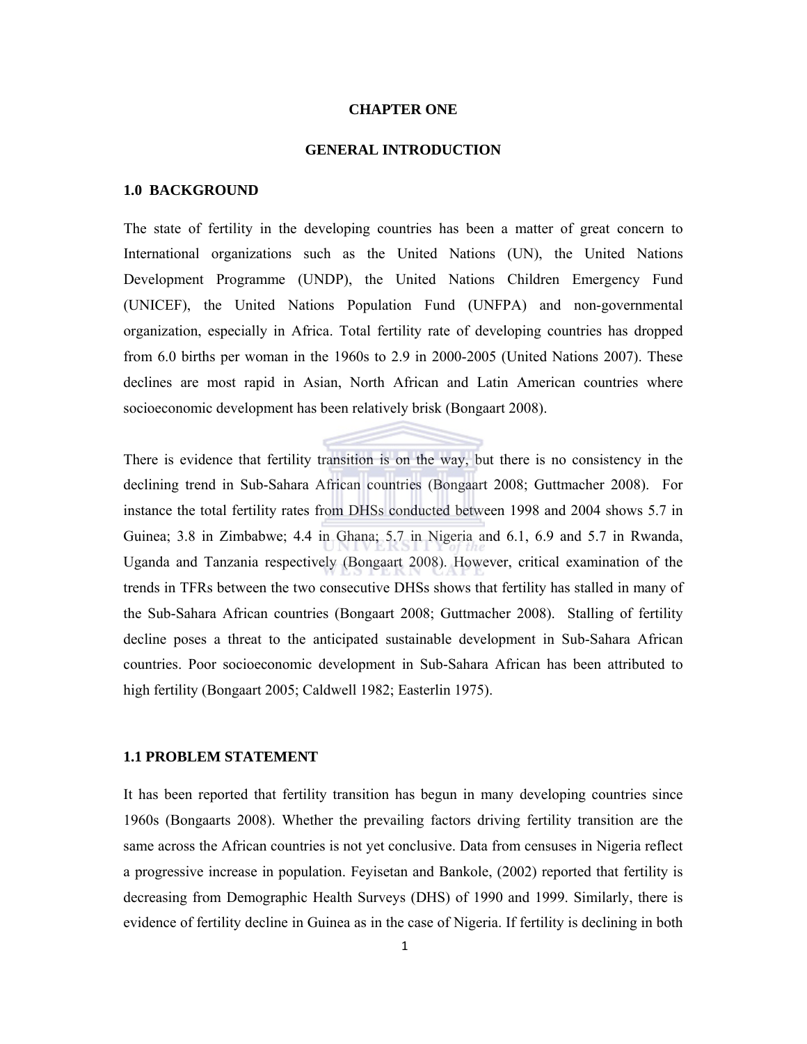# CHAPTER ONE

## GENERAL INTRODUCTION

### 1.0 BACKGROUND

The state of fertility in the developing countries has been a matter of great concern to International organizations such as the United Nations (UN), the United Nations Development Programme (UNDP), the United Nations Children Emergency Fund (UNICEF), the United Nations Population Fund (UNFPA) and non-governmental organization, especially in Africa. Total fertility rate of developing countries has dropped from 6.0 births per woman in the 1960s to 2.9 in 2000-2005 (United Nations 2007). These declines are most rapid in Asian, North African and Latin American countries where socioeconomic development has been relatively brisk (Bongaart 2008).

There is evidence that fertility transition is on the way, but there is no consistency in the declining trend in Sub-Sahara African countries (Bongaart 2008; Guttmacher 2008). For instance the total fertility rates from DHSs conducted between 1998 and 2004 shows 5.7 in Guinea; 3.8 in Zimbabwe; 4.4 in Ghana; 5.7 in Nigeria and 6.1, 6.9 and 5.7 in Rwanda, Uganda and Tanzania respectively (Bongaart 2008). However, critical examination of the trends in TFRs between the two consecutive DHSs shows that fertility has stalled in many of the Sub-Sahara African countries (Bongaart 2008; Guttmacher 2008). Stalling of fertility decline poses a threat to the anticipated sustainable development in Sub-Sahara African countries. Poor socioeconomic development in Sub-Sahara African has been attributed to high fertility (Bongaart 2005; Caldwell 1982; Easterlin 1975).

### 1.1 PROBLEM STATEMENT

It has been reported that fertility transition has begun in many developing countries since 1960s (Bongaarts 2008). Whether the prevailing factors driving fertility transition are the same across the African countries is not yet conclusive. Data from censuses in Nigeria reflect a progressive increase in population. Feyisetan and Bankole, (2002) reported that fertility is decreasing from Demographic Health Surveys (DHS) of 1990 and 1999. Similarly, there is evidence of fertility decline in Guinea as in the case of Nigeria. If fertility is declining in both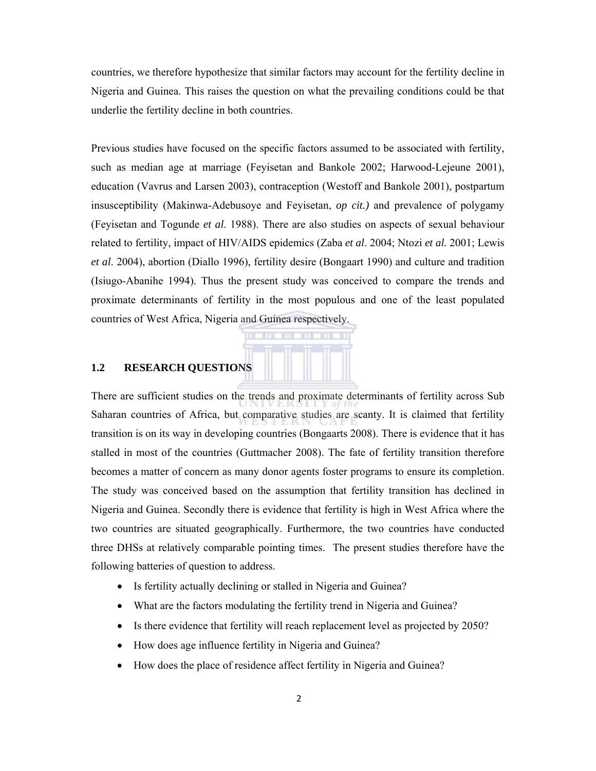countries, we therefore hypothesize that similar factors may account for the fertility decline in Nigeria and Guinea. This raises the question on what the prevailing conditions could be that underlie the fertility decline in both countries.

Previous studies have focused on the specific factors assumed to be associated with fertility, such as median age at marriage (Feyisetan and Bankole 2002; Harwood-Lejeune 2001), education (Vavrus and Larsen 2003), contraception (Westoff and Bankole 2001), postpartum insusceptibility (Makinwa-Adebusoye and Feyisetan, *op cit.)* and prevalence of polygamy (Feyisetan and Togunde *et al*. 1988). There are also studies on aspects of sexual behaviour related to fertility, impact of HIV/AIDS epidemics (Zaba *et al*. 2004; Ntozi *et al.* 2001; Lewis *et al*. 2004), abortion (Diallo 1996), fertility desire (Bongaart 1990) and culture and tradition (Isiugo-Abanihe 1994). Thus the present study was conceived to compare the trends and proximate determinants of fertility in the most populous and one of the least populated countries of West Africa, Nigeria and Guinea respectively.

## 1.2 RESEARCH QUESTIONS

There are sufficient studies on the trends and proximate determinants of fertility across Sub Saharan countries of Africa, but comparative studies are scanty. It is claimed that fertility transition is on its way in developing countries (Bongaarts 2008). There is evidence that it has stalled in most of the countries (Guttmacher 2008). The fate of fertility transition therefore becomes a matter of concern as many donor agents foster programs to ensure its completion. The study was conceived based on the assumption that fertility transition has declined in Nigeria and Guinea. Secondly there is evidence that fertility is high in West Africa where the two countries are situated geographically. Furthermore, the two countries have conducted three DHSs at relatively comparable pointing times. The present studies therefore have the following batteries of question to address.

- Is fertility actually declining or stalled in Nigeria and Guinea?
- What are the factors modulating the fertility trend in Nigeria and Guinea?
- Is there evidence that fertility will reach replacement level as projected by 2050?
- How does age influence fertility in Nigeria and Guinea?
- How does the place of residence affect fertility in Nigeria and Guinea?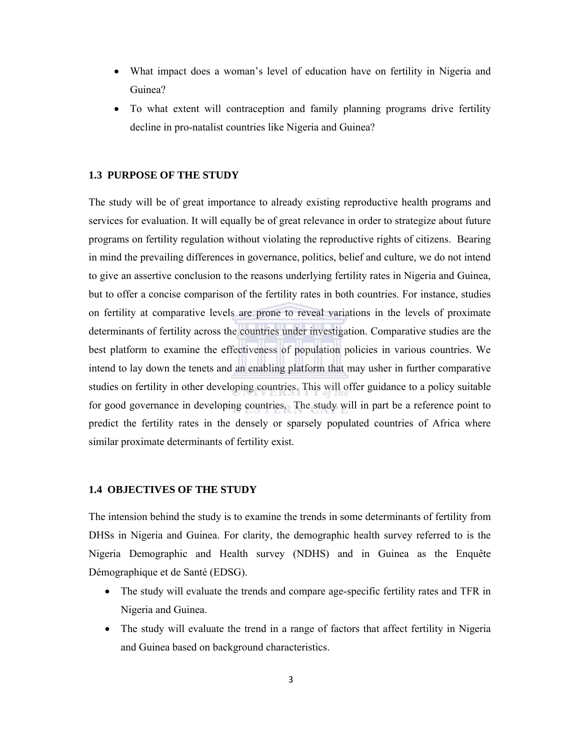- What impact does a woman's level of education have on fertility in Nigeria and Guinea?
- To what extent will contraception and family planning programs drive fertility decline in pro-natalist countries like Nigeria and Guinea?

### 1.3 PURPOSE OF THE STUDY

The study will be of great importance to already existing reproductive health programs and services for evaluation. It will equally be of great relevance in order to strategize about future programs on fertility regulation without violating the reproductive rights of citizens. Bearing in mind the prevailing differences in governance, politics, belief and culture, we do not intend to give an assertive conclusion to the reasons underlying fertility rates in Nigeria and Guinea, but to offer a concise comparison of the fertility rates in both countries. For instance, studies on fertility at comparative levels are prone to reveal variations in the levels of proximate determinants of fertility across the countries under investigation. Comparative studies are the best platform to examine the effectiveness of population policies in various countries. We intend to lay down the tenets and an enabling platform that may usher in further comparative studies on fertility in other developing countries. This will offer guidance to a policy suitable for good governance in developing countries. The study will in part be a reference point to predict the fertility rates in the densely or sparsely populated countries of Africa where similar proximate determinants of fertility exist.

### 1.4 OBJECTIVES OF THE STUDY

The intension behind the study is to examine the trends in some determinants of fertility from DHSs in Nigeria and Guinea. For clarity, the demographic health survey referred to is the Nigeria Demographic and Health survey (NDHS) and in Guinea as the Enquête Démographique et de Santé (EDSG).

- The study will evaluate the trends and compare age-specific fertility rates and TFR in Nigeria and Guinea.
- The study will evaluate the trend in a range of factors that affect fertility in Nigeria and Guinea based on background characteristics.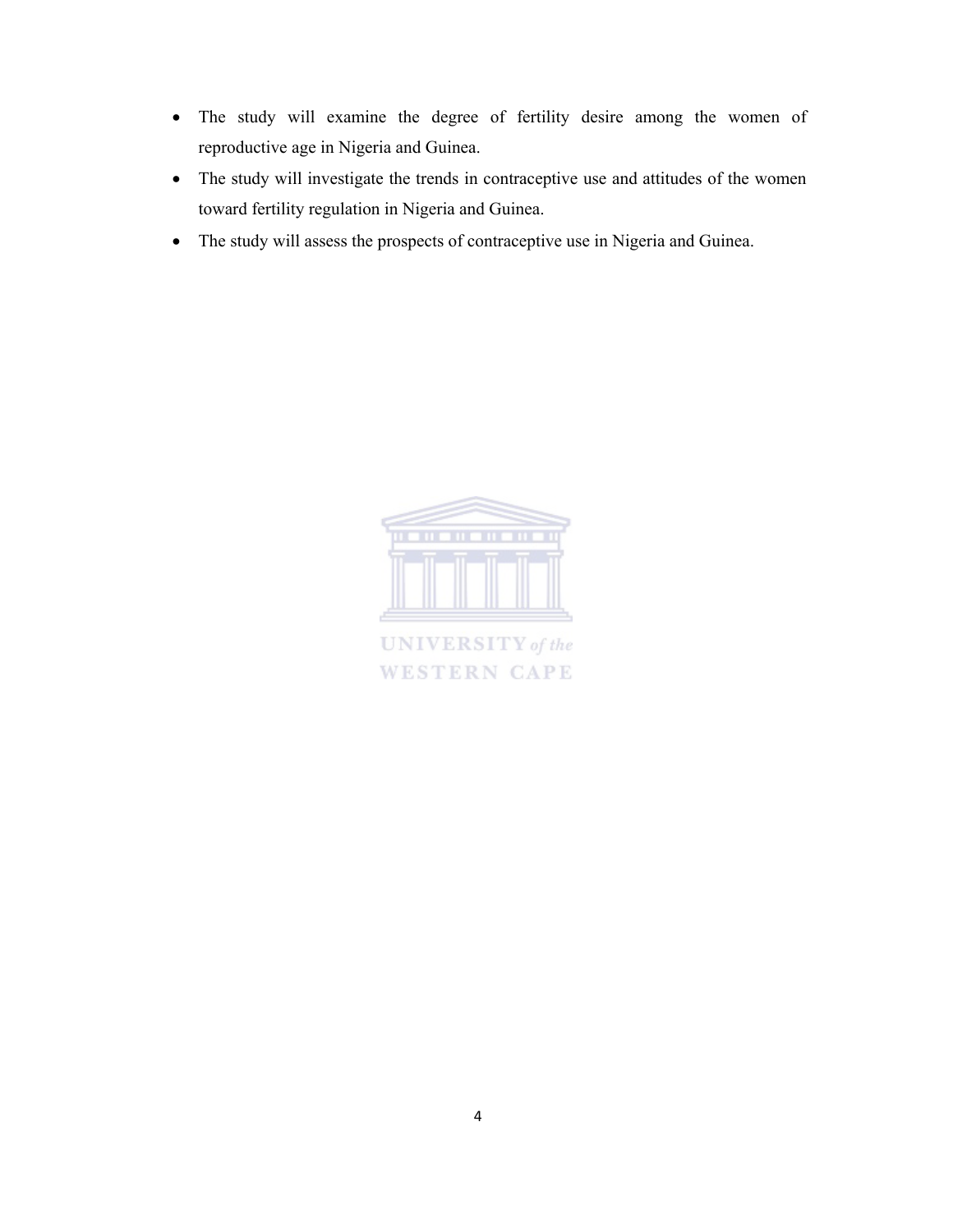- The study will examine the degree of fertility desire among the women of reproductive age in Nigeria and Guinea.
- The study will investigate the trends in contraceptive use and attitudes of the women toward fertility regulation in Nigeria and Guinea.
- The study will assess the prospects of contraceptive use in Nigeria and Guinea.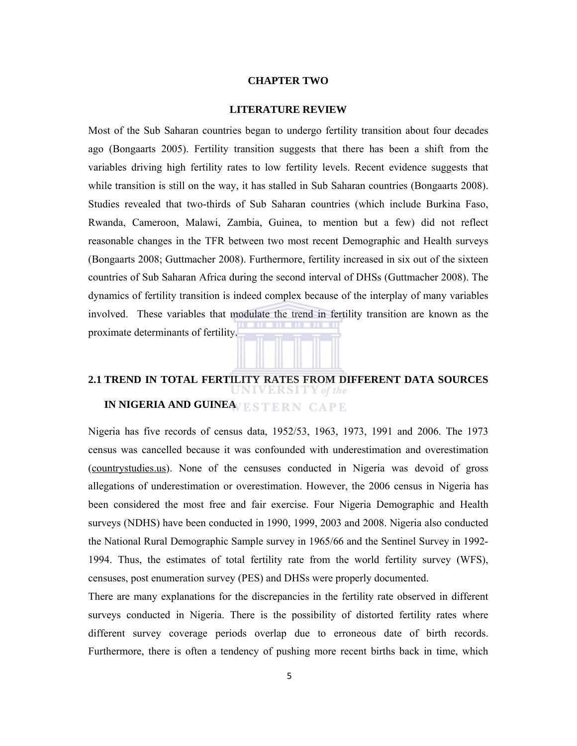# CHAPTER TWO

# LITERATURE REVIEW

Most of the Sub Saharan countries began to undergo fertility transition about four decades ago (Bongaarts 2005). Fertility transition suggests that there has been a shift from the variables driving high fertility rates to low fertility levels. Recent evidence suggests that while transition is still on the way, it has stalled in Sub Saharan countries (Bongaarts 2008). Studies revealed that two-thirds of Sub Saharan countries (which include Burkina Faso, Rwanda, Cameroon, Malawi, Zambia, Guinea, to mention but a few) did not reflect reasonable changes in the TFR between two most recent Demographic and Health surveys (Bongaarts 2008; Guttmacher 2008). Furthermore, fertility increased in six out of the sixteen countries of Sub Saharan Africa during the second interval of DHSs (Guttmacher 2008). The dynamics of fertility transition is indeed complex because of the interplay of many variables involved. These variables that modulate the trend in fertility transition are known as the proximate determinants of fertility.

## 2.1 TREND IN TOTAL FERTILITY RATES FROM DIFFERENT DATA SOURCES IN NIGERIA AND GUINEA

Nigeria has five records of census data, 1952/53, 1963, 1973, 1991 and 2006. The 1973 census was cancelled because it was confounded with underestimation and overestimation (countrystudies.us). None of the censuses conducted in Nigeria was devoid of gross allegations of underestimation or overestimation. However, the 2006 census in Nigeria has been considered the most free and fair exercise. Four Nigeria Demographic and Health surveys (NDHS) have been conducted in 1990, 1999, 2003 and 2008. Nigeria also conducted the National Rural Demographic Sample survey in 1965/66 and the Sentinel Survey in 1992-1994. Thus, the estimates of total fertility rate from the world fertility survey (WFS), censuses, post enumeration survey (PES) and DHSs were properly documented.

There are many explanations for the discrepancies in the fertility rate observed in different surveys conducted in Nigeria. There is the possibility of distorted fertility rates where different survey coverage periods overlap due to erroneous date of birth records. Furthermore, there is often a tendency of pushing more recent births back in time, which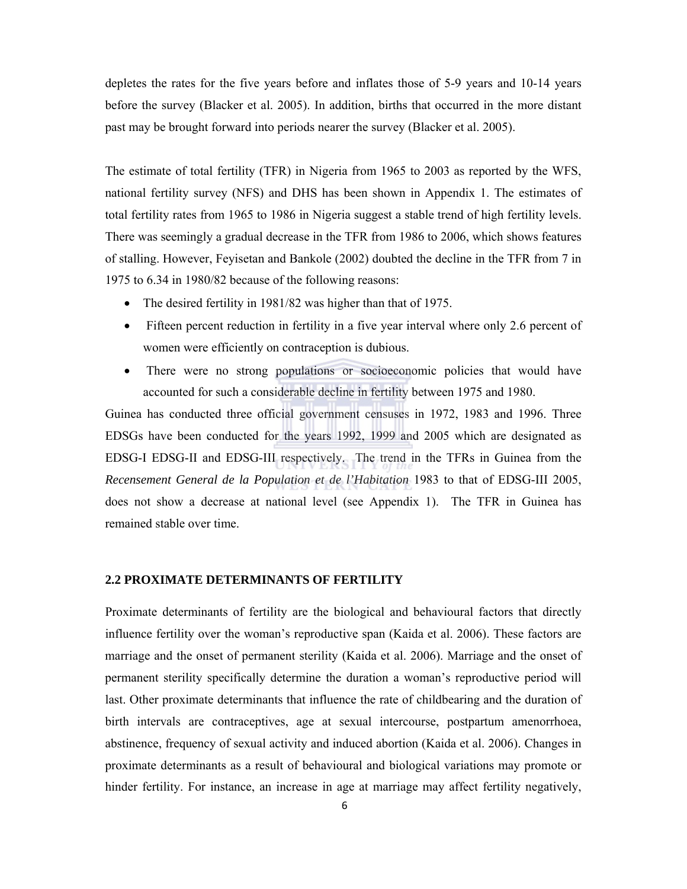depletes the rates for the five years before and inflates those of 5-9 years and 10-14 years before the survey (Blacker et al. 2005). In addition, births that occurred in the more distant past may be brought forward into periods nearer the survey (Blacker et al. 2005).

The estimate of total fertility (TFR) in Nigeria from 1965 to 2003 as reported by the WFS, national fertility survey (NFS) and DHS has been shown in Appendix 1. The estimates of total fertility rates from 1965 to 1986 in Nigeria suggest a stable trend of high fertility levels. There was seemingly a gradual decrease in the TFR from 1986 to 2006, which shows features of stalling. However, Feyisetan and Bankole (2002) doubted the decline in the TFR from 7 in 1975 to 6.34 in 1980/82 because of the following reasons:

- The desired fertility in 1981/82 was higher than that of 1975.
- Fifteen percent reduction in fertility in a five year interval where only 2.6 percent of women were efficiently on contraception is dubious.
- There were no strong populations or socioeconomic policies that would have accounted for such a considerable decline in fertility between 1975 and 1980.

Guinea has conducted three official government censuses in 1972, 1983 and 1996. Three EDSGs have been conducted for the years 1992, 1999 and 2005 which are designated as EDSG-I EDSG-II and EDSG-III respectively. The trend in the TFRs in Guinea from the *Recensement General de la Population et de l'Habitation* 1983 to that of EDSG-III 2005, does not show a decrease at national level (see Appendix 1). The TFR in Guinea has remained stable over time.

## 2.2 PROXIMATE DETERMINANTS OF FERTILITY

Proximate determinants of fertility are the biological and behavioural factors that directly influence fertility over the woman's reproductive span (Kaida et al. 2006). These factors are marriage and the onset of permanent sterility (Kaida et al. 2006). Marriage and the onset of permanent sterility specifically determine the duration a woman's reproductive period will last. Other proximate determinants that influence the rate of childbearing and the duration of birth intervals are contraceptives, age at sexual intercourse, postpartum amenorrhoea, abstinence, frequency of sexual activity and induced abortion (Kaida et al. 2006). Changes in proximate determinants as a result of behavioural and biological variations may promote or hinder fertility. For instance, an increase in age at marriage may affect fertility negatively,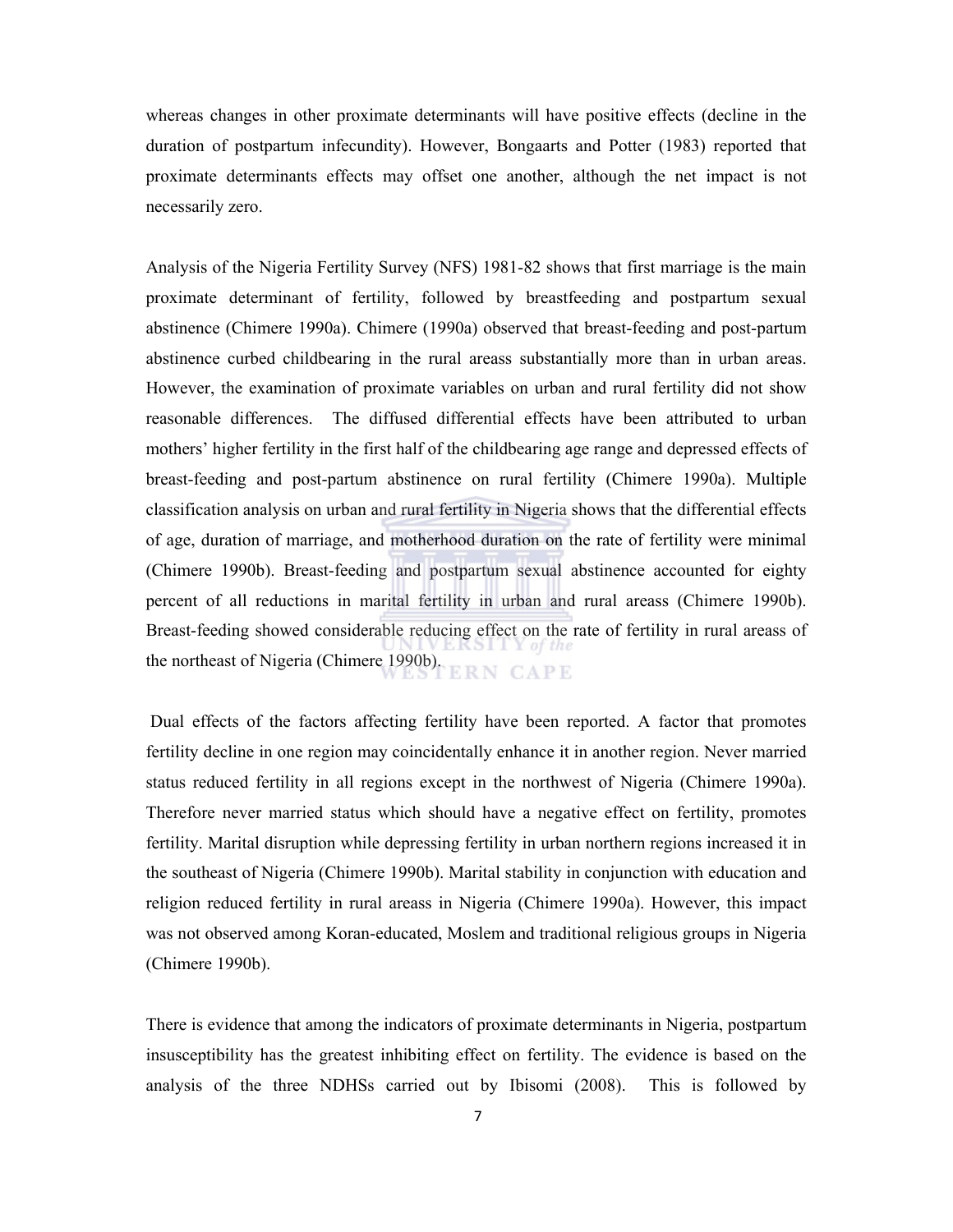whereas changes in other proximate determinants will have positive effects (decline in the duration of postpartum infecundity). However, Bongaarts and Potter (1983) reported that proximate determinants effects may offset one another, although the net impact is not necessarily zero.

Analysis of the Nigeria Fertility Survey (NFS) 1981-82 shows that first marriage is the main proximate determinant of fertility, followed by breastfeeding and postpartum sexual abstinence (Chimere 1990a). Chimere (1990a) observed that breast-feeding and post-partum abstinence curbed childbearing in the rural areass substantially more than in urban areas. However, the examination of proximate variables on urban and rural fertility did not show reasonable differences. The diffused differential effects have been attributed to urban mothers' higher fertility in the first half of the childbearing age range and depressed effects of breast-feeding and post-partum abstinence on rural fertility (Chimere 1990a). Multiple classification analysis on urban and rural fertility in Nigeria shows that the differential effects of age, duration of marriage, and motherhood duration on the rate of fertility were minimal (Chimere 1990b). Breast-feeding and postpartum sexual abstinence accounted for eighty percent of all reductions in marital fertility in urban and rural areass (Chimere 1990b). Breast-feeding showed considerable reducing effect on the rate of fertility in rural areass of the northeast of Nigeria (Chimere 1990b).

Dual effects of the factors affecting fertility have been reported. A factor that promotes fertility decline in one region may coincidentally enhance it in another region. Never married status reduced fertility in all regions except in the northwest of Nigeria (Chimere 1990a). Therefore never married status which should have a negative effect on fertility, promotes fertility. Marital disruption while depressing fertility in urban northern regions increased it in the southeast of Nigeria (Chimere 1990b). Marital stability in conjunction with education and religion reduced fertility in rural areass in Nigeria (Chimere 1990a). However, this impact was not observed among Koran-educated, Moslem and traditional religious groups in Nigeria (Chimere 1990b).

There is evidence that among the indicators of proximate determinants in Nigeria, postpartum insusceptibility has the greatest inhibiting effect on fertility. The evidence is based on the analysis of the three NDHSs carried out by Ibisomi (2008). This is followed by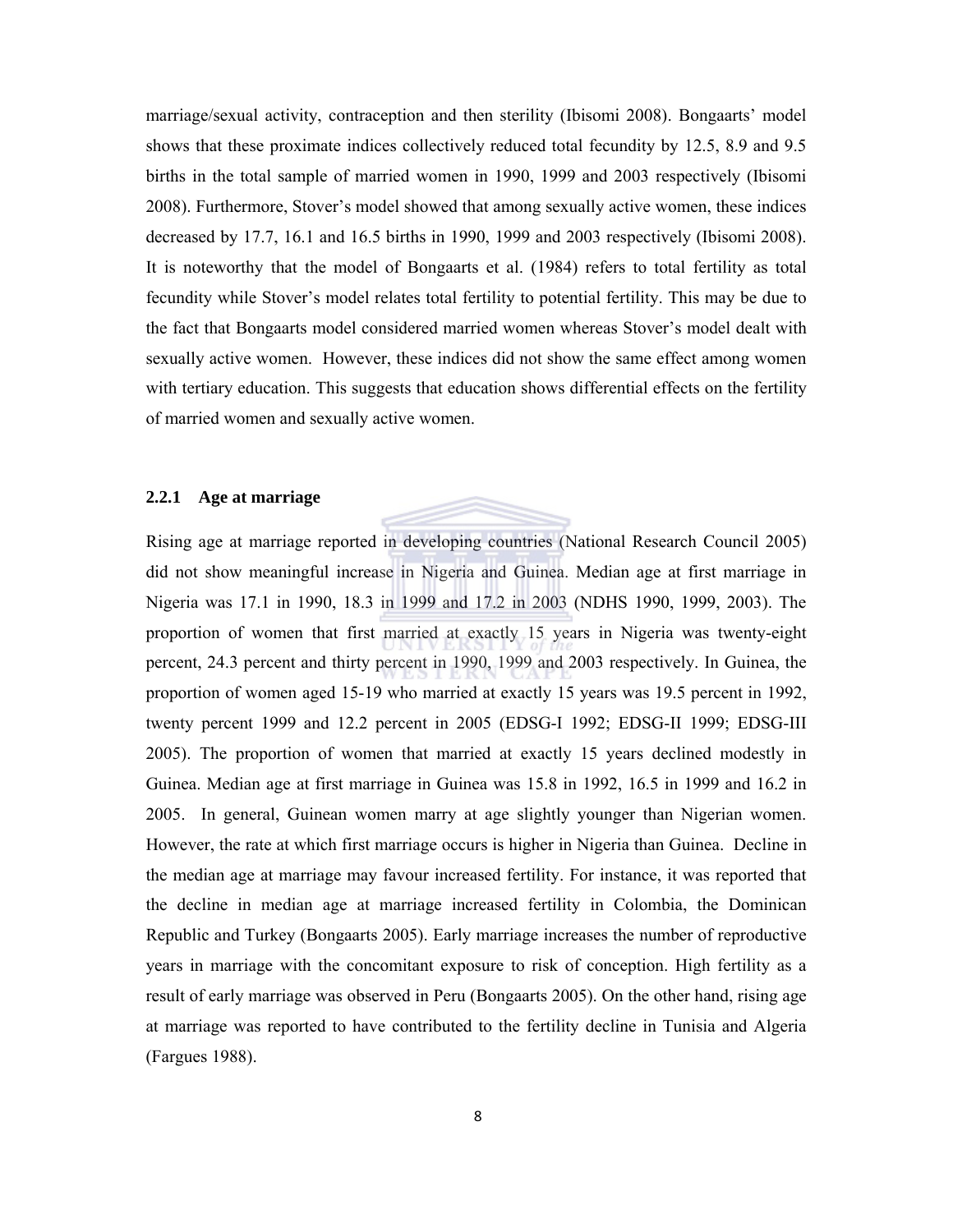marriage/sexual activity, contraception and then sterility (Ibisomi 2008). Bongaarts' model shows that these proximate indices collectively reduced total fecundity by 12.5, 8.9 and 9.5 births in the total sample of married women in 1990, 1999 and 2003 respectively (Ibisomi 2008). Furthermore, Stover's model showed that among sexually active women, these indices decreased by 17.7, 16.1 and 16.5 births in 1990, 1999 and 2003 respectively (Ibisomi 2008). It is noteworthy that the model of Bongaarts et al. (1984) refers to total fertility as total fecundity while Stover's model relates total fertility to potential fertility. This may be due to the fact that Bongaarts model considered married women whereas Stover's model dealt with sexually active women. However, these indices did not show the same effect among women with tertiary education. This suggests that education shows differential effects on the fertility of married women and sexually active women.

### 2.2.1 Age at marriage

Rising age at marriage reported in developing countries (National Research Council 2005) did not show meaningful increase in Nigeria and Guinea. Median age at first marriage in Nigeria was 17.1 in 1990, 18.3 in 1999 and 17.2 in 2003 (NDHS 1990, 1999, 2003). The proportion of women that first married at exactly 15 years in Nigeria was twenty-eight percent, 24.3 percent and thirty percent in 1990, 1999 and 2003 respectively. In Guinea, the proportion of women aged 15-19 who married at exactly 15 years was 19.5 percent in 1992, twenty percent 1999 and 12.2 percent in 2005 (EDSG-I 1992; EDSG-II 1999; EDSG-III 2005). The proportion of women that married at exactly 15 years declined modestly in Guinea. Median age at first marriage in Guinea was 15.8 in 1992, 16.5 in 1999 and 16.2 in 2005. In general, Guinean women marry at age slightly younger than Nigerian women. However, the rate at which first marriage occurs is higher in Nigeria than Guinea. Decline in the median age at marriage may favour increased fertility. For instance, it was reported that the decline in median age at marriage increased fertility in Colombia, the Dominican Republic and Turkey (Bongaarts 2005). Early marriage increases the number of reproductive years in marriage with the concomitant exposure to risk of conception. High fertility as a result of early marriage was observed in Peru (Bongaarts 2005). On the other hand, rising age at marriage was reported to have contributed to the fertility decline in Tunisia and Algeria (Fargues 1988).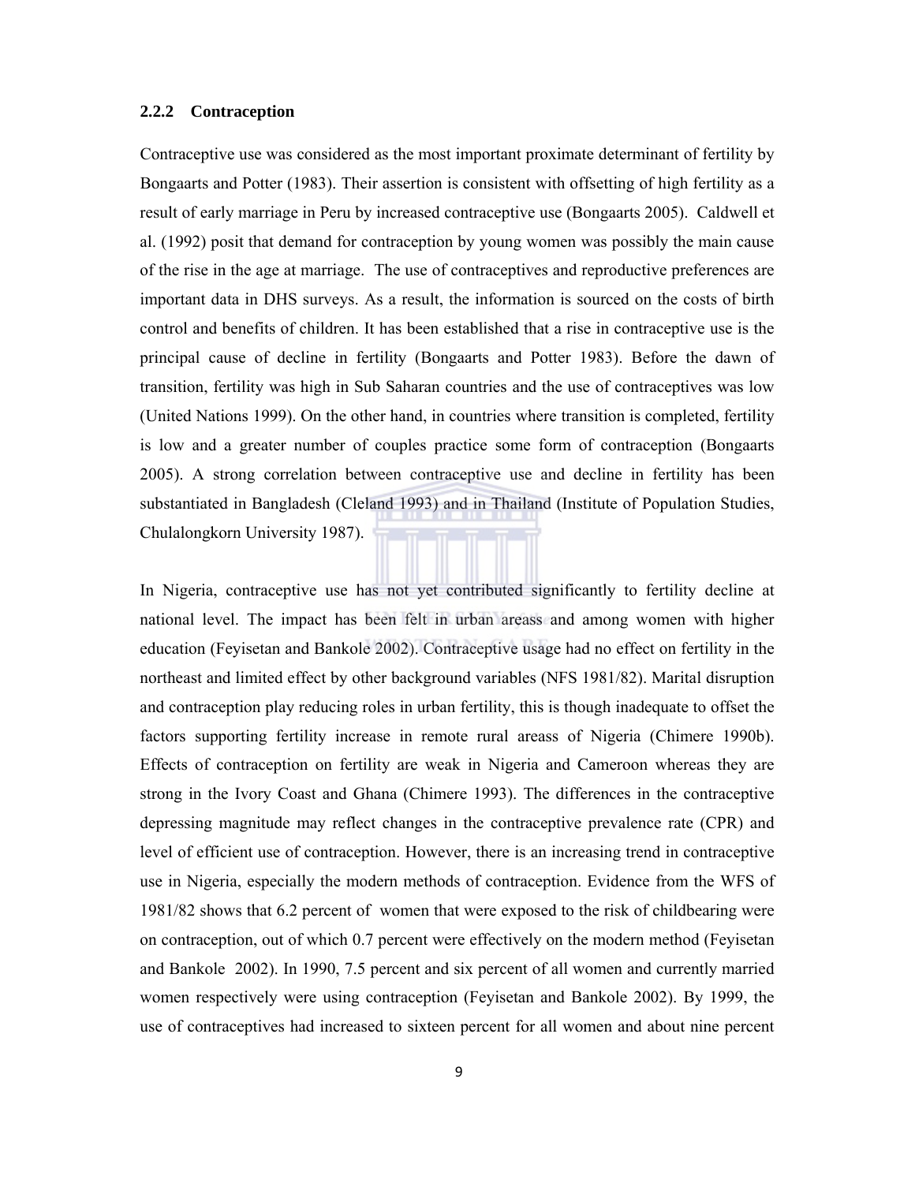### 2.2.2 Contraception

Contraceptive use was considered as the most important proximate determinant of fertility by Bongaarts and Potter (1983). Their assertion is consistent with offsetting of high fertility as a result of early marriage in Peru by increased contraceptive use (Bongaarts 2005). Caldwell et al. (1992) posit that demand for contraception by young women was possibly the main cause of the rise in the age at marriage. The use of contraceptives and reproductive preferences are important data in DHS surveys. As a result, the information is sourced on the costs of birth control and benefits of children. It has been established that a rise in contraceptive use is the principal cause of decline in fertility (Bongaarts and Potter 1983). Before the dawn of transition, fertility was high in Sub Saharan countries and the use of contraceptives was low (United Nations 1999). On the other hand, in countries where transition is completed, fertility is low and a greater number of couples practice some form of contraception (Bongaarts 2005). A strong correlation between contraceptive use and decline in fertility has been substantiated in Bangladesh (Cleland 1993) and in Thailand (Institute of Population Studies, Chulalongkorn University 1987).

In Nigeria, contraceptive use has not yet contributed significantly to fertility decline at national level. The impact has been felt in urban areass and among women with higher education (Feyisetan and Bankole 2002). Contraceptive usage had no effect on fertility in the northeast and limited effect by other background variables (NFS 1981/82). Marital disruption and contraception play reducing roles in urban fertility, this is though inadequate to offset the factors supporting fertility increase in remote rural areass of Nigeria (Chimere 1990b). Effects of contraception on fertility are weak in Nigeria and Cameroon whereas they are strong in the Ivory Coast and Ghana (Chimere 1993). The differences in the contraceptive depressing magnitude may reflect changes in the contraceptive prevalence rate (CPR) and level of efficient use of contraception. However, there is an increasing trend in contraceptive use in Nigeria, especially the modern methods of contraception. Evidence from the WFS of 1981/82 shows that 6.2 percent of women that were exposed to the risk of childbearing were on contraception, out of which 0.7 percent were effectively on the modern method (Feyisetan and Bankole 2002). In 1990, 7.5 percent and six percent of all women and currently married women respectively were using contraception (Feyisetan and Bankole 2002). By 1999, the use of contraceptives had increased to sixteen percent for all women and about nine percent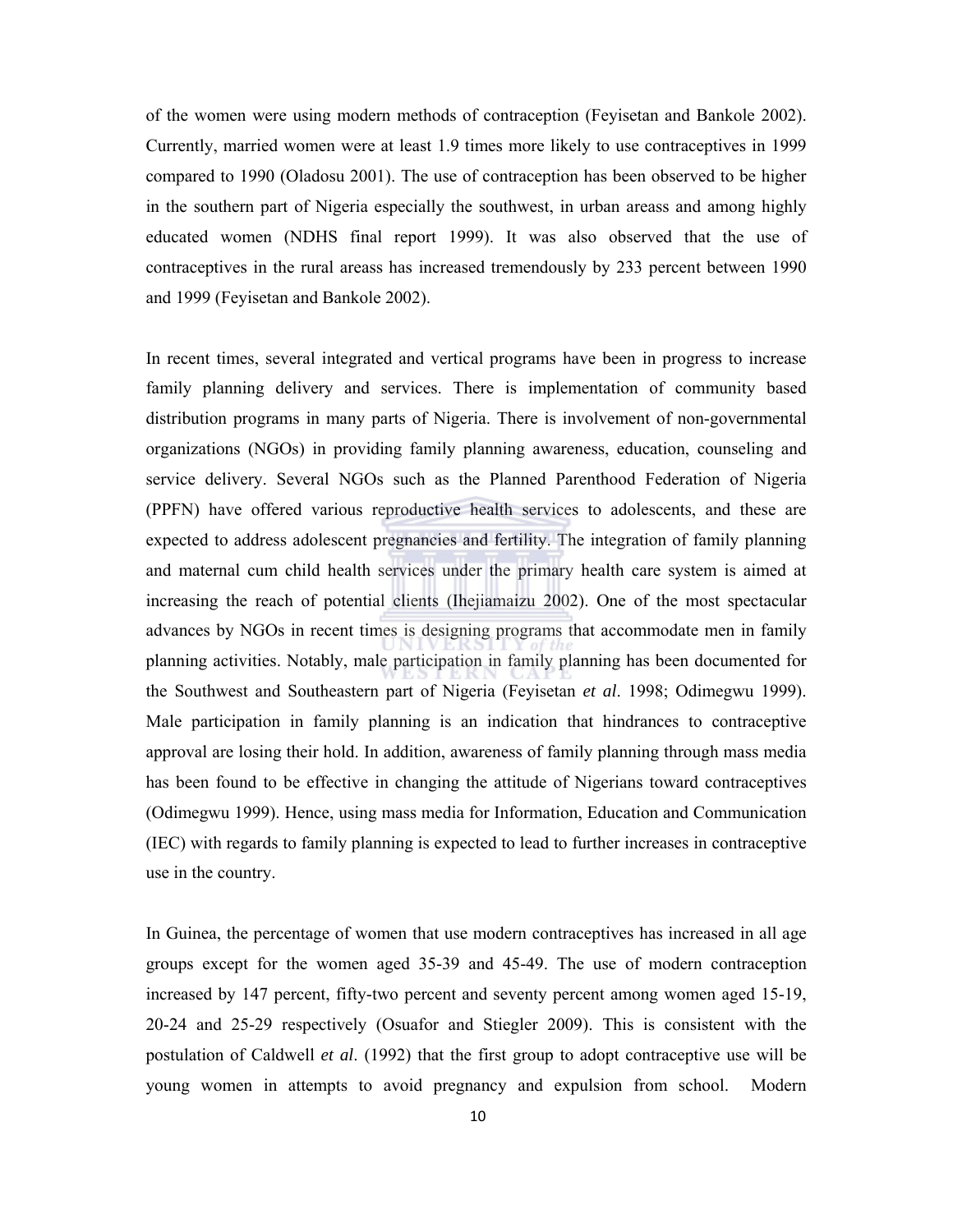of the women were using modern methods of contraception (Feyisetan and Bankole 2002). Currently, married women were at least 1.9 times more likely to use contraceptives in 1999 compared to 1990 (Oladosu 2001). The use of contraception has been observed to be higher in the southern part of Nigeria especially the southwest, in urban areass and among highly educated women (NDHS final report 1999). It was also observed that the use of contraceptives in the rural areass has increased tremendously by 233 percent between 1990 and 1999 (Feyisetan and Bankole 2002).

In recent times, several integrated and vertical programs have been in progress to increase family planning delivery and services. There is implementation of community based distribution programs in many parts of Nigeria. There is involvement of non-governmental organizations (NGOs) in providing family planning awareness, education, counseling and service delivery. Several NGOs such as the Planned Parenthood Federation of Nigeria (PPFN) have offered various reproductive health services to adolescents, and these are expected to address adolescent pregnancies and fertility. The integration of family planning and maternal cum child health services under the primary health care system is aimed at increasing the reach of potential clients (Ihejiamaizu 2002). One of the most spectacular advances by NGOs in recent times is designing programs that accommodate men in family planning activities. Notably, male participation in family planning has been documented for the Southwest and Southeastern part of Nigeria (Feyisetan *et al*. 1998; Odimegwu 1999). Male participation in family planning is an indication that hindrances to contraceptive approval are losing their hold. In addition, awareness of family planning through mass media has been found to be effective in changing the attitude of Nigerians toward contraceptives (Odimegwu 1999). Hence, using mass media for Information, Education and Communication (IEC) with regards to family planning is expected to lead to further increases in contraceptive use in the country.

In Guinea, the percentage of women that use modern contraceptives has increased in all age groups except for the women aged 35-39 and 45-49. The use of modern contraception increased by 147 percent, fifty-two percent and seventy percent among women aged 15-19, 20-24 and 25-29 respectively (Osuafor and Stiegler 2009). This is consistent with the postulation of Caldwell *et al*. (1992) that the first group to adopt contraceptive use will be young women in attempts to avoid pregnancy and expulsion from school. Modern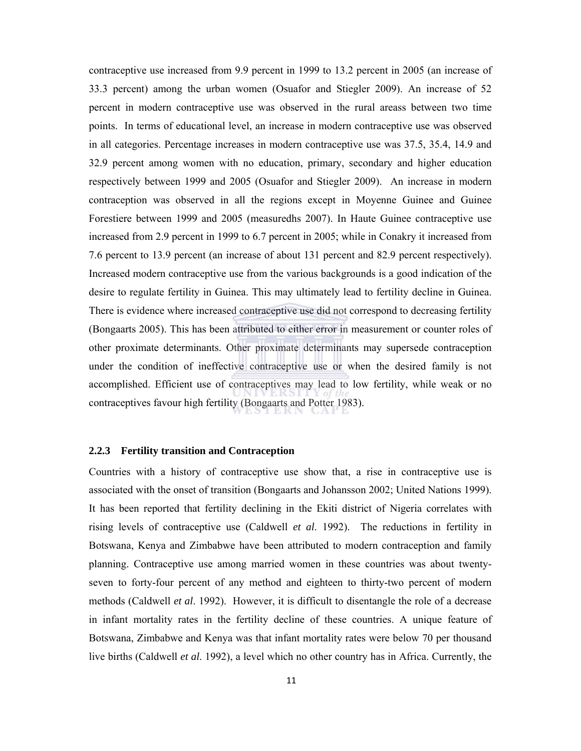contraceptive use increased from 9.9 percent in 1999 to 13.2 percent in 2005 (an increase of 33.3 percent) among the urban women (Osuafor and Stiegler 2009). An increase of 52 percent in modern contraceptive use was observed in the rural areass between two time points. In terms of educational level, an increase in modern contraceptive use was observed in all categories. Percentage increases in modern contraceptive use was 37.5, 35.4, 14.9 and 32.9 percent among women with no education, primary, secondary and higher education respectively between 1999 and 2005 (Osuafor and Stiegler 2009). An increase in modern contraception was observed in all the regions except in Moyenne Guinee and Guinee Forestiere between 1999 and 2005 (measuredhs 2007). In Haute Guinee contraceptive use increased from 2.9 percent in 1999 to 6.7 percent in 2005; while in Conakry it increased from 7.6 percent to 13.9 percent (an increase of about 131 percent and 82.9 percent respectively). Increased modern contraceptive use from the various backgrounds is a good indication of the desire to regulate fertility in Guinea. This may ultimately lead to fertility decline in Guinea. There is evidence where increased contraceptive use did not correspond to decreasing fertility (Bongaarts 2005). This has been attributed to either error in measurement or counter roles of other proximate determinants. Other proximate determinants may supersede contraception under the condition of ineffective contraceptive use or when the desired family is not accomplished. Efficient use of contraceptives may lead to low fertility, while weak or no contraceptives favour high fertility (Bongaarts and Potter 1983).

### 2.2.3 Fertility transition and Contraception

Countries with a history of contraceptive use show that, a rise in contraceptive use is associated with the onset of transition (Bongaarts and Johansson 2002; United Nations 1999). It has been reported that fertility declining in the Ekiti district of Nigeria correlates with rising levels of contraceptive use (Caldwell *et al*. 1992). The reductions in fertility in Botswana, Kenya and Zimbabwe have been attributed to modern contraception and family planning. Contraceptive use among married women in these countries was about twenty-seven to forty-four percent of any method and eighteen to thirty-two percent of modern methods (Caldwell *et al*. 1992). However, it is difficult to disentangle the role of a decrease in infant mortality rates in the fertility decline of these countries. A unique feature of Botswana, Zimbabwe and Kenya was that infant mortality rates were below 70 per thousand live births (Caldwell *et al*. 1992), a level which no other country has in Africa. Currently, the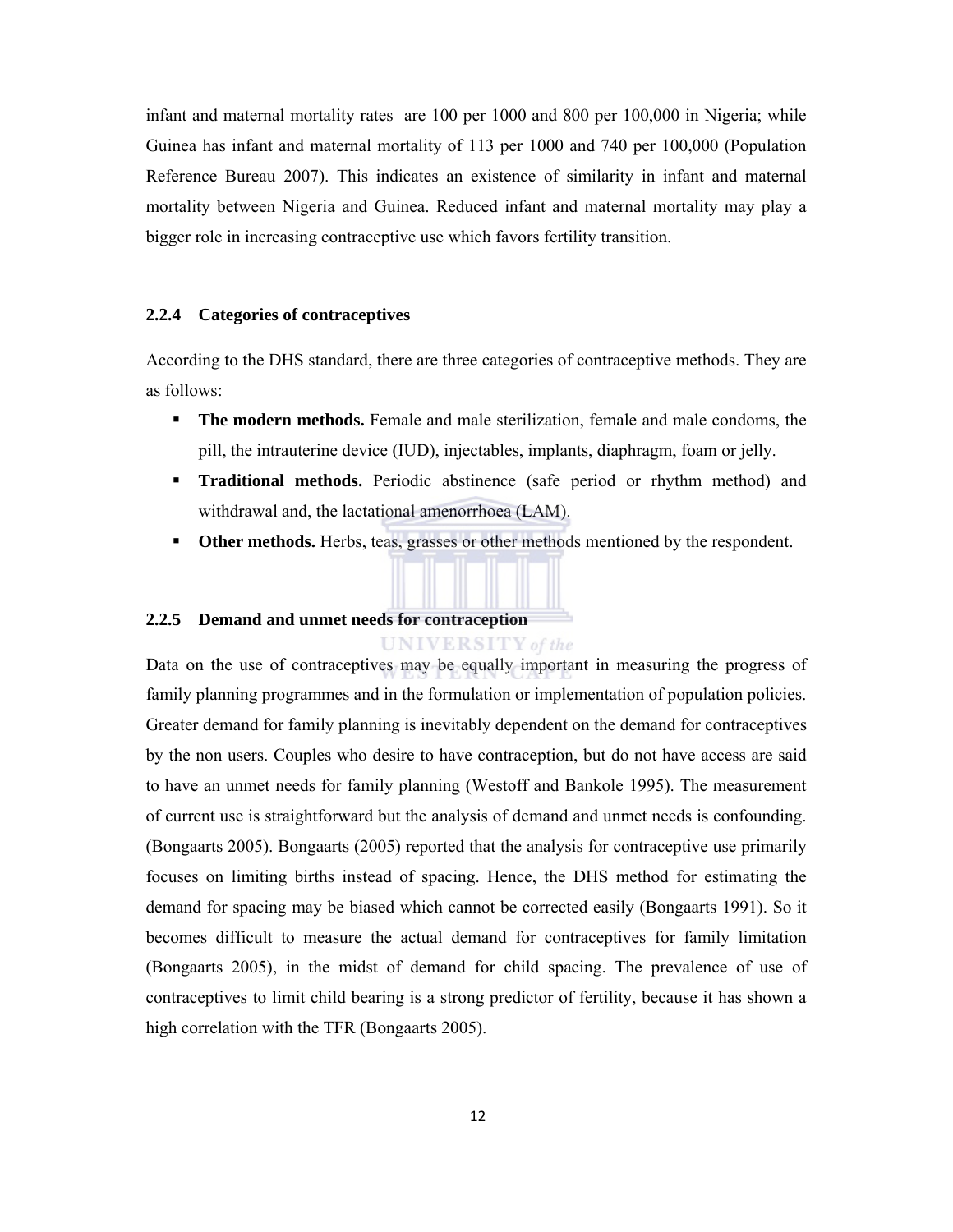infant and maternal mortality rates are 100 per 1000 and 800 per 100,000 in Nigeria; while Guinea has infant and maternal mortality of 113 per 1000 and 740 per 100,000 (Population Reference Bureau 2007). This indicates an existence of similarity in infant and maternal mortality between Nigeria and Guinea. Reduced infant and maternal mortality may play a bigger role in increasing contraceptive use which favors fertility transition.

### 2.2.4 Categories of contraceptives

According to the DHS standard, there are three categories of contraceptive methods. They are as follows:

- **The modern methods.** Female and male sterilization, female and male condoms, the pill, the intrauterine device (IUD), injectables, implants, diaphragm, foam or jelly.
- **Traditional methods.** Periodic abstinence (safe period or rhythm method) and withdrawal and, the lactational amenorrhoea (LAM).
- **Other methods.** Herbs, teas, grasses or other methods mentioned by the respondent.

### 2.2.5 Demand and unmet needs for contraception

Data on the use of contraceptives may be equally important in measuring the progress of family planning programmes and in the formulation or implementation of population policies. Greater demand for family planning is inevitably dependent on the demand for contraceptives by the non users. Couples who desire to have contraception, but do not have access are said to have an unmet needs for family planning (Westoff and Bankole 1995). The measurement of current use is straightforward but the analysis of demand and unmet needs is confounding. (Bongaarts 2005). Bongaarts (2005) reported that the analysis for contraceptive use primarily focuses on limiting births instead of spacing. Hence, the DHS method for estimating the demand for spacing may be biased which cannot be corrected easily (Bongaarts 1991). So it becomes difficult to measure the actual demand for contraceptives for family limitation (Bongaarts 2005), in the midst of demand for child spacing. The prevalence of use of contraceptives to limit child bearing is a strong predictor of fertility, because it has shown a high correlation with the TFR (Bongaarts 2005).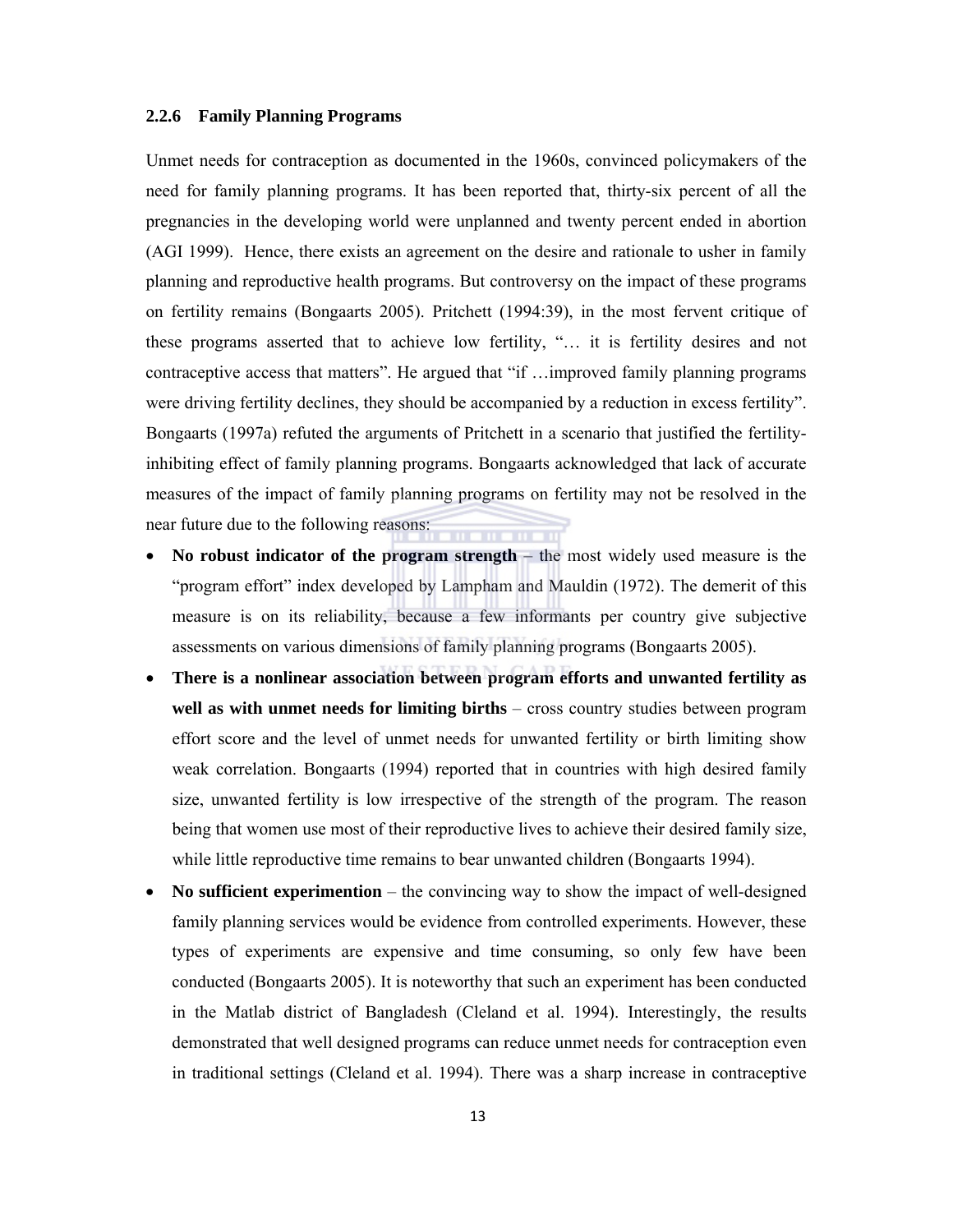### 2.2.6 Family Planning Programs

Unmet needs for contraception as documented in the 1960s, convinced policymakers of the need for family planning programs. It has been reported that, thirty-six percent of all the pregnancies in the developing world were unplanned and twenty percent ended in abortion (AGI 1999). Hence, there exists an agreement on the desire and rationale to usher in family planning and reproductive health programs. But controversy on the impact of these programs on fertility remains (Bongaarts 2005). Pritchett (1994:39), in the most fervent critique of these programs asserted that to achieve low fertility, "… it is fertility desires and not contraceptive access that matters". He argued that "if …improved family planning programs were driving fertility declines, they should be accompanied by a reduction in excess fertility". Bongaarts (1997a) refuted the arguments of Pritchett in a scenario that justified the fertility-inhibiting effect of family planning programs. Bongaarts acknowledged that lack of accurate measures of the impact of family planning programs on fertility may not be resolved in the near future due to the following reasons:

- **No robust indicator of the program strength** – the most widely used measure is the "program effort" index developed by Lampham and Mauldin (1972). The demerit of this measure is on its reliability, because a few informants per country give subjective assessments on various dimensions of family planning programs (Bongaarts 2005).
- **There is a nonlinear association between program efforts and unwanted fertility as well as with unmet needs for limiting births** – cross country studies between program effort score and the level of unmet needs for unwanted fertility or birth limiting show weak correlation. Bongaarts (1994) reported that in countries with high desired family size, unwanted fertility is low irrespective of the strength of the program. The reason being that women use most of their reproductive lives to achieve their desired family size, while little reproductive time remains to bear unwanted children (Bongaarts 1994).
- **No sufficient experimention** – the convincing way to show the impact of well-designed family planning services would be evidence from controlled experiments. However, these types of experiments are expensive and time consuming, so only few have been conducted (Bongaarts 2005). It is noteworthy that such an experiment has been conducted in the Matlab district of Bangladesh (Cleland et al. 1994). Interestingly, the results demonstrated that well designed programs can reduce unmet needs for contraception even in traditional settings (Cleland et al. 1994). There was a sharp increase in contraceptive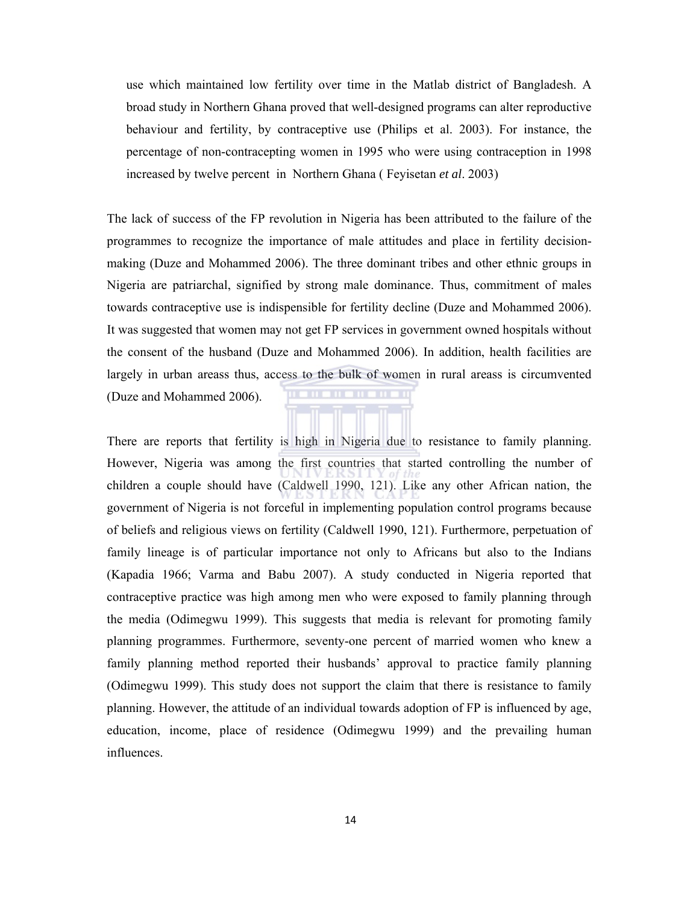use which maintained low fertility over time in the Matlab district of Bangladesh. A broad study in Northern Ghana proved that well-designed programs can alter reproductive behaviour and fertility, by contraceptive use (Philips et al. 2003). For instance, the percentage of non-contracepting women in 1995 who were using contraception in 1998 increased by twelve percent in Northern Ghana ( Feyisetan *et al*. 2003)

The lack of success of the FP revolution in Nigeria has been attributed to the failure of the programmes to recognize the importance of male attitudes and place in fertility decision-making (Duze and Mohammed 2006). The three dominant tribes and other ethnic groups in Nigeria are patriarchal, signified by strong male dominance. Thus, commitment of males towards contraceptive use is indispensible for fertility decline (Duze and Mohammed 2006). It was suggested that women may not get FP services in government owned hospitals without the consent of the husband (Duze and Mohammed 2006). In addition, health facilities are largely in urban areass thus, access to the bulk of women in rural areass is circumvented (Duze and Mohammed 2006).

There are reports that fertility is high in Nigeria due to resistance to family planning. However, Nigeria was among the first countries that started controlling the number of children a couple should have (Caldwell 1990, 121). Like any other African nation, the government of Nigeria is not forceful in implementing population control programs because of beliefs and religious views on fertility (Caldwell 1990, 121). Furthermore, perpetuation of family lineage is of particular importance not only to Africans but also to the Indians (Kapadia 1966; Varma and Babu 2007). A study conducted in Nigeria reported that contraceptive practice was high among men who were exposed to family planning through the media (Odimegwu 1999). This suggests that media is relevant for promoting family planning programmes. Furthermore, seventy-one percent of married women who knew a family planning method reported their husbands' approval to practice family planning (Odimegwu 1999). This study does not support the claim that there is resistance to family planning. However, the attitude of an individual towards adoption of FP is influenced by age, education, income, place of residence (Odimegwu 1999) and the prevailing human influences.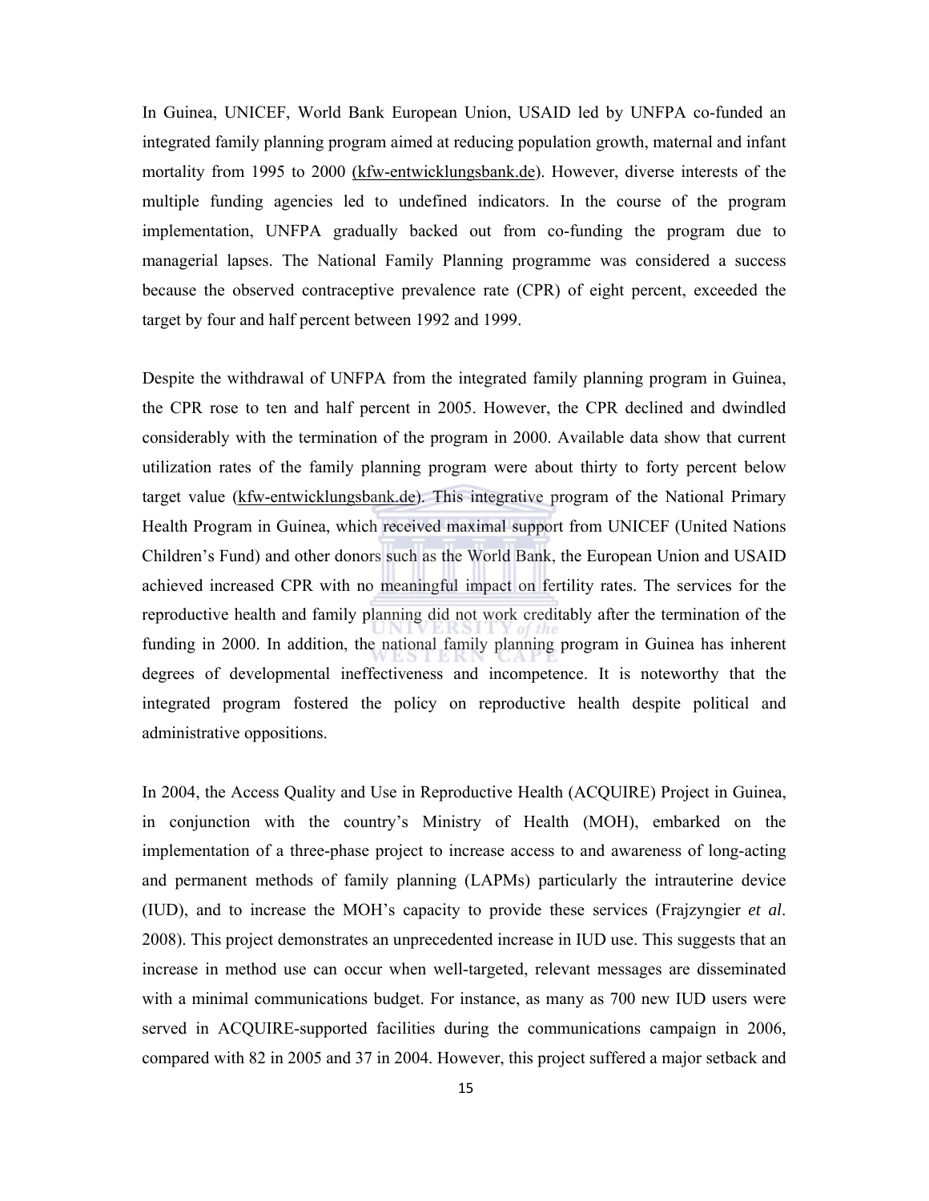In Guinea, UNICEF, World Bank European Union, USAID led by UNFPA co-funded an integrated family planning program aimed at reducing population growth, maternal and infant mortality from 1995 to 2000 (kfw-entwicklungsbank.de). However, diverse interests of the multiple funding agencies led to undefined indicators. In the course of the program implementation, UNFPA gradually backed out from co-funding the program due to managerial lapses. The National Family Planning programme was considered a success because the observed contraceptive prevalence rate (CPR) of eight percent, exceeded the target by four and half percent between 1992 and 1999.

Despite the withdrawal of UNFPA from the integrated family planning program in Guinea, the CPR rose to ten and half percent in 2005. However, the CPR declined and dwindled considerably with the termination of the program in 2000. Available data show that current utilization rates of the family planning program were about thirty to forty percent below target value (kfw-entwicklungsbank.de). This integrative program of the National Primary Health Program in Guinea, which received maximal support from UNICEF (United Nations Children's Fund) and other donors such as the World Bank, the European Union and USAID achieved increased CPR with no meaningful impact on fertility rates. The services for the reproductive health and family planning did not work creditably after the termination of the funding in 2000. In addition, the national family planning program in Guinea has inherent degrees of developmental ineffectiveness and incompetence. It is noteworthy that the integrated program fostered the policy on reproductive health despite political and administrative oppositions.

In 2004, the Access Quality and Use in Reproductive Health (ACQUIRE) Project in Guinea, in conjunction with the country's Ministry of Health (MOH), embarked on the implementation of a three-phase project to increase access to and awareness of long-acting and permanent methods of family planning (LAPMs) particularly the intrauterine device (IUD), and to increase the MOH's capacity to provide these services (Frajzyngier *et al*. 2008). This project demonstrates an unprecedented increase in IUD use. This suggests that an increase in method use can occur when well-targeted, relevant messages are disseminated with a minimal communications budget. For instance, as many as 700 new IUD users were served in ACQUIRE-supported facilities during the communications campaign in 2006, compared with 82 in 2005 and 37 in 2004. However, this project suffered a major setback and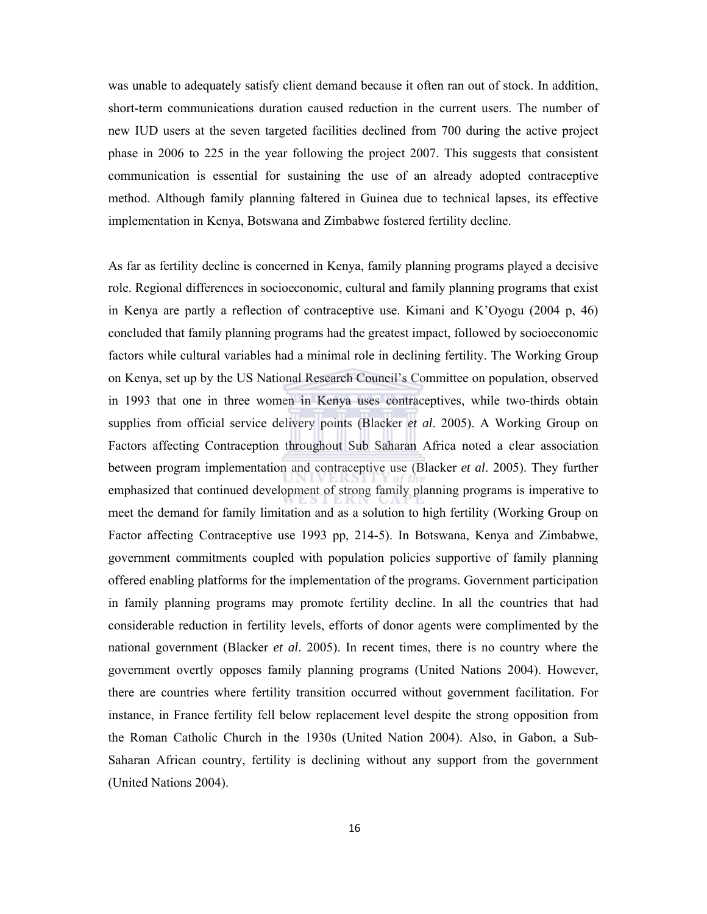was unable to adequately satisfy client demand because it often ran out of stock. In addition, short-term communications duration caused reduction in the current users. The number of new IUD users at the seven targeted facilities declined from 700 during the active project phase in 2006 to 225 in the year following the project 2007. This suggests that consistent communication is essential for sustaining the use of an already adopted contraceptive method. Although family planning faltered in Guinea due to technical lapses, its effective implementation in Kenya, Botswana and Zimbabwe fostered fertility decline.

As far as fertility decline is concerned in Kenya, family planning programs played a decisive role. Regional differences in socioeconomic, cultural and family planning programs that exist in Kenya are partly a reflection of contraceptive use. Kimani and K'Oyogu (2004 p, 46) concluded that family planning programs had the greatest impact, followed by socioeconomic factors while cultural variables had a minimal role in declining fertility. The Working Group on Kenya, set up by the US National Research Council's Committee on population, observed in 1993 that one in three women in Kenya uses contraceptives, while two-thirds obtain supplies from official service delivery points (Blacker *et al*. 2005). A Working Group on Factors affecting Contraception throughout Sub Saharan Africa noted a clear association between program implementation and contraceptive use (Blacker *et al*. 2005). They further emphasized that continued development of strong family planning programs is imperative to meet the demand for family limitation and as a solution to high fertility (Working Group on Factor affecting Contraceptive use 1993 pp, 214-5). In Botswana, Kenya and Zimbabwe, government commitments coupled with population policies supportive of family planning offered enabling platforms for the implementation of the programs. Government participation in family planning programs may promote fertility decline. In all the countries that had considerable reduction in fertility levels, efforts of donor agents were complimented by the national government (Blacker *et al*. 2005). In recent times, there is no country where the government overtly opposes family planning programs (United Nations 2004). However, there are countries where fertility transition occurred without government facilitation. For instance, in France fertility fell below replacement level despite the strong opposition from the Roman Catholic Church in the 1930s (United Nation 2004). Also, in Gabon, a Sub-Saharan African country, fertility is declining without any support from the government (United Nations 2004).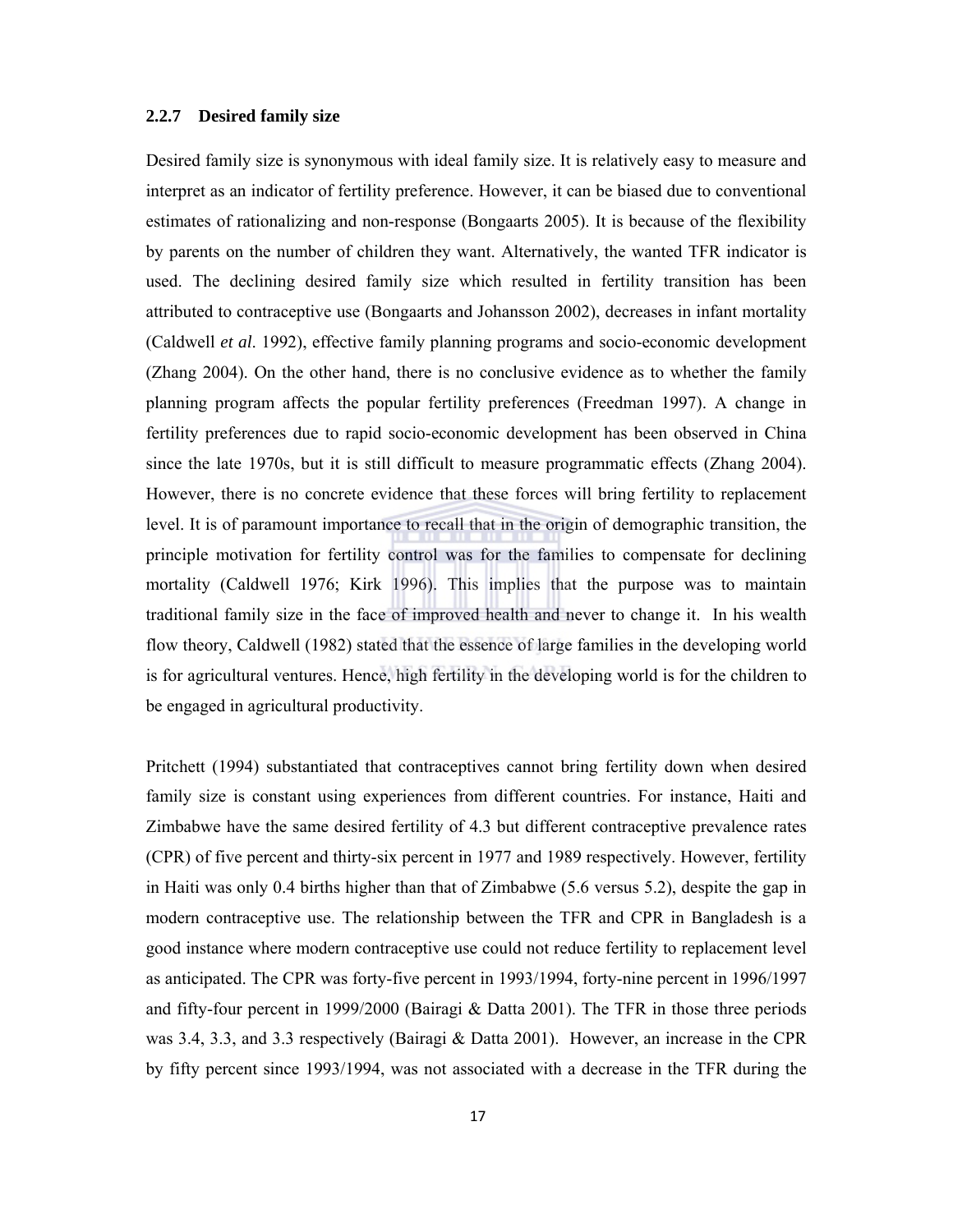### 2.2.7 Desired family size

Desired family size is synonymous with ideal family size. It is relatively easy to measure and interpret as an indicator of fertility preference. However, it can be biased due to conventional estimates of rationalizing and non-response (Bongaarts 2005). It is because of the flexibility by parents on the number of children they want. Alternatively, the wanted TFR indicator is used. The declining desired family size which resulted in fertility transition has been attributed to contraceptive use (Bongaarts and Johansson 2002), decreases in infant mortality (Caldwell *et al*. 1992), effective family planning programs and socio-economic development (Zhang 2004). On the other hand, there is no conclusive evidence as to whether the family planning program affects the popular fertility preferences (Freedman 1997). A change in fertility preferences due to rapid socio-economic development has been observed in China since the late 1970s, but it is still difficult to measure programmatic effects (Zhang 2004). However, there is no concrete evidence that these forces will bring fertility to replacement level. It is of paramount importance to recall that in the origin of demographic transition, the principle motivation for fertility control was for the families to compensate for declining mortality (Caldwell 1976; Kirk 1996). This implies that the purpose was to maintain traditional family size in the face of improved health and never to change it. In his wealth flow theory, Caldwell (1982) stated that the essence of large families in the developing world is for agricultural ventures. Hence, high fertility in the developing world is for the children to be engaged in agricultural productivity.

Pritchett (1994) substantiated that contraceptives cannot bring fertility down when desired family size is constant using experiences from different countries. For instance, Haiti and Zimbabwe have the same desired fertility of 4.3 but different contraceptive prevalence rates (CPR) of five percent and thirty-six percent in 1977 and 1989 respectively. However, fertility in Haiti was only 0.4 births higher than that of Zimbabwe (5.6 versus 5.2), despite the gap in modern contraceptive use. The relationship between the TFR and CPR in Bangladesh is a good instance where modern contraceptive use could not reduce fertility to replacement level as anticipated. The CPR was forty-five percent in 1993/1994, forty-nine percent in 1996/1997 and fifty-four percent in 1999/2000 (Bairagi & Datta 2001). The TFR in those three periods was 3.4, 3.3, and 3.3 respectively (Bairagi & Datta 2001). However, an increase in the CPR by fifty percent since 1993/1994, was not associated with a decrease in the TFR during the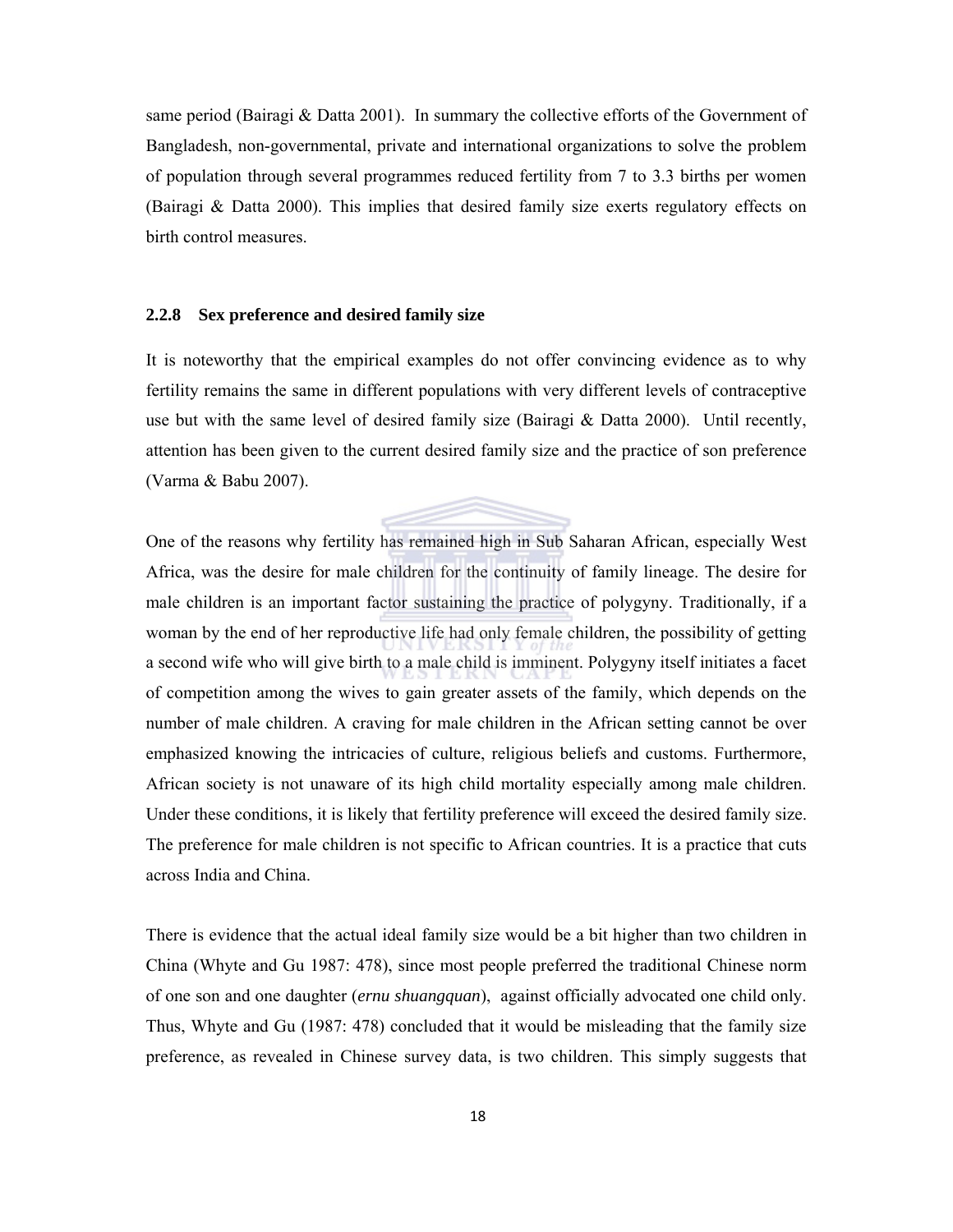same period (Bairagi & Datta 2001). In summary the collective efforts of the Government of Bangladesh, non-governmental, private and international organizations to solve the problem of population through several programmes reduced fertility from 7 to 3.3 births per women (Bairagi & Datta 2000). This implies that desired family size exerts regulatory effects on birth control measures.

### 2.2.8 Sex preference and desired family size

It is noteworthy that the empirical examples do not offer convincing evidence as to why fertility remains the same in different populations with very different levels of contraceptive use but with the same level of desired family size (Bairagi & Datta 2000). Until recently, attention has been given to the current desired family size and the practice of son preference (Varma & Babu 2007).

One of the reasons why fertility has remained high in Sub Saharan African, especially West Africa, was the desire for male children for the continuity of family lineage. The desire for male children is an important factor sustaining the practice of polygyny. Traditionally, if a woman by the end of her reproductive life had only female children, the possibility of getting a second wife who will give birth to a male child is imminent. Polygyny itself initiates a facet of competition among the wives to gain greater assets of the family, which depends on the number of male children. A craving for male children in the African setting cannot be over emphasized knowing the intricacies of culture, religious beliefs and customs. Furthermore, African society is not unaware of its high child mortality especially among male children. Under these conditions, it is likely that fertility preference will exceed the desired family size. The preference for male children is not specific to African countries. It is a practice that cuts across India and China.

There is evidence that the actual ideal family size would be a bit higher than two children in China (Whyte and Gu 1987: 478), since most people preferred the traditional Chinese norm of one son and one daughter (*ernu shuangquan*), against officially advocated one child only. Thus, Whyte and Gu (1987: 478) concluded that it would be misleading that the family size preference, as revealed in Chinese survey data, is two children. This simply suggests that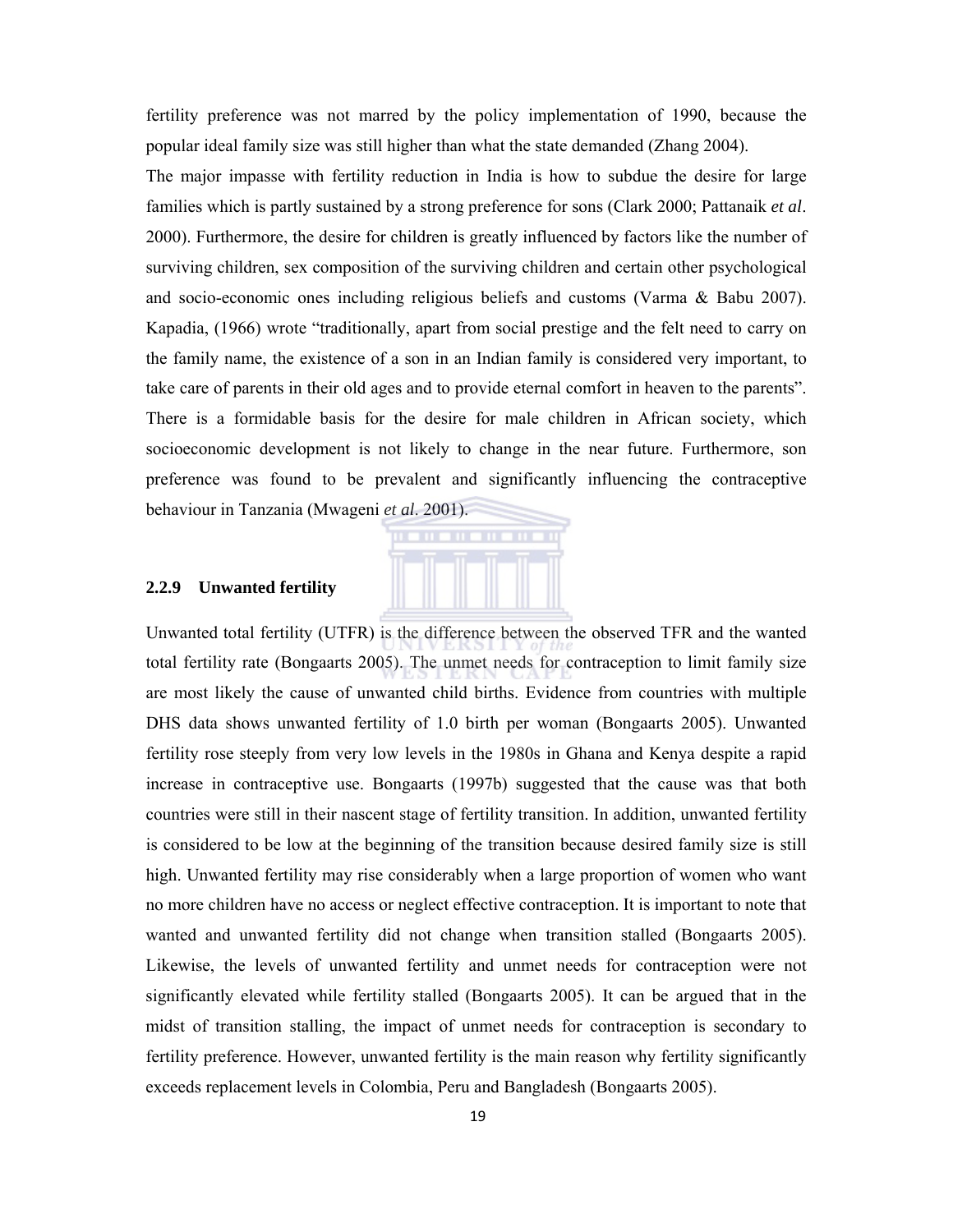fertility preference was not marred by the policy implementation of 1990, because the popular ideal family size was still higher than what the state demanded (Zhang 2004).

The major impasse with fertility reduction in India is how to subdue the desire for large families which is partly sustained by a strong preference for sons (Clark 2000; Pattanaik *et al*. 2000). Furthermore, the desire for children is greatly influenced by factors like the number of surviving children, sex composition of the surviving children and certain other psychological and socio-economic ones including religious beliefs and customs (Varma & Babu 2007). Kapadia, (1966) wrote "traditionally, apart from social prestige and the felt need to carry on the family name, the existence of a son in an Indian family is considered very important, to take care of parents in their old ages and to provide eternal comfort in heaven to the parents". There is a formidable basis for the desire for male children in African society, which socioeconomic development is not likely to change in the near future. Furthermore, son preference was found to be prevalent and significantly influencing the contraceptive behaviour in Tanzania (Mwageni *et al*. 2001).

### 2.2.9 Unwanted fertility

Unwanted total fertility (UTFR) is the difference between the observed TFR and the wanted total fertility rate (Bongaarts 2005). The unmet needs for contraception to limit family size are most likely the cause of unwanted child births. Evidence from countries with multiple DHS data shows unwanted fertility of 1.0 birth per woman (Bongaarts 2005). Unwanted fertility rose steeply from very low levels in the 1980s in Ghana and Kenya despite a rapid increase in contraceptive use. Bongaarts (1997b) suggested that the cause was that both countries were still in their nascent stage of fertility transition. In addition, unwanted fertility is considered to be low at the beginning of the transition because desired family size is still high. Unwanted fertility may rise considerably when a large proportion of women who want no more children have no access or neglect effective contraception. It is important to note that wanted and unwanted fertility did not change when transition stalled (Bongaarts 2005). Likewise, the levels of unwanted fertility and unmet needs for contraception were not significantly elevated while fertility stalled (Bongaarts 2005). It can be argued that in the midst of transition stalling, the impact of unmet needs for contraception is secondary to fertility preference. However, unwanted fertility is the main reason why fertility significantly exceeds replacement levels in Colombia, Peru and Bangladesh (Bongaarts 2005).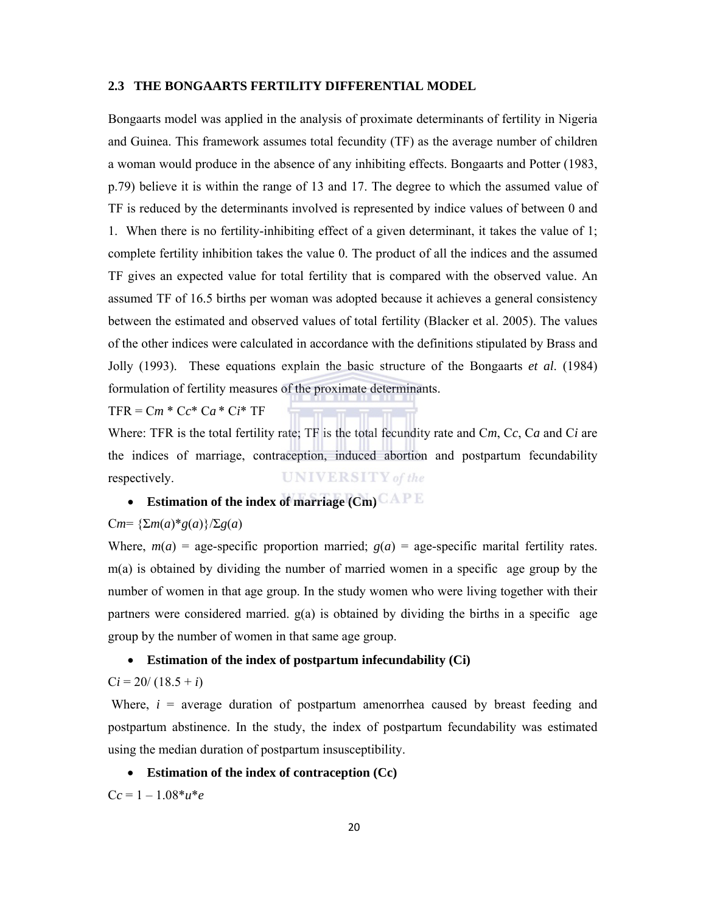## 2.3 THE BONGAARTS FERTILITY DIFFERENTIAL MODEL

Bongaarts model was applied in the analysis of proximate determinants of fertility in Nigeria and Guinea. This framework assumes total fecundity (TF) as the average number of children a woman would produce in the absence of any inhibiting effects. Bongaarts and Potter (1983, p.79) believe it is within the range of 13 and 17. The degree to which the assumed value of TF is reduced by the determinants involved is represented by indice values of between 0 and 1. When there is no fertility-inhibiting effect of a given determinant, it takes the value of 1; complete fertility inhibition takes the value 0. The product of all the indices and the assumed TF gives an expected value for total fertility that is compared with the observed value. An assumed TF of 16.5 births per woman was adopted because it achieves a general consistency between the estimated and observed values of total fertility (Blacker et al. 2005). The values of the other indices were calculated in accordance with the definitions stipulated by Brass and Jolly (1993). These equations explain the basic structure of the Bongaarts *et al.* (1984) formulation of fertility measures of the proximate determinants.

$$TFR = C_m * C_c * C_a * C_i * TF$$

Where: TFR is the total fertility rate; TF is the total fecundity rate and $C_m$, $C_c$, $C_a$ and $C_i$ are the indices of marriage, contraception, induced abortion and postpartum fecundability respectively.

- **Estimation of the index of marriage (Cm)**

$$C_m = \{\Sigma m(a) * g(a)\} / \Sigma g(a)$$

Where, $m(a)$ = age-specific proportion married; $g(a)$ = age-specific marital fertility rates. m(a) is obtained by dividing the number of married women in a specific age group by the number of women in that age group. In the study women who were living together with their partners were considered married. g(a) is obtained by dividing the births in a specific age group by the number of women in that same age group.

- **Estimation of the index of postpartum infecundability (Ci)**

$$C_i = 20 / (18.5 + i)$$

Where, $i$ = average duration of postpartum amenorrhea caused by breast feeding and postpartum abstinence. In the study, the index of postpartum fecundability was estimated using the median duration of postpartum insusceptibility.

- **Estimation of the index of contraception (Cc)**

$$C_c = 1 - 1.08 * u * e$$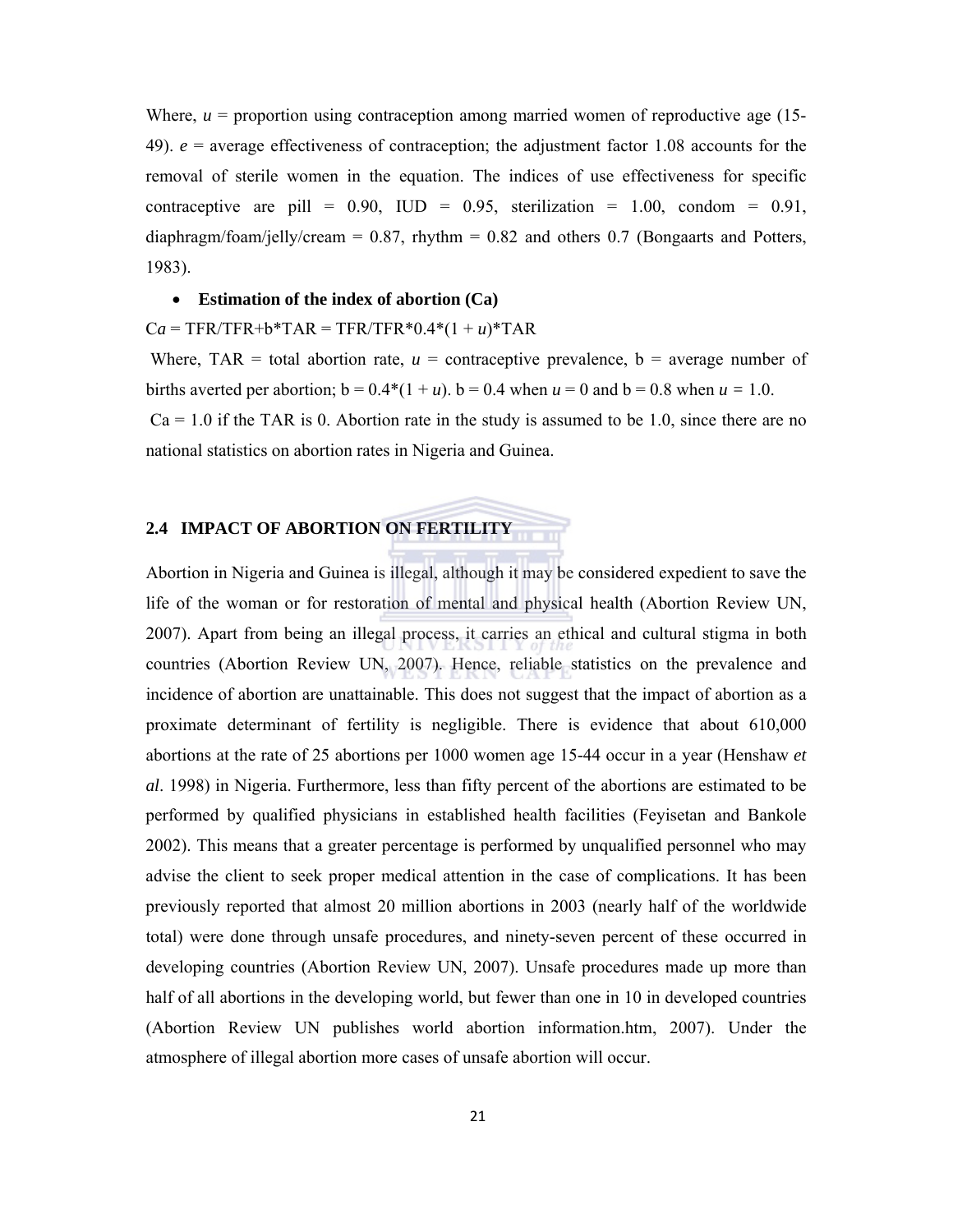Where, $u$ = proportion using contraception among married women of reproductive age (15-49). $e$ = average effectiveness of contraception; the adjustment factor 1.08 accounts for the removal of sterile women in the equation. The indices of use effectiveness for specific contraceptive are pill = 0.90, IUD = 0.95, sterilization = 1.00, condom = 0.91, diaphragm/foam/jelly/cream = 0.87, rhythm = 0.82 and others 0.7 (Bongaarts and Potters, 1983).

- **Estimation of the index of abortion (Ca)**

$Ca = TFR/TFR+b*TAR = TFR/TFR*0.4*(1 + u)*TAR$

Where, TAR = total abortion rate, $u$ = contraceptive prevalence, b = average number of births averted per abortion; $b = 0.4*(1 + u)$. b = 0.4 when $u = 0$ and b = 0.8 when $u = 1.0$.

Ca = 1.0 if the TAR is 0. Abortion rate in the study is assumed to be 1.0, since there are no national statistics on abortion rates in Nigeria and Guinea.

## 2.4 IMPACT OF ABORTION ON FERTILITY

Abortion in Nigeria and Guinea is illegal, although it may be considered expedient to save the life of the woman or for restoration of mental and physical health (Abortion Review UN, 2007). Apart from being an illegal process, it carries an ethical and cultural stigma in both countries (Abortion Review UN, 2007). Hence, reliable statistics on the prevalence and incidence of abortion are unattainable. This does not suggest that the impact of abortion as a proximate determinant of fertility is negligible. There is evidence that about 610,000 abortions at the rate of 25 abortions per 1000 women age 15-44 occur in a year (Henshaw *et al*. 1998) in Nigeria. Furthermore, less than fifty percent of the abortions are estimated to be performed by qualified physicians in established health facilities (Feyisetan and Bankole 2002). This means that a greater percentage is performed by unqualified personnel who may advise the client to seek proper medical attention in the case of complications. It has been previously reported that almost 20 million abortions in 2003 (nearly half of the worldwide total) were done through unsafe procedures, and ninety-seven percent of these occurred in developing countries (Abortion Review UN, 2007). Unsafe procedures made up more than half of all abortions in the developing world, but fewer than one in 10 in developed countries (Abortion Review UN publishes world abortion information.htm, 2007). Under the atmosphere of illegal abortion more cases of unsafe abortion will occur.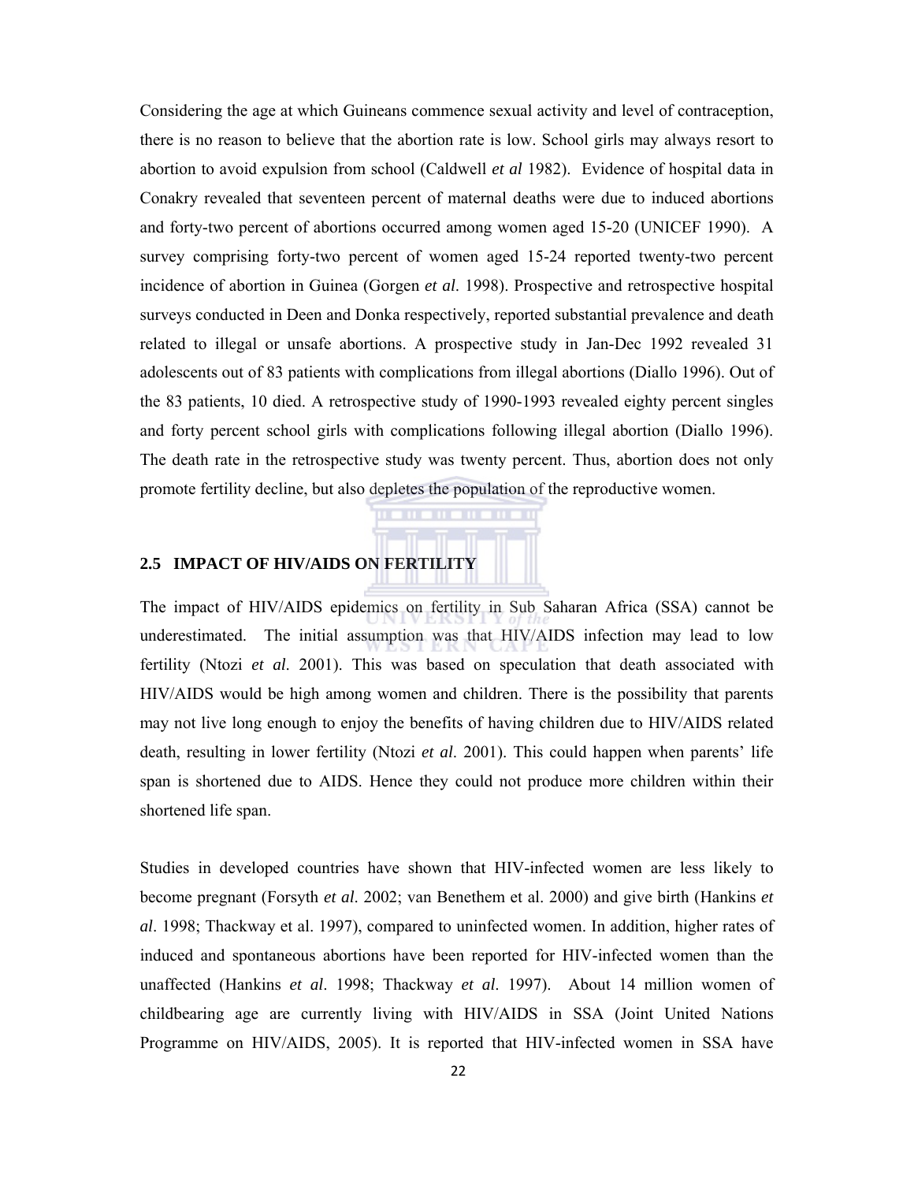Considering the age at which Guineans commence sexual activity and level of contraception, there is no reason to believe that the abortion rate is low. School girls may always resort to abortion to avoid expulsion from school (Caldwell *et al* 1982). Evidence of hospital data in Conakry revealed that seventeen percent of maternal deaths were due to induced abortions and forty-two percent of abortions occurred among women aged 15-20 (UNICEF 1990). A survey comprising forty-two percent of women aged 15-24 reported twenty-two percent incidence of abortion in Guinea (Gorgen *et al*. 1998). Prospective and retrospective hospital surveys conducted in Deen and Donka respectively, reported substantial prevalence and death related to illegal or unsafe abortions. A prospective study in Jan-Dec 1992 revealed 31 adolescents out of 83 patients with complications from illegal abortions (Diallo 1996). Out of the 83 patients, 10 died. A retrospective study of 1990-1993 revealed eighty percent singles and forty percent school girls with complications following illegal abortion (Diallo 1996). The death rate in the retrospective study was twenty percent. Thus, abortion does not only promote fertility decline, but also depletes the population of the reproductive women.

## 2.5 IMPACT OF HIV/AIDS ON FERTILITY

The impact of HIV/AIDS epidemics on fertility in Sub Saharan Africa (SSA) cannot be underestimated. The initial assumption was that HIV/AIDS infection may lead to low fertility (Ntozi *et al*. 2001). This was based on speculation that death associated with HIV/AIDS would be high among women and children. There is the possibility that parents may not live long enough to enjoy the benefits of having children due to HIV/AIDS related death, resulting in lower fertility (Ntozi *et al*. 2001). This could happen when parents' life span is shortened due to AIDS. Hence they could not produce more children within their shortened life span.

Studies in developed countries have shown that HIV-infected women are less likely to become pregnant (Forsyth *et al*. 2002; van Benethem et al. 2000) and give birth (Hankins *et al*. 1998; Thackway et al. 1997), compared to uninfected women. In addition, higher rates of induced and spontaneous abortions have been reported for HIV-infected women than the unaffected (Hankins *et al*. 1998; Thackway *et al*. 1997). About 14 million women of childbearing age are currently living with HIV/AIDS in SSA (Joint United Nations Programme on HIV/AIDS, 2005). It is reported that HIV-infected women in SSA have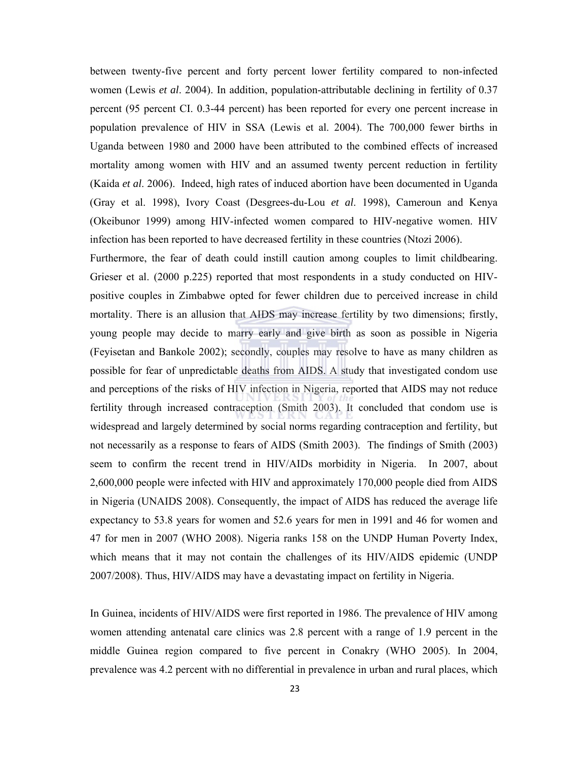between twenty-five percent and forty percent lower fertility compared to non-infected women (Lewis *et al*. 2004). In addition, population-attributable declining in fertility of 0.37 percent (95 percent CI. 0.3-44 percent) has been reported for every one percent increase in population prevalence of HIV in SSA (Lewis et al. 2004). The 700,000 fewer births in Uganda between 1980 and 2000 have been attributed to the combined effects of increased mortality among women with HIV and an assumed twenty percent reduction in fertility (Kaida *et al*. 2006). Indeed, high rates of induced abortion have been documented in Uganda (Gray et al. 1998), Ivory Coast (Desgrees-du-Lou *et al*. 1998), Cameroun and Kenya (Okeibunor 1999) among HIV-infected women compared to HIV-negative women. HIV infection has been reported to have decreased fertility in these countries (Ntozi 2006).

Furthermore, the fear of death could instill caution among couples to limit childbearing. Grieser et al. (2000 p.225) reported that most respondents in a study conducted on HIV-positive couples in Zimbabwe opted for fewer children due to perceived increase in child mortality. There is an allusion that AIDS may increase fertility by two dimensions; firstly, young people may decide to marry early and give birth as soon as possible in Nigeria (Feyisetan and Bankole 2002); secondly, couples may resolve to have as many children as possible for fear of unpredictable deaths from AIDS. A study that investigated condom use and perceptions of the risks of HIV infection in Nigeria, reported that AIDS may not reduce fertility through increased contraception (Smith 2003). It concluded that condom use is widespread and largely determined by social norms regarding contraception and fertility, but not necessarily as a response to fears of AIDS (Smith 2003). The findings of Smith (2003) seem to confirm the recent trend in HIV/AIDs morbidity in Nigeria. In 2007, about 2,600,000 people were infected with HIV and approximately 170,000 people died from AIDS in Nigeria (UNAIDS 2008). Consequently, the impact of AIDS has reduced the average life expectancy to 53.8 years for women and 52.6 years for men in 1991 and 46 for women and 47 for men in 2007 (WHO 2008). Nigeria ranks 158 on the UNDP Human Poverty Index, which means that it may not contain the challenges of its HIV/AIDS epidemic (UNDP 2007/2008). Thus, HIV/AIDS may have a devastating impact on fertility in Nigeria.

In Guinea, incidents of HIV/AIDS were first reported in 1986. The prevalence of HIV among women attending antenatal care clinics was 2.8 percent with a range of 1.9 percent in the middle Guinea region compared to five percent in Conakry (WHO 2005). In 2004, prevalence was 4.2 percent with no differential in prevalence in urban and rural places, which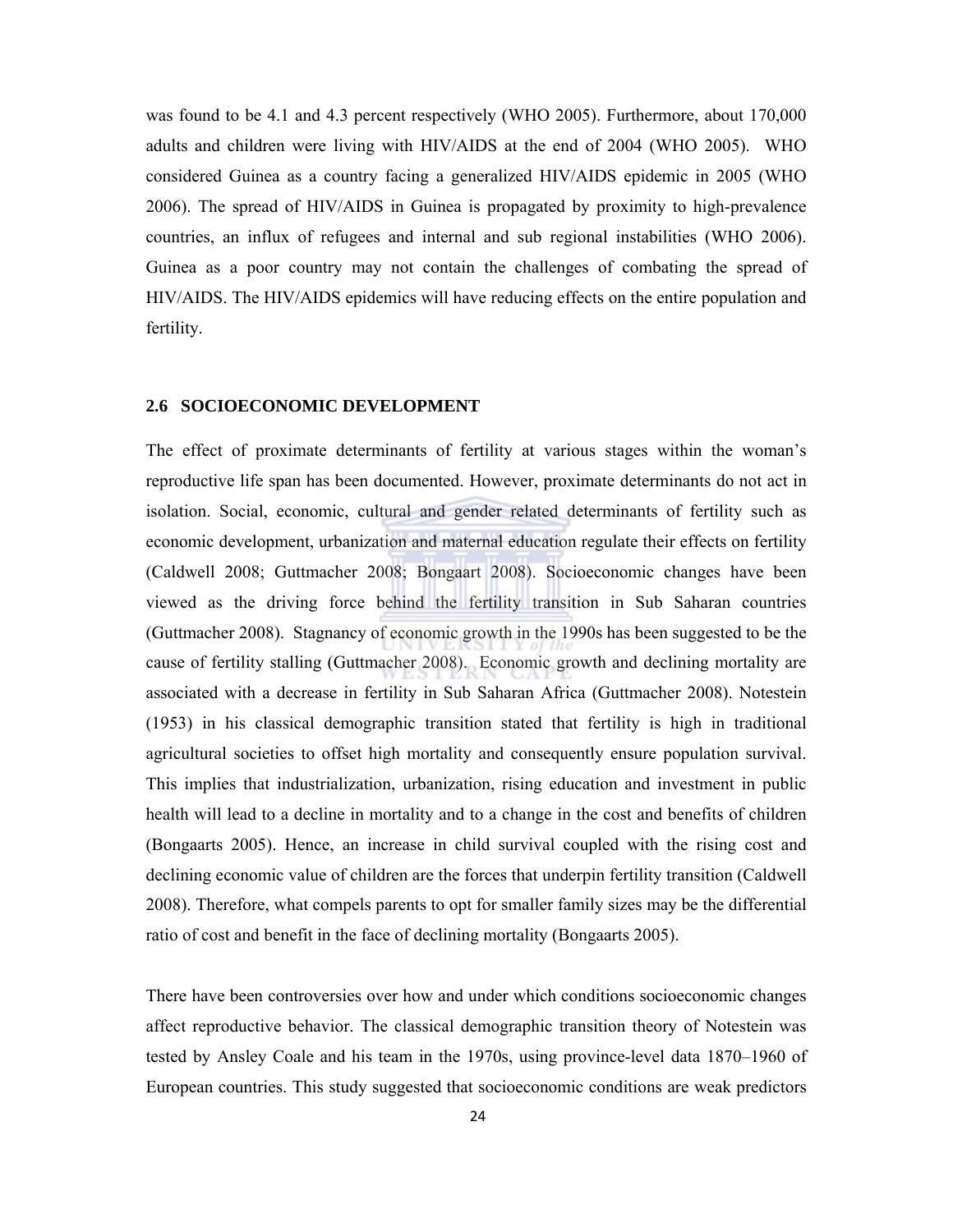was found to be 4.1 and 4.3 percent respectively (WHO 2005). Furthermore, about 170,000 adults and children were living with HIV/AIDS at the end of 2004 (WHO 2005). WHO considered Guinea as a country facing a generalized HIV/AIDS epidemic in 2005 (WHO 2006). The spread of HIV/AIDS in Guinea is propagated by proximity to high-prevalence countries, an influx of refugees and internal and sub regional instabilities (WHO 2006). Guinea as a poor country may not contain the challenges of combating the spread of HIV/AIDS. The HIV/AIDS epidemics will have reducing effects on the entire population and fertility.

## 2.6 SOCIOECONOMIC DEVELOPMENT

The effect of proximate determinants of fertility at various stages within the woman's reproductive life span has been documented. However, proximate determinants do not act in isolation. Social, economic, cultural and gender related determinants of fertility such as economic development, urbanization and maternal education regulate their effects on fertility (Caldwell 2008; Guttmacher 2008; Bongaart 2008). Socioeconomic changes have been viewed as the driving force behind the fertility transition in Sub Saharan countries (Guttmacher 2008). Stagnancy of economic growth in the 1990s has been suggested to be the cause of fertility stalling (Guttmacher 2008). Economic growth and declining mortality are associated with a decrease in fertility in Sub Saharan Africa (Guttmacher 2008). Notestein (1953) in his classical demographic transition stated that fertility is high in traditional agricultural societies to offset high mortality and consequently ensure population survival. This implies that industrialization, urbanization, rising education and investment in public health will lead to a decline in mortality and to a change in the cost and benefits of children (Bongaarts 2005). Hence, an increase in child survival coupled with the rising cost and declining economic value of children are the forces that underpin fertility transition (Caldwell 2008). Therefore, what compels parents to opt for smaller family sizes may be the differential ratio of cost and benefit in the face of declining mortality (Bongaarts 2005).

There have been controversies over how and under which conditions socioeconomic changes affect reproductive behavior. The classical demographic transition theory of Notestein was tested by Ansley Coale and his team in the 1970s, using province-level data 1870–1960 of European countries. This study suggested that socioeconomic conditions are weak predictors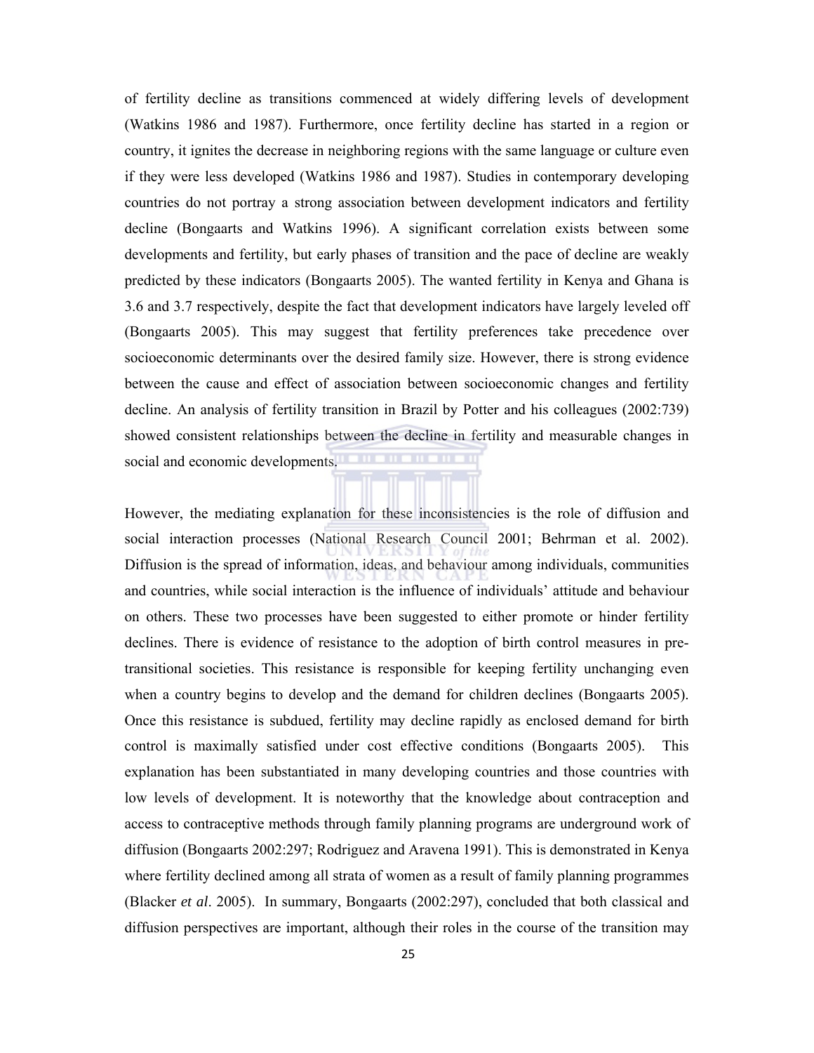of fertility decline as transitions commenced at widely differing levels of development (Watkins 1986 and 1987). Furthermore, once fertility decline has started in a region or country, it ignites the decrease in neighboring regions with the same language or culture even if they were less developed (Watkins 1986 and 1987). Studies in contemporary developing countries do not portray a strong association between development indicators and fertility decline (Bongaarts and Watkins 1996). A significant correlation exists between some developments and fertility, but early phases of transition and the pace of decline are weakly predicted by these indicators (Bongaarts 2005). The wanted fertility in Kenya and Ghana is 3.6 and 3.7 respectively, despite the fact that development indicators have largely leveled off (Bongaarts 2005). This may suggest that fertility preferences take precedence over socioeconomic determinants over the desired family size. However, there is strong evidence between the cause and effect of association between socioeconomic changes and fertility decline. An analysis of fertility transition in Brazil by Potter and his colleagues (2002:739) showed consistent relationships between the decline in fertility and measurable changes in social and economic developments.

However, the mediating explanation for these inconsistencies is the role of diffusion and social interaction processes (National Research Council 2001; Behrman et al. 2002). Diffusion is the spread of information, ideas, and behaviour among individuals, communities and countries, while social interaction is the influence of individuals' attitude and behaviour on others. These two processes have been suggested to either promote or hinder fertility declines. There is evidence of resistance to the adoption of birth control measures in pre-transitional societies. This resistance is responsible for keeping fertility unchanging even when a country begins to develop and the demand for children declines (Bongaarts 2005). Once this resistance is subdued, fertility may decline rapidly as enclosed demand for birth control is maximally satisfied under cost effective conditions (Bongaarts 2005). This explanation has been substantiated in many developing countries and those countries with low levels of development. It is noteworthy that the knowledge about contraception and access to contraceptive methods through family planning programs are underground work of diffusion (Bongaarts 2002:297; Rodriguez and Aravena 1991). This is demonstrated in Kenya where fertility declined among all strata of women as a result of family planning programmes (Blacker *et al*. 2005). In summary, Bongaarts (2002:297), concluded that both classical and diffusion perspectives are important, although their roles in the course of the transition may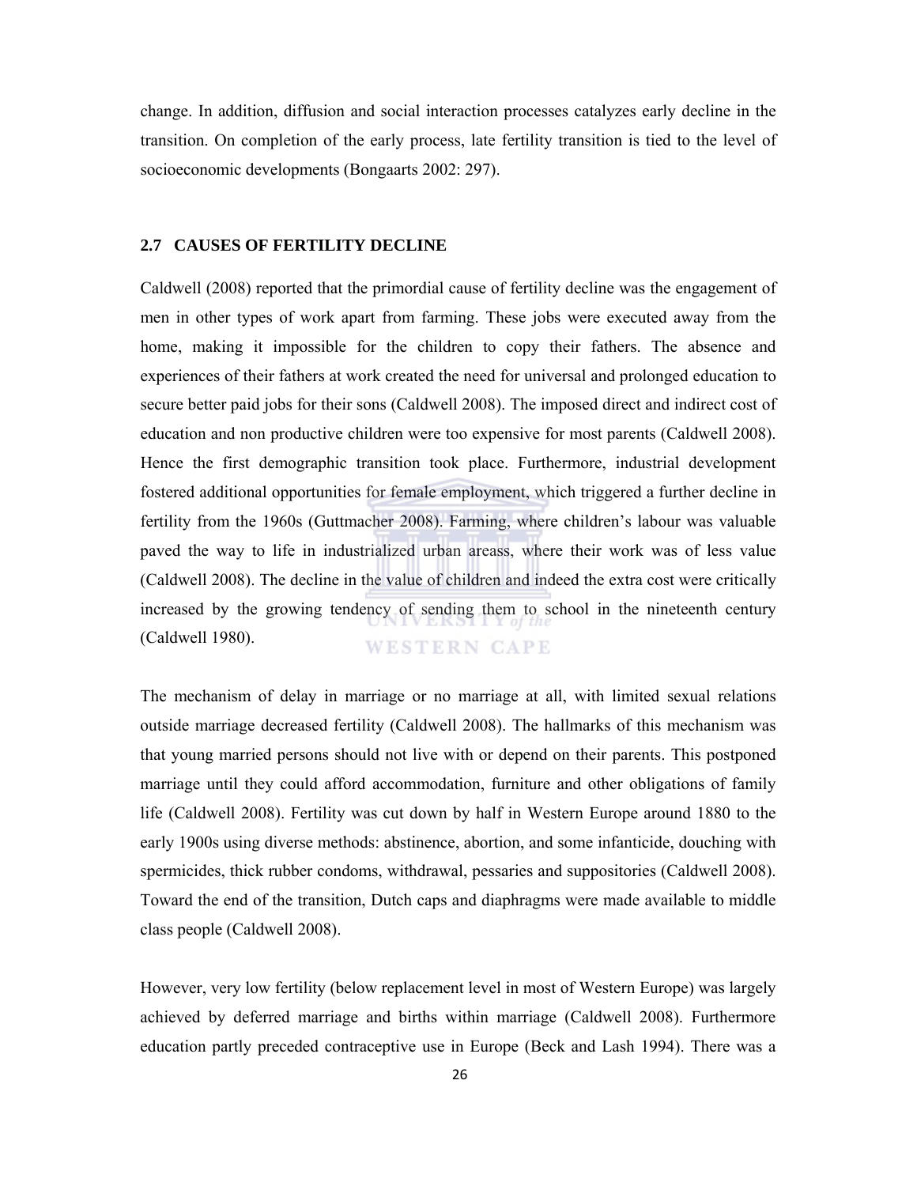change. In addition, diffusion and social interaction processes catalyzes early decline in the transition. On completion of the early process, late fertility transition is tied to the level of socioeconomic developments (Bongaarts 2002: 297).

### 2.7 CAUSES OF FERTILITY DECLINE

Caldwell (2008) reported that the primordial cause of fertility decline was the engagement of men in other types of work apart from farming. These jobs were executed away from the home, making it impossible for the children to copy their fathers. The absence and experiences of their fathers at work created the need for universal and prolonged education to secure better paid jobs for their sons (Caldwell 2008). The imposed direct and indirect cost of education and non productive children were too expensive for most parents (Caldwell 2008). Hence the first demographic transition took place. Furthermore, industrial development fostered additional opportunities for female employment, which triggered a further decline in fertility from the 1960s (Guttmacher 2008). Farming, where children's labour was valuable paved the way to life in industrialized urban areass, where their work was of less value (Caldwell 2008). The decline in the value of children and indeed the extra cost were critically increased by the growing tendency of sending them to school in the nineteenth century (Caldwell 1980).

The mechanism of delay in marriage or no marriage at all, with limited sexual relations outside marriage decreased fertility (Caldwell 2008). The hallmarks of this mechanism was that young married persons should not live with or depend on their parents. This postponed marriage until they could afford accommodation, furniture and other obligations of family life (Caldwell 2008). Fertility was cut down by half in Western Europe around 1880 to the early 1900s using diverse methods: abstinence, abortion, and some infanticide, douching with spermicides, thick rubber condoms, withdrawal, pessaries and suppositories (Caldwell 2008). Toward the end of the transition, Dutch caps and diaphragms were made available to middle class people (Caldwell 2008).

However, very low fertility (below replacement level in most of Western Europe) was largely achieved by deferred marriage and births within marriage (Caldwell 2008). Furthermore education partly preceded contraceptive use in Europe (Beck and Lash 1994). There was a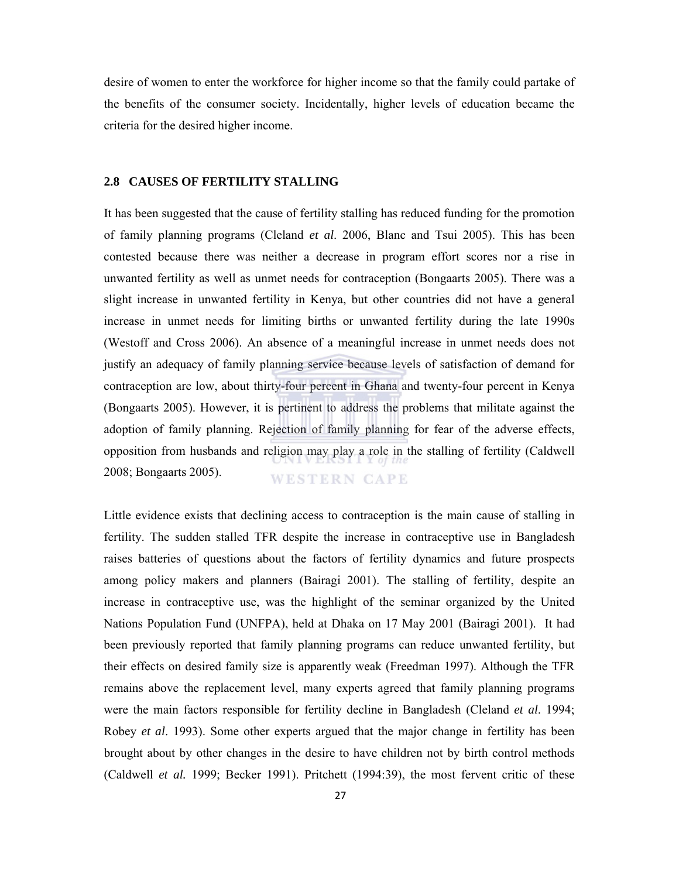desire of women to enter the workforce for higher income so that the family could partake of the benefits of the consumer society. Incidentally, higher levels of education became the criteria for the desired higher income.

## 2.8 CAUSES OF FERTILITY STALLING

It has been suggested that the cause of fertility stalling has reduced funding for the promotion of family planning programs (Cleland *et al*. 2006, Blanc and Tsui 2005). This has been contested because there was neither a decrease in program effort scores nor a rise in unwanted fertility as well as unmet needs for contraception (Bongaarts 2005). There was a slight increase in unwanted fertility in Kenya, but other countries did not have a general increase in unmet needs for limiting births or unwanted fertility during the late 1990s (Westoff and Cross 2006). An absence of a meaningful increase in unmet needs does not justify an adequacy of family planning service because levels of satisfaction of demand for contraception are low, about thirty-four percent in Ghana and twenty-four percent in Kenya (Bongaarts 2005). However, it is pertinent to address the problems that militate against the adoption of family planning. Rejection of family planning for fear of the adverse effects, opposition from husbands and religion may play a role in the stalling of fertility (Caldwell 2008; Bongaarts 2005).

Little evidence exists that declining access to contraception is the main cause of stalling in fertility. The sudden stalled TFR despite the increase in contraceptive use in Bangladesh raises batteries of questions about the factors of fertility dynamics and future prospects among policy makers and planners (Bairagi 2001). The stalling of fertility, despite an increase in contraceptive use, was the highlight of the seminar organized by the United Nations Population Fund (UNFPA), held at Dhaka on 17 May 2001 (Bairagi 2001). It had been previously reported that family planning programs can reduce unwanted fertility, but their effects on desired family size is apparently weak (Freedman 1997). Although the TFR remains above the replacement level, many experts agreed that family planning programs were the main factors responsible for fertility decline in Bangladesh (Cleland *et al*. 1994; Robey *et al*. 1993). Some other experts argued that the major change in fertility has been brought about by other changes in the desire to have children not by birth control methods (Caldwell *et al.* 1999; Becker 1991). Pritchett (1994:39), the most fervent critic of these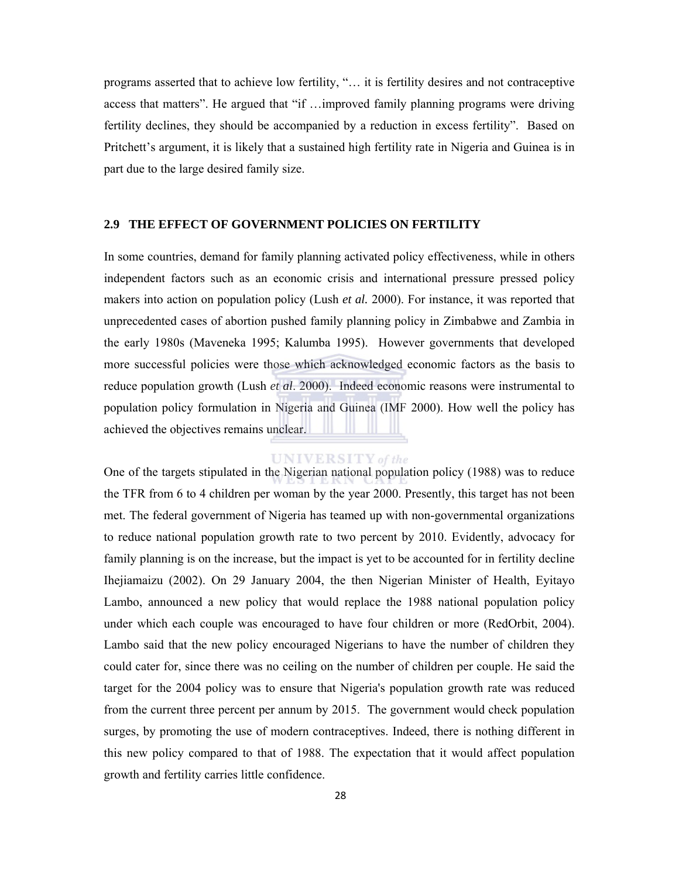programs asserted that to achieve low fertility, "… it is fertility desires and not contraceptive access that matters". He argued that "if …improved family planning programs were driving fertility declines, they should be accompanied by a reduction in excess fertility". Based on Pritchett's argument, it is likely that a sustained high fertility rate in Nigeria and Guinea is in part due to the large desired family size.

## 2.9 THE EFFECT OF GOVERNMENT POLICIES ON FERTILITY

In some countries, demand for family planning activated policy effectiveness, while in others independent factors such as an economic crisis and international pressure pressed policy makers into action on population policy (Lush *et al.* 2000). For instance, it was reported that unprecedented cases of abortion pushed family planning policy in Zimbabwe and Zambia in the early 1980s (Maveneka 1995; Kalumba 1995). However governments that developed more successful policies were those which acknowledged economic factors as the basis to reduce population growth (Lush *et al*. 2000). Indeed economic reasons were instrumental to population policy formulation in Nigeria and Guinea (IMF 2000). How well the policy has achieved the objectives remains unclear.

One of the targets stipulated in the Nigerian national population policy (1988) was to reduce the TFR from 6 to 4 children per woman by the year 2000. Presently, this target has not been met. The federal government of Nigeria has teamed up with non-governmental organizations to reduce national population growth rate to two percent by 2010. Evidently, advocacy for family planning is on the increase, but the impact is yet to be accounted for in fertility decline Ihejiamaizu (2002). On 29 January 2004, the then Nigerian Minister of Health, Eyitayo Lambo, announced a new policy that would replace the 1988 national population policy under which each couple was encouraged to have four children or more (RedOrbit, 2004). Lambo said that the new policy encouraged Nigerians to have the number of children they could cater for, since there was no ceiling on the number of children per couple. He said the target for the 2004 policy was to ensure that Nigeria's population growth rate was reduced from the current three percent per annum by 2015. The government would check population surges, by promoting the use of modern contraceptives. Indeed, there is nothing different in this new policy compared to that of 1988. The expectation that it would affect population growth and fertility carries little confidence.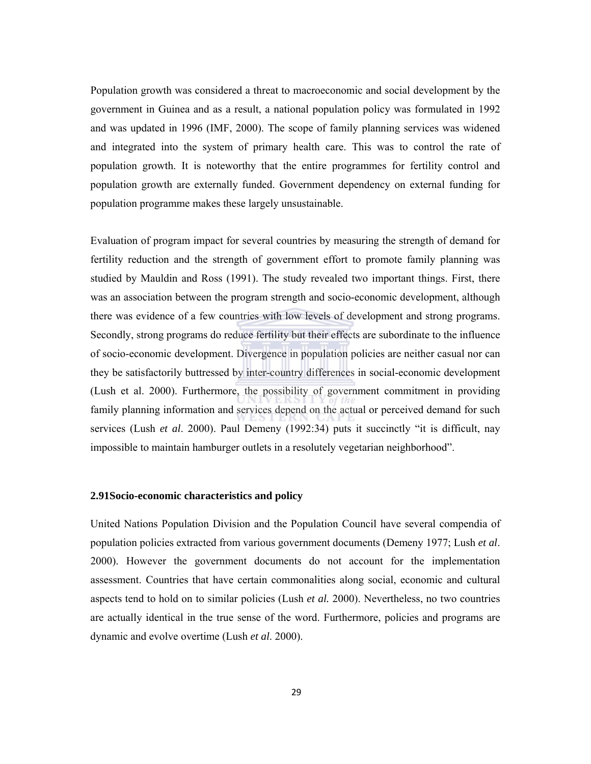Population growth was considered a threat to macroeconomic and social development by the government in Guinea and as a result, a national population policy was formulated in 1992 and was updated in 1996 (IMF, 2000). The scope of family planning services was widened and integrated into the system of primary health care. This was to control the rate of population growth. It is noteworthy that the entire programmes for fertility control and population growth are externally funded. Government dependency on external funding for population programme makes these largely unsustainable.

Evaluation of program impact for several countries by measuring the strength of demand for fertility reduction and the strength of government effort to promote family planning was studied by Mauldin and Ross (1991). The study revealed two important things. First, there was an association between the program strength and socio-economic development, although there was evidence of a few countries with low levels of development and strong programs. Secondly, strong programs do reduce fertility but their effects are subordinate to the influence of socio-economic development. Divergence in population policies are neither casual nor can they be satisfactorily buttressed by inter-country differences in social-economic development (Lush et al. 2000). Furthermore, the possibility of government commitment in providing family planning information and services depend on the actual or perceived demand for such services (Lush *et al*. 2000). Paul Demeny (1992:34) puts it succinctly “it is difficult, nay impossible to maintain hamburger outlets in a resolutely vegetarian neighborhood”.

### 2.91Socio-economic characteristics and policy

United Nations Population Division and the Population Council have several compendia of population policies extracted from various government documents (Demeny 1977; Lush *et al*. 2000). However the government documents do not account for the implementation assessment. Countries that have certain commonalities along social, economic and cultural aspects tend to hold on to similar policies (Lush *et al.* 2000). Nevertheless, no two countries are actually identical in the true sense of the word. Furthermore, policies and programs are dynamic and evolve overtime (Lush *et al*. 2000).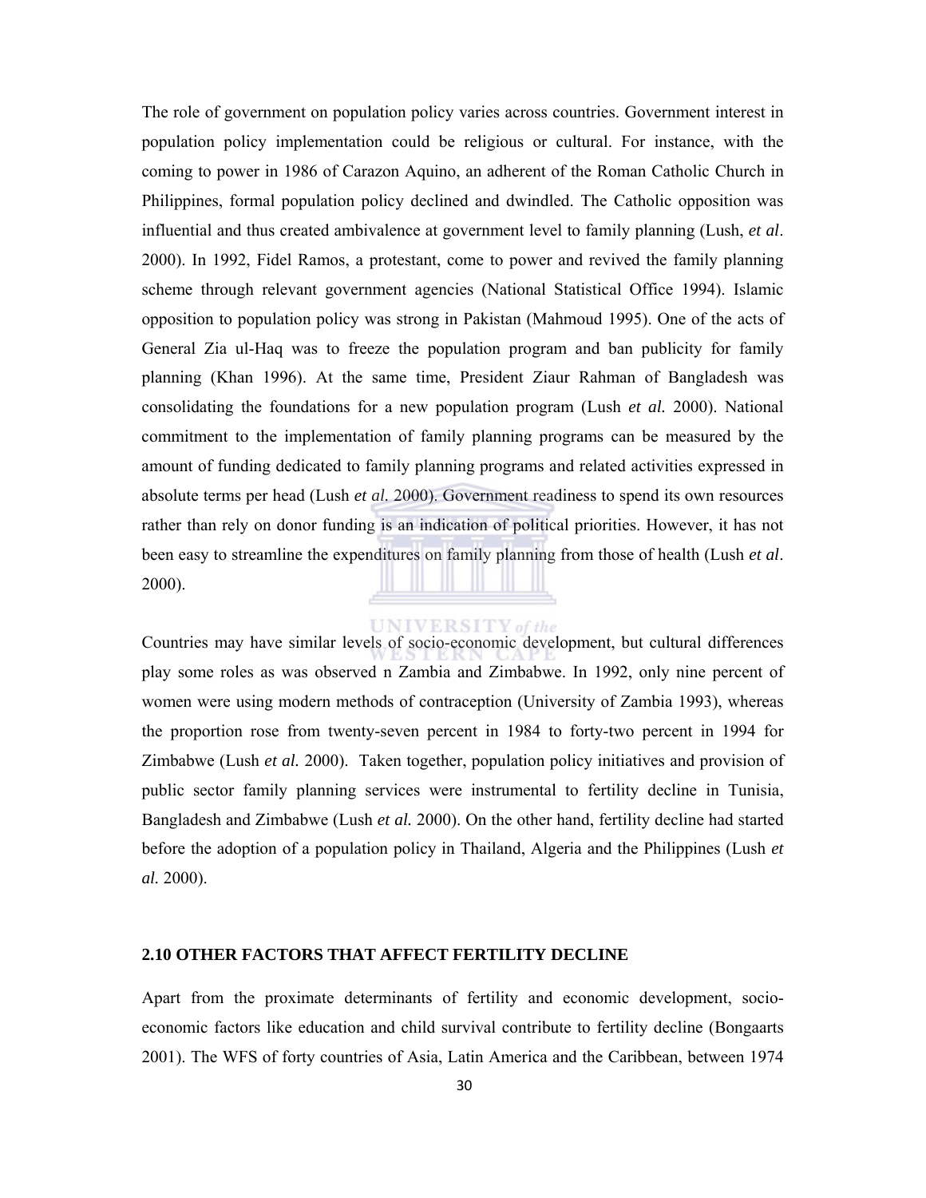The role of government on population policy varies across countries. Government interest in population policy implementation could be religious or cultural. For instance, with the coming to power in 1986 of Carazon Aquino, an adherent of the Roman Catholic Church in Philippines, formal population policy declined and dwindled. The Catholic opposition was influential and thus created ambivalence at government level to family planning (Lush, *et al*. 2000). In 1992, Fidel Ramos, a protestant, come to power and revived the family planning scheme through relevant government agencies (National Statistical Office 1994). Islamic opposition to population policy was strong in Pakistan (Mahmoud 1995). One of the acts of General Zia ul-Haq was to freeze the population program and ban publicity for family planning (Khan 1996). At the same time, President Ziaur Rahman of Bangladesh was consolidating the foundations for a new population program (Lush *et al.* 2000). National commitment to the implementation of family planning programs can be measured by the amount of funding dedicated to family planning programs and related activities expressed in absolute terms per head (Lush *et al*. 2000). Government readiness to spend its own resources rather than rely on donor funding is an indication of political priorities. However, it has not been easy to streamline the expenditures on family planning from those of health (Lush *et al*. 2000).

Countries may have similar levels of socio-economic development, but cultural differences play some roles as was observed n Zambia and Zimbabwe. In 1992, only nine percent of women were using modern methods of contraception (University of Zambia 1993), whereas the proportion rose from twenty-seven percent in 1984 to forty-two percent in 1994 for Zimbabwe (Lush *et al.* 2000). Taken together, population policy initiatives and provision of public sector family planning services were instrumental to fertility decline in Tunisia, Bangladesh and Zimbabwe (Lush *et al.* 2000). On the other hand, fertility decline had started before the adoption of a population policy in Thailand, Algeria and the Philippines (Lush *et al.* 2000).

## 2.10 OTHER FACTORS THAT AFFECT FERTILITY DECLINE

Apart from the proximate determinants of fertility and economic development, socio-economic factors like education and child survival contribute to fertility decline (Bongaarts 2001). The WFS of forty countries of Asia, Latin America and the Caribbean, between 1974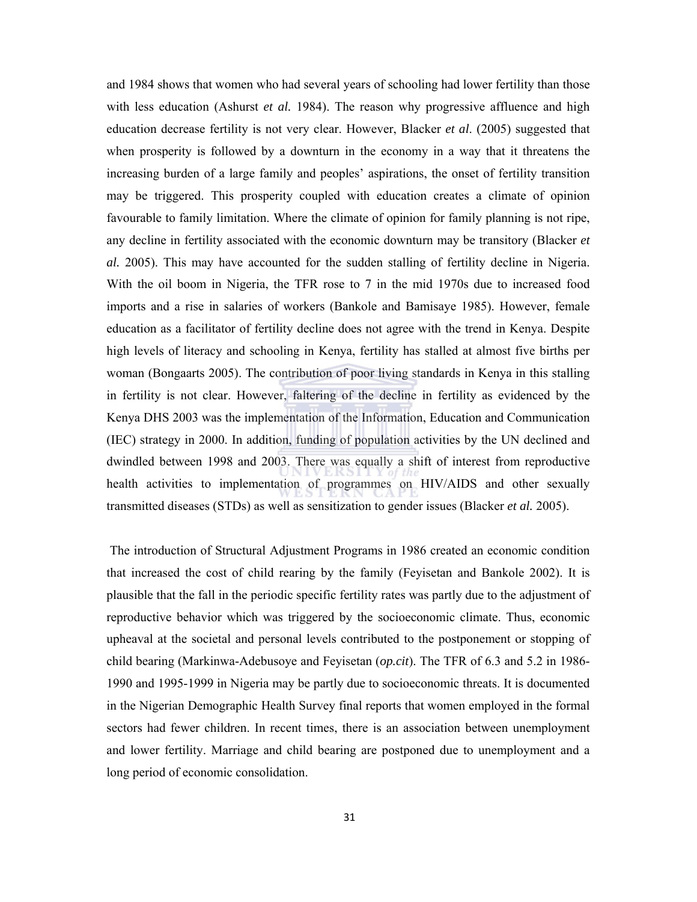and 1984 shows that women who had several years of schooling had lower fertility than those with less education (Ashurst *et al.* 1984). The reason why progressive affluence and high education decrease fertility is not very clear. However, Blacker *et al*. (2005) suggested that when prosperity is followed by a downturn in the economy in a way that it threatens the increasing burden of a large family and peoples' aspirations, the onset of fertility transition may be triggered. This prosperity coupled with education creates a climate of opinion favourable to family limitation. Where the climate of opinion for family planning is not ripe, any decline in fertility associated with the economic downturn may be transitory (Blacker *et al.* 2005). This may have accounted for the sudden stalling of fertility decline in Nigeria. With the oil boom in Nigeria, the TFR rose to 7 in the mid 1970s due to increased food imports and a rise in salaries of workers (Bankole and Bamisaye 1985). However, female education as a facilitator of fertility decline does not agree with the trend in Kenya. Despite high levels of literacy and schooling in Kenya, fertility has stalled at almost five births per woman (Bongaarts 2005). The contribution of poor living standards in Kenya in this stalling in fertility is not clear. However, faltering of the decline in fertility as evidenced by the Kenya DHS 2003 was the implementation of the Information, Education and Communication (IEC) strategy in 2000. In addition, funding of population activities by the UN declined and dwindled between 1998 and 2003. There was equally a shift of interest from reproductive health activities to implementation of programmes on HIV/AIDS and other sexually transmitted diseases (STDs) as well as sensitization to gender issues (Blacker *et al.* 2005).

The introduction of Structural Adjustment Programs in 1986 created an economic condition that increased the cost of child rearing by the family (Feyisetan and Bankole 2002). It is plausible that the fall in the periodic specific fertility rates was partly due to the adjustment of reproductive behavior which was triggered by the socioeconomic climate. Thus, economic upheaval at the societal and personal levels contributed to the postponement or stopping of child bearing (Markinwa-Adebusoye and Feyisetan (*op.cit*). The TFR of 6.3 and 5.2 in 1986-1990 and 1995-1999 in Nigeria may be partly due to socioeconomic threats. It is documented in the Nigerian Demographic Health Survey final reports that women employed in the formal sectors had fewer children. In recent times, there is an association between unemployment and lower fertility. Marriage and child bearing are postponed due to unemployment and a long period of economic consolidation.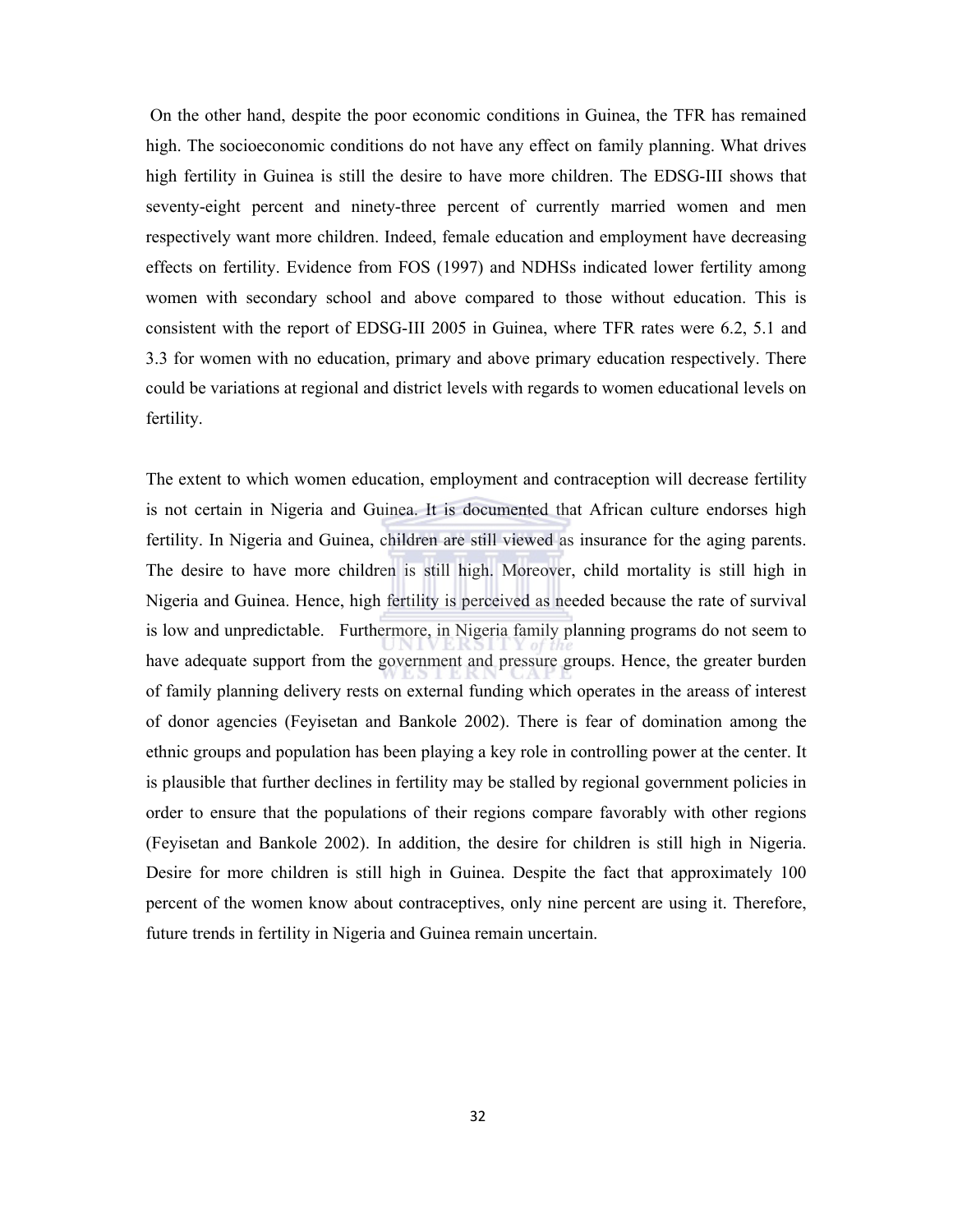On the other hand, despite the poor economic conditions in Guinea, the TFR has remained high. The socioeconomic conditions do not have any effect on family planning. What drives high fertility in Guinea is still the desire to have more children. The EDSG-III shows that seventy-eight percent and ninety-three percent of currently married women and men respectively want more children. Indeed, female education and employment have decreasing effects on fertility. Evidence from FOS (1997) and NDHSs indicated lower fertility among women with secondary school and above compared to those without education. This is consistent with the report of EDSG-III 2005 in Guinea, where TFR rates were 6.2, 5.1 and 3.3 for women with no education, primary and above primary education respectively. There could be variations at regional and district levels with regards to women educational levels on fertility.

The extent to which women education, employment and contraception will decrease fertility is not certain in Nigeria and Guinea. It is documented that African culture endorses high fertility. In Nigeria and Guinea, children are still viewed as insurance for the aging parents. The desire to have more children is still high. Moreover, child mortality is still high in Nigeria and Guinea. Hence, high fertility is perceived as needed because the rate of survival is low and unpredictable. Furthermore, in Nigeria family planning programs do not seem to have adequate support from the government and pressure groups. Hence, the greater burden of family planning delivery rests on external funding which operates in the areass of interest of donor agencies (Feyisetan and Bankole 2002). There is fear of domination among the ethnic groups and population has been playing a key role in controlling power at the center. It is plausible that further declines in fertility may be stalled by regional government policies in order to ensure that the populations of their regions compare favorably with other regions (Feyisetan and Bankole 2002). In addition, the desire for children is still high in Nigeria. Desire for more children is still high in Guinea. Despite the fact that approximately 100 percent of the women know about contraceptives, only nine percent are using it. Therefore, future trends in fertility in Nigeria and Guinea remain uncertain.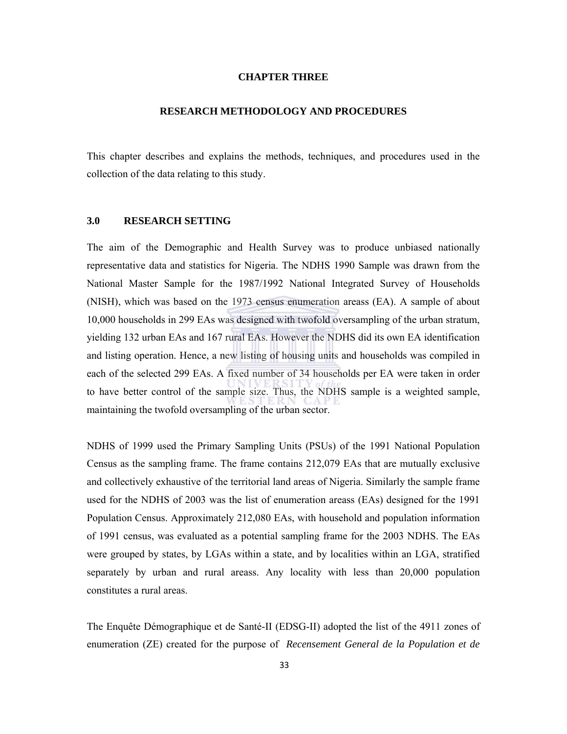# CHAPTER THREE

## RESEARCH METHODOLOGY AND PROCEDURES

This chapter describes and explains the methods, techniques, and procedures used in the collection of the data relating to this study.

### 3.0 RESEARCH SETTING

The aim of the Demographic and Health Survey was to produce unbiased nationally representative data and statistics for Nigeria. The NDHS 1990 Sample was drawn from the National Master Sample for the 1987/1992 National Integrated Survey of Households (NISH), which was based on the 1973 census enumeration areass (EA). A sample of about 10,000 households in 299 EAs was designed with twofold oversampling of the urban stratum, yielding 132 urban EAs and 167 rural EAs. However the NDHS did its own EA identification and listing operation. Hence, a new listing of housing units and households was compiled in each of the selected 299 EAs. A fixed number of 34 households per EA were taken in order to have better control of the sample size. Thus, the NDHS sample is a weighted sample, maintaining the twofold oversampling of the urban sector.

NDHS of 1999 used the Primary Sampling Units (PSUs) of the 1991 National Population Census as the sampling frame. The frame contains 212,079 EAs that are mutually exclusive and collectively exhaustive of the territorial land areas of Nigeria. Similarly the sample frame used for the NDHS of 2003 was the list of enumeration areass (EAs) designed for the 1991 Population Census. Approximately 212,080 EAs, with household and population information of 1991 census, was evaluated as a potential sampling frame for the 2003 NDHS. The EAs were grouped by states, by LGAs within a state, and by localities within an LGA, stratified separately by urban and rural areass. Any locality with less than 20,000 population constitutes a rural areas.

The Enquête Démographique et de Santé-II (EDSG-II) adopted the list of the 4911 zones of enumeration (ZE) created for the purpose of *Recensement General de la Population et de*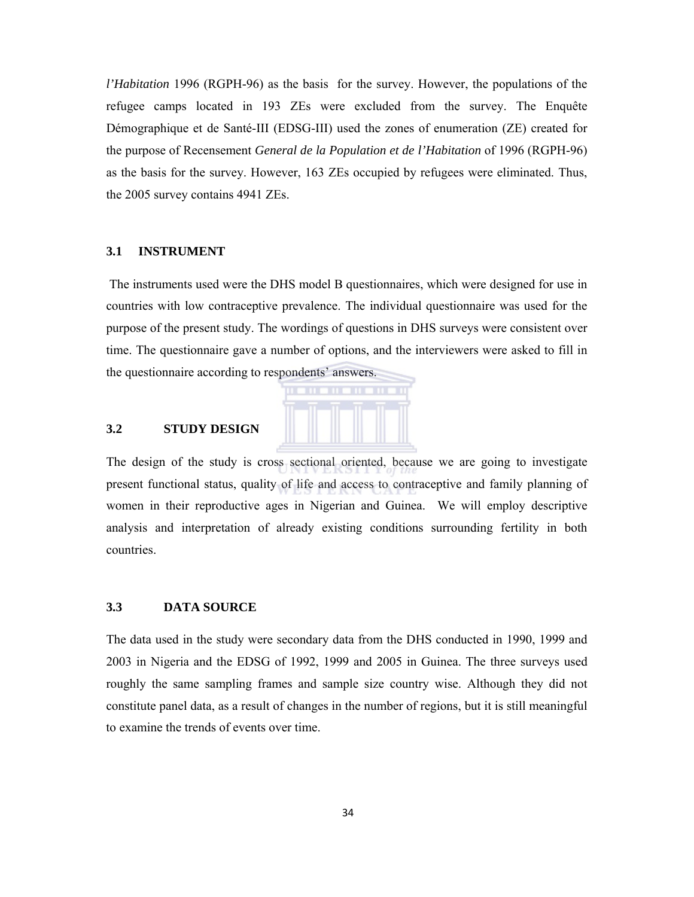*l'Habitation* 1996 (RGPH-96) as the basis for the survey. However, the populations of the refugee camps located in 193 ZEs were excluded from the survey. The Enquête Démographique et de Santé-III (EDSG-III) used the zones of enumeration (ZE) created for the purpose of Recensement *General de la Population et de l'Habitation* of 1996 (RGPH-96) as the basis for the survey. However, 163 ZEs occupied by refugees were eliminated. Thus, the 2005 survey contains 4941 ZEs.

### 3.1 INSTRUMENT

The instruments used were the DHS model B questionnaires, which were designed for use in countries with low contraceptive prevalence. The individual questionnaire was used for the purpose of the present study. The wordings of questions in DHS surveys were consistent over time. The questionnaire gave a number of options, and the interviewers were asked to fill in the questionnaire according to respondents' answers.

### 3.2 STUDY DESIGN

The design of the study is cross sectional oriented, because we are going to investigate present functional status, quality of life and access to contraceptive and family planning of women in their reproductive ages in Nigerian and Guinea. We will employ descriptive analysis and interpretation of already existing conditions surrounding fertility in both countries.

### 3.3 DATA SOURCE

The data used in the study were secondary data from the DHS conducted in 1990, 1999 and 2003 in Nigeria and the EDSG of 1992, 1999 and 2005 in Guinea. The three surveys used roughly the same sampling frames and sample size country wise. Although they did not constitute panel data, as a result of changes in the number of regions, but it is still meaningful to examine the trends of events over time.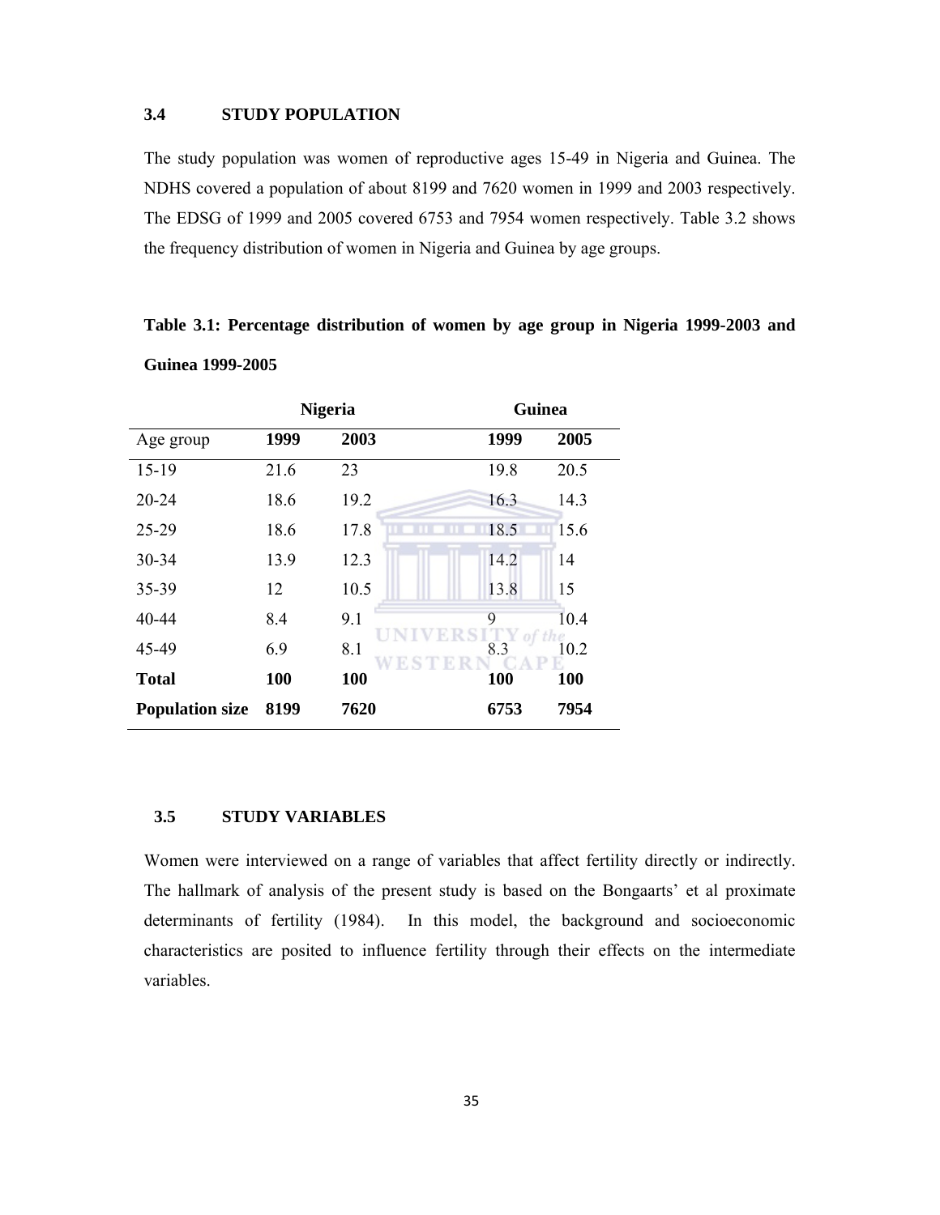### 3.4 STUDY POPULATION

The study population was women of reproductive ages 15-49 in Nigeria and Guinea. The NDHS covered a population of about 8199 and 7620 women in 1999 and 2003 respectively. The EDSG of 1999 and 2005 covered 6753 and 7954 women respectively. Table 3.2 shows the frequency distribution of women in Nigeria and Guinea by age groups.

**Table 3.1: Percentage distribution of women by age group in Nigeria 1999-2003 and Guinea 1999-2005**

| | Nigeria | | Guinea | |
|---|---|---|---|---|
| Age group | **1999** | **2003** | **1999** | **2005** |
| 15-19 | 21.6 | 23 | 19.8 | 20.5 |
| 20-24 | 18.6 | 19.2 | 16.3 | 14.3 |
| 25-29 | 18.6 | 17.8 | 18.5 | 15.6 |
| 30-34 | 13.9 | 12.3 | 14.2 | 14 |
| 35-39 | 12 | 10.5 | 13.8 | 15 |
| 40-44 | 8.4 | 9.1 | 9 | 10.4 |
| 45-49 | 6.9 | 8.1 | 8.3 | 10.2 |
| **Total** | **100** | **100** | **100** | **100** |
| **Population size** | **8199** | **7620** | **6753** | **7954** |

### 3.5 STUDY VARIABLES

Women were interviewed on a range of variables that affect fertility directly or indirectly. The hallmark of analysis of the present study is based on the Bongaarts' et al proximate determinants of fertility (1984). In this model, the background and socioeconomic characteristics are posited to influence fertility through their effects on the intermediate variables.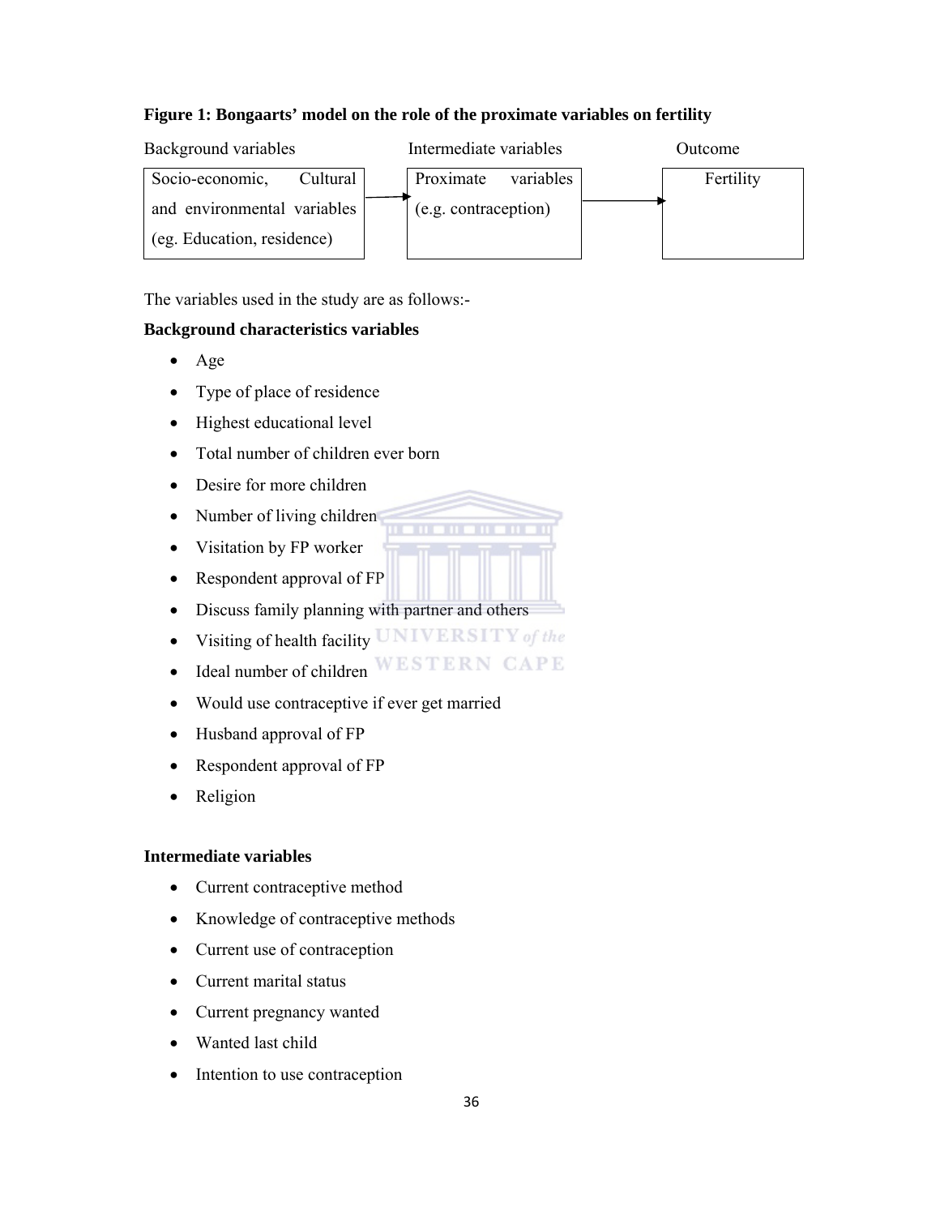**Figure 1: Bongaarts' model on the role of the proximate variables on fertility**

| Background variables | Intermediate variables | Outcome |
|---|---|---|
| Socio-economic, Cultural and environmental variables (eg. Education, residence) → | Proximate variables (e.g. contraception) → | Fertility |

The variables used in the study are as follows:-

**Background characteristics variables**

- Age
- Type of place of residence
- Highest educational level
- Total number of children ever born
- Desire for more children
- Number of living children
- Visitation by FP worker
- Respondent approval of FP
- Discuss family planning with partner and others
- Visiting of health facility
- Ideal number of children
- Would use contraceptive if ever get married
- Husband approval of FP
- Respondent approval of FP
- Religion

**Intermediate variables**

- Current contraceptive method
- Knowledge of contraceptive methods
- Current use of contraception
- Current marital status
- Current pregnancy wanted
- Wanted last child
- Intention to use contraception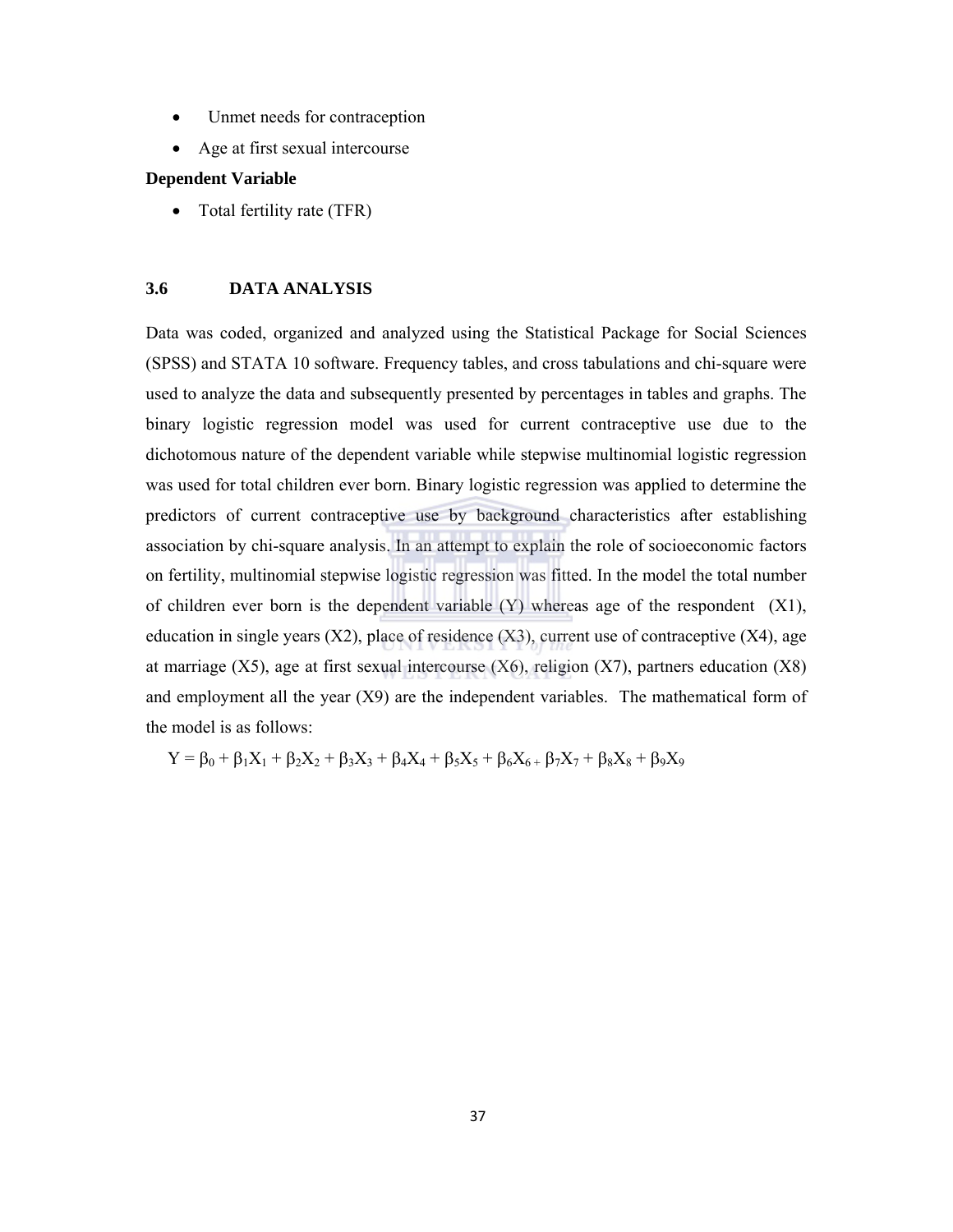- Unmet needs for contraception
- Age at first sexual intercourse

**Dependent Variable**

- Total fertility rate (TFR)

### 3.6 DATA ANALYSIS

Data was coded, organized and analyzed using the Statistical Package for Social Sciences (SPSS) and STATA 10 software. Frequency tables, and cross tabulations and chi-square were used to analyze the data and subsequently presented by percentages in tables and graphs. The binary logistic regression model was used for current contraceptive use due to the dichotomous nature of the dependent variable while stepwise multinomial logistic regression was used for total children ever born. Binary logistic regression was applied to determine the predictors of current contraceptive use by background characteristics after establishing association by chi-square analysis. In an attempt to explain the role of socioeconomic factors on fertility, multinomial stepwise logistic regression was fitted. In the model the total number of children ever born is the dependent variable (Y) whereas age of the respondent (X1), education in single years (X2), place of residence (X3), current use of contraceptive (X4), age at marriage (X5), age at first sexual intercourse (X6), religion (X7), partners education (X8) and employment all the year (X9) are the independent variables. The mathematical form of the model is as follows:

$$Y = \beta_0 + \beta_1X_1 + \beta_2X_2 + \beta_3X_3 + \beta_4X_4 + \beta_5X_5 + \beta_6X_6 + \beta_7X_7 + \beta_8X_8 + \beta_9X_9$$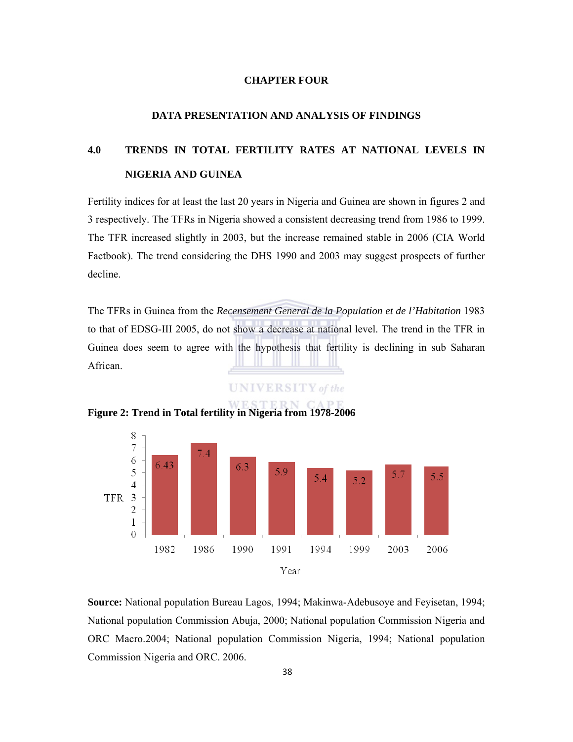# CHAPTER FOUR

## DATA PRESENTATION AND ANALYSIS OF FINDINGS

### 4.0 TRENDS IN TOTAL FERTILITY RATES AT NATIONAL LEVELS IN NIGERIA AND GUINEA

Fertility indices for at least the last 20 years in Nigeria and Guinea are shown in figures 2 and 3 respectively. The TFRs in Nigeria showed a consistent decreasing trend from 1986 to 1999. The TFR increased slightly in 2003, but the increase remained stable in 2006 (CIA World Factbook). The trend considering the DHS 1990 and 2003 may suggest prospects of further decline.

The TFRs in Guinea from the *Recensement General de la Population et de l'Habitation* 1983 to that of EDSG-III 2005, do not show a decrease at national level. The trend in the TFR in Guinea does seem to agree with the hypothesis that fertility is declining in sub Saharan African.

**Figure 2: Trend in Total fertility in Nigeria from 1978-2006**

| Year | TFR |
|---|---|
| 1982 | 6.43 |
| 1986 | 7.4 |
| 1990 | 6.3 |
| 1991 | 5.9 |
| 1994 | 5.4 |
| 1999 | 5.2 |
| 2003 | 5.7 |
| 2006 | 5.5 |

**Source:** National population Bureau Lagos, 1994; Makinwa-Adebusoye and Feyisetan, 1994; National population Commission Abuja, 2000; National population Commission Nigeria and ORC Macro.2004; National population Commission Nigeria, 1994; National population Commission Nigeria and ORC. 2006.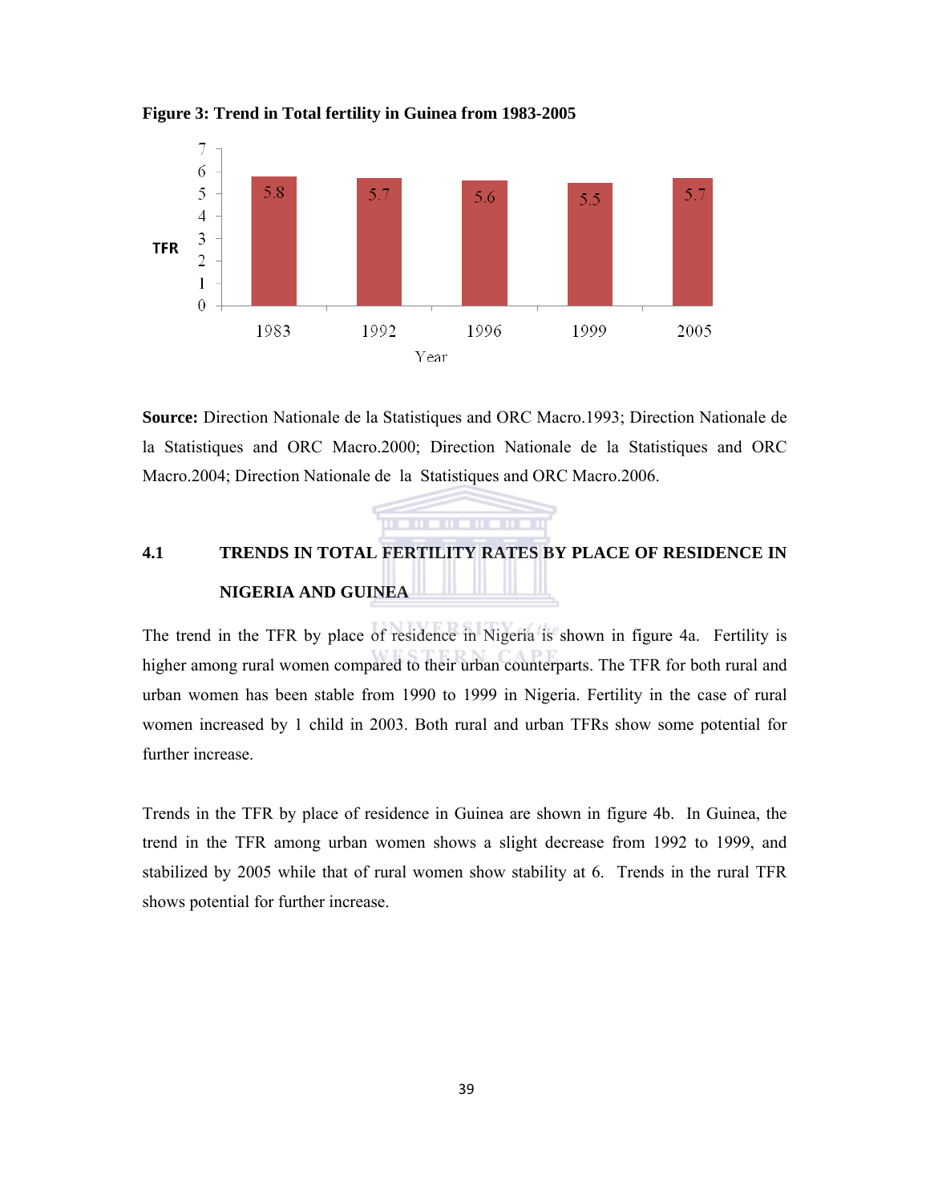**Figure 3: Trend in Total fertility in Guinea from 1983-2005**

| Year | TFR |
|---|---|
| 1983 | 5.8 |
| 1992 | 5.7 |
| 1996 | 5.6 |
| 1999 | 5.5 |
| 2005 | 5.7 |

**Source:** Direction Nationale de la Statistiques and ORC Macro.1993; Direction Nationale de la Statistiques and ORC Macro.2000; Direction Nationale de la Statistiques and ORC Macro.2004; Direction Nationale de la Statistiques and ORC Macro.2006.

## 4.1 TRENDS IN TOTAL FERTILITY RATES BY PLACE OF RESIDENCE IN NIGERIA AND GUINEA

The trend in the TFR by place of residence in Nigeria is shown in figure 4a. Fertility is higher among rural women compared to their urban counterparts. The TFR for both rural and urban women has been stable from 1990 to 1999 in Nigeria. Fertility in the case of rural women increased by 1 child in 2003. Both rural and urban TFRs show some potential for further increase.

Trends in the TFR by place of residence in Guinea are shown in figure 4b. In Guinea, the trend in the TFR among urban women shows a slight decrease from 1992 to 1999, and stabilized by 2005 while that of rural women show stability at 6. Trends in the rural TFR shows potential for further increase.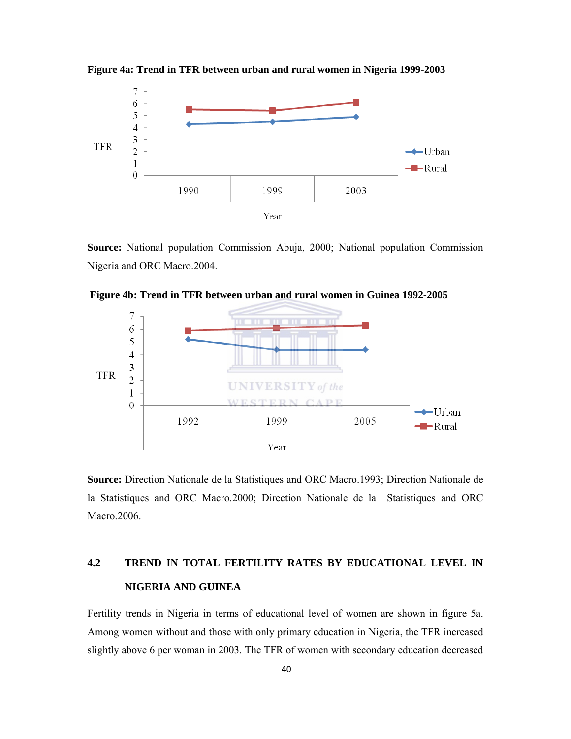**Figure 4a: Trend in TFR between urban and rural women in Nigeria 1999-2003**

**Source:** National population Commission Abuja, 2000; National population Commission Nigeria and ORC Macro.2004.

**Figure 4b: Trend in TFR between urban and rural women in Guinea 1992-2005**

**Source:** Direction Nationale de la Statistiques and ORC Macro.1993; Direction Nationale de la Statistiques and ORC Macro.2000; Direction Nationale de la Statistiques and ORC Macro.2006.

## 4.2 TREND IN TOTAL FERTILITY RATES BY EDUCATIONAL LEVEL IN NIGERIA AND GUINEA

Fertility trends in Nigeria in terms of educational level of women are shown in figure 5a. Among women without and those with only primary education in Nigeria, the TFR increased slightly above 6 per woman in 2003. The TFR of women with secondary education decreased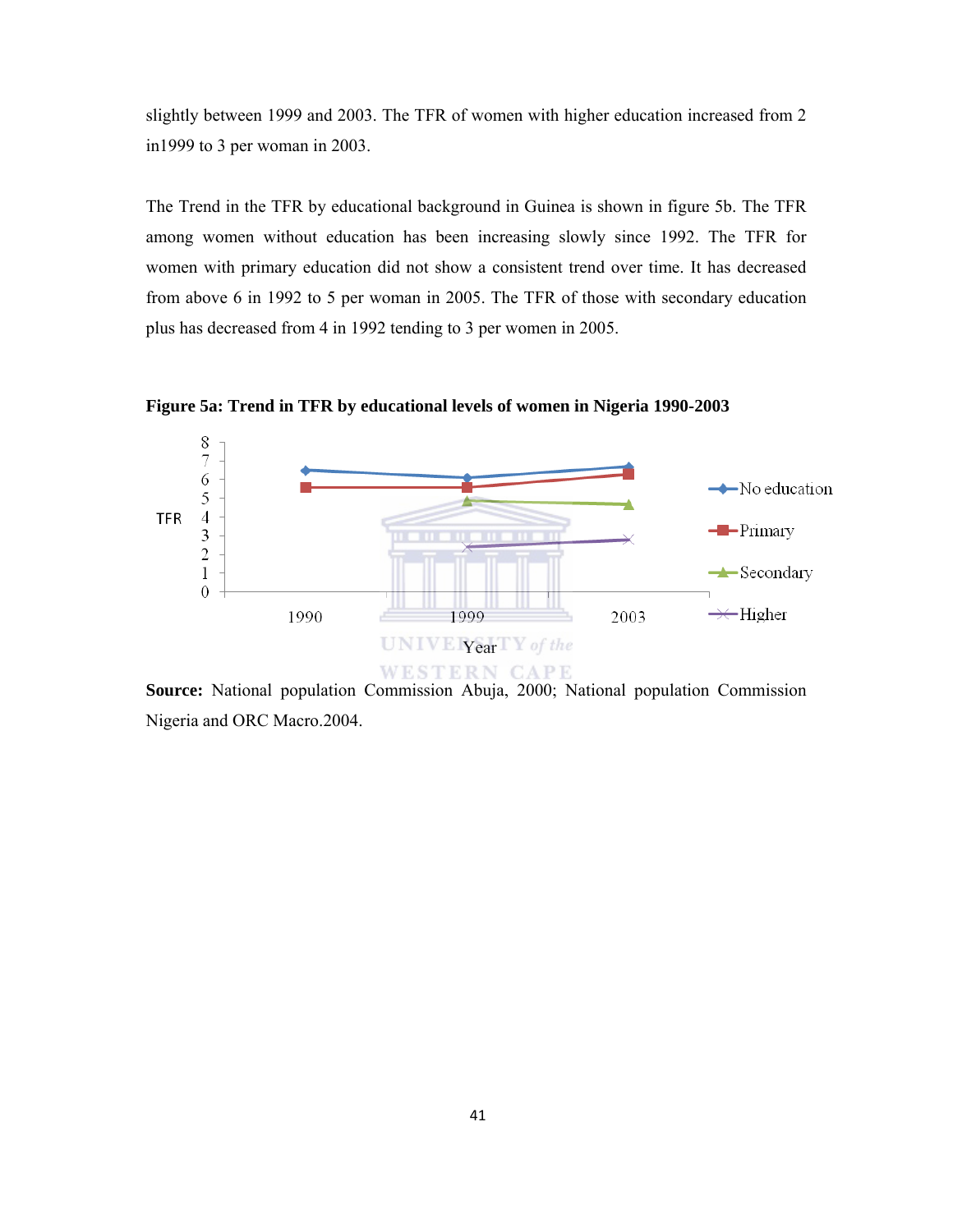slightly between 1999 and 2003. The TFR of women with higher education increased from 2 in1999 to 3 per woman in 2003.

The Trend in the TFR by educational background in Guinea is shown in figure 5b. The TFR among women without education has been increasing slowly since 1992. The TFR for women with primary education did not show a consistent trend over time. It has decreased from above 6 in 1992 to 5 per woman in 2005. The TFR of those with secondary education plus has decreased from 4 in 1992 tending to 3 per women in 2005.

**Figure 5a: Trend in TFR by educational levels of women in Nigeria 1990-2003**

**Source:** National population Commission Abuja, 2000; National population Commission Nigeria and ORC Macro.2004.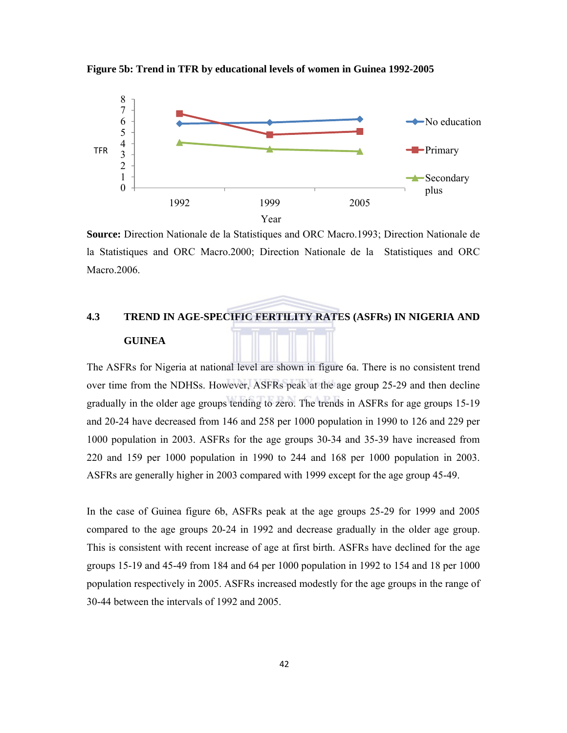**Figure 5b: Trend in TFR by educational levels of women in Guinea 1992-2005**

**Source:** Direction Nationale de la Statistiques and ORC Macro.1993; Direction Nationale de la Statistiques and ORC Macro.2000; Direction Nationale de la Statistiques and ORC Macro.2006.

## 4.3 TREND IN AGE-SPECIFIC FERTILITY RATES (ASFRs) IN NIGERIA AND GUINEA

The ASFRs for Nigeria at national level are shown in figure 6a. There is no consistent trend over time from the NDHSs. However, ASFRs peak at the age group 25-29 and then decline gradually in the older age groups tending to zero. The trends in ASFRs for age groups 15-19 and 20-24 have decreased from 146 and 258 per 1000 population in 1990 to 126 and 229 per 1000 population in 2003. ASFRs for the age groups 30-34 and 35-39 have increased from 220 and 159 per 1000 population in 1990 to 244 and 168 per 1000 population in 2003. ASFRs are generally higher in 2003 compared with 1999 except for the age group 45-49.

In the case of Guinea figure 6b, ASFRs peak at the age groups 25-29 for 1999 and 2005 compared to the age groups 20-24 in 1992 and decrease gradually in the older age group. This is consistent with recent increase of age at first birth. ASFRs have declined for the age groups 15-19 and 45-49 from 184 and 64 per 1000 population in 1992 to 154 and 18 per 1000 population respectively in 2005. ASFRs increased modestly for the age groups in the range of 30-44 between the intervals of 1992 and 2005.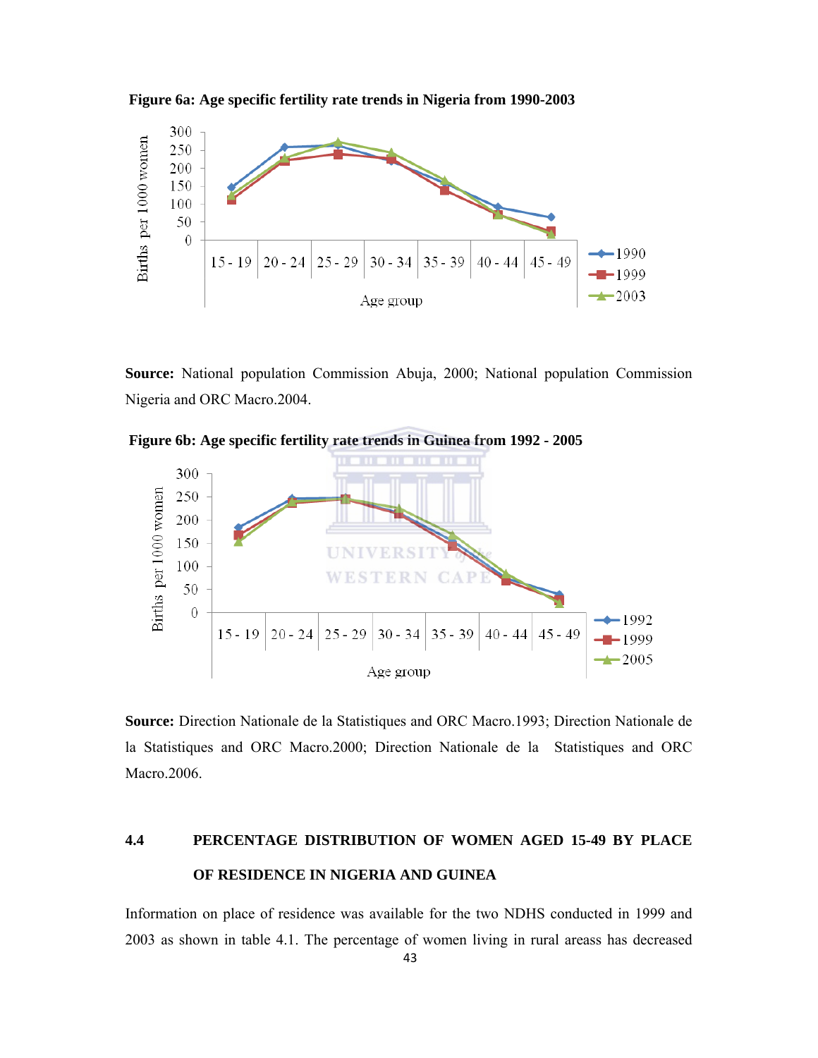**Figure 6a: Age specific fertility rate trends in Nigeria from 1990-2003**

**Source:** National population Commission Abuja, 2000; National population Commission Nigeria and ORC Macro.2004.

**Figure 6b: Age specific fertility rate trends in Guinea from 1992 - 2005**

**Source:** Direction Nationale de la Statistiques and ORC Macro.1993; Direction Nationale de la Statistiques and ORC Macro.2000; Direction Nationale de la Statistiques and ORC Macro.2006.

## 4.4 PERCENTAGE DISTRIBUTION OF WOMEN AGED 15-49 BY PLACE OF RESIDENCE IN NIGERIA AND GUINEA

Information on place of residence was available for the two NDHS conducted in 1999 and 2003 as shown in table 4.1. The percentage of women living in rural areass has decreased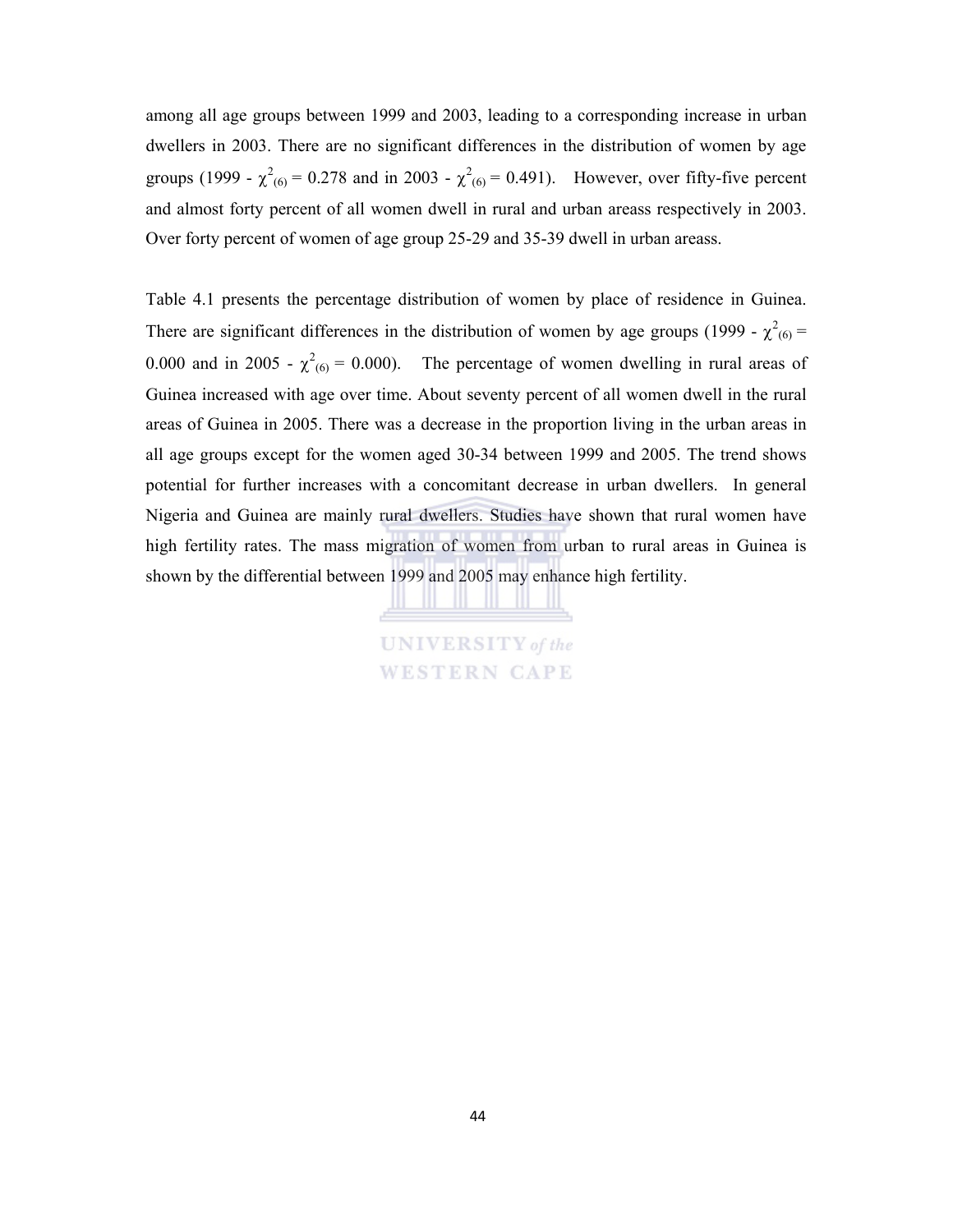among all age groups between 1999 and 2003, leading to a corresponding increase in urban dwellers in 2003. There are no significant differences in the distribution of women by age groups (1999 - $\chi^2_{(6)} = 0.278$ and in 2003 - $\chi^2_{(6)} = 0.491$). However, over fifty-five percent and almost forty percent of all women dwell in rural and urban areass respectively in 2003. Over forty percent of women of age group 25-29 and 35-39 dwell in urban areass.

Table 4.1 presents the percentage distribution of women by place of residence in Guinea. There are significant differences in the distribution of women by age groups (1999 - $\chi^2_{(6)} = 0.000$ and in 2005 - $\chi^2_{(6)} = 0.000$). The percentage of women dwelling in rural areas of Guinea increased with age over time. About seventy percent of all women dwell in the rural areas of Guinea in 2005. There was a decrease in the proportion living in the urban areas in all age groups except for the women aged 30-34 between 1999 and 2005. The trend shows potential for further increases with a concomitant decrease in urban dwellers. In general Nigeria and Guinea are mainly rural dwellers. Studies have shown that rural women have high fertility rates. The mass migration of women from urban to rural areas in Guinea is shown by the differential between 1999 and 2005 may enhance high fertility.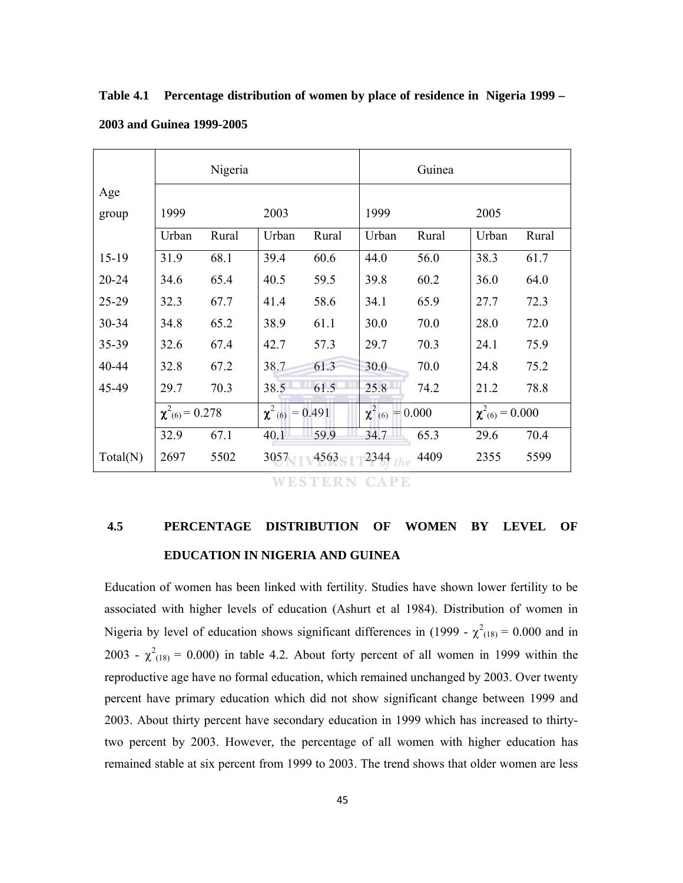**Table 4.1 Percentage distribution of women by place of residence in Nigeria 1999 – 2003 and Guinea 1999-2005**

| Age group | Nigeria | | | | Guinea | | | |
|---|---|---|---|---|---|---|---|---|
| | 1999 | | 2003 | | 1999 | | 2005 | |
| | Urban | Rural | Urban | Rural | Urban | Rural | Urban | Rural |
| 15-19 | 31.9 | 68.1 | 39.4 | 60.6 | 44.0 | 56.0 | 38.3 | 61.7 |
| 20-24 | 34.6 | 65.4 | 40.5 | 59.5 | 39.8 | 60.2 | 36.0 | 64.0 |
| 25-29 | 32.3 | 67.7 | 41.4 | 58.6 | 34.1 | 65.9 | 27.7 | 72.3 |
| 30-34 | 34.8 | 65.2 | 38.9 | 61.1 | 30.0 | 70.0 | 28.0 | 72.0 |
| 35-39 | 32.6 | 67.4 | 42.7 | 57.3 | 29.7 | 70.3 | 24.1 | 75.9 |
| 40-44 | 32.8 | 67.2 | 38.7 | 61.3 | 30.0 | 70.0 | 24.8 | 75.2 |
| 45-49 | 29.7 | 70.3 | 38.5 | 61.5 | 25.8 | 74.2 | 21.2 | 78.8 |
| | $\chi^2_{(6)} = 0.278$ | | $\chi^2_{(6)} = 0.491$ | | $\chi^2_{(6)} = 0.000$ | | $\chi^2_{(6)} = 0.000$ | |
| | 32.9 | 67.1 | 40.1 | 59.9 | 34.7 | 65.3 | 29.6 | 70.4 |
| Total(N) | 2697 | 5502 | 3057 | 4563 | 2344 | 4409 | 2355 | 5599 |

## 4.5 PERCENTAGE DISTRIBUTION OF WOMEN BY LEVEL OF EDUCATION IN NIGERIA AND GUINEA

Education of women has been linked with fertility. Studies have shown lower fertility to be associated with higher levels of education (Ashurt et al 1984). Distribution of women in Nigeria by level of education shows significant differences in (1999 - $\chi^2_{(18)} = 0.000$ and in 2003 - $\chi^2_{(18)} = 0.000$) in table 4.2. About forty percent of all women in 1999 within the reproductive age have no formal education, which remained unchanged by 2003. Over twenty percent have primary education which did not show significant change between 1999 and 2003. About thirty percent have secondary education in 1999 which has increased to thirty-two percent by 2003. However, the percentage of all women with higher education has remained stable at six percent from 1999 to 2003. The trend shows that older women are less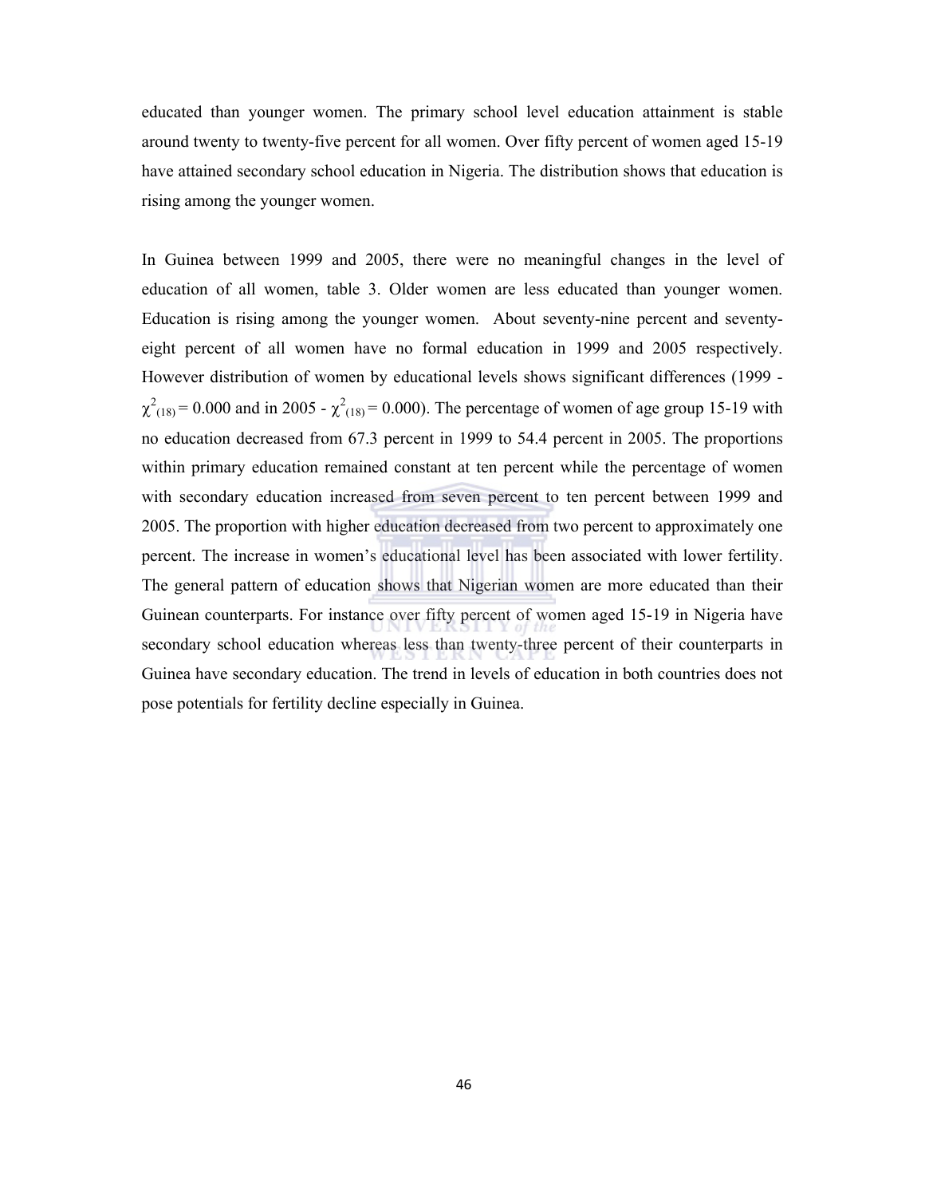educated than younger women. The primary school level education attainment is stable around twenty to twenty-five percent for all women. Over fifty percent of women aged 15-19 have attained secondary school education in Nigeria. The distribution shows that education is rising among the younger women.

In Guinea between 1999 and 2005, there were no meaningful changes in the level of education of all women, table 3. Older women are less educated than younger women. Education is rising among the younger women. About seventy-nine percent and seventy-eight percent of all women have no formal education in 1999 and 2005 respectively. However distribution of women by educational levels shows significant differences (1999 - $\chi^2_{(18)} = 0.000$ and in 2005 - $\chi^2_{(18)} = 0.000$). The percentage of women of age group 15-19 with no education decreased from 67.3 percent in 1999 to 54.4 percent in 2005. The proportions within primary education remained constant at ten percent while the percentage of women with secondary education increased from seven percent to ten percent between 1999 and 2005. The proportion with higher education decreased from two percent to approximately one percent. The increase in women's educational level has been associated with lower fertility. The general pattern of education shows that Nigerian women are more educated than their Guinean counterparts. For instance over fifty percent of women aged 15-19 in Nigeria have secondary school education whereas less than twenty-three percent of their counterparts in Guinea have secondary education. The trend in levels of education in both countries does not pose potentials for fertility decline especially in Guinea.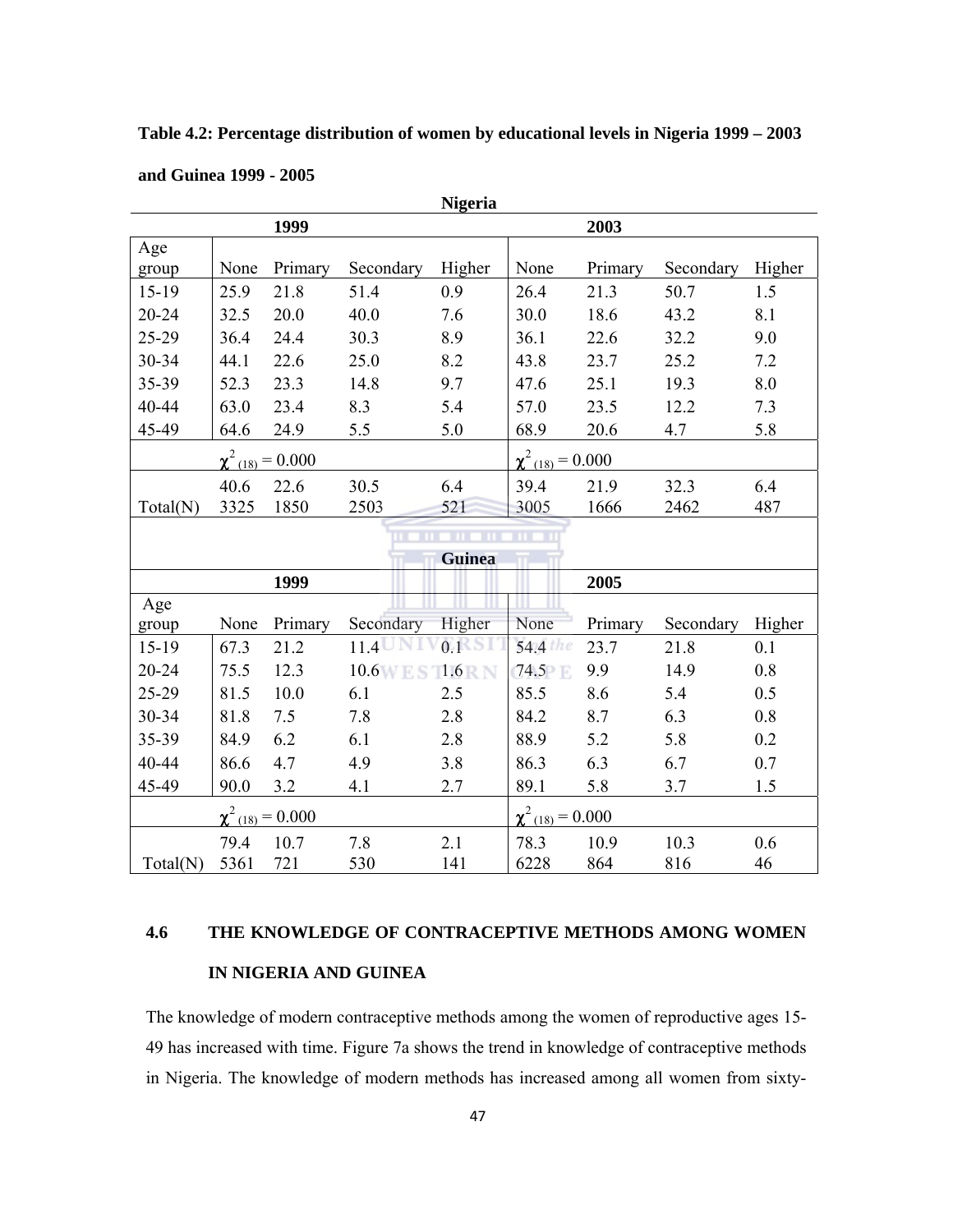**Table 4.2: Percentage distribution of women by educational levels in Nigeria 1999 – 2003 and Guinea 1999 - 2005**

| | | | Nigeria | | | | | |
|---|---|---|---|---|---|---|---|---|
| | 1999 | | | | 2003 | | | |
| Age group | None | Primary | Secondary | Higher | None | Primary | Secondary | Higher |
| 15-19 | 25.9 | 21.8 | 51.4 | 0.9 | 26.4 | 21.3 | 50.7 | 1.5 |
| 20-24 | 32.5 | 20.0 | 40.0 | 7.6 | 30.0 | 18.6 | 43.2 | 8.1 |
| 25-29 | 36.4 | 24.4 | 30.3 | 8.9 | 36.1 | 22.6 | 32.2 | 9.0 |
| 30-34 | 44.1 | 22.6 | 25.0 | 8.2 | 43.8 | 23.7 | 25.2 | 7.2 |
| 35-39 | 52.3 | 23.3 | 14.8 | 9.7 | 47.6 | 25.1 | 19.3 | 8.0 |
| 40-44 | 63.0 | 23.4 | 8.3 | 5.4 | 57.0 | 23.5 | 12.2 | 7.3 |
| 45-49 | 64.6 | 24.9 | 5.5 | 5.0 | 68.9 | 20.6 | 4.7 | 5.8 |
| | $\chi^2_{(18)} = 0.000$ | | | | $\chi^2_{(18)} = 0.000$ | | | |
| | 40.6 | 22.6 | 30.5 | 6.4 | 39.4 | 21.9 | 32.3 | 6.4 |
| Total(N) | 3325 | 1850 | 2503 | 521 | 3005 | 1666 | 2462 | 487 |
| | | | Guinea | | | | | |
| | 1999 | | | | 2005 | | | |
| Age group | None | Primary | Secondary | Higher | None | Primary | Secondary | Higher |
| 15-19 | 67.3 | 21.2 | 11.4 | 0.1 | 54.4 | 23.7 | 21.8 | 0.1 |
| 20-24 | 75.5 | 12.3 | 10.6 | 1.6 | 74.5 | 9.9 | 14.9 | 0.8 |
| 25-29 | 81.5 | 10.0 | 6.1 | 2.5 | 85.5 | 8.6 | 5.4 | 0.5 |
| 30-34 | 81.8 | 7.5 | 7.8 | 2.8 | 84.2 | 8.7 | 6.3 | 0.8 |
| 35-39 | 84.9 | 6.2 | 6.1 | 2.8 | 88.9 | 5.2 | 5.8 | 0.2 |
| 40-44 | 86.6 | 4.7 | 4.9 | 3.8 | 86.3 | 6.3 | 6.7 | 0.7 |
| 45-49 | 90.0 | 3.2 | 4.1 | 2.7 | 89.1 | 5.8 | 3.7 | 1.5 |
| | $\chi^2_{(18)} = 0.000$ | | | | $\chi^2_{(18)} = 0.000$ | | | |
| | 79.4 | 10.7 | 7.8 | 2.1 | 78.3 | 10.9 | 10.3 | 0.6 |
| Total(N) | 5361 | 721 | 530 | 141 | 6228 | 864 | 816 | 46 |

## 4.6 THE KNOWLEDGE OF CONTRACEPTIVE METHODS AMONG WOMEN IN NIGERIA AND GUINEA

The knowledge of modern contraceptive methods among the women of reproductive ages 15-49 has increased with time. Figure 7a shows the trend in knowledge of contraceptive methods in Nigeria. The knowledge of modern methods has increased among all women from sixty-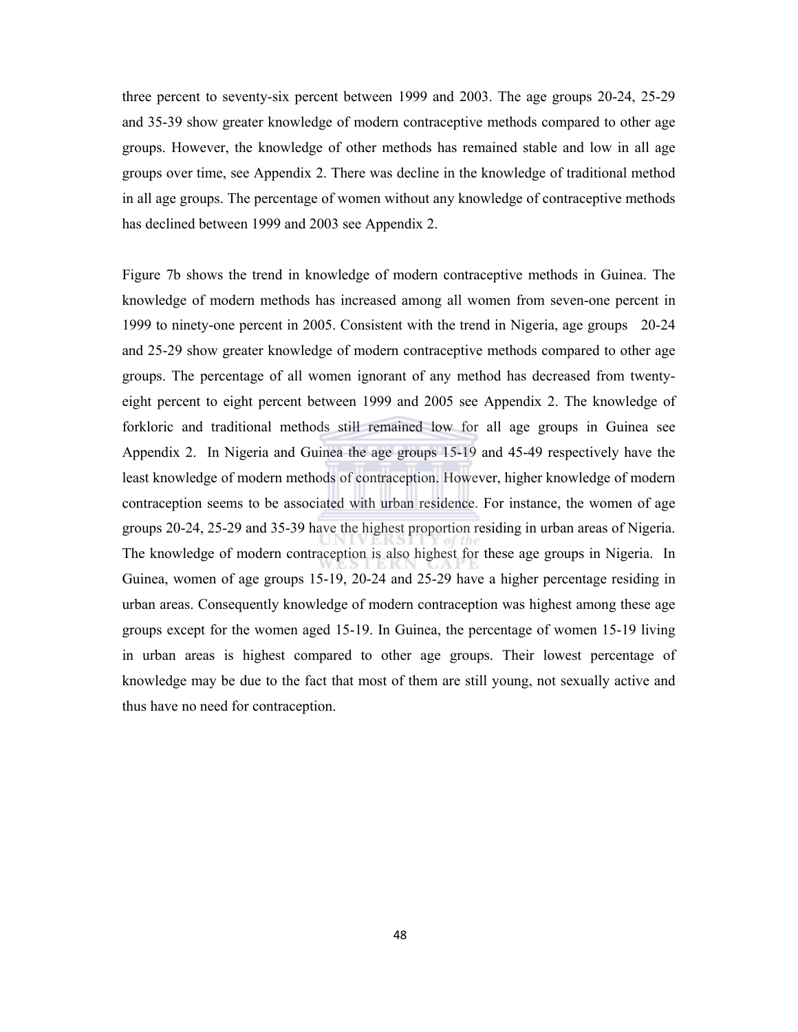three percent to seventy-six percent between 1999 and 2003. The age groups 20-24, 25-29 and 35-39 show greater knowledge of modern contraceptive methods compared to other age groups. However, the knowledge of other methods has remained stable and low in all age groups over time, see Appendix 2. There was decline in the knowledge of traditional method in all age groups. The percentage of women without any knowledge of contraceptive methods has declined between 1999 and 2003 see Appendix 2.

Figure 7b shows the trend in knowledge of modern contraceptive methods in Guinea. The knowledge of modern methods has increased among all women from seven-one percent in 1999 to ninety-one percent in 2005. Consistent with the trend in Nigeria, age groups 20-24 and 25-29 show greater knowledge of modern contraceptive methods compared to other age groups. The percentage of all women ignorant of any method has decreased from twenty-eight percent to eight percent between 1999 and 2005 see Appendix 2. The knowledge of forkloric and traditional methods still remained low for all age groups in Guinea see Appendix 2. In Nigeria and Guinea the age groups 15-19 and 45-49 respectively have the least knowledge of modern methods of contraception. However, higher knowledge of modern contraception seems to be associated with urban residence. For instance, the women of age groups 20-24, 25-29 and 35-39 have the highest proportion residing in urban areas of Nigeria. The knowledge of modern contraception is also highest for these age groups in Nigeria. In Guinea, women of age groups 15-19, 20-24 and 25-29 have a higher percentage residing in urban areas. Consequently knowledge of modern contraception was highest among these age groups except for the women aged 15-19. In Guinea, the percentage of women 15-19 living in urban areas is highest compared to other age groups. Their lowest percentage of knowledge may be due to the fact that most of them are still young, not sexually active and thus have no need for contraception.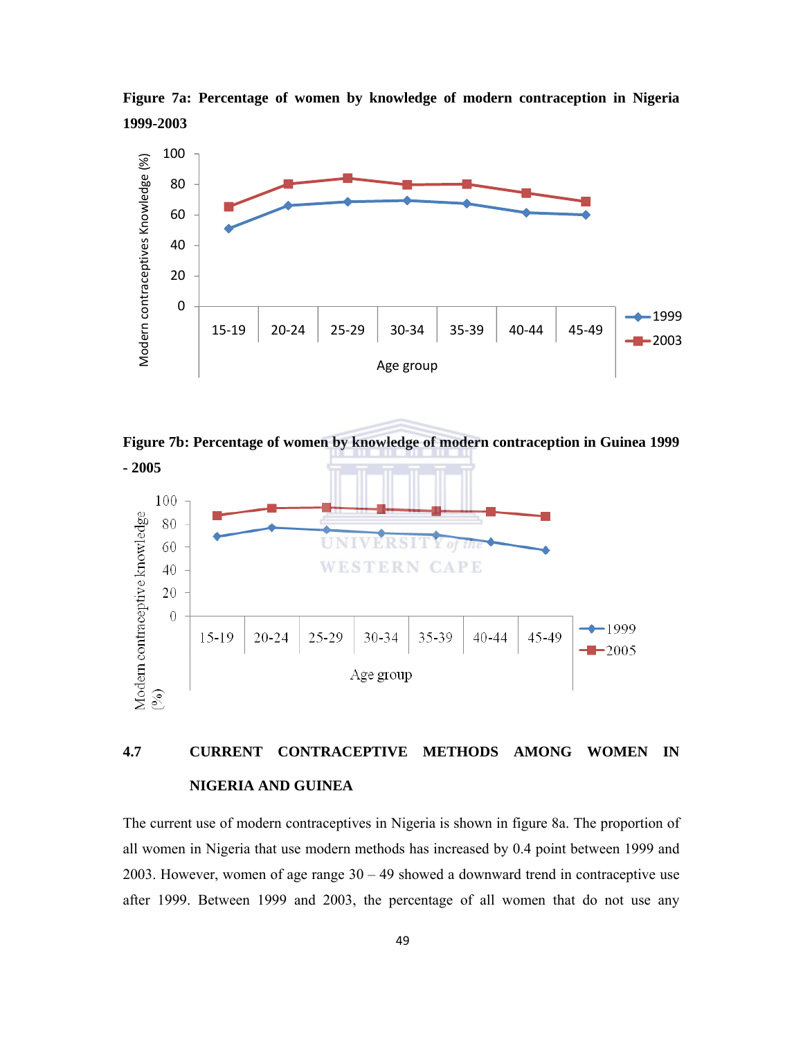**Figure 7a: Percentage of women by knowledge of modern contraception in Nigeria 1999-2003**

**Figure 7b: Percentage of women by knowledge of modern contraception in Guinea 1999 - 2005**

## 4.7 CURRENT CONTRACEPTIVE METHODS AMONG WOMEN IN NIGERIA AND GUINEA

The current use of modern contraceptives in Nigeria is shown in figure 8a. The proportion of all women in Nigeria that use modern methods has increased by 0.4 point between 1999 and 2003. However, women of age range 30 – 49 showed a downward trend in contraceptive use after 1999. Between 1999 and 2003, the percentage of all women that do not use any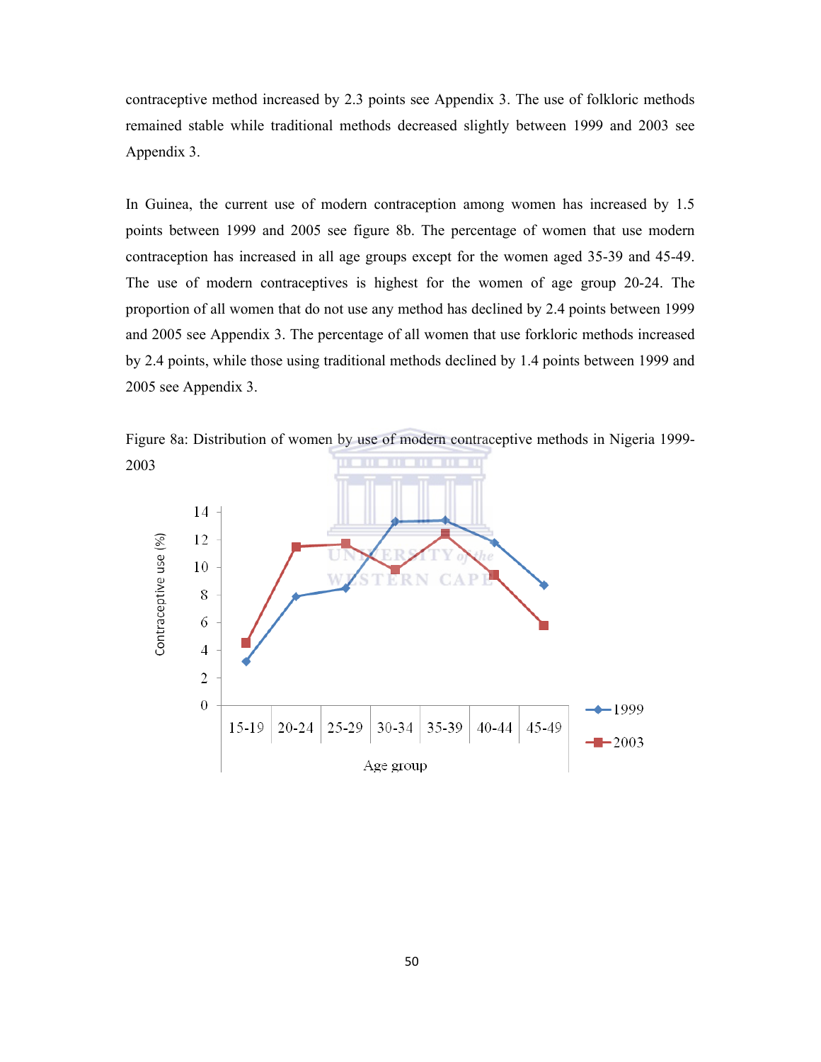contraceptive method increased by 2.3 points see Appendix 3. The use of folkloric methods remained stable while traditional methods decreased slightly between 1999 and 2003 see Appendix 3.

In Guinea, the current use of modern contraception among women has increased by 1.5 points between 1999 and 2005 see figure 8b. The percentage of women that use modern contraception has increased in all age groups except for the women aged 35-39 and 45-49. The use of modern contraceptives is highest for the women of age group 20-24. The proportion of all women that do not use any method has declined by 2.4 points between 1999 and 2005 see Appendix 3. The percentage of all women that use forkloric methods increased by 2.4 points, while those using traditional methods declined by 1.4 points between 1999 and 2005 see Appendix 3.

Figure 8a: Distribution of women by use of modern contraceptive methods in Nigeria 1999-2003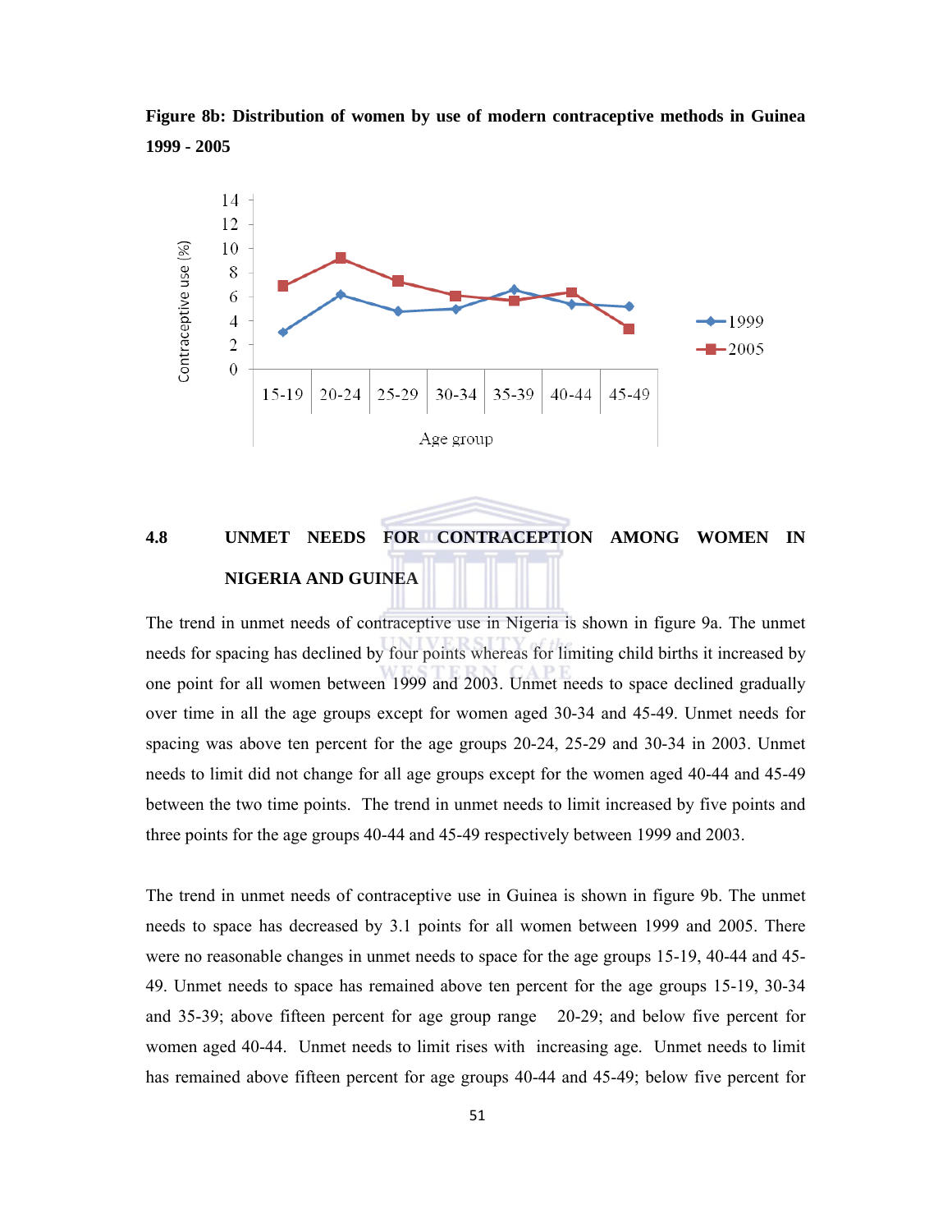**Figure 8b: Distribution of women by use of modern contraceptive methods in Guinea 1999 - 2005**

## 4.8 UNMET NEEDS FOR CONTRACEPTION AMONG WOMEN IN NIGERIA AND GUINEA

The trend in unmet needs of contraceptive use in Nigeria is shown in figure 9a. The unmet needs for spacing has declined by four points whereas for limiting child births it increased by one point for all women between 1999 and 2003. Unmet needs to space declined gradually over time in all the age groups except for women aged 30-34 and 45-49. Unmet needs for spacing was above ten percent for the age groups 20-24, 25-29 and 30-34 in 2003. Unmet needs to limit did not change for all age groups except for the women aged 40-44 and 45-49 between the two time points. The trend in unmet needs to limit increased by five points and three points for the age groups 40-44 and 45-49 respectively between 1999 and 2003.

The trend in unmet needs of contraceptive use in Guinea is shown in figure 9b. The unmet needs to space has decreased by 3.1 points for all women between 1999 and 2005. There were no reasonable changes in unmet needs to space for the age groups 15-19, 40-44 and 45-49. Unmet needs to space has remained above ten percent for the age groups 15-19, 30-34 and 35-39; above fifteen percent for age group range 20-29; and below five percent for women aged 40-44. Unmet needs to limit rises with increasing age. Unmet needs to limit has remained above fifteen percent for age groups 40-44 and 45-49; below five percent for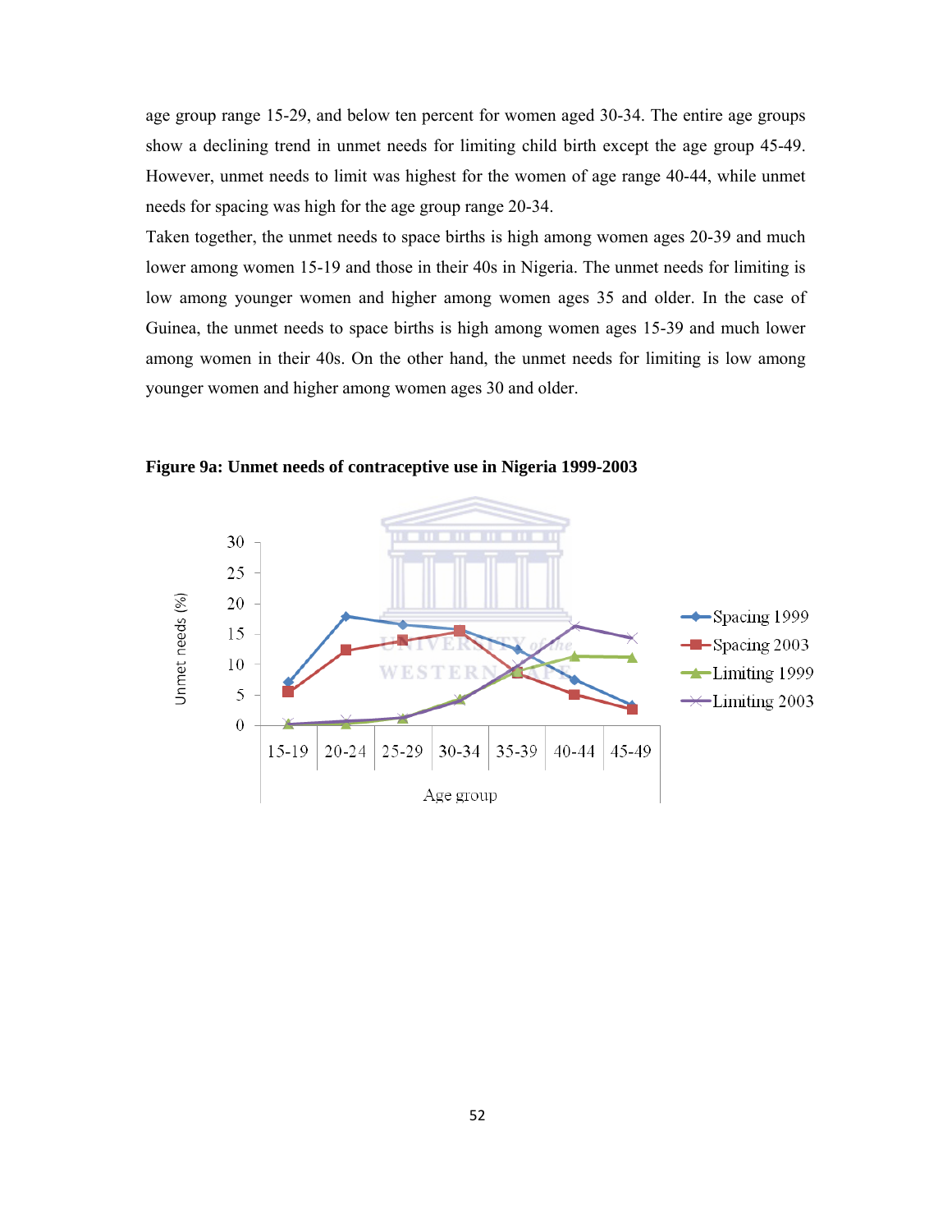age group range 15-29, and below ten percent for women aged 30-34. The entire age groups show a declining trend in unmet needs for limiting child birth except the age group 45-49. However, unmet needs to limit was highest for the women of age range 40-44, while unmet needs for spacing was high for the age group range 20-34.

Taken together, the unmet needs to space births is high among women ages 20-39 and much lower among women 15-19 and those in their 40s in Nigeria. The unmet needs for limiting is low among younger women and higher among women ages 35 and older. In the case of Guinea, the unmet needs to space births is high among women ages 15-39 and much lower among women in their 40s. On the other hand, the unmet needs for limiting is low among younger women and higher among women ages 30 and older.

**Figure 9a: Unmet needs of contraceptive use in Nigeria 1999-2003**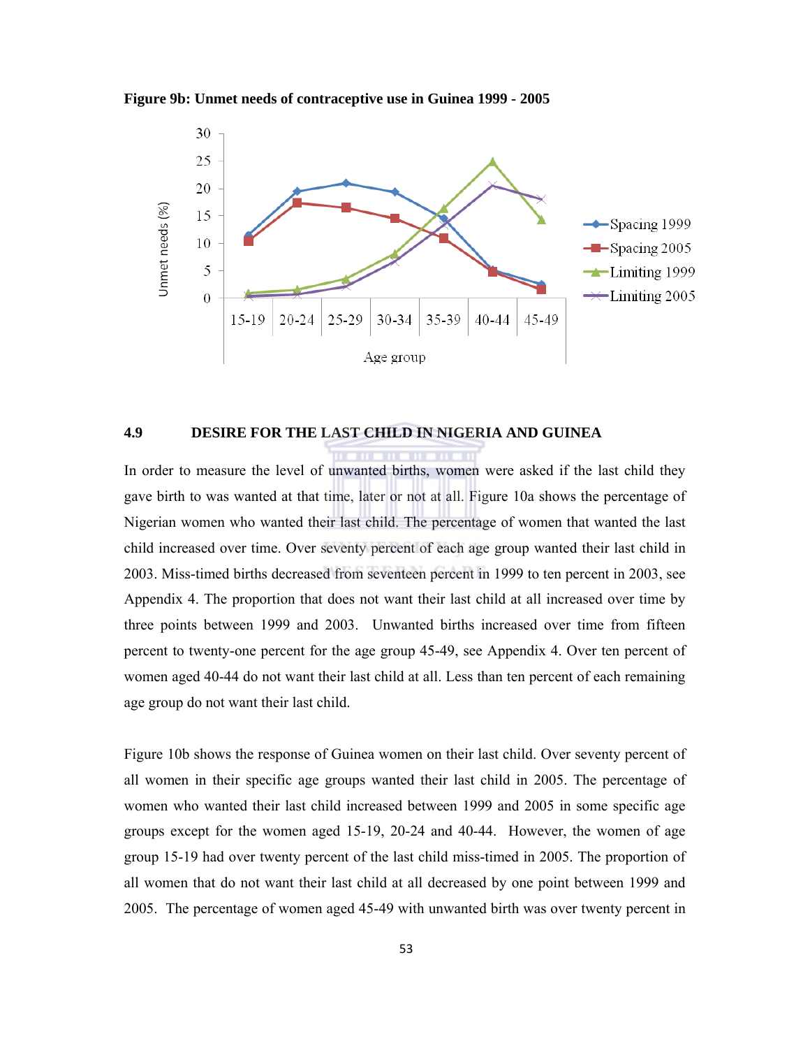**Figure 9b: Unmet needs of contraceptive use in Guinea 1999 - 2005**

## 4.9 DESIRE FOR THE LAST CHILD IN NIGERIA AND GUINEA

In order to measure the level of unwanted births, women were asked if the last child they gave birth to was wanted at that time, later or not at all. Figure 10a shows the percentage of Nigerian women who wanted their last child. The percentage of women that wanted the last child increased over time. Over seventy percent of each age group wanted their last child in 2003. Miss-timed births decreased from seventeen percent in 1999 to ten percent in 2003, see Appendix 4. The proportion that does not want their last child at all increased over time by three points between 1999 and 2003. Unwanted births increased over time from fifteen percent to twenty-one percent for the age group 45-49, see Appendix 4. Over ten percent of women aged 40-44 do not want their last child at all. Less than ten percent of each remaining age group do not want their last child.

Figure 10b shows the response of Guinea women on their last child. Over seventy percent of all women in their specific age groups wanted their last child in 2005. The percentage of women who wanted their last child increased between 1999 and 2005 in some specific age groups except for the women aged 15-19, 20-24 and 40-44. However, the women of age group 15-19 had over twenty percent of the last child miss-timed in 2005. The proportion of all women that do not want their last child at all decreased by one point between 1999 and 2005. The percentage of women aged 45-49 with unwanted birth was over twenty percent in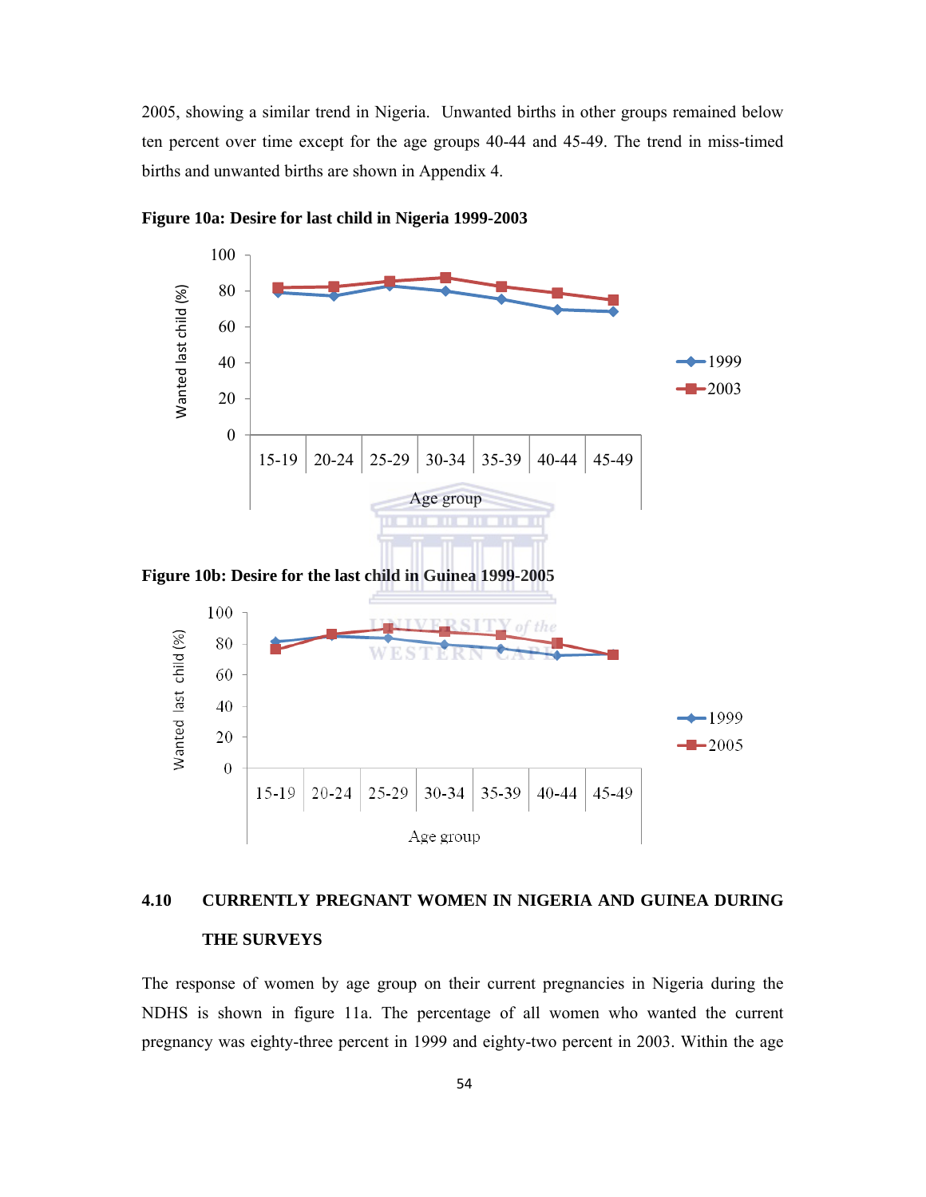2005, showing a similar trend in Nigeria. Unwanted births in other groups remained below ten percent over time except for the age groups 40-44 and 45-49. The trend in miss-timed births and unwanted births are shown in Appendix 4.

**Figure 10a: Desire for last child in Nigeria 1999-2003**

**Figure 10b: Desire for the last child in Guinea 1999-2005**

### 4.10 CURRENTLY PREGNANT WOMEN IN NIGERIA AND GUINEA DURING THE SURVEYS

The response of women by age group on their current pregnancies in Nigeria during the NDHS is shown in figure 11a. The percentage of all women who wanted the current pregnancy was eighty-three percent in 1999 and eighty-two percent in 2003. Within the age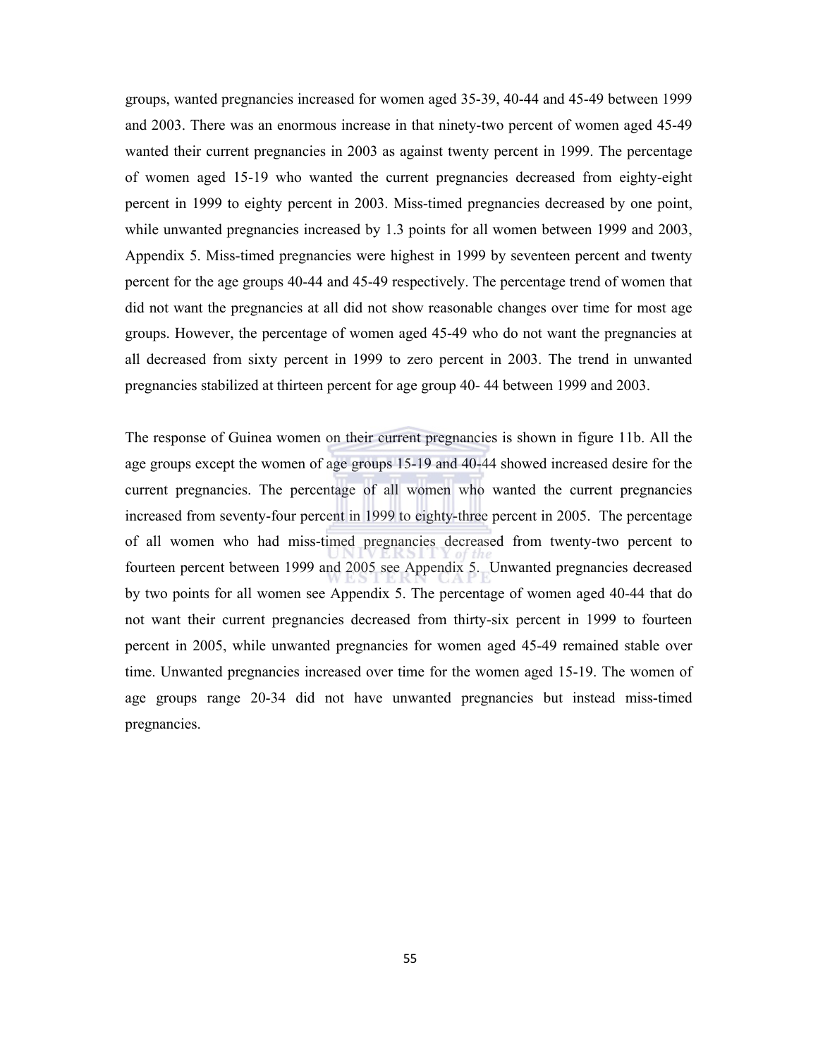groups, wanted pregnancies increased for women aged 35-39, 40-44 and 45-49 between 1999 and 2003. There was an enormous increase in that ninety-two percent of women aged 45-49 wanted their current pregnancies in 2003 as against twenty percent in 1999. The percentage of women aged 15-19 who wanted the current pregnancies decreased from eighty-eight percent in 1999 to eighty percent in 2003. Miss-timed pregnancies decreased by one point, while unwanted pregnancies increased by 1.3 points for all women between 1999 and 2003, Appendix 5. Miss-timed pregnancies were highest in 1999 by seventeen percent and twenty percent for the age groups 40-44 and 45-49 respectively. The percentage trend of women that did not want the pregnancies at all did not show reasonable changes over time for most age groups. However, the percentage of women aged 45-49 who do not want the pregnancies at all decreased from sixty percent in 1999 to zero percent in 2003. The trend in unwanted pregnancies stabilized at thirteen percent for age group 40- 44 between 1999 and 2003.

The response of Guinea women on their current pregnancies is shown in figure 11b. All the age groups except the women of age groups 15-19 and 40-44 showed increased desire for the current pregnancies. The percentage of all women who wanted the current pregnancies increased from seventy-four percent in 1999 to eighty-three percent in 2005. The percentage of all women who had miss-timed pregnancies decreased from twenty-two percent to fourteen percent between 1999 and 2005 see Appendix 5. Unwanted pregnancies decreased by two points for all women see Appendix 5. The percentage of women aged 40-44 that do not want their current pregnancies decreased from thirty-six percent in 1999 to fourteen percent in 2005, while unwanted pregnancies for women aged 45-49 remained stable over time. Unwanted pregnancies increased over time for the women aged 15-19. The women of age groups range 20-34 did not have unwanted pregnancies but instead miss-timed pregnancies.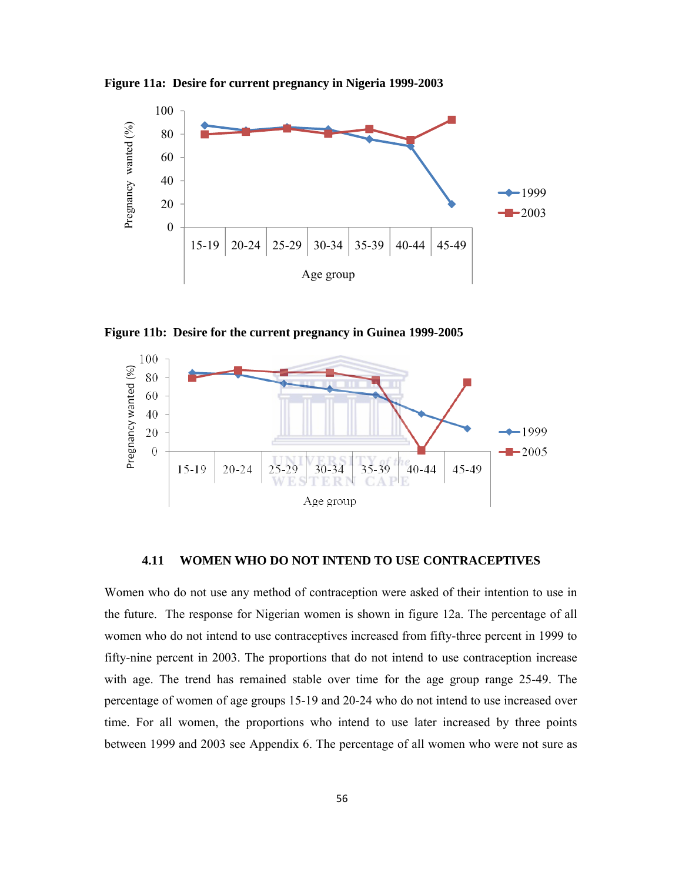**Figure 11a: Desire for current pregnancy in Nigeria 1999-2003**

**Figure 11b: Desire for the current pregnancy in Guinea 1999-2005**

### 4.11 WOMEN WHO DO NOT INTEND TO USE CONTRACEPTIVES

Women who do not use any method of contraception were asked of their intention to use in the future. The response for Nigerian women is shown in figure 12a. The percentage of all women who do not intend to use contraceptives increased from fifty-three percent in 1999 to fifty-nine percent in 2003. The proportions that do not intend to use contraception increase with age. The trend has remained stable over time for the age group range 25-49. The percentage of women of age groups 15-19 and 20-24 who do not intend to use increased over time. For all women, the proportions who intend to use later increased by three points between 1999 and 2003 see Appendix 6. The percentage of all women who were not sure as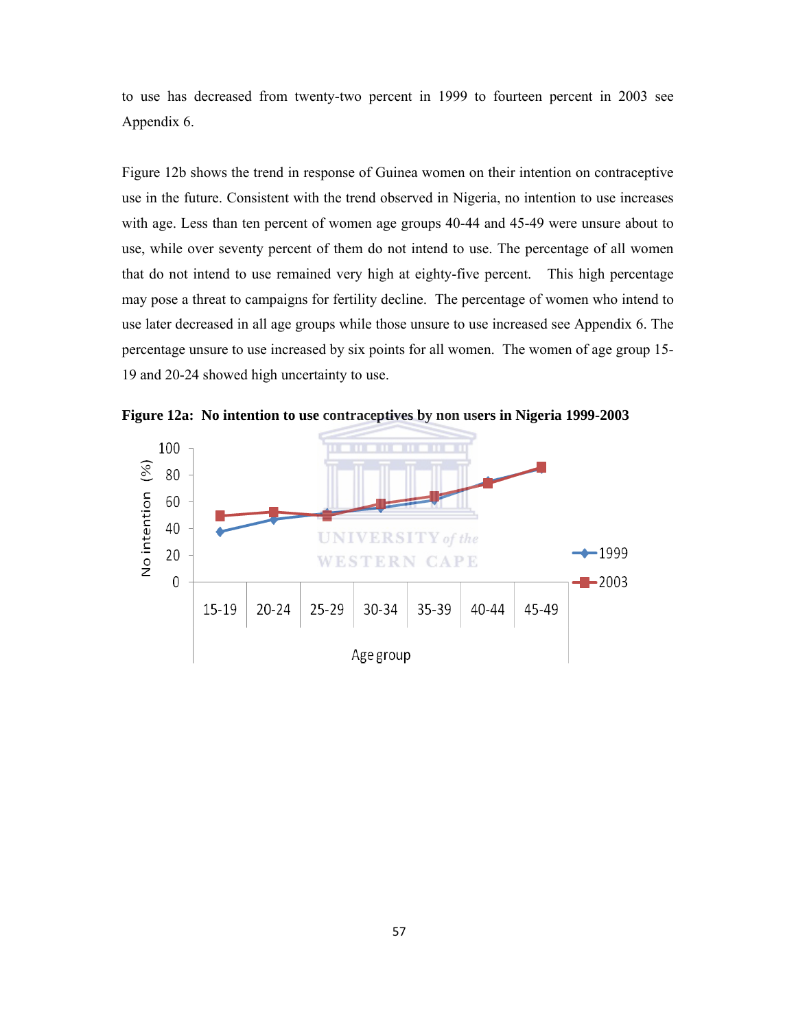to use has decreased from twenty-two percent in 1999 to fourteen percent in 2003 see Appendix 6.

Figure 12b shows the trend in response of Guinea women on their intention on contraceptive use in the future. Consistent with the trend observed in Nigeria, no intention to use increases with age. Less than ten percent of women age groups 40-44 and 45-49 were unsure about to use, while over seventy percent of them do not intend to use. The percentage of all women that do not intend to use remained very high at eighty-five percent. This high percentage may pose a threat to campaigns for fertility decline. The percentage of women who intend to use later decreased in all age groups while those unsure to use increased see Appendix 6. The percentage unsure to use increased by six points for all women. The women of age group 15-19 and 20-24 showed high uncertainty to use.

**Figure 12a: No intention to use contraceptives by non users in Nigeria 1999-2003**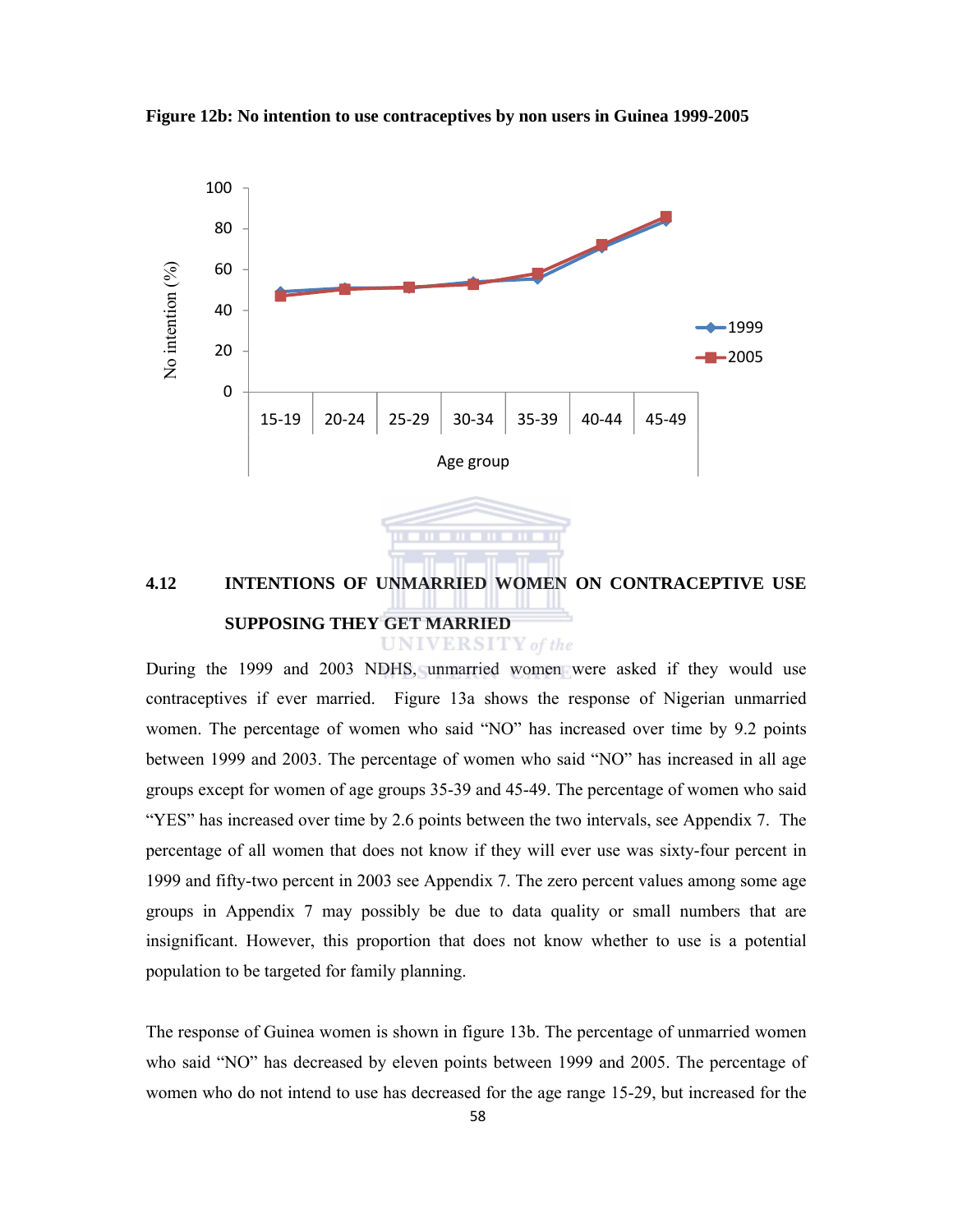**Figure 12b: No intention to use contraceptives by non users in Guinea 1999-2005**

### 4.12 INTENTIONS OF UNMARRIED WOMEN ON CONTRACEPTIVE USE SUPPOSING THEY GET MARRIED

During the 1999 and 2003 NDHS, unmarried women were asked if they would use contraceptives if ever married. Figure 13a shows the response of Nigerian unmarried women. The percentage of women who said "NO" has increased over time by 9.2 points between 1999 and 2003. The percentage of women who said "NO" has increased in all age groups except for women of age groups 35-39 and 45-49. The percentage of women who said "YES" has increased over time by 2.6 points between the two intervals, see Appendix 7. The percentage of all women that does not know if they will ever use was sixty-four percent in 1999 and fifty-two percent in 2003 see Appendix 7. The zero percent values among some age groups in Appendix 7 may possibly be due to data quality or small numbers that are insignificant. However, this proportion that does not know whether to use is a potential population to be targeted for family planning.

The response of Guinea women is shown in figure 13b. The percentage of unmarried women who said "NO" has decreased by eleven points between 1999 and 2005. The percentage of women who do not intend to use has decreased for the age range 15-29, but increased for the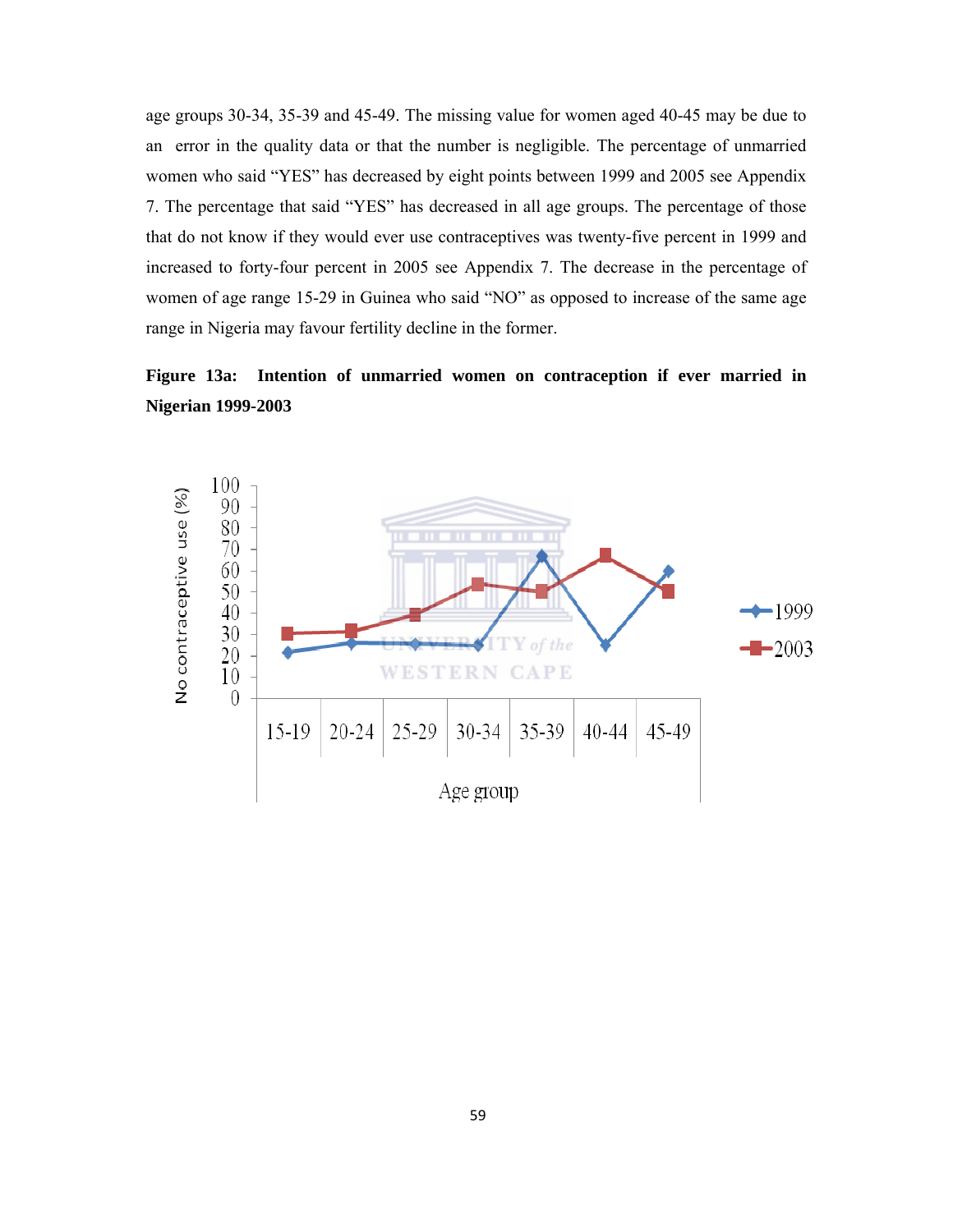age groups 30-34, 35-39 and 45-49. The missing value for women aged 40-45 may be due to an error in the quality data or that the number is negligible. The percentage of unmarried women who said "YES" has decreased by eight points between 1999 and 2005 see Appendix 7. The percentage that said "YES" has decreased in all age groups. The percentage of those that do not know if they would ever use contraceptives was twenty-five percent in 1999 and increased to forty-four percent in 2005 see Appendix 7. The decrease in the percentage of women of age range 15-29 in Guinea who said "NO" as opposed to increase of the same age range in Nigeria may favour fertility decline in the former.

**Figure 13a: Intention of unmarried women on contraception if ever married in Nigerian 1999-2003**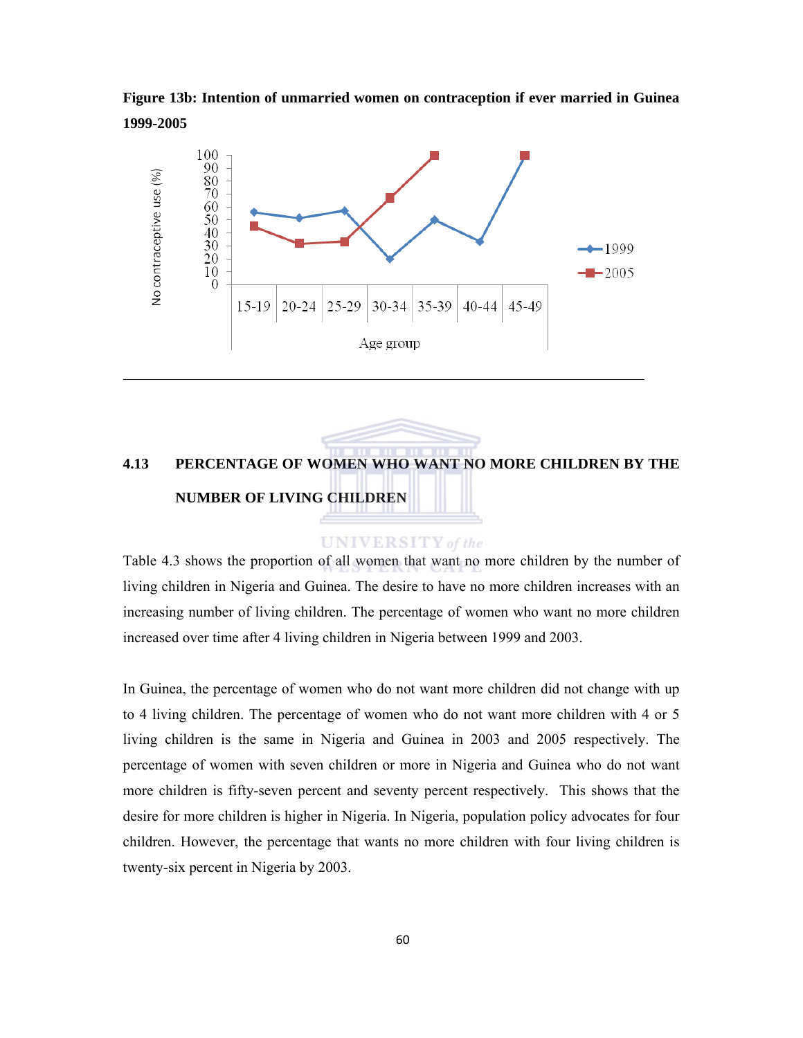**Figure 13b: Intention of unmarried women on contraception if ever married in Guinea 1999-2005**

## 4.13 PERCENTAGE OF WOMEN WHO WANT NO MORE CHILDREN BY THE NUMBER OF LIVING CHILDREN

Table 4.3 shows the proportion of all women that want no more children by the number of living children in Nigeria and Guinea. The desire to have no more children increases with an increasing number of living children. The percentage of women who want no more children increased over time after 4 living children in Nigeria between 1999 and 2003.

In Guinea, the percentage of women who do not want more children did not change with up to 4 living children. The percentage of women who do not want more children with 4 or 5 living children is the same in Nigeria and Guinea in 2003 and 2005 respectively. The percentage of women with seven children or more in Nigeria and Guinea who do not want more children is fifty-seven percent and seventy percent respectively. This shows that the desire for more children is higher in Nigeria. In Nigeria, population policy advocates for four children. However, the percentage that wants no more children with four living children is twenty-six percent in Nigeria by 2003.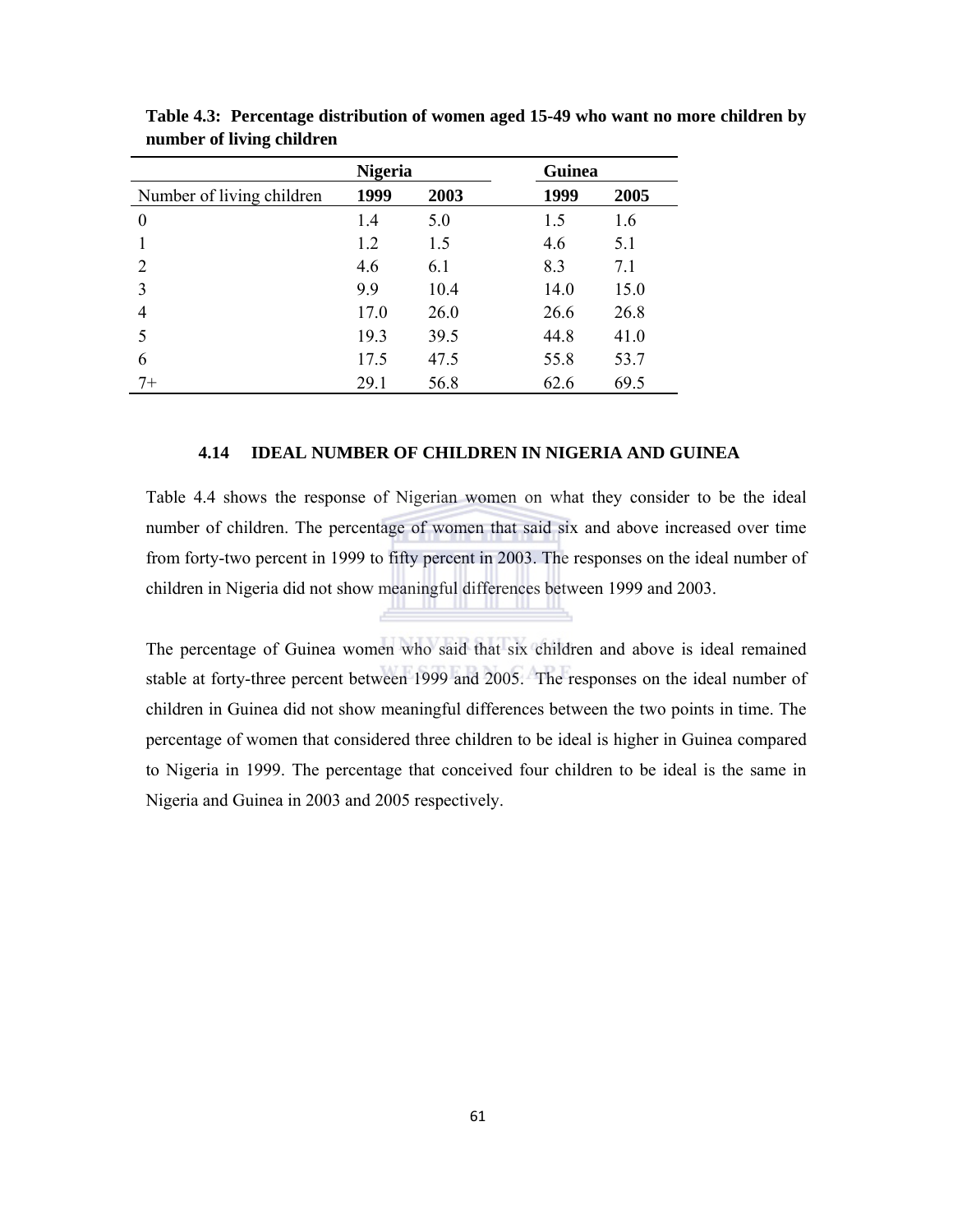**Table 4.3: Percentage distribution of women aged 15-49 who want no more children by number of living children**

| | Nigeria | | Guinea | |
|---|---|---|---|---|
| Number of living children | **1999** | **2003** | **1999** | **2005** |
| 0 | 1.4 | 5.0 | 1.5 | 1.6 |
| 1 | 1.2 | 1.5 | 4.6 | 5.1 |
| 2 | 4.6 | 6.1 | 8.3 | 7.1 |
| 3 | 9.9 | 10.4 | 14.0 | 15.0 |
| 4 | 17.0 | 26.0 | 26.6 | 26.8 |
| 5 | 19.3 | 39.5 | 44.8 | 41.0 |
| 6 | 17.5 | 47.5 | 55.8 | 53.7 |
| 7+ | 29.1 | 56.8 | 62.6 | 69.5 |

### 4.14 IDEAL NUMBER OF CHILDREN IN NIGERIA AND GUINEA

Table 4.4 shows the response of Nigerian women on what they consider to be the ideal number of children. The percentage of women that said six and above increased over time from forty-two percent in 1999 to fifty percent in 2003. The responses on the ideal number of children in Nigeria did not show meaningful differences between 1999 and 2003.

The percentage of Guinea women who said that six children and above is ideal remained stable at forty-three percent between 1999 and 2005. The responses on the ideal number of children in Guinea did not show meaningful differences between the two points in time. The percentage of women that considered three children to be ideal is higher in Guinea compared to Nigeria in 1999. The percentage that conceived four children to be ideal is the same in Nigeria and Guinea in 2003 and 2005 respectively.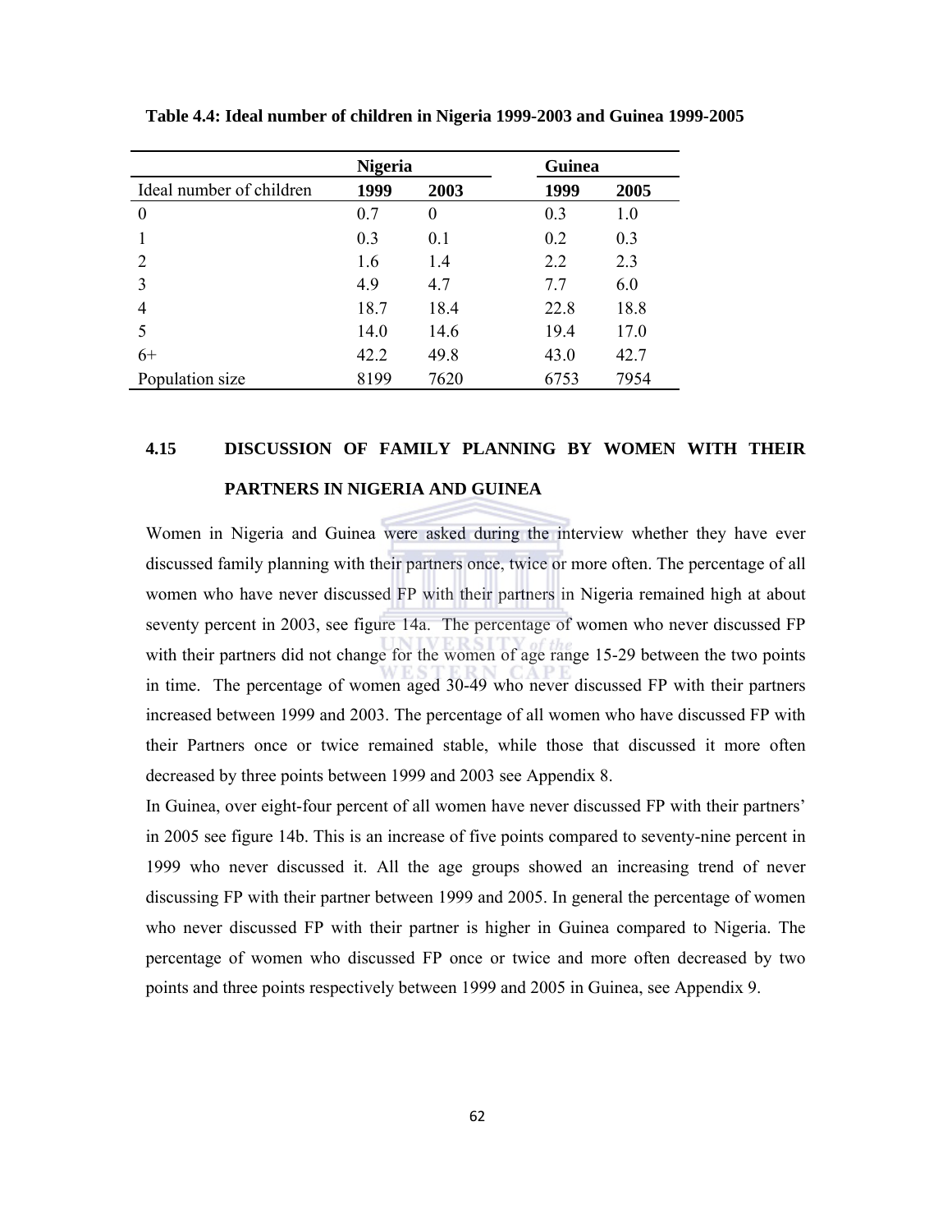**Table 4.4: Ideal number of children in Nigeria 1999-2003 and Guinea 1999-2005**

| | Nigeria | | Guinea | |
|---|---|---|---|---|
| Ideal number of children | **1999** | **2003** | **1999** | **2005** |
| 0 | 0.7 | 0 | 0.3 | 1.0 |
| 1 | 0.3 | 0.1 | 0.2 | 0.3 |
| 2 | 1.6 | 1.4 | 2.2 | 2.3 |
| 3 | 4.9 | 4.7 | 7.7 | 6.0 |
| 4 | 18.7 | 18.4 | 22.8 | 18.8 |
| 5 | 14.0 | 14.6 | 19.4 | 17.0 |
| 6+ | 42.2 | 49.8 | 43.0 | 42.7 |
| Population size | 8199 | 7620 | 6753 | 7954 |

## 4.15 DISCUSSION OF FAMILY PLANNING BY WOMEN WITH THEIR PARTNERS IN NIGERIA AND GUINEA

Women in Nigeria and Guinea were asked during the interview whether they have ever discussed family planning with their partners once, twice or more often. The percentage of all women who have never discussed FP with their partners in Nigeria remained high at about seventy percent in 2003, see figure 14a. The percentage of women who never discussed FP with their partners did not change for the women of age range 15-29 between the two points in time. The percentage of women aged 30-49 who never discussed FP with their partners increased between 1999 and 2003. The percentage of all women who have discussed FP with their Partners once or twice remained stable, while those that discussed it more often decreased by three points between 1999 and 2003 see Appendix 8.

In Guinea, over eight-four percent of all women have never discussed FP with their partners' in 2005 see figure 14b. This is an increase of five points compared to seventy-nine percent in 1999 who never discussed it. All the age groups showed an increasing trend of never discussing FP with their partner between 1999 and 2005. In general the percentage of women who never discussed FP with their partner is higher in Guinea compared to Nigeria. The percentage of women who discussed FP once or twice and more often decreased by two points and three points respectively between 1999 and 2005 in Guinea, see Appendix 9.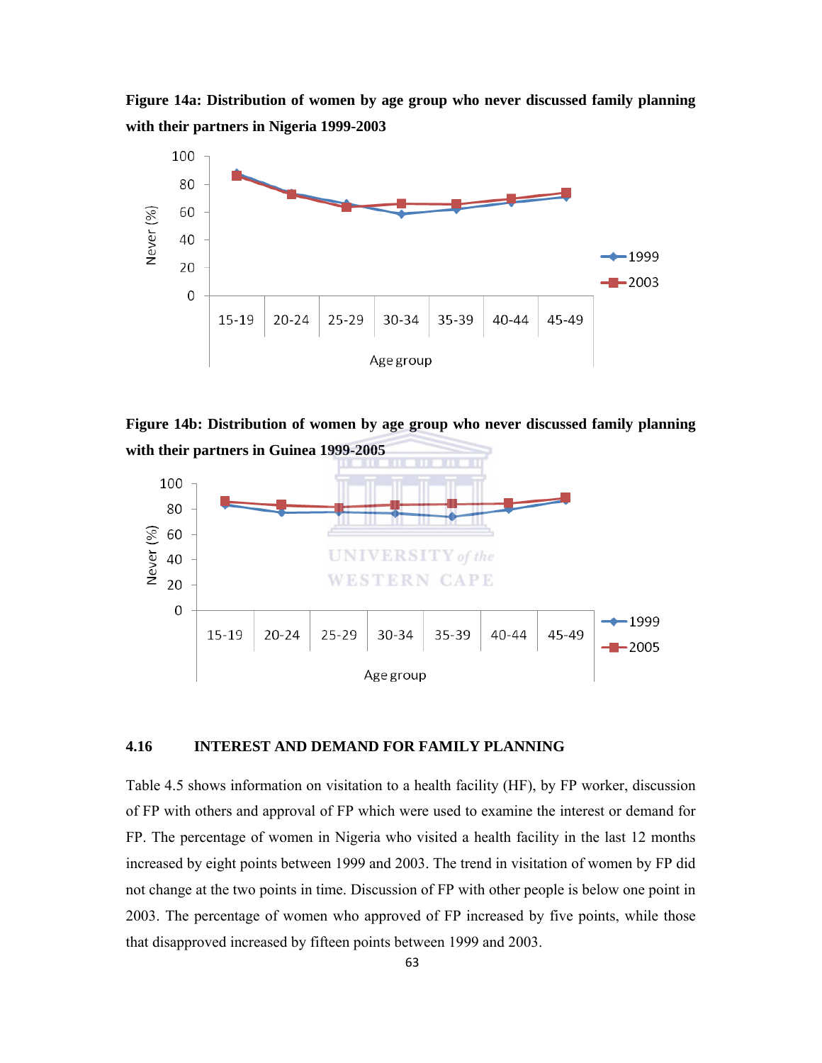**Figure 14a: Distribution of women by age group who never discussed family planning with their partners in Nigeria 1999-2003**

**Figure 14b: Distribution of women by age group who never discussed family planning with their partners in Guinea 1999-2005**

### 4.16 INTEREST AND DEMAND FOR FAMILY PLANNING

Table 4.5 shows information on visitation to a health facility (HF), by FP worker, discussion of FP with others and approval of FP which were used to examine the interest or demand for FP. The percentage of women in Nigeria who visited a health facility in the last 12 months increased by eight points between 1999 and 2003. The trend in visitation of women by FP did not change at the two points in time. Discussion of FP with other people is below one point in 2003. The percentage of women who approved of FP increased by five points, while those that disapproved increased by fifteen points between 1999 and 2003.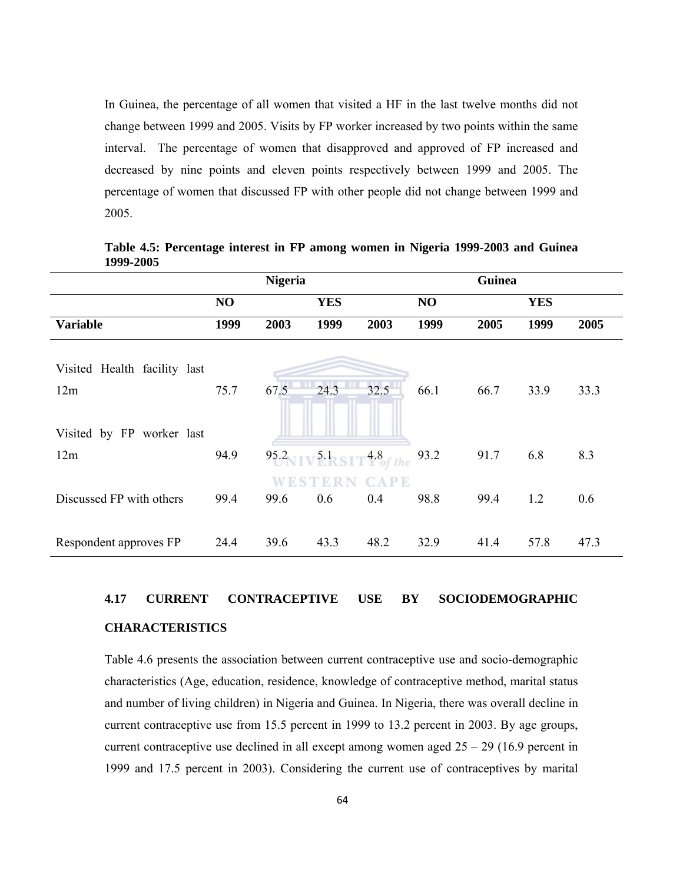In Guinea, the percentage of all women that visited a HF in the last twelve months did not change between 1999 and 2005. Visits by FP worker increased by two points within the same interval. The percentage of women that disapproved and approved of FP increased and decreased by nine points and eleven points respectively between 1999 and 2005. The percentage of women that discussed FP with other people did not change between 1999 and 2005.

**Table 4.5: Percentage interest in FP among women in Nigeria 1999-2003 and Guinea 1999-2005**

| | Nigeria | | | | Guinea | | | |
|---|---|---|---|---|---|---|---|---|
| | NO | | YES | | NO | | YES | |
| **Variable** | **1999** | **2003** | **1999** | **2003** | **1999** | **2005** | **1999** | **2005** |
| Visited Health facility last 12m | 75.7 | 67.5 | 24.3 | 32.5 | 66.1 | 66.7 | 33.9 | 33.3 |
| Visited by FP worker last 12m | 94.9 | 95.2 | 5.1 | 4.8 | 93.2 | 91.7 | 6.8 | 8.3 |
| Discussed FP with others | 99.4 | 99.6 | 0.6 | 0.4 | 98.8 | 99.4 | 1.2 | 0.6 |
| Respondent approves FP | 24.4 | 39.6 | 43.3 | 48.2 | 32.9 | 41.4 | 57.8 | 47.3 |

### 4.17 CURRENT CONTRACEPTIVE USE BY SOCIODEMOGRAPHIC CHARACTERISTICS

Table 4.6 presents the association between current contraceptive use and socio-demographic characteristics (Age, education, residence, knowledge of contraceptive method, marital status and number of living children) in Nigeria and Guinea. In Nigeria, there was overall decline in current contraceptive use from 15.5 percent in 1999 to 13.2 percent in 2003. By age groups, current contraceptive use declined in all except among women aged 25 – 29 (16.9 percent in 1999 and 17.5 percent in 2003). Considering the current use of contraceptives by marital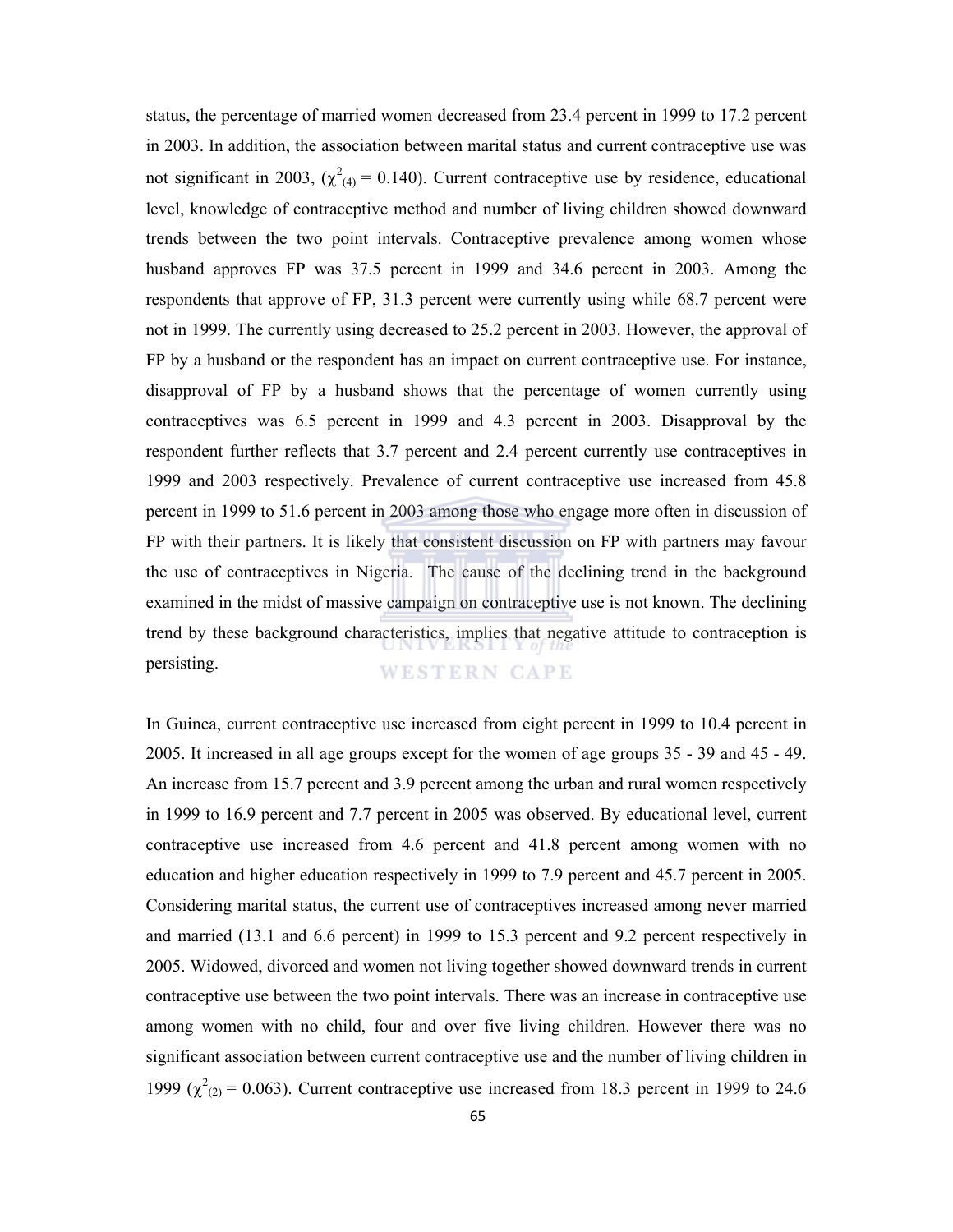status, the percentage of married women decreased from 23.4 percent in 1999 to 17.2 percent in 2003. In addition, the association between marital status and current contraceptive use was not significant in 2003, ($\chi^2_{(4)} = 0.140$). Current contraceptive use by residence, educational level, knowledge of contraceptive method and number of living children showed downward trends between the two point intervals. Contraceptive prevalence among women whose husband approves FP was 37.5 percent in 1999 and 34.6 percent in 2003. Among the respondents that approve of FP, 31.3 percent were currently using while 68.7 percent were not in 1999. The currently using decreased to 25.2 percent in 2003. However, the approval of FP by a husband or the respondent has an impact on current contraceptive use. For instance, disapproval of FP by a husband shows that the percentage of women currently using contraceptives was 6.5 percent in 1999 and 4.3 percent in 2003. Disapproval by the respondent further reflects that 3.7 percent and 2.4 percent currently use contraceptives in 1999 and 2003 respectively. Prevalence of current contraceptive use increased from 45.8 percent in 1999 to 51.6 percent in 2003 among those who engage more often in discussion of FP with their partners. It is likely that consistent discussion on FP with partners may favour the use of contraceptives in Nigeria. The cause of the declining trend in the background examined in the midst of massive campaign on contraceptive use is not known. The declining trend by these background characteristics, implies that negative attitude to contraception is persisting.

In Guinea, current contraceptive use increased from eight percent in 1999 to 10.4 percent in 2005. It increased in all age groups except for the women of age groups 35 - 39 and 45 - 49. An increase from 15.7 percent and 3.9 percent among the urban and rural women respectively in 1999 to 16.9 percent and 7.7 percent in 2005 was observed. By educational level, current contraceptive use increased from 4.6 percent and 41.8 percent among women with no education and higher education respectively in 1999 to 7.9 percent and 45.7 percent in 2005. Considering marital status, the current use of contraceptives increased among never married and married (13.1 and 6.6 percent) in 1999 to 15.3 percent and 9.2 percent respectively in 2005. Widowed, divorced and women not living together showed downward trends in current contraceptive use between the two point intervals. There was an increase in contraceptive use among women with no child, four and over five living children. However there was no significant association between current contraceptive use and the number of living children in 1999 ($\chi^2_{(2)} = 0.063$). Current contraceptive use increased from 18.3 percent in 1999 to 24.6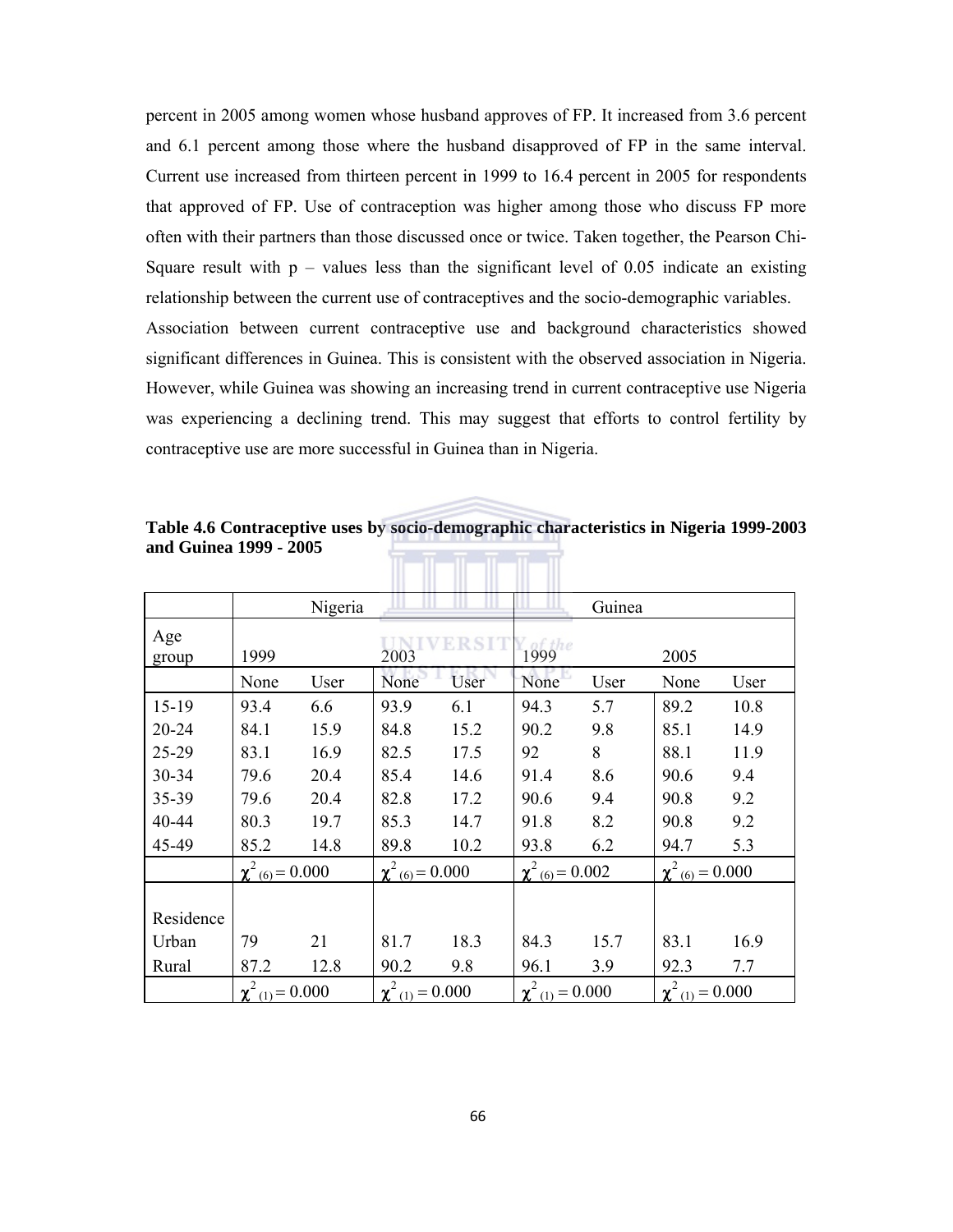percent in 2005 among women whose husband approves of FP. It increased from 3.6 percent and 6.1 percent among those where the husband disapproved of FP in the same interval. Current use increased from thirteen percent in 1999 to 16.4 percent in 2005 for respondents that approved of FP. Use of contraception was higher among those who discuss FP more often with their partners than those discussed once or twice. Taken together, the Pearson Chi-Square result with p – values less than the significant level of 0.05 indicate an existing relationship between the current use of contraceptives and the socio-demographic variables.

Association between current contraceptive use and background characteristics showed significant differences in Guinea. This is consistent with the observed association in Nigeria. However, while Guinea was showing an increasing trend in current contraceptive use Nigeria was experiencing a declining trend. This may suggest that efforts to control fertility by contraceptive use are more successful in Guinea than in Nigeria.

**Table 4.6 Contraceptive uses by socio-demographic characteristics in Nigeria 1999-2003 and Guinea 1999 - 2005**

| | Nigeria | | | | Guinea | | | |
|---|---|---|---|---|---|---|---|---|
| Age group | 1999 | | 2003 | | 1999 | | 2005 | |
| | None | User | None | User | None | User | None | User |
| 15-19 | 93.4 | 6.6 | 93.9 | 6.1 | 94.3 | 5.7 | 89.2 | 10.8 |
| 20-24 | 84.1 | 15.9 | 84.8 | 15.2 | 90.2 | 9.8 | 85.1 | 14.9 |
| 25-29 | 83.1 | 16.9 | 82.5 | 17.5 | 92 | 8 | 88.1 | 11.9 |
| 30-34 | 79.6 | 20.4 | 85.4 | 14.6 | 91.4 | 8.6 | 90.6 | 9.4 |
| 35-39 | 79.6 | 20.4 | 82.8 | 17.2 | 90.6 | 9.4 | 90.8 | 9.2 |
| 40-44 | 80.3 | 19.7 | 85.3 | 14.7 | 91.8 | 8.2 | 90.8 | 9.2 |
| 45-49 | 85.2 | 14.8 | 89.8 | 10.2 | 93.8 | 6.2 | 94.7 | 5.3 |
| | $\chi^2_{(6)} = 0.000$ | | $\chi^2_{(6)} = 0.000$ | | $\chi^2_{(6)} = 0.002$ | | $\chi^2_{(6)} = 0.000$ | |
| Residence | | | | | | | | |
| Urban | 79 | 21 | 81.7 | 18.3 | 84.3 | 15.7 | 83.1 | 16.9 |
| Rural | 87.2 | 12.8 | 90.2 | 9.8 | 96.1 | 3.9 | 92.3 | 7.7 |
| | $\chi^2_{(1)} = 0.000$ | | $\chi^2_{(1)} = 0.000$ | | $\chi^2_{(1)} = 0.000$ | | $\chi^2_{(1)} = 0.000$ | |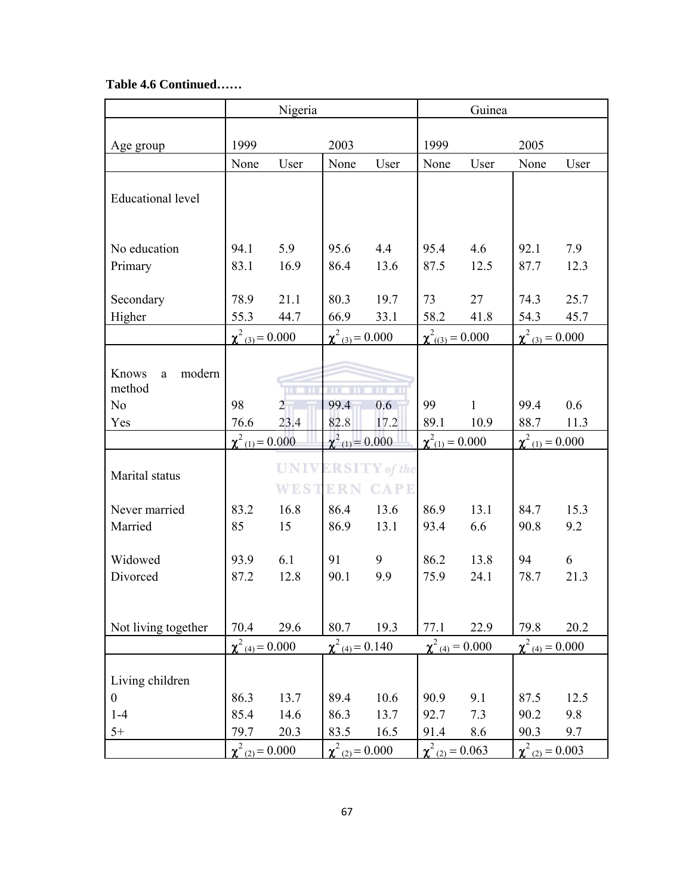**Table 4.6 Continued……**

| | Nigeria | | | | Guinea | | | |
|---|---|---|---|---|---|---|---|---|
| Age group | 1999 | | 2003 | | 1999 | | 2005 | |
| | None | User | None | User | None | User | None | User |
| Educational level | | | | | | | | |
| No education | 94.1 | 5.9 | 95.6 | 4.4 | 95.4 | 4.6 | 92.1 | 7.9 |
| Primary | 83.1 | 16.9 | 86.4 | 13.6 | 87.5 | 12.5 | 87.7 | 12.3 |
| Secondary | 78.9 | 21.1 | 80.3 | 19.7 | 73 | 27 | 74.3 | 25.7 |
| Higher | 55.3 | 44.7 | 66.9 | 33.1 | 58.2 | 41.8 | 54.3 | 45.7 |
| | $\chi^2_{(3)} = 0.000$ | | $\chi^2_{(3)} = 0.000$ | | $\chi^2_{((3)} = 0.000$ | | $\chi^2_{(3)} = 0.000$ | |
| Knows a modern method | | | | | | | | |
| No | 98 | 2 | 99.4 | 0.6 | 99 | 1 | 99.4 | 0.6 |
| Yes | 76.6 | 23.4 | 82.8 | 17.2 | 89.1 | 10.9 | 88.7 | 11.3 |
| | $\chi^2_{(1)} = 0.000$ | | $\chi^2_{(1)} = 0.000$ | | $\chi^2_{(1)} = 0.000$ | | $\chi^2_{(1)} = 0.000$ | |
| Marital status | | | | | | | | |
| Never married | 83.2 | 16.8 | 86.4 | 13.6 | 86.9 | 13.1 | 84.7 | 15.3 |
| Married | 85 | 15 | 86.9 | 13.1 | 93.4 | 6.6 | 90.8 | 9.2 |
| Widowed | 93.9 | 6.1 | 91 | 9 | 86.2 | 13.8 | 94 | 6 |
| Divorced | 87.2 | 12.8 | 90.1 | 9.9 | 75.9 | 24.1 | 78.7 | 21.3 |
| Not living together | 70.4 | 29.6 | 80.7 | 19.3 | 77.1 | 22.9 | 79.8 | 20.2 |
| | $\chi^2_{(4)} = 0.000$ | | $\chi^2_{(4)} = 0.140$ | | $\chi^2_{(4)} = 0.000$ | | $\chi^2_{(4)} = 0.000$ | |
| Living children | | | | | | | | |
| 0 | 86.3 | 13.7 | 89.4 | 10.6 | 90.9 | 9.1 | 87.5 | 12.5 |
| 1-4 | 85.4 | 14.6 | 86.3 | 13.7 | 92.7 | 7.3 | 90.2 | 9.8 |
| 5+ | 79.7 | 20.3 | 83.5 | 16.5 | 91.4 | 8.6 | 90.3 | 9.7 |
| | $\chi^2_{(2)} = 0.000$ | | $\chi^2_{(2)} = 0.000$ | | $\chi^2_{(2)} = 0.063$ | | $\chi^2_{(2)} = 0.003$ | |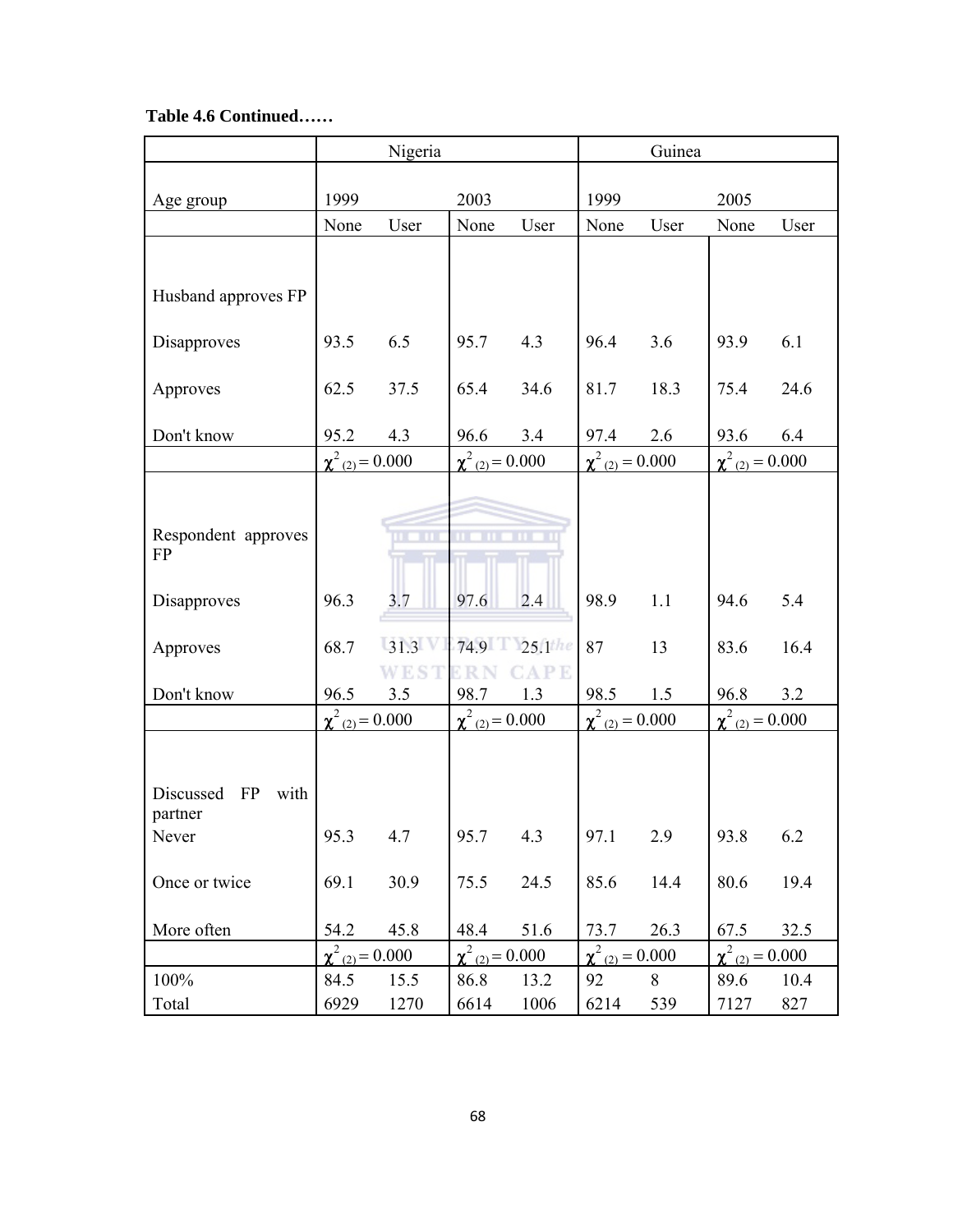**Table 4.6 Continued……**

| | Nigeria | | | | Guinea | | | |
|---|---|---|---|---|---|---|---|---|
| Age group | 1999 | | 2003 | | 1999 | | 2005 | |
| | None | User | None | User | None | User | None | User |
| Husband approves FP | | | | | | | | |
| Disapproves | 93.5 | 6.5 | 95.7 | 4.3 | 96.4 | 3.6 | 93.9 | 6.1 |
| Approves | 62.5 | 37.5 | 65.4 | 34.6 | 81.7 | 18.3 | 75.4 | 24.6 |
| Don't know | 95.2 | 4.3 | 96.6 | 3.4 | 97.4 | 2.6 | 93.6 | 6.4 |
| | $\chi^2_{(2)} = 0.000$ | | $\chi^2_{(2)} = 0.000$ | | $\chi^2_{(2)} = 0.000$ | | $\chi^2_{(2)} = 0.000$ | |
| Respondent approves FP | | | | | | | | |
| Disapproves | 96.3 | 3.7 | 97.6 | 2.4 | 98.9 | 1.1 | 94.6 | 5.4 |
| Approves | 68.7 | 31.3 | 74.9 | 25.1 | 87 | 13 | 83.6 | 16.4 |
| Don't know | 96.5 | 3.5 | 98.7 | 1.3 | 98.5 | 1.5 | 96.8 | 3.2 |
| | $\chi^2_{(2)} = 0.000$ | | $\chi^2_{(2)} = 0.000$ | | $\chi^2_{(2)} = 0.000$ | | $\chi^2_{(2)} = 0.000$ | |
| Discussed FP with partner | | | | | | | | |
| Never | 95.3 | 4.7 | 95.7 | 4.3 | 97.1 | 2.9 | 93.8 | 6.2 |
| Once or twice | 69.1 | 30.9 | 75.5 | 24.5 | 85.6 | 14.4 | 80.6 | 19.4 |
| More often | 54.2 | 45.8 | 48.4 | 51.6 | 73.7 | 26.3 | 67.5 | 32.5 |
| | $\chi^2_{(2)} = 0.000$ | | $\chi^2_{(2)} = 0.000$ | | $\chi^2_{(2)} = 0.000$ | | $\chi^2_{(2)} = 0.000$ | |
| 100% | 84.5 | 15.5 | 86.8 | 13.2 | 92 | 8 | 89.6 | 10.4 |
| Total | 6929 | 1270 | 6614 | 1006 | 6214 | 539 | 7127 | 827 |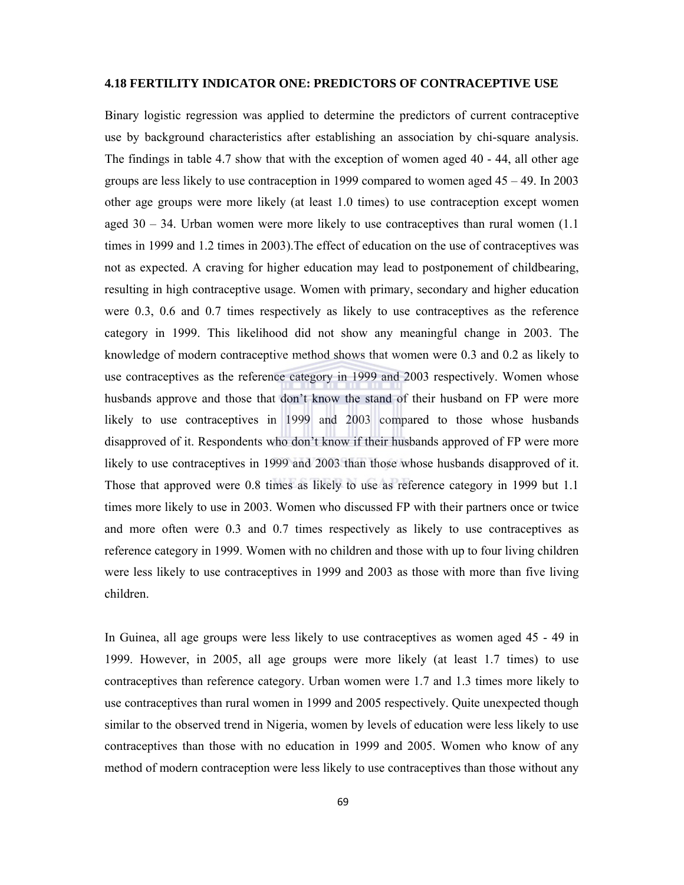### 4.18 FERTILITY INDICATOR ONE: PREDICTORS OF CONTRACEPTIVE USE

Binary logistic regression was applied to determine the predictors of current contraceptive use by background characteristics after establishing an association by chi-square analysis. The findings in table 4.7 show that with the exception of women aged 40 - 44, all other age groups are less likely to use contraception in 1999 compared to women aged 45 – 49. In 2003 other age groups were more likely (at least 1.0 times) to use contraception except women aged 30 – 34. Urban women were more likely to use contraceptives than rural women (1.1 times in 1999 and 1.2 times in 2003).The effect of education on the use of contraceptives was not as expected. A craving for higher education may lead to postponement of childbearing, resulting in high contraceptive usage. Women with primary, secondary and higher education were 0.3, 0.6 and 0.7 times respectively as likely to use contraceptives as the reference category in 1999. This likelihood did not show any meaningful change in 2003. The knowledge of modern contraceptive method shows that women were 0.3 and 0.2 as likely to use contraceptives as the reference category in 1999 and 2003 respectively. Women whose husbands approve and those that don't know the stand of their husband on FP were more likely to use contraceptives in 1999 and 2003 compared to those whose husbands disapproved of it. Respondents who don't know if their husbands approved of FP were more likely to use contraceptives in 1999 and 2003 than those whose husbands disapproved of it. Those that approved were 0.8 times as likely to use as reference category in 1999 but 1.1 times more likely to use in 2003. Women who discussed FP with their partners once or twice and more often were 0.3 and 0.7 times respectively as likely to use contraceptives as reference category in 1999. Women with no children and those with up to four living children were less likely to use contraceptives in 1999 and 2003 as those with more than five living children.

In Guinea, all age groups were less likely to use contraceptives as women aged 45 - 49 in 1999. However, in 2005, all age groups were more likely (at least 1.7 times) to use contraceptives than reference category. Urban women were 1.7 and 1.3 times more likely to use contraceptives than rural women in 1999 and 2005 respectively. Quite unexpected though similar to the observed trend in Nigeria, women by levels of education were less likely to use contraceptives than those with no education in 1999 and 2005. Women who know of any method of modern contraception were less likely to use contraceptives than those without any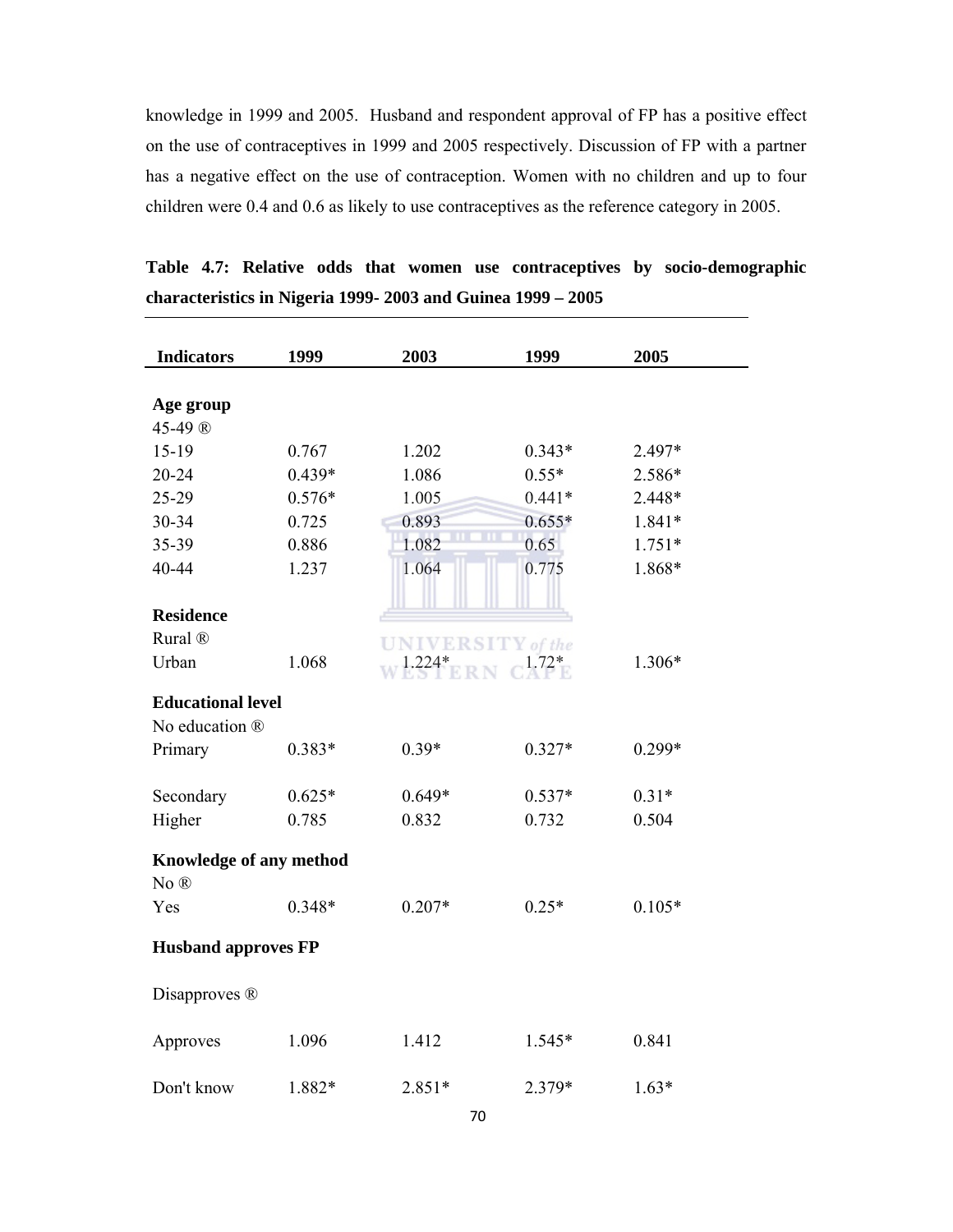knowledge in 1999 and 2005. Husband and respondent approval of FP has a positive effect on the use of contraceptives in 1999 and 2005 respectively. Discussion of FP with a partner has a negative effect on the use of contraception. Women with no children and up to four children were 0.4 and 0.6 as likely to use contraceptives as the reference category in 2005.

**Table 4.7: Relative odds that women use contraceptives by socio-demographic characteristics in Nigeria 1999- 2003 and Guinea 1999 – 2005**

| Indicators | 1999 | 2003 | 1999 | 2005 |
|---|---|---|---|---|
| **Age group** | | | | |
| 45-49 ® | | | | |
| 15-19 | 0.767 | 1.202 | 0.343* | 2.497* |
| 20-24 | 0.439* | 1.086 | 0.55* | 2.586* |
| 25-29 | 0.576* | 1.005 | 0.441* | 2.448* |
| 30-34 | 0.725 | 0.893 | 0.655* | 1.841* |
| 35-39 | 0.886 | 1.082 | 0.65 | 1.751* |
| 40-44 | 1.237 | 1.064 | 0.775 | 1.868* |
| **Residence** | | | | |
| Rural ® | | | | |
| Urban | 1.068 | 1.224* | 1.72* | 1.306* |
| **Educational level** | | | | |
| No education ® | | | | |
| Primary | 0.383* | 0.39* | 0.327* | 0.299* |
| Secondary | 0.625* | 0.649* | 0.537* | 0.31* |
| Higher | 0.785 | 0.832 | 0.732 | 0.504 |
| **Knowledge of any method** | | | | |
| No ® | | | | |
| Yes | 0.348* | 0.207* | 0.25* | 0.105* |
| **Husband approves FP** | | | | |
| Disapproves ® | | | | |
| Approves | 1.096 | 1.412 | 1.545* | 0.841 |
| Don't know | 1.882* | 2.851* | 2.379* | 1.63* |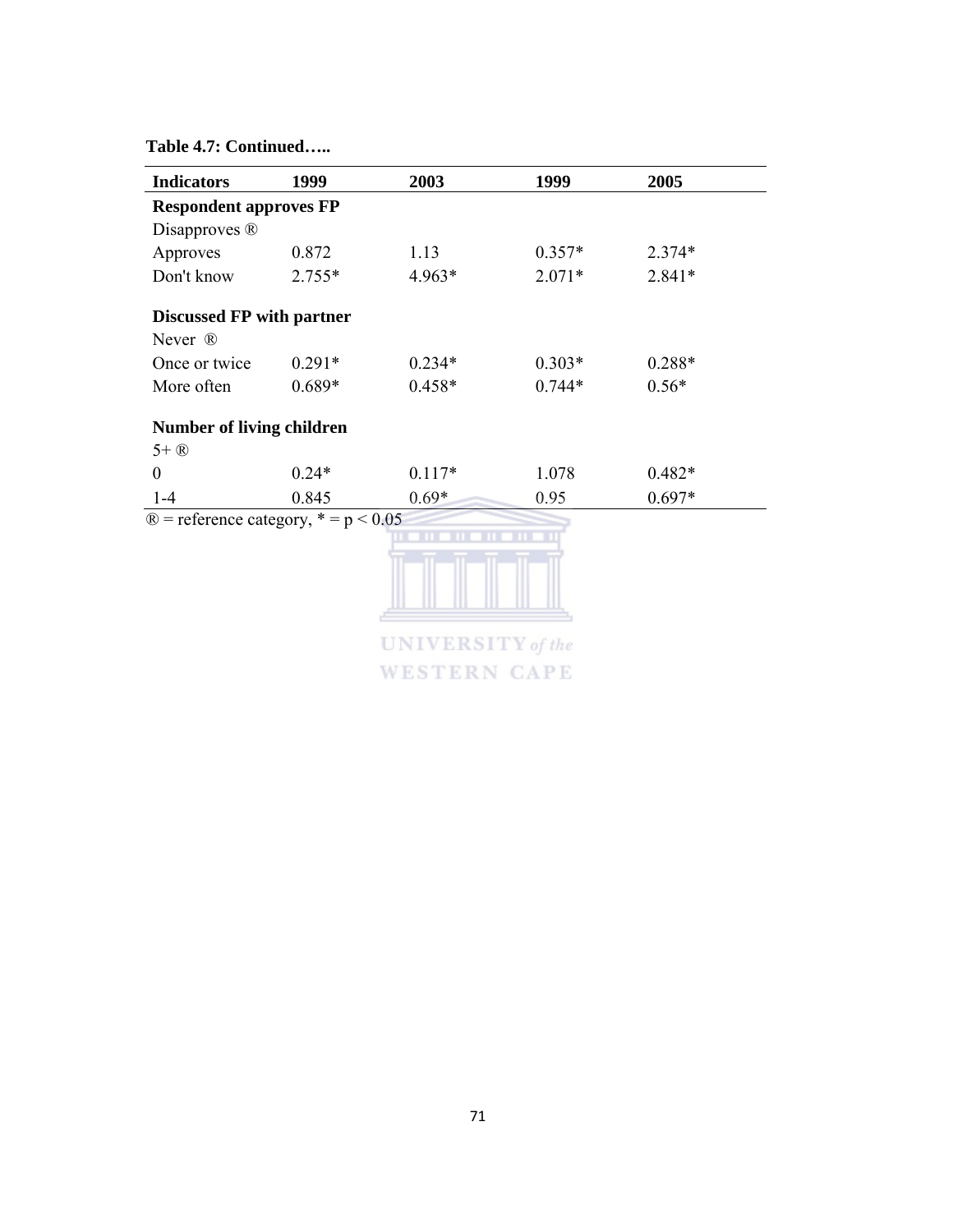**Table 4.7: Continued…..**

| Indicators | 1999 | 2003 | 1999 | 2005 |
|---|---|---|---|---|
| **Respondent approves FP** | | | | |
| Disapproves ® | | | | |
| Approves | 0.872 | 1.13 | 0.357* | 2.374* |
| Don't know | 2.755* | 4.963* | 2.071* | 2.841* |
| **Discussed FP with partner** | | | | |
| Never ® | | | | |
| Once or twice | 0.291* | 0.234* | 0.303* | 0.288* |
| More often | 0.689* | 0.458* | 0.744* | 0.56* |
| **Number of living children** | | | | |
| 5+ ® | | | | |
| 0 | 0.24* | 0.117* | 1.078 | 0.482* |
| 1-4 | 0.845 | 0.69* | 0.95 | 0.697* |

® = reference category, * = $p < 0.05$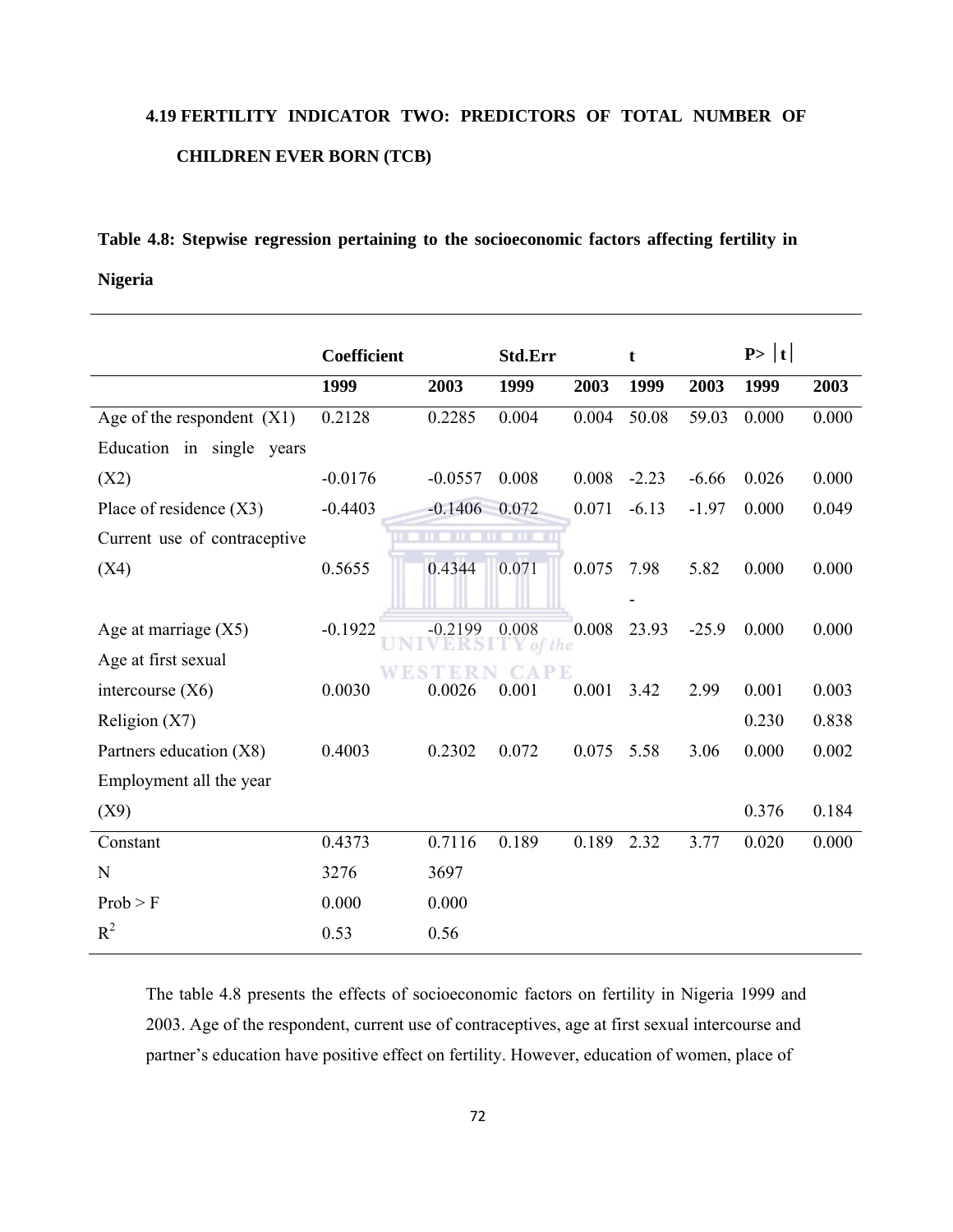### 4.19 FERTILITY INDICATOR TWO: PREDICTORS OF TOTAL NUMBER OF CHILDREN EVER BORN (TCB)

**Table 4.8: Stepwise regression pertaining to the socioeconomic factors affecting fertility in Nigeria**

| | Coefficient | | Std.Err | | t | | P> \|t\| | |
|---|---|---|---|---|---|---|---|---|
| | 1999 | 2003 | 1999 | 2003 | 1999 | 2003 | 1999 | 2003 |
| Age of the respondent (X1) | 0.2128 | 0.2285 | 0.004 | 0.004 | 50.08 | 59.03 | 0.000 | 0.000 |
| Education in single years (X2) | -0.0176 | -0.0557 | 0.008 | 0.008 | -2.23 | -6.66 | 0.026 | 0.000 |
| Place of residence (X3) | -0.4403 | -0.1406 | 0.072 | 0.071 | -6.13 | -1.97 | 0.000 | 0.049 |
| Current use of contraceptive (X4) | 0.5655 | 0.4344 | 0.071 | 0.075 | 7.98 | 5.82 | 0.000 | 0.000 |
| Age at marriage (X5) | -0.1922 | -0.2199 | 0.008 | 0.008 | -23.93 | -25.9 | 0.000 | 0.000 |
| Age at first sexual intercourse (X6) | 0.0030 | 0.0026 | 0.001 | 0.001 | 3.42 | 2.99 | 0.001 | 0.003 |
| Religion (X7) | | | | | | | 0.230 | 0.838 |
| Partners education (X8) | 0.4003 | 0.2302 | 0.072 | 0.075 | 5.58 | 3.06 | 0.000 | 0.002 |
| Employment all the year (X9) | | | | | | | 0.376 | 0.184 |
| Constant | 0.4373 | 0.7116 | 0.189 | 0.189 | 2.32 | 3.77 | 0.020 | 0.000 |
| N | 3276 | 3697 | | | | | | |
| Prob > F | 0.000 | 0.000 | | | | | | |
| $R^2$ | 0.53 | 0.56 | | | | | | |

The table 4.8 presents the effects of socioeconomic factors on fertility in Nigeria 1999 and 2003. Age of the respondent, current use of contraceptives, age at first sexual intercourse and partner's education have positive effect on fertility. However, education of women, place of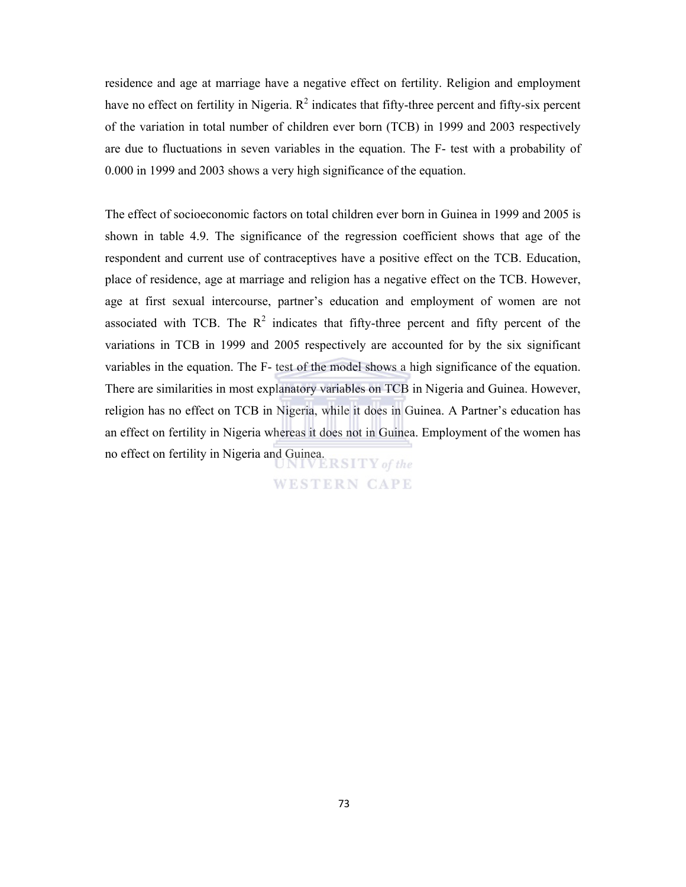residence and age at marriage have a negative effect on fertility. Religion and employment have no effect on fertility in Nigeria. $R^2$ indicates that fifty-three percent and fifty-six percent of the variation in total number of children ever born (TCB) in 1999 and 2003 respectively are due to fluctuations in seven variables in the equation. The F- test with a probability of 0.000 in 1999 and 2003 shows a very high significance of the equation.

The effect of socioeconomic factors on total children ever born in Guinea in 1999 and 2005 is shown in table 4.9. The significance of the regression coefficient shows that age of the respondent and current use of contraceptives have a positive effect on the TCB. Education, place of residence, age at marriage and religion has a negative effect on the TCB. However, age at first sexual intercourse, partner's education and employment of women are not associated with TCB. The $R^2$ indicates that fifty-three percent and fifty percent of the variations in TCB in 1999 and 2005 respectively are accounted for by the six significant variables in the equation. The F- test of the model shows a high significance of the equation. There are similarities in most explanatory variables on TCB in Nigeria and Guinea. However, religion has no effect on TCB in Nigeria, while it does in Guinea. A Partner's education has an effect on fertility in Nigeria whereas it does not in Guinea. Employment of the women has no effect on fertility in Nigeria and Guinea.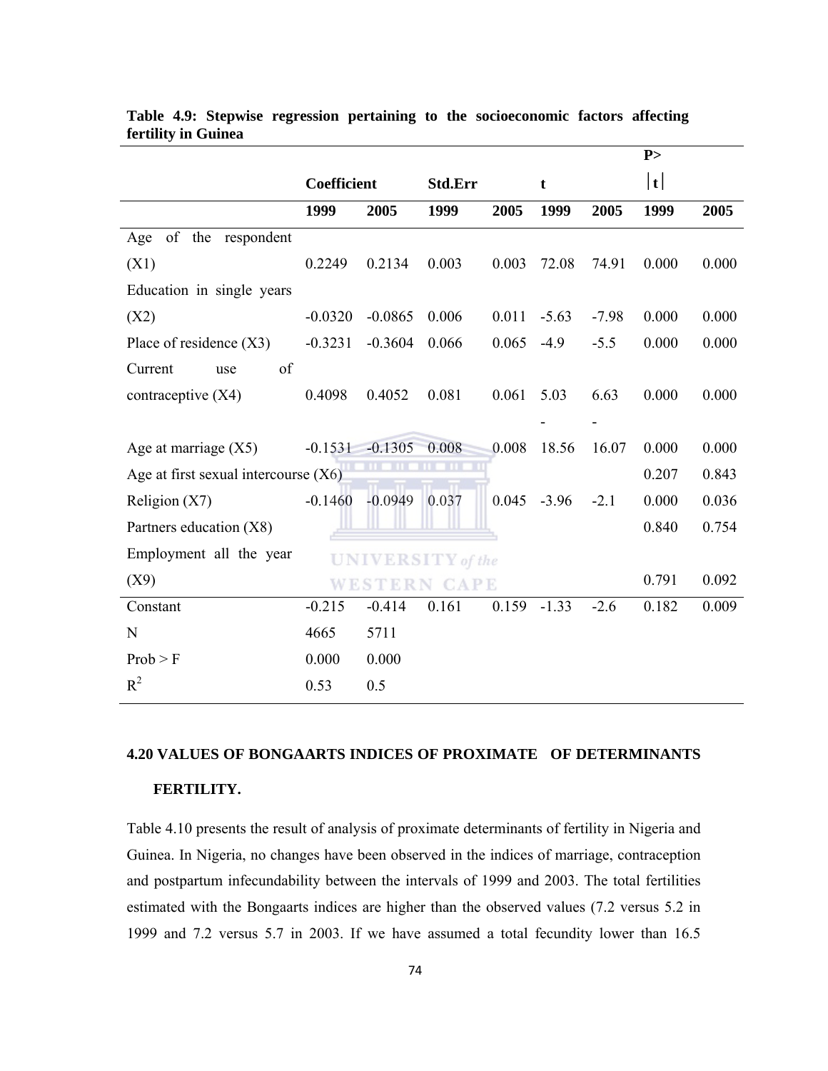**Table 4.9: Stepwise regression pertaining to the socioeconomic factors affecting fertility in Guinea**

| | Coefficient | | Std.Err | | t | | P>\|t\| | |
|---|---|---|---|---|---|---|---|---|
| | 1999 | 2005 | 1999 | 2005 | 1999 | 2005 | 1999 | 2005 |
| Age of the respondent (X1) | 0.2249 | 0.2134 | 0.003 | 0.003 | 72.08 | 74.91 | 0.000 | 0.000 |
| Education in single years (X2) | -0.0320 | -0.0865 | 0.006 | 0.011 | -5.63 | -7.98 | 0.000 | 0.000 |
| Place of residence (X3) | -0.3231 | -0.3604 | 0.066 | 0.065 | -4.9 | -5.5 | 0.000 | 0.000 |
| Current use of contraceptive (X4) | 0.4098 | 0.4052 | 0.081 | 0.061 | 5.03 | 6.63 | 0.000 | 0.000 |
| Age at marriage (X5) | -0.1531 | -0.1305 | 0.008 | 0.008 | -18.56 | -16.07 | 0.000 | 0.000 |
| Age at first sexual intercourse (X6) | | | | | | | 0.207 | 0.843 |
| Religion (X7) | -0.1460 | -0.0949 | 0.037 | 0.045 | -3.96 | -2.1 | 0.000 | 0.036 |
| Partners education (X8) | | | | | | | 0.840 | 0.754 |
| Employment all the year (X9) | | | | | | | 0.791 | 0.092 |
| Constant | -0.215 | -0.414 | 0.161 | 0.159 | -1.33 | -2.6 | 0.182 | 0.009 |
| N | 4665 | 5711 | | | | | | |
| Prob > F | 0.000 | 0.000 | | | | | | |
| $R^2$ | 0.53 | 0.5 | | | | | | |

## 4.20 VALUES OF BONGAARTS INDICES OF PROXIMATE OF DETERMINANTS FERTILITY.

Table 4.10 presents the result of analysis of proximate determinants of fertility in Nigeria and Guinea. In Nigeria, no changes have been observed in the indices of marriage, contraception and postpartum infecundability between the intervals of 1999 and 2003. The total fertilities estimated with the Bongaarts indices are higher than the observed values (7.2 versus 5.2 in 1999 and 7.2 versus 5.7 in 2003. If we have assumed a total fecundity lower than 16.5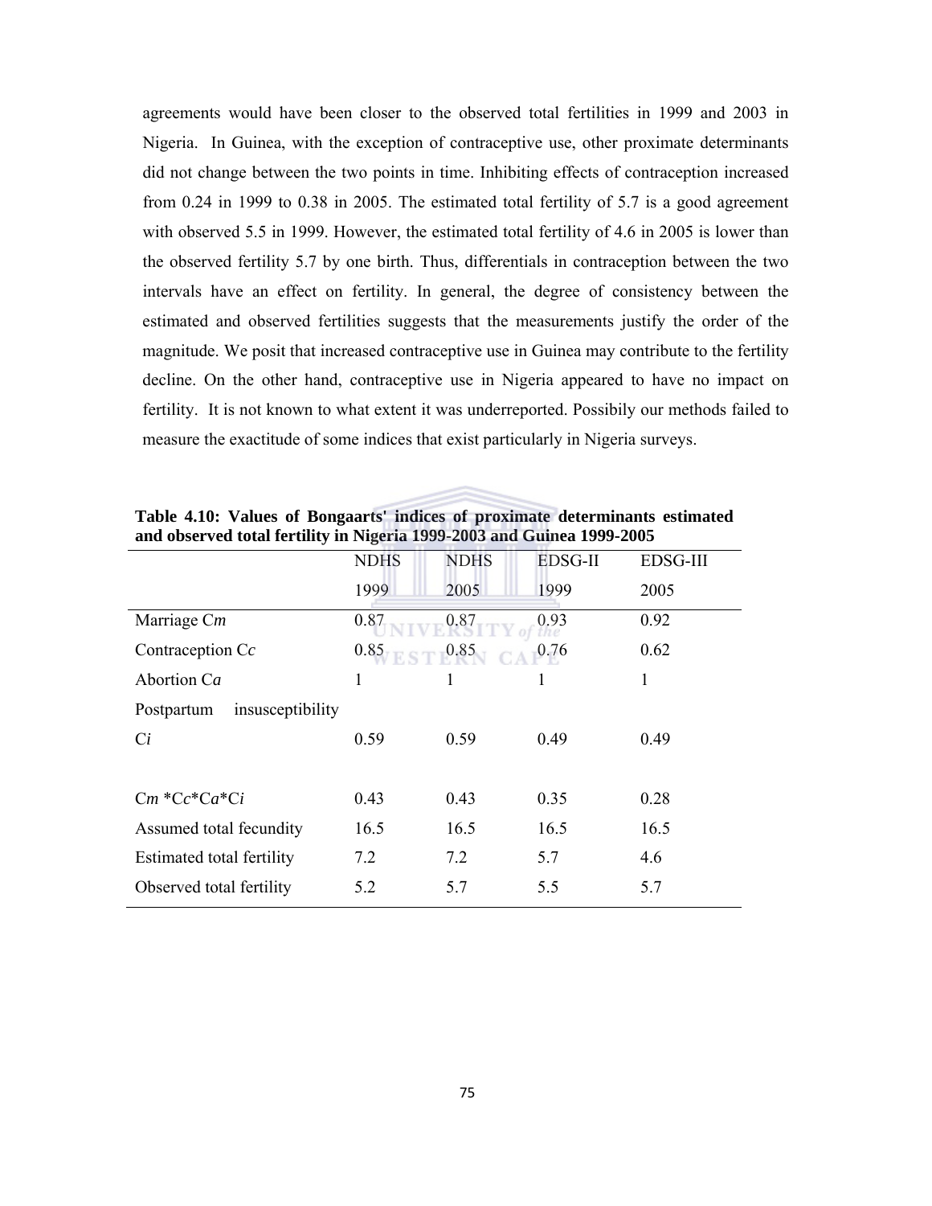agreements would have been closer to the observed total fertilities in 1999 and 2003 in Nigeria. In Guinea, with the exception of contraceptive use, other proximate determinants did not change between the two points in time. Inhibiting effects of contraception increased from 0.24 in 1999 to 0.38 in 2005. The estimated total fertility of 5.7 is a good agreement with observed 5.5 in 1999. However, the estimated total fertility of 4.6 in 2005 is lower than the observed fertility 5.7 by one birth. Thus, differentials in contraception between the two intervals have an effect on fertility. In general, the degree of consistency between the estimated and observed fertilities suggests that the measurements justify the order of the magnitude. We posit that increased contraceptive use in Guinea may contribute to the fertility decline. On the other hand, contraceptive use in Nigeria appeared to have no impact on fertility. It is not known to what extent it was underreported. Possibily our methods failed to measure the exactitude of some indices that exist particularly in Nigeria surveys.

**Table 4.10: Values of Bongaarts' indices of proximate determinants estimated and observed total fertility in Nigeria 1999-2003 and Guinea 1999-2005**

| | NDHS 1999 | NDHS 2005 | EDSG-II 1999 | EDSG-III 2005 |
|---|---|---|---|---|
| Marriage C*m* | 0.87 | 0.87 | 0.93 | 0.92 |
| Contraception C*c* | 0.85 | 0.85 | 0.76 | 0.62 |
| Abortion C*a* | 1 | 1 | 1 | 1 |
| Postpartum insusceptibility C*i* | 0.59 | 0.59 | 0.49 | 0.49 |
| | | | | |
| C*m* *C*c**C*a**C*i* | 0.43 | 0.43 | 0.35 | 0.28 |
| Assumed total fecundity | 16.5 | 16.5 | 16.5 | 16.5 |
| Estimated total fertility | 7.2 | 7.2 | 5.7 | 4.6 |
| Observed total fertility | 5.2 | 5.7 | 5.5 | 5.7 |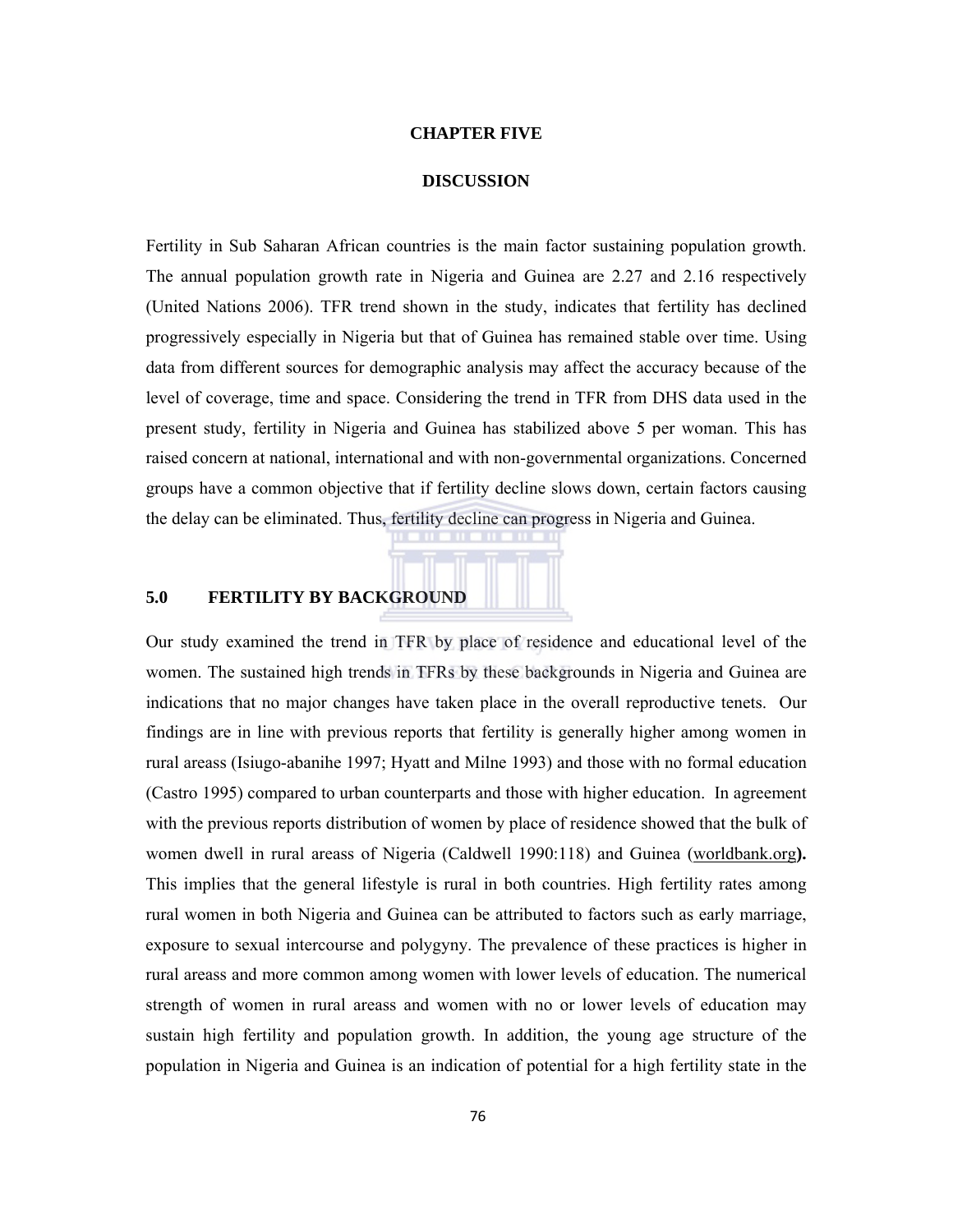# CHAPTER FIVE

## DISCUSSION

Fertility in Sub Saharan African countries is the main factor sustaining population growth. The annual population growth rate in Nigeria and Guinea are 2.27 and 2.16 respectively (United Nations 2006). TFR trend shown in the study, indicates that fertility has declined progressively especially in Nigeria but that of Guinea has remained stable over time. Using data from different sources for demographic analysis may affect the accuracy because of the level of coverage, time and space. Considering the trend in TFR from DHS data used in the present study, fertility in Nigeria and Guinea has stabilized above 5 per woman. This has raised concern at national, international and with non-governmental organizations. Concerned groups have a common objective that if fertility decline slows down, certain factors causing the delay can be eliminated. Thus, fertility decline can progress in Nigeria and Guinea.

### 5.0 FERTILITY BY BACKGROUND

Our study examined the trend in TFR by place of residence and educational level of the women. The sustained high trends in TFRs by these backgrounds in Nigeria and Guinea are indications that no major changes have taken place in the overall reproductive tenets. Our findings are in line with previous reports that fertility is generally higher among women in rural areass (Isiugo-abanihe 1997; Hyatt and Milne 1993) and those with no formal education (Castro 1995) compared to urban counterparts and those with higher education. In agreement with the previous reports distribution of women by place of residence showed that the bulk of women dwell in rural areass of Nigeria (Caldwell 1990:118) and Guinea (worldbank.org**).** This implies that the general lifestyle is rural in both countries. High fertility rates among rural women in both Nigeria and Guinea can be attributed to factors such as early marriage, exposure to sexual intercourse and polygyny. The prevalence of these practices is higher in rural areass and more common among women with lower levels of education. The numerical strength of women in rural areass and women with no or lower levels of education may sustain high fertility and population growth. In addition, the young age structure of the population in Nigeria and Guinea is an indication of potential for a high fertility state in the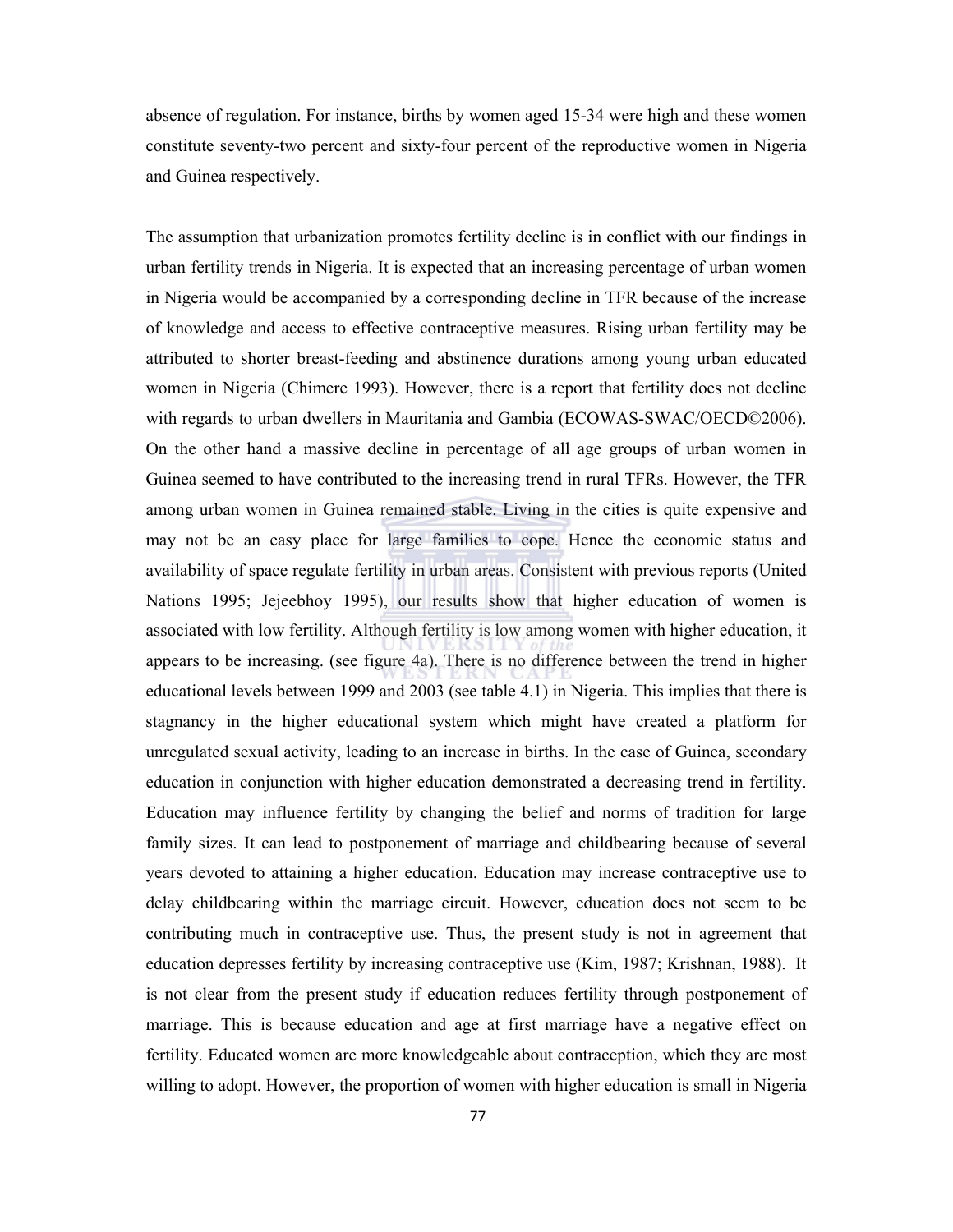absence of regulation. For instance, births by women aged 15-34 were high and these women constitute seventy-two percent and sixty-four percent of the reproductive women in Nigeria and Guinea respectively.

The assumption that urbanization promotes fertility decline is in conflict with our findings in urban fertility trends in Nigeria. It is expected that an increasing percentage of urban women in Nigeria would be accompanied by a corresponding decline in TFR because of the increase of knowledge and access to effective contraceptive measures. Rising urban fertility may be attributed to shorter breast-feeding and abstinence durations among young urban educated women in Nigeria (Chimere 1993). However, there is a report that fertility does not decline with regards to urban dwellers in Mauritania and Gambia (ECOWAS-SWAC/OECD©2006). On the other hand a massive decline in percentage of all age groups of urban women in Guinea seemed to have contributed to the increasing trend in rural TFRs. However, the TFR among urban women in Guinea remained stable. Living in the cities is quite expensive and may not be an easy place for large families to cope. Hence the economic status and availability of space regulate fertility in urban areas. Consistent with previous reports (United Nations 1995; Jejeebhoy 1995), our results show that higher education of women is associated with low fertility. Although fertility is low among women with higher education, it appears to be increasing. (see figure 4a). There is no difference between the trend in higher educational levels between 1999 and 2003 (see table 4.1) in Nigeria. This implies that there is stagnancy in the higher educational system which might have created a platform for unregulated sexual activity, leading to an increase in births. In the case of Guinea, secondary education in conjunction with higher education demonstrated a decreasing trend in fertility. Education may influence fertility by changing the belief and norms of tradition for large family sizes. It can lead to postponement of marriage and childbearing because of several years devoted to attaining a higher education. Education may increase contraceptive use to delay childbearing within the marriage circuit. However, education does not seem to be contributing much in contraceptive use. Thus, the present study is not in agreement that education depresses fertility by increasing contraceptive use (Kim, 1987; Krishnan, 1988). It is not clear from the present study if education reduces fertility through postponement of marriage. This is because education and age at first marriage have a negative effect on fertility. Educated women are more knowledgeable about contraception, which they are most willing to adopt. However, the proportion of women with higher education is small in Nigeria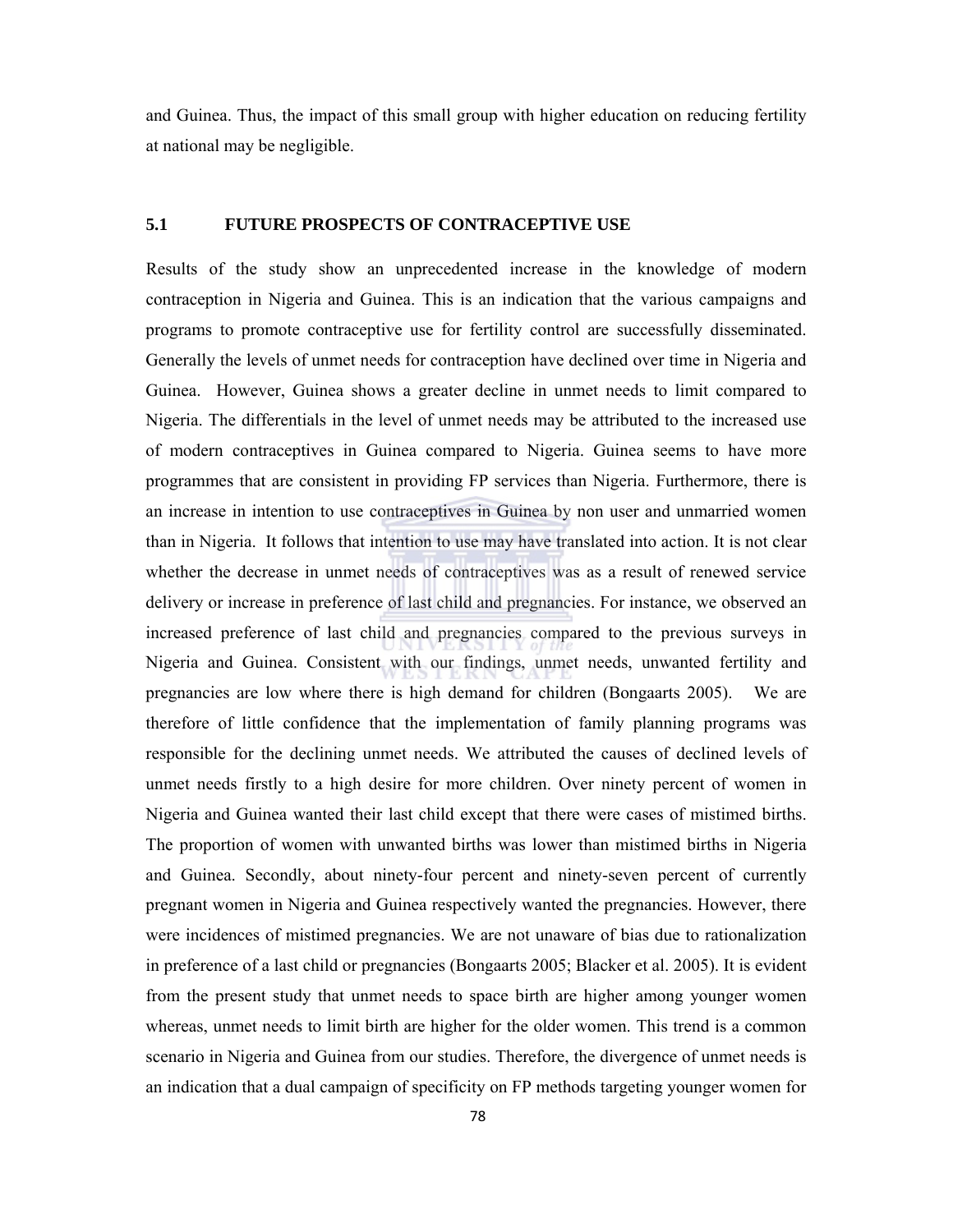and Guinea. Thus, the impact of this small group with higher education on reducing fertility at national may be negligible.

## 5.1 FUTURE PROSPECTS OF CONTRACEPTIVE USE

Results of the study show an unprecedented increase in the knowledge of modern contraception in Nigeria and Guinea. This is an indication that the various campaigns and programs to promote contraceptive use for fertility control are successfully disseminated. Generally the levels of unmet needs for contraception have declined over time in Nigeria and Guinea. However, Guinea shows a greater decline in unmet needs to limit compared to Nigeria. The differentials in the level of unmet needs may be attributed to the increased use of modern contraceptives in Guinea compared to Nigeria. Guinea seems to have more programmes that are consistent in providing FP services than Nigeria. Furthermore, there is an increase in intention to use contraceptives in Guinea by non user and unmarried women than in Nigeria. It follows that intention to use may have translated into action. It is not clear whether the decrease in unmet needs of contraceptives was as a result of renewed service delivery or increase in preference of last child and pregnancies. For instance, we observed an increased preference of last child and pregnancies compared to the previous surveys in Nigeria and Guinea. Consistent with our findings, unmet needs, unwanted fertility and pregnancies are low where there is high demand for children (Bongaarts 2005). We are therefore of little confidence that the implementation of family planning programs was responsible for the declining unmet needs. We attributed the causes of declined levels of unmet needs firstly to a high desire for more children. Over ninety percent of women in Nigeria and Guinea wanted their last child except that there were cases of mistimed births. The proportion of women with unwanted births was lower than mistimed births in Nigeria and Guinea. Secondly, about ninety-four percent and ninety-seven percent of currently pregnant women in Nigeria and Guinea respectively wanted the pregnancies. However, there were incidences of mistimed pregnancies. We are not unaware of bias due to rationalization in preference of a last child or pregnancies (Bongaarts 2005; Blacker et al. 2005). It is evident from the present study that unmet needs to space birth are higher among younger women whereas, unmet needs to limit birth are higher for the older women. This trend is a common scenario in Nigeria and Guinea from our studies. Therefore, the divergence of unmet needs is an indication that a dual campaign of specificity on FP methods targeting younger women for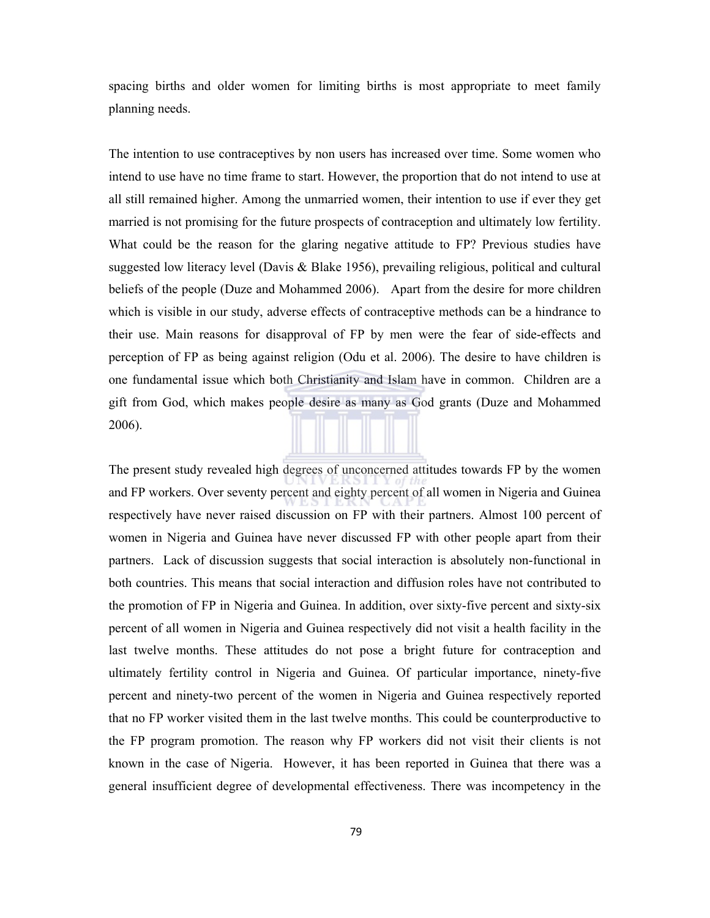spacing births and older women for limiting births is most appropriate to meet family planning needs.

The intention to use contraceptives by non users has increased over time. Some women who intend to use have no time frame to start. However, the proportion that do not intend to use at all still remained higher. Among the unmarried women, their intention to use if ever they get married is not promising for the future prospects of contraception and ultimately low fertility. What could be the reason for the glaring negative attitude to FP? Previous studies have suggested low literacy level (Davis & Blake 1956), prevailing religious, political and cultural beliefs of the people (Duze and Mohammed 2006). Apart from the desire for more children which is visible in our study, adverse effects of contraceptive methods can be a hindrance to their use. Main reasons for disapproval of FP by men were the fear of side-effects and perception of FP as being against religion (Odu et al. 2006). The desire to have children is one fundamental issue which both Christianity and Islam have in common. Children are a gift from God, which makes people desire as many as God grants (Duze and Mohammed 2006).

The present study revealed high degrees of unconcerned attitudes towards FP by the women and FP workers. Over seventy percent and eighty percent of all women in Nigeria and Guinea respectively have never raised discussion on FP with their partners. Almost 100 percent of women in Nigeria and Guinea have never discussed FP with other people apart from their partners. Lack of discussion suggests that social interaction is absolutely non-functional in both countries. This means that social interaction and diffusion roles have not contributed to the promotion of FP in Nigeria and Guinea. In addition, over sixty-five percent and sixty-six percent of all women in Nigeria and Guinea respectively did not visit a health facility in the last twelve months. These attitudes do not pose a bright future for contraception and ultimately fertility control in Nigeria and Guinea. Of particular importance, ninety-five percent and ninety-two percent of the women in Nigeria and Guinea respectively reported that no FP worker visited them in the last twelve months. This could be counterproductive to the FP program promotion. The reason why FP workers did not visit their clients is not known in the case of Nigeria. However, it has been reported in Guinea that there was a general insufficient degree of developmental effectiveness. There was incompetency in the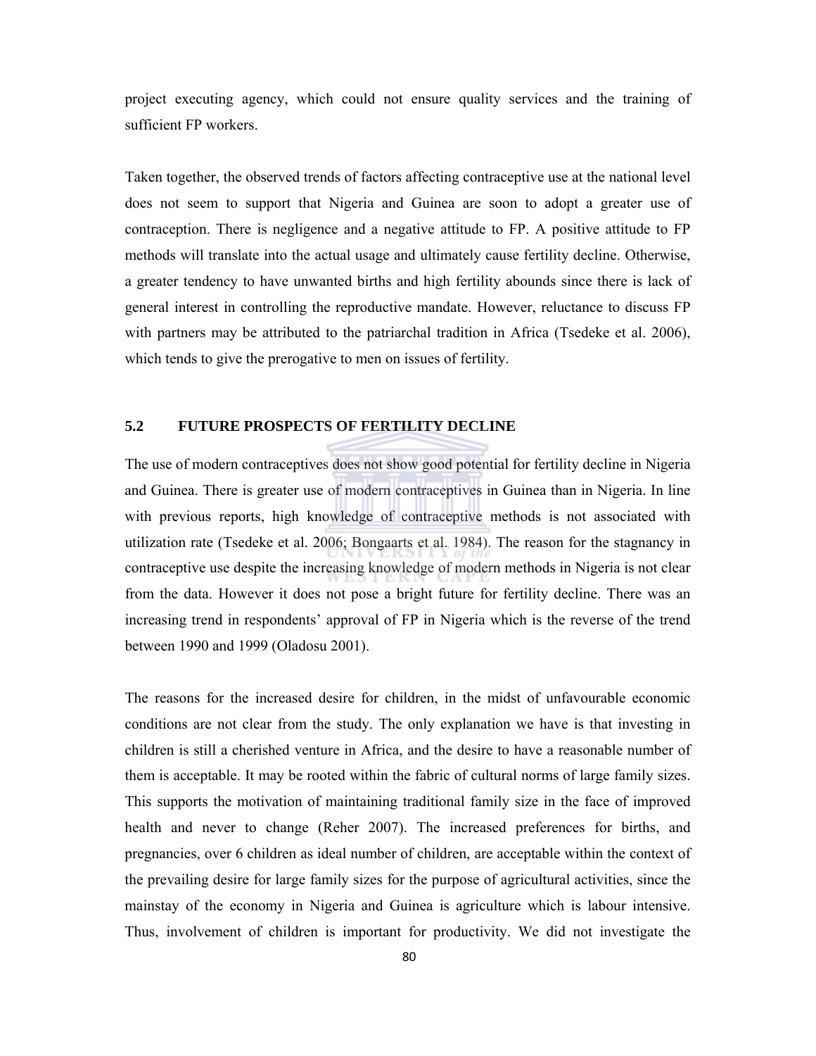project executing agency, which could not ensure quality services and the training of sufficient FP workers.

Taken together, the observed trends of factors affecting contraceptive use at the national level does not seem to support that Nigeria and Guinea are soon to adopt a greater use of contraception. There is negligence and a negative attitude to FP. A positive attitude to FP methods will translate into the actual usage and ultimately cause fertility decline. Otherwise, a greater tendency to have unwanted births and high fertility abounds since there is lack of general interest in controlling the reproductive mandate. However, reluctance to discuss FP with partners may be attributed to the patriarchal tradition in Africa (Tsedeke et al. 2006), which tends to give the prerogative to men on issues of fertility.

## 5.2 FUTURE PROSPECTS OF FERTILITY DECLINE

The use of modern contraceptives does not show good potential for fertility decline in Nigeria and Guinea. There is greater use of modern contraceptives in Guinea than in Nigeria. In line with previous reports, high knowledge of contraceptive methods is not associated with utilization rate (Tsedeke et al. 2006; Bongaarts et al. 1984). The reason for the stagnancy in contraceptive use despite the increasing knowledge of modern methods in Nigeria is not clear from the data. However it does not pose a bright future for fertility decline. There was an increasing trend in respondents' approval of FP in Nigeria which is the reverse of the trend between 1990 and 1999 (Oladosu 2001).

The reasons for the increased desire for children, in the midst of unfavourable economic conditions are not clear from the study. The only explanation we have is that investing in children is still a cherished venture in Africa, and the desire to have a reasonable number of them is acceptable. It may be rooted within the fabric of cultural norms of large family sizes. This supports the motivation of maintaining traditional family size in the face of improved health and never to change (Reher 2007). The increased preferences for births, and pregnancies, over 6 children as ideal number of children, are acceptable within the context of the prevailing desire for large family sizes for the purpose of agricultural activities, since the mainstay of the economy in Nigeria and Guinea is agriculture which is labour intensive. Thus, involvement of children is important for productivity. We did not investigate the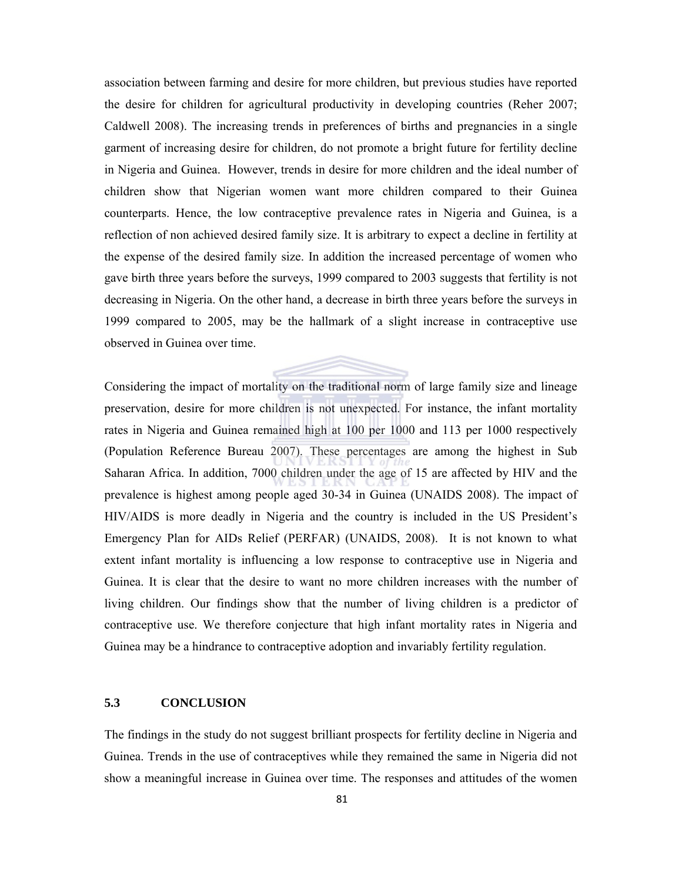association between farming and desire for more children, but previous studies have reported the desire for children for agricultural productivity in developing countries (Reher 2007; Caldwell 2008). The increasing trends in preferences of births and pregnancies in a single garment of increasing desire for children, do not promote a bright future for fertility decline in Nigeria and Guinea. However, trends in desire for more children and the ideal number of children show that Nigerian women want more children compared to their Guinea counterparts. Hence, the low contraceptive prevalence rates in Nigeria and Guinea, is a reflection of non achieved desired family size. It is arbitrary to expect a decline in fertility at the expense of the desired family size. In addition the increased percentage of women who gave birth three years before the surveys, 1999 compared to 2003 suggests that fertility is not decreasing in Nigeria. On the other hand, a decrease in birth three years before the surveys in 1999 compared to 2005, may be the hallmark of a slight increase in contraceptive use observed in Guinea over time.

Considering the impact of mortality on the traditional norm of large family size and lineage preservation, desire for more children is not unexpected. For instance, the infant mortality rates in Nigeria and Guinea remained high at 100 per 1000 and 113 per 1000 respectively (Population Reference Bureau 2007). These percentages are among the highest in Sub Saharan Africa. In addition, 7000 children under the age of 15 are affected by HIV and the prevalence is highest among people aged 30-34 in Guinea (UNAIDS 2008). The impact of HIV/AIDS is more deadly in Nigeria and the country is included in the US President's Emergency Plan for AIDs Relief (PERFAR) (UNAIDS, 2008). It is not known to what extent infant mortality is influencing a low response to contraceptive use in Nigeria and Guinea. It is clear that the desire to want no more children increases with the number of living children. Our findings show that the number of living children is a predictor of contraceptive use. We therefore conjecture that high infant mortality rates in Nigeria and Guinea may be a hindrance to contraceptive adoption and invariably fertility regulation.

### 5.3 CONCLUSION

The findings in the study do not suggest brilliant prospects for fertility decline in Nigeria and Guinea. Trends in the use of contraceptives while they remained the same in Nigeria did not show a meaningful increase in Guinea over time. The responses and attitudes of the women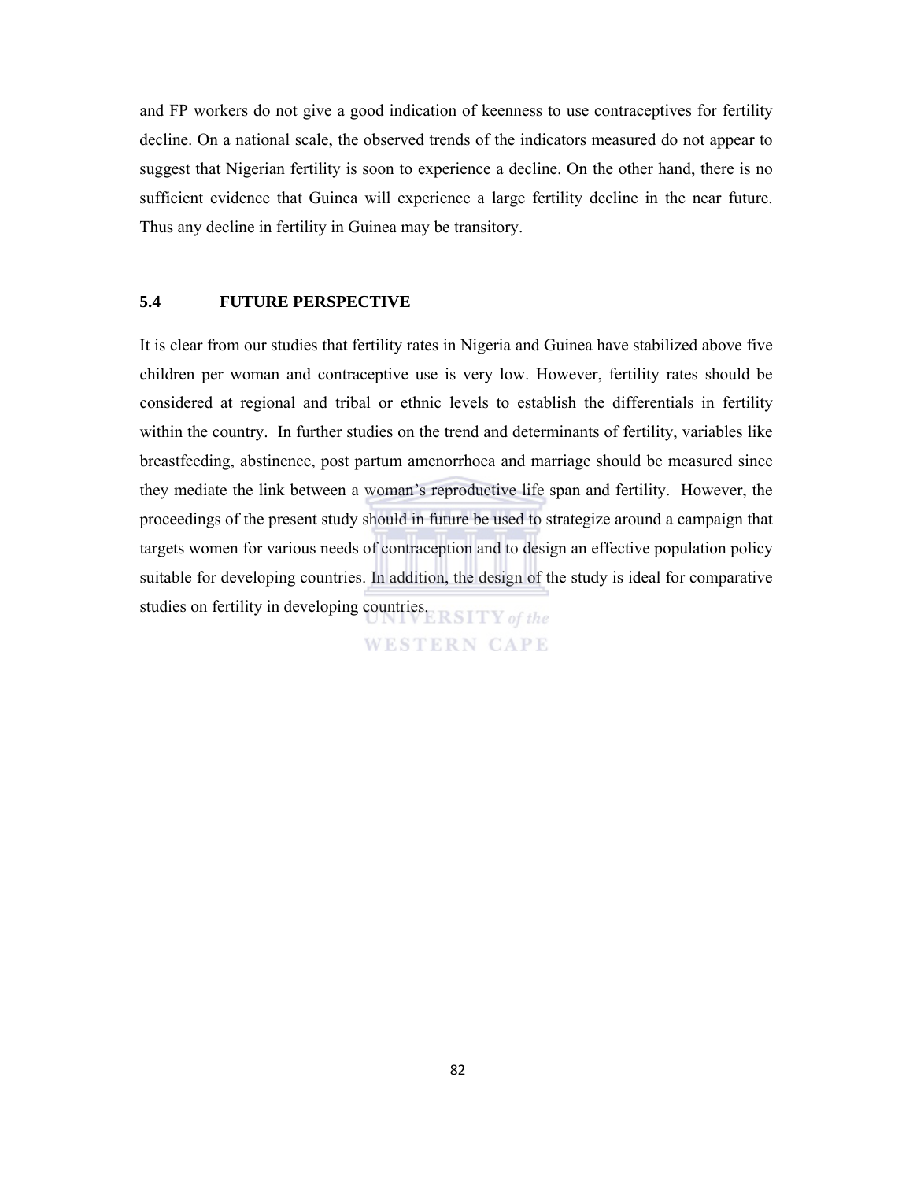and FP workers do not give a good indication of keenness to use contraceptives for fertility decline. On a national scale, the observed trends of the indicators measured do not appear to suggest that Nigerian fertility is soon to experience a decline. On the other hand, there is no sufficient evidence that Guinea will experience a large fertility decline in the near future. Thus any decline in fertility in Guinea may be transitory.

## 5.4 FUTURE PERSPECTIVE

It is clear from our studies that fertility rates in Nigeria and Guinea have stabilized above five children per woman and contraceptive use is very low. However, fertility rates should be considered at regional and tribal or ethnic levels to establish the differentials in fertility within the country. In further studies on the trend and determinants of fertility, variables like breastfeeding, abstinence, post partum amenorrhoea and marriage should be measured since they mediate the link between a woman's reproductive life span and fertility. However, the proceedings of the present study should in future be used to strategize around a campaign that targets women for various needs of contraception and to design an effective population policy suitable for developing countries. In addition, the design of the study is ideal for comparative studies on fertility in developing countries.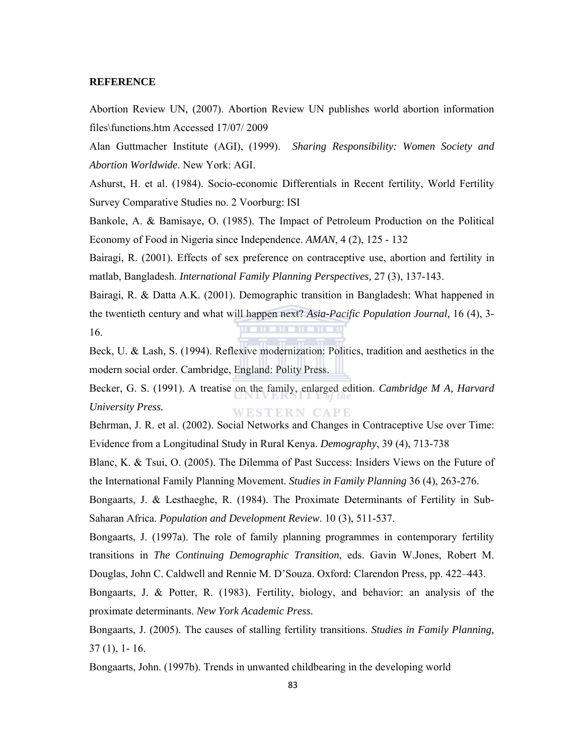**REFERENCE**

Abortion Review UN, (2007). Abortion Review UN publishes world abortion information files\functions.htm Accessed 17/07/ 2009

Alan Guttmacher Institute (AGI), (1999). *Sharing Responsibility: Women Society and Abortion Worldwide*. New York: AGI.

Ashurst, H. et al. (1984). Socio-economic Differentials in Recent fertility, World Fertility Survey Comparative Studies no. 2 Voorburg: ISI

Bankole, A. & Bamisaye, O. (1985). The Impact of Petroleum Production on the Political Economy of Food in Nigeria since Independence. *AMAN*, 4 (2), 125 - 132

Bairagi, R. (2001). Effects of sex preference on contraceptive use, abortion and fertility in matlab, Bangladesh. *International Family Planning Perspectives,* 27 (3), 137-143.

Bairagi, R. & Datta A.K. (2001). Demographic transition in Bangladesh: What happened in the twentieth century and what will happen next? *Asia-Pacific Population Journal,* 16 (4), 3-16.

Beck, U. & Lash, S. (1994). Reflexive modernization: Politics, tradition and aesthetics in the modern social order. Cambridge, England: Polity Press.

Becker, G. S. (1991). A treatise on the family, enlarged edition. *Cambridge M A, Harvard University Press.*

Behrman, J. R. et al. (2002). Social Networks and Changes in Contraceptive Use over Time: Evidence from a Longitudinal Study in Rural Kenya. *Demography*, 39 (4), 713-738

Blanc, K. & Tsui, O. (2005). The Dilemma of Past Success: Insiders Views on the Future of the International Family Planning Movement. *Studies in Family Planning* 36 (4), 263-276.

Bongaarts, J. & Lesthaeghe, R. (1984). The Proximate Determinants of Fertility in Sub-Saharan Africa. *Population and Development Review*. 10 (3), 511-537.

Bongaarts, J. (1997a). The role of family planning programmes in contemporary fertility transitions in *The Continuing Demographic Transition*, eds. Gavin W.Jones, Robert M. Douglas, John C. Caldwell and Rennie M. D'Souza. Oxford: Clarendon Press, pp. 422–443.

Bongaarts, J. & Potter, R. (1983). Fertility, biology, and behavior: an analysis of the proximate determinants. *New York Academic Press.*

Bongaarts, J. (2005). The causes of stalling fertility transitions. *Studies in Family Planning,* 37 (1), 1- 16.

Bongaarts, John. (1997b). Trends in unwanted childbearing in the developing world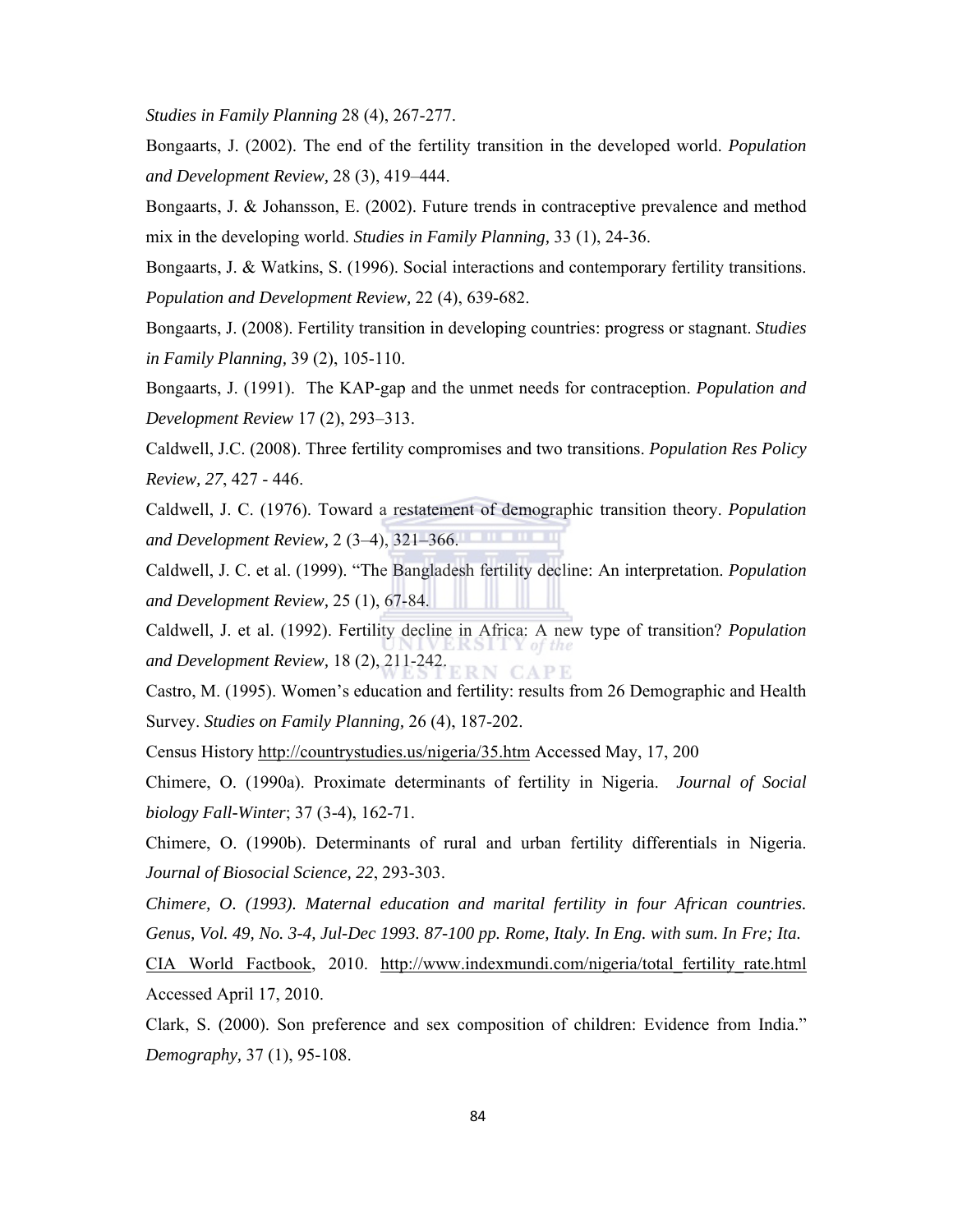*Studies in Family Planning* 28 (4), 267-277.

Bongaarts, J. (2002). The end of the fertility transition in the developed world. *Population and Development Review,* 28 (3), 419–444.

Bongaarts, J. & Johansson, E. (2002). Future trends in contraceptive prevalence and method mix in the developing world. *Studies in Family Planning,* 33 (1), 24-36.

Bongaarts, J. & Watkins, S. (1996). Social interactions and contemporary fertility transitions. *Population and Development Review,* 22 (4), 639-682.

Bongaarts, J. (2008). Fertility transition in developing countries: progress or stagnant. *Studies in Family Planning,* 39 (2), 105-110.

Bongaarts, J. (1991). The KAP-gap and the unmet needs for contraception. *Population and Development Review* 17 (2), 293–313.

Caldwell, J.C. (2008). Three fertility compromises and two transitions. *Population Res Policy Review, 27*, 427 - 446.

Caldwell, J. C. (1976). Toward a restatement of demographic transition theory. *Population and Development Review,* 2 (3–4), 321–366.

Caldwell, J. C. et al. (1999). "The Bangladesh fertility decline: An interpretation. *Population and Development Review,* 25 (1), 67-84.

Caldwell, J. et al. (1992). Fertility decline in Africa: A new type of transition? *Population and Development Review,* 18 (2), 211-242.

Castro, M. (1995). Women's education and fertility: results from 26 Demographic and Health Survey. *Studies on Family Planning,* 26 (4), 187-202.

Census History http://countrystudies.us/nigeria/35.htm Accessed May, 17, 200

Chimere, O. (1990a). Proximate determinants of fertility in Nigeria. *Journal of Social biology Fall-Winter*; 37 (3-4), 162-71.

Chimere, O. (1990b). Determinants of rural and urban fertility differentials in Nigeria. *Journal of Biosocial Science, 22*, 293-303.

*Chimere, O. (1993). Maternal education and marital fertility in four African countries. Genus, Vol. 49, No. 3-4, Jul-Dec 1993. 87-100 pp. Rome, Italy. In Eng. with sum. In Fre; Ita.*

CIA World Factbook, 2010. http://www.indexmundi.com/nigeria/total_fertility_rate.html Accessed April 17, 2010.

Clark, S. (2000). Son preference and sex composition of children: Evidence from India." *Demography,* 37 (1), 95-108.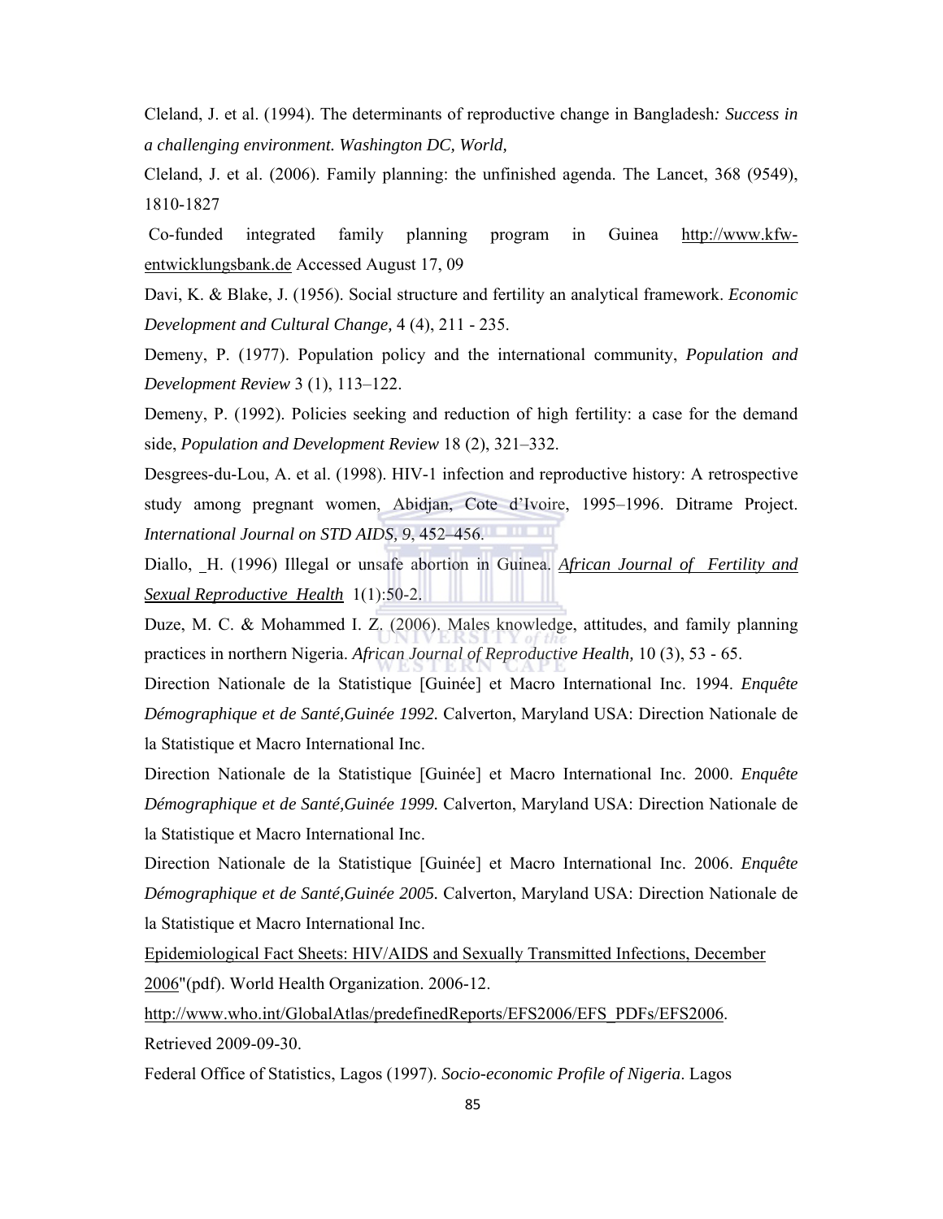Cleland, J. et al. (1994). The determinants of reproductive change in Bangladesh*: Success in a challenging environment. Washington DC, World,*

Cleland, J. et al. (2006). Family planning: the unfinished agenda. The Lancet, 368 (9549), 1810-1827

Co-funded integrated family planning program in Guinea http://www.kfw-entwicklungsbank.de Accessed August 17, 09

Davi, K. & Blake, J. (1956). Social structure and fertility an analytical framework. *Economic Development and Cultural Change,* 4 (4), 211 - 235.

Demeny, P. (1977). Population policy and the international community, *Population and Development Review* 3 (1), 113–122.

Demeny, P. (1992). Policies seeking and reduction of high fertility: a case for the demand side, *Population and Development Review* 18 (2), 321–332.

Desgrees-du-Lou, A. et al. (1998). HIV-1 infection and reproductive history: A retrospective study among pregnant women, Abidjan, Cote d'Ivoire, 1995–1996. Ditrame Project. *International Journal on STD AIDS, 9*, 452–456.

Diallo, _H. (1996) Illegal or unsafe abortion in Guinea. *African Journal of Fertility and Sexual Reproductive Health* 1(1):50-2.

Duze, M. C. & Mohammed I. Z. (2006). Males knowledge, attitudes, and family planning practices in northern Nigeria. *African Journal of Reproductive Health,* 10 (3), 53 - 65.

Direction Nationale de la Statistique [Guinée] et Macro International Inc. 1994. *Enquête Démographique et de Santé,Guinée 1992.* Calverton, Maryland USA: Direction Nationale de la Statistique et Macro International Inc.

Direction Nationale de la Statistique [Guinée] et Macro International Inc. 2000. *Enquête Démographique et de Santé,Guinée 1999.* Calverton, Maryland USA: Direction Nationale de la Statistique et Macro International Inc.

Direction Nationale de la Statistique [Guinée] et Macro International Inc. 2006. *Enquête Démographique et de Santé,Guinée 2005.* Calverton, Maryland USA: Direction Nationale de la Statistique et Macro International Inc.

Epidemiological Fact Sheets: HIV/AIDS and Sexually Transmitted Infections, December 2006"(pdf). World Health Organization. 2006-12.

http://www.who.int/GlobalAtlas/predefinedReports/EFS2006/EFS_PDFs/EFS2006. Retrieved 2009-09-30.

Federal Office of Statistics, Lagos (1997). *Socio-economic Profile of Nigeria*. Lagos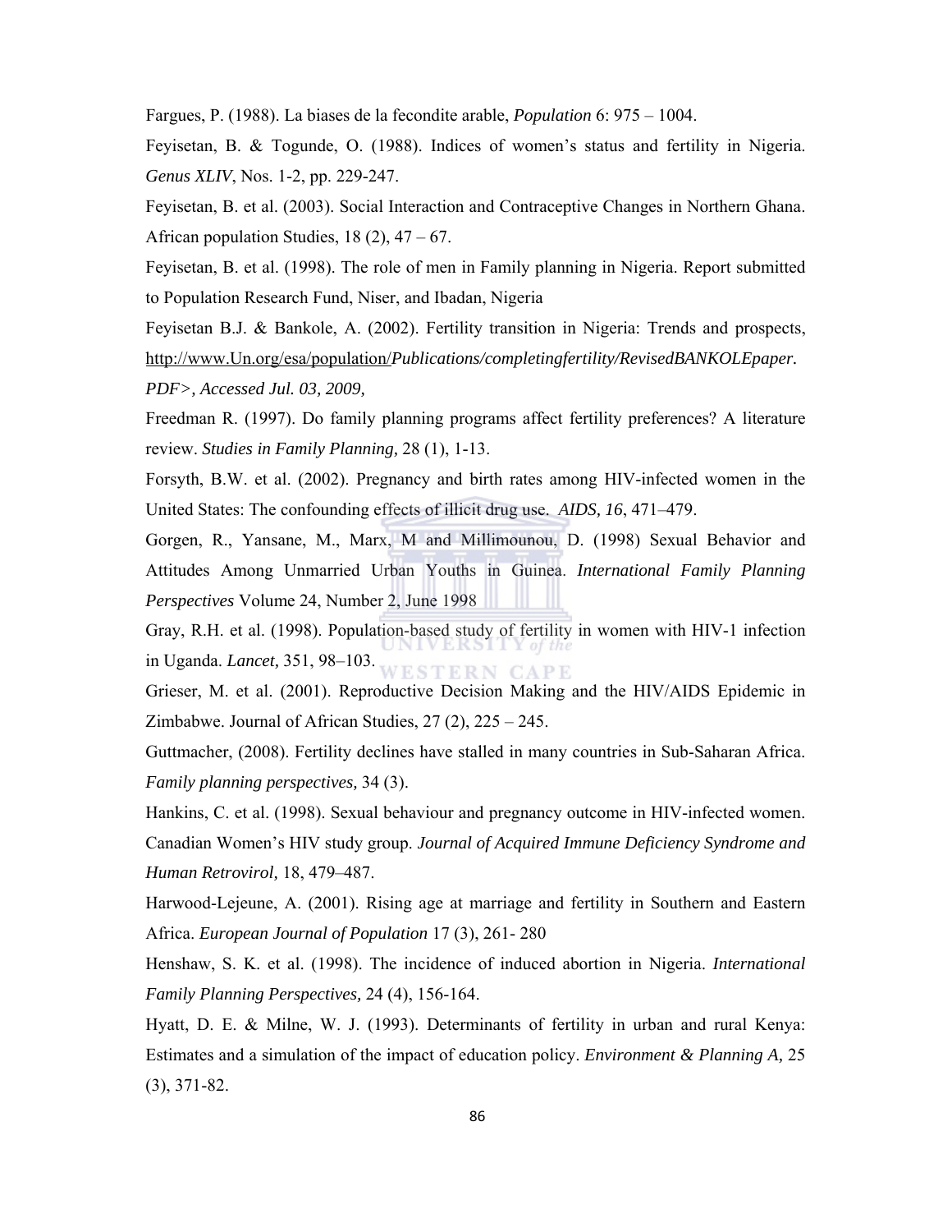Fargues, P. (1988). La biases de la fecondite arable, *Population* 6: 975 – 1004.

Feyisetan, B. & Togunde, O. (1988). Indices of women's status and fertility in Nigeria. *Genus XLIV*, Nos. 1-2, pp. 229-247.

Feyisetan, B. et al. (2003). Social Interaction and Contraceptive Changes in Northern Ghana. African population Studies, 18 (2), 47 – 67.

Feyisetan, B. et al. (1998). The role of men in Family planning in Nigeria. Report submitted to Population Research Fund, Niser, and Ibadan, Nigeria

Feyisetan B.J. & Bankole, A. (2002). Fertility transition in Nigeria: Trends and prospects, http://www.Un.org/esa/population/*Publications/completingfertility/RevisedBANKOLEpaper. PDF>, Accessed Jul. 03, 2009,*

Freedman R. (1997). Do family planning programs affect fertility preferences? A literature review. *Studies in Family Planning,* 28 (1), 1-13.

Forsyth, B.W. et al. (2002). Pregnancy and birth rates among HIV-infected women in the United States: The confounding effects of illicit drug use. *AIDS, 16*, 471–479.

Gorgen, R., Yansane, M., Marx, M and Millimounou, D. (1998) Sexual Behavior and Attitudes Among Unmarried Urban Youths in Guinea. *International Family Planning Perspectives* Volume 24, Number 2, June 1998

Gray, R.H. et al. (1998). Population-based study of fertility in women with HIV-1 infection in Uganda. *Lancet,* 351, 98–103.

Grieser, M. et al. (2001). Reproductive Decision Making and the HIV/AIDS Epidemic in Zimbabwe. Journal of African Studies, 27 (2), 225 – 245.

Guttmacher, (2008). Fertility declines have stalled in many countries in Sub-Saharan Africa. *Family planning perspectives,* 34 (3).

Hankins, C. et al. (1998). Sexual behaviour and pregnancy outcome in HIV-infected women. Canadian Women's HIV study group. *Journal of Acquired Immune Deficiency Syndrome and Human Retrovirol,* 18, 479–487.

Harwood-Lejeune, A. (2001). Rising age at marriage and fertility in Southern and Eastern Africa. *European Journal of Population* 17 (3), 261- 280

Henshaw, S. K. et al. (1998). The incidence of induced abortion in Nigeria. *International Family Planning Perspectives,* 24 (4), 156-164.

Hyatt, D. E. & Milne, W. J. (1993). Determinants of fertility in urban and rural Kenya: Estimates and a simulation of the impact of education policy. *Environment & Planning A,* 25 (3), 371-82.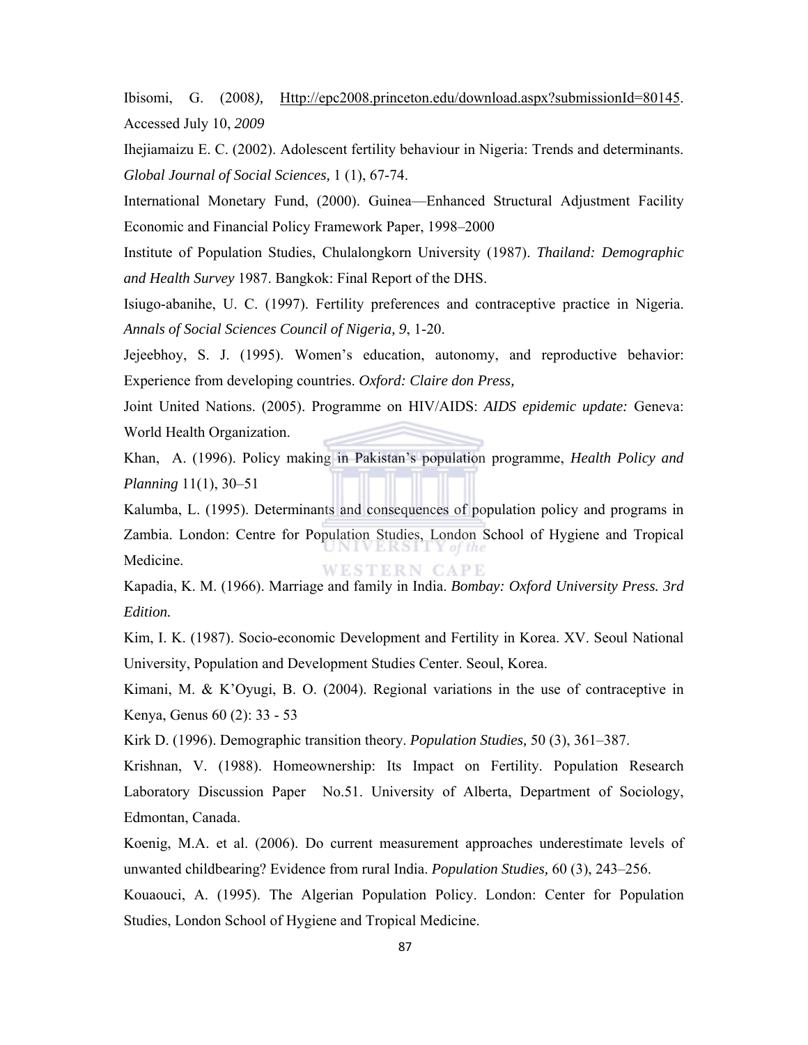Ibisomi, G. (2008*)*, Http://epc2008.princeton.edu/download.aspx?submissionId=80145. Accessed July 10, *2009*

Ihejiamaizu E. C. (2002). Adolescent fertility behaviour in Nigeria: Trends and determinants. *Global Journal of Social Sciences,* 1 (1), 67-74.

International Monetary Fund, (2000). Guinea—Enhanced Structural Adjustment Facility Economic and Financial Policy Framework Paper, 1998–2000

Institute of Population Studies, Chulalongkorn University (1987). *Thailand: Demographic and Health Survey* 1987. Bangkok: Final Report of the DHS.

Isiugo-abanihe, U. C. (1997). Fertility preferences and contraceptive practice in Nigeria. *Annals of Social Sciences Council of Nigeria, 9*, 1-20.

Jejeebhoy, S. J. (1995). Women's education, autonomy, and reproductive behavior: Experience from developing countries. *Oxford: Claire don Press,*

Joint United Nations. (2005). Programme on HIV/AIDS: *AIDS epidemic update:* Geneva: World Health Organization.

Khan, A. (1996). Policy making in Pakistan's population programme, *Health Policy and Planning* 11(1), 30–51

Kalumba, L. (1995). Determinants and consequences of population policy and programs in Zambia. London: Centre for Population Studies, London School of Hygiene and Tropical Medicine.

Kapadia, K. M. (1966). Marriage and family in India. *Bombay: Oxford University Press. 3rd Edition.*

Kim, I. K. (1987). Socio-economic Development and Fertility in Korea. XV. Seoul National University, Population and Development Studies Center. Seoul, Korea.

Kimani, M. & K'Oyugi, B. O. (2004). Regional variations in the use of contraceptive in Kenya, Genus 60 (2): 33 - 53

Kirk D. (1996). Demographic transition theory. *Population Studies,* 50 (3), 361–387.

Krishnan, V. (1988). Homeownership: Its Impact on Fertility. Population Research Laboratory Discussion Paper No.51. University of Alberta, Department of Sociology, Edmontan, Canada.

Koenig, M.A. et al. (2006). Do current measurement approaches underestimate levels of unwanted childbearing? Evidence from rural India. *Population Studies,* 60 (3), 243–256.

Kouaouci, A. (1995). The Algerian Population Policy. London: Center for Population Studies, London School of Hygiene and Tropical Medicine.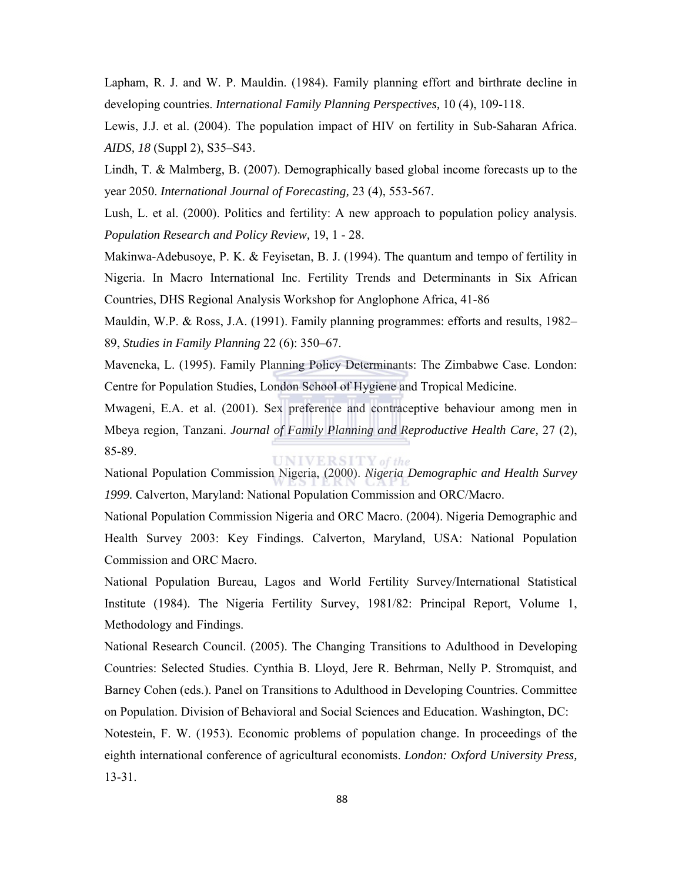Lapham, R. J. and W. P. Mauldin. (1984). Family planning effort and birthrate decline in developing countries. *International Family Planning Perspectives,* 10 (4), 109-118.

Lewis, J.J. et al. (2004). The population impact of HIV on fertility in Sub-Saharan Africa. *AIDS, 18* (Suppl 2), S35–S43.

Lindh, T. & Malmberg, B. (2007). Demographically based global income forecasts up to the year 2050. *International Journal of Forecasting,* 23 (4), 553-567.

Lush, L. et al. (2000). Politics and fertility: A new approach to population policy analysis. *Population Research and Policy Review,* 19, 1 - 28.

Makinwa-Adebusoye, P. K. & Feyisetan, B. J. (1994). The quantum and tempo of fertility in Nigeria. In Macro International Inc. Fertility Trends and Determinants in Six African Countries, DHS Regional Analysis Workshop for Anglophone Africa, 41-86

Mauldin, W.P. & Ross, J.A. (1991). Family planning programmes: efforts and results, 1982–89, *Studies in Family Planning* 22 (6): 350–67.

Maveneka, L. (1995). Family Planning Policy Determinants: The Zimbabwe Case. London: Centre for Population Studies, London School of Hygiene and Tropical Medicine.

Mwageni, E.A. et al. (2001). Sex preference and contraceptive behaviour among men in Mbeya region, Tanzani. *Journal of Family Planning and Reproductive Health Care,* 27 (2), 85-89.

National Population Commission Nigeria, (2000). *Nigeria Demographic and Health Survey 1999.* Calverton, Maryland: National Population Commission and ORC/Macro.

National Population Commission Nigeria and ORC Macro. (2004). Nigeria Demographic and Health Survey 2003: Key Findings. Calverton, Maryland, USA: National Population Commission and ORC Macro.

National Population Bureau, Lagos and World Fertility Survey/International Statistical Institute (1984). The Nigeria Fertility Survey, 1981/82: Principal Report, Volume 1, Methodology and Findings.

National Research Council. (2005). The Changing Transitions to Adulthood in Developing Countries: Selected Studies. Cynthia B. Lloyd, Jere R. Behrman, Nelly P. Stromquist, and Barney Cohen (eds.). Panel on Transitions to Adulthood in Developing Countries. Committee on Population. Division of Behavioral and Social Sciences and Education. Washington, DC:

Notestein, F. W. (1953). Economic problems of population change. In proceedings of the eighth international conference of agricultural economists. *London: Oxford University Press,* 13-31.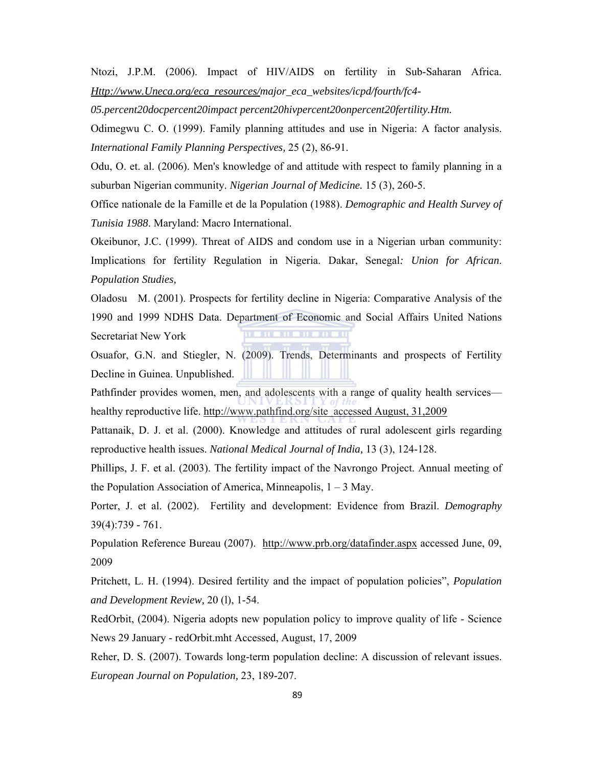Ntozi, J.P.M. (2006). Impact of HIV/AIDS on fertility in Sub-Saharan Africa. *Http://www.Uneca.org/eca_resources/major_eca_websites/icpd/fourth/fc4-05.percent20docpercent20impact percent20hivpercent20onpercent20fertility.Htm.*

Odimegwu C. O. (1999). Family planning attitudes and use in Nigeria: A factor analysis. *International Family Planning Perspectives,* 25 (2), 86-91.

Odu, O. et. al. (2006). Men's knowledge of and attitude with respect to family planning in a suburban Nigerian community. *Nigerian Journal of Medicine.* 15 (3), 260-5.

Office nationale de la Famille et de la Population (1988). *Demographic and Health Survey of Tunisia 1988*. Maryland: Macro International.

Okeibunor, J.C. (1999). Threat of AIDS and condom use in a Nigerian urban community: Implications for fertility Regulation in Nigeria. Dakar, Senegal*: Union for African. Population Studies,*

Oladosu M. (2001). Prospects for fertility decline in Nigeria: Comparative Analysis of the 1990 and 1999 NDHS Data. Department of Economic and Social Affairs United Nations Secretariat New York

Osuafor, G.N. and Stiegler, N. (2009). Trends, Determinants and prospects of Fertility Decline in Guinea. Unpublished.

Pathfinder provides women, men, and adolescents with a range of quality health services—healthy reproductive life. http://www.pathfind.org/site accessed August, 31,2009

Pattanaik, D. J. et al. (2000). Knowledge and attitudes of rural adolescent girls regarding reproductive health issues. *National Medical Journal of India,* 13 (3), 124-128.

Phillips, J. F. et al. (2003). The fertility impact of the Navrongo Project. Annual meeting of the Population Association of America, Minneapolis, 1 – 3 May.

Porter, J. et al. (2002). Fertility and development: Evidence from Brazil. *Demography* 39(4):739 - 761.

Population Reference Bureau (2007). http://www.prb.org/datafinder.aspx accessed June, 09, 2009

Pritchett, L. H. (1994). Desired fertility and the impact of population policies", *Population and Development Review,* 20 (l), 1-54.

RedOrbit, (2004). Nigeria adopts new population policy to improve quality of life - Science News 29 January - redOrbit.mht Accessed, August, 17, 2009

Reher, D. S. (2007). Towards long-term population decline: A discussion of relevant issues. *European Journal on Population,* 23, 189-207.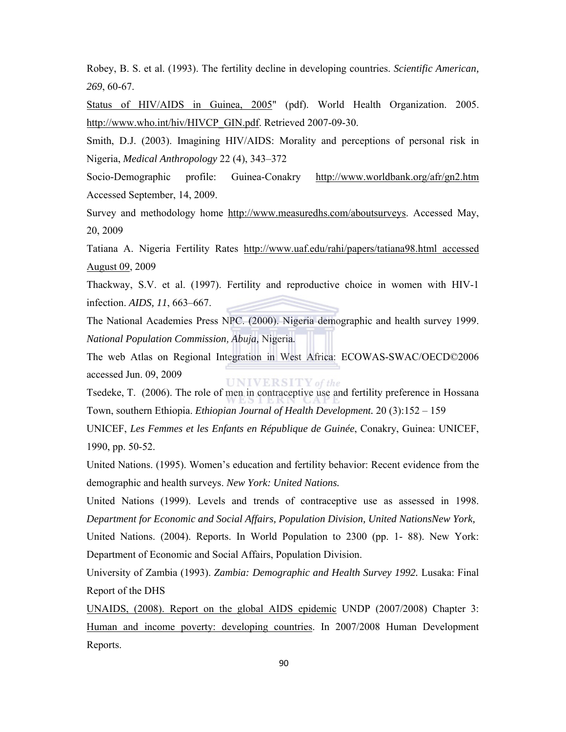Robey, B. S. et al. (1993). The fertility decline in developing countries. *Scientific American, 269*, 60-67.

Status of HIV/AIDS in Guinea, 2005" (pdf). World Health Organization. 2005. http://www.who.int/hiv/HIVCP_GIN.pdf. Retrieved 2007-09-30.

Smith, D.J. (2003). Imagining HIV/AIDS: Morality and perceptions of personal risk in Nigeria, *Medical Anthropology* 22 (4), 343–372

Socio-Demographic profile: Guinea-Conakry http://www.worldbank.org/afr/gn2.htm Accessed September, 14, 2009.

Survey and methodology home http://www.measuredhs.com/aboutsurveys. Accessed May, 20, 2009

Tatiana A. Nigeria Fertility Rates http://www.uaf.edu/rahi/papers/tatiana98.html accessed August 09, 2009

Thackway, S.V. et al. (1997). Fertility and reproductive choice in women with HIV-1 infection. *AIDS, 11*, 663–667.

The National Academies Press NPC. (2000). Nigeria demographic and health survey 1999. *National Population Commission, Abuja*, Nigeria.

The web Atlas on Regional Integration in West Africa: ECOWAS-SWAC/OECD©2006 accessed Jun. 09, 2009

Tsedeke, T. (2006). The role of men in contraceptive use and fertility preference in Hossana Town, southern Ethiopia. *Ethiopian Journal of Health Development.* 20 (3):152 – 159

UNICEF, *Les Femmes et les Enfants en République de Guinée*, Conakry, Guinea: UNICEF, 1990, pp. 50-52.

United Nations. (1995). Women's education and fertility behavior: Recent evidence from the demographic and health surveys. *New York: United Nations.*

United Nations (1999). Levels and trends of contraceptive use as assessed in 1998. *Department for Economic and Social Affairs, Population Division, United NationsNew York,*

United Nations. (2004). Reports. In World Population to 2300 (pp. 1- 88). New York: Department of Economic and Social Affairs, Population Division.

University of Zambia (1993). *Zambia: Demographic and Health Survey 1992.* Lusaka: Final Report of the DHS

UNAIDS, (2008). Report on the global AIDS epidemic UNDP (2007/2008) Chapter 3: Human and income poverty: developing countries. In 2007/2008 Human Development Reports.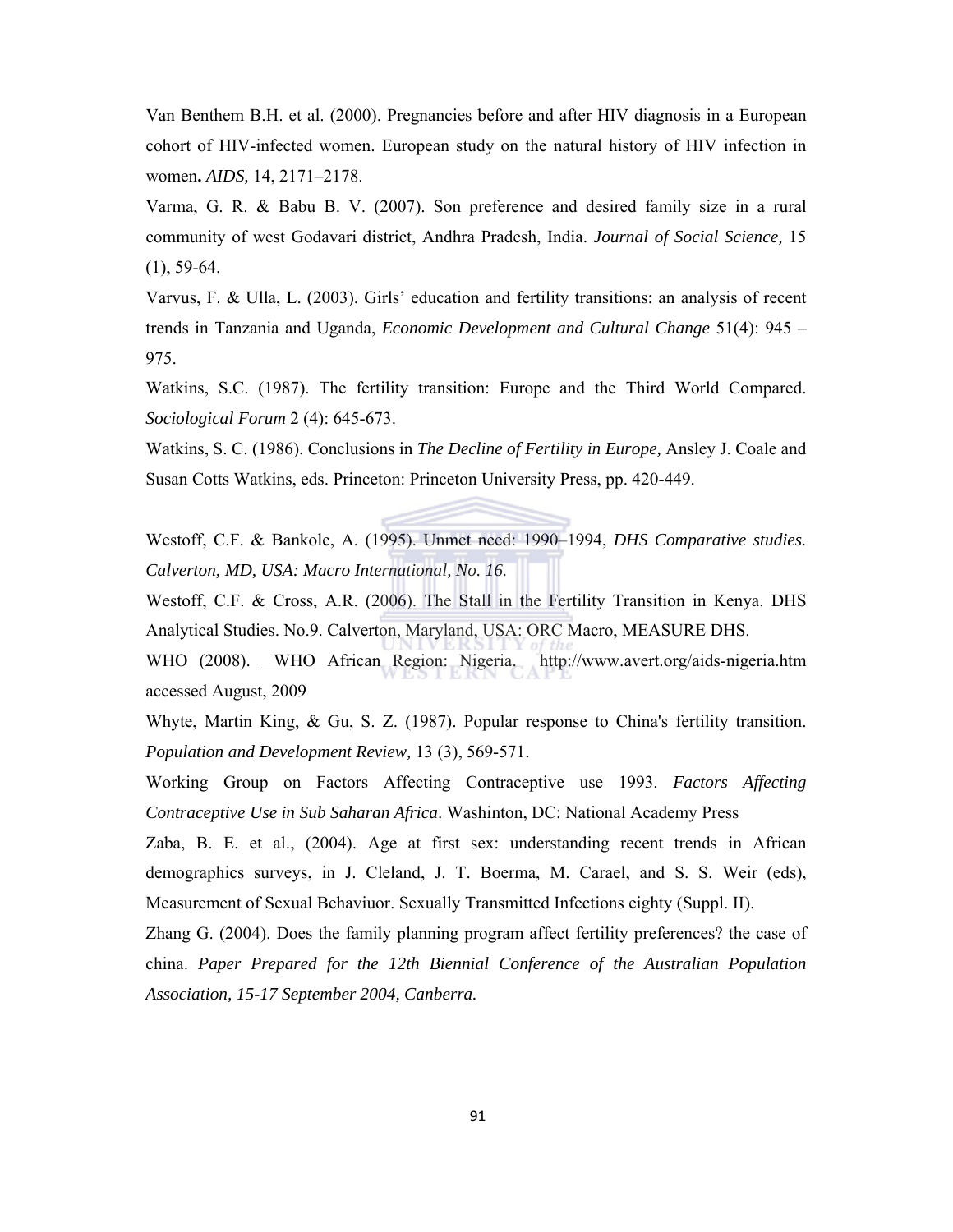Van Benthem B.H. et al. (2000). Pregnancies before and after HIV diagnosis in a European cohort of HIV-infected women. European study on the natural history of HIV infection in women**.** *AIDS,* 14, 2171–2178.

Varma, G. R. & Babu B. V. (2007). Son preference and desired family size in a rural community of west Godavari district, Andhra Pradesh, India. *Journal of Social Science,* 15 (1), 59-64.

Varvus, F. & Ulla, L. (2003). Girls' education and fertility transitions: an analysis of recent trends in Tanzania and Uganda, *Economic Development and Cultural Change* 51(4): 945 – 975.

Watkins, S.C. (1987). The fertility transition: Europe and the Third World Compared. *Sociological Forum* 2 (4): 645-673.

Watkins, S. C. (1986). Conclusions in *The Decline of Fertility in Europe,* Ansley J. Coale and Susan Cotts Watkins, eds. Princeton: Princeton University Press, pp. 420-449.

Westoff, C.F. & Bankole, A. (1995). Unmet need: 1990–1994, *DHS Comparative studies. Calverton, MD, USA: Macro International, No. 16.*

Westoff, C.F. & Cross, A.R. (2006). The Stall in the Fertility Transition in Kenya. DHS Analytical Studies. No.9. Calverton, Maryland, USA: ORC Macro, MEASURE DHS.

WHO (2008). WHO African Region: Nigeria. http://www.avert.org/aids-nigeria.htm accessed August, 2009

Whyte, Martin King, & Gu, S. Z. (1987). Popular response to China's fertility transition. *Population and Development Review,* 13 (3), 569-571.

Working Group on Factors Affecting Contraceptive use 1993. *Factors Affecting Contraceptive Use in Sub Saharan Africa*. Washinton, DC: National Academy Press

Zaba, B. E. et al., (2004). Age at first sex: understanding recent trends in African demographics surveys, in J. Cleland, J. T. Boerma, M. Carael, and S. S. Weir (eds), Measurement of Sexual Behaviuor. Sexually Transmitted Infections eighty (Suppl. II).

Zhang G. (2004). Does the family planning program affect fertility preferences? the case of china. *Paper Prepared for the 12th Biennial Conference of the Australian Population Association, 15-17 September 2004, Canberra.*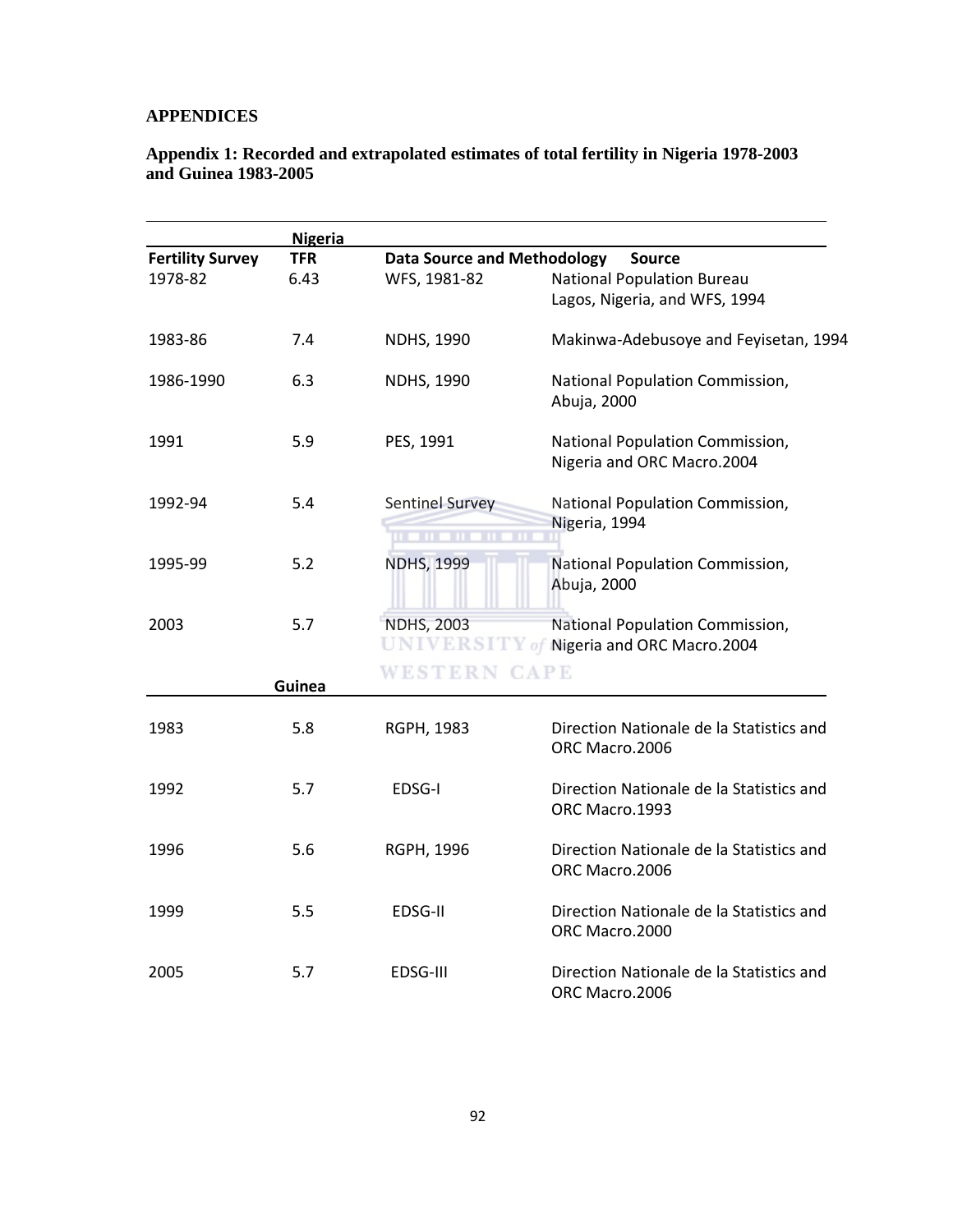# APPENDICES

## Appendix 1: Recorded and extrapolated estimates of total fertility in Nigeria 1978-2003 and Guinea 1983-2005

| | **Nigeria** | | |
|---|---|---|---|
| **Fertility Survey** | **TFR** | **Data Source and Methodology** | **Source** |
| 1978-82 | 6.43 | WFS, 1981-82 | National Population Bureau Lagos, Nigeria, and WFS, 1994 |
| 1983-86 | 7.4 | NDHS, 1990 | Makinwa-Adebusoye and Feyisetan, 1994 |
| 1986-1990 | 6.3 | NDHS, 1990 | National Population Commission, Abuja, 2000 |
| 1991 | 5.9 | PES, 1991 | National Population Commission, Nigeria and ORC Macro.2004 |
| 1992-94 | 5.4 | Sentinel Survey | National Population Commission, Nigeria, 1994 |
| 1995-99 | 5.2 | NDHS, 1999 | National Population Commission, Abuja, 2000 |
| 2003 | 5.7 | NDHS, 2003 | National Population Commission, Nigeria and ORC Macro.2004 |
| | **Guinea** | | |
| 1983 | 5.8 | RGPH, 1983 | Direction Nationale de la Statistics and ORC Macro.2006 |
| 1992 | 5.7 | EDSG-I | Direction Nationale de la Statistics and ORC Macro.1993 |
| 1996 | 5.6 | RGPH, 1996 | Direction Nationale de la Statistics and ORC Macro.2006 |
| 1999 | 5.5 | EDSG-II | Direction Nationale de la Statistics and ORC Macro.2000 |
| 2005 | 5.7 | EDSG-III | Direction Nationale de la Statistics and ORC Macro.2006 |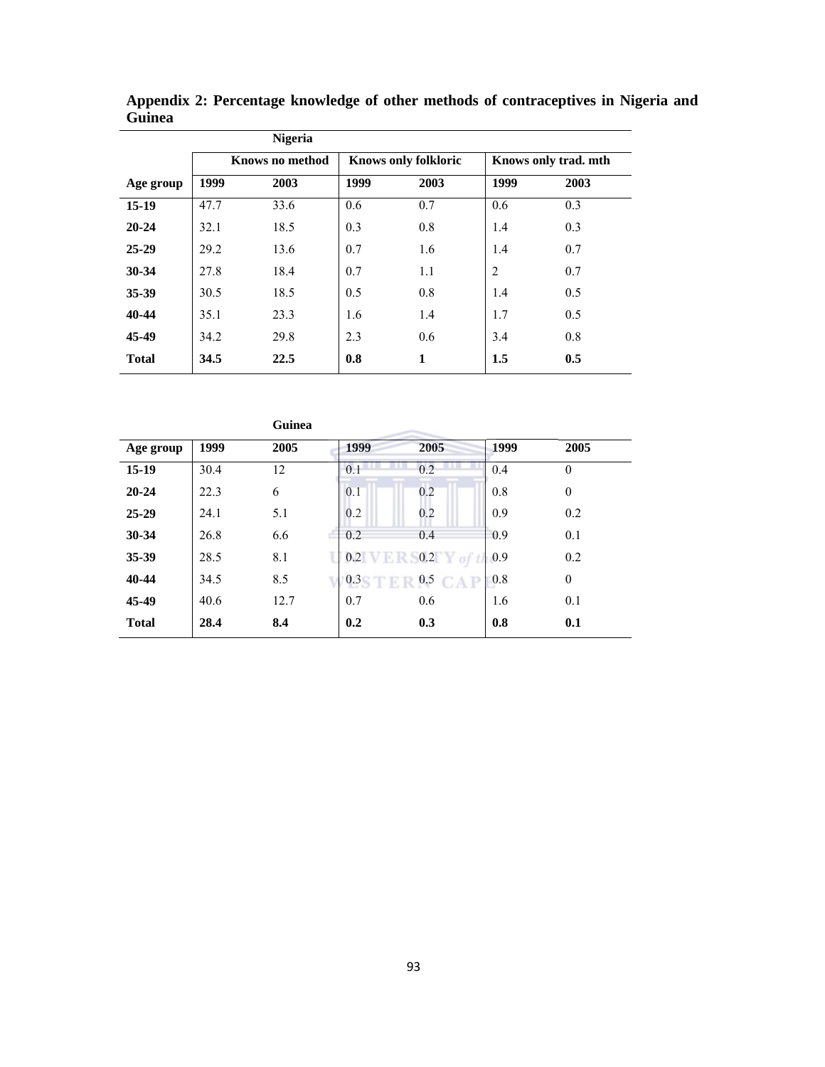**Appendix 2: Percentage knowledge of other methods of contraceptives in Nigeria and Guinea**

| | Nigeria | | | | | |
|---|---|---|---|---|---|---|
| | Knows no method | | Knows only folkloric | | Knows only trad. mth | |
| **Age group** | **1999** | **2003** | **1999** | **2003** | **1999** | **2003** |
| **15-19** | 47.7 | 33.6 | 0.6 | 0.7 | 0.6 | 0.3 |
| **20-24** | 32.1 | 18.5 | 0.3 | 0.8 | 1.4 | 0.3 |
| **25-29** | 29.2 | 13.6 | 0.7 | 1.6 | 1.4 | 0.7 |
| **30-34** | 27.8 | 18.4 | 0.7 | 1.1 | 2 | 0.7 |
| **35-39** | 30.5 | 18.5 | 0.5 | 0.8 | 1.4 | 0.5 |
| **40-44** | 35.1 | 23.3 | 1.6 | 1.4 | 1.7 | 0.5 |
| **45-49** | 34.2 | 29.8 | 2.3 | 0.6 | 3.4 | 0.8 |
| **Total** | **34.5** | **22.5** | **0.8** | **1** | **1.5** | **0.5** |

| | Guinea | | | | | |
|---|---|---|---|---|---|---|
| **Age group** | **1999** | **2005** | **1999** | **2005** | **1999** | **2005** |
| **15-19** | 30.4 | 12 | 0.1 | 0.2 | 0.4 | 0 |
| **20-24** | 22.3 | 6 | 0.1 | 0.2 | 0.8 | 0 |
| **25-29** | 24.1 | 5.1 | 0.2 | 0.2 | 0.9 | 0.2 |
| **30-34** | 26.8 | 6.6 | 0.2 | 0.4 | 0.9 | 0.1 |
| **35-39** | 28.5 | 8.1 | 0.2 | 0.2 | 0.9 | 0.2 |
| **40-44** | 34.5 | 8.5 | 0.3 | 0.5 | 0.8 | 0 |
| **45-49** | 40.6 | 12.7 | 0.7 | 0.6 | 1.6 | 0.1 |
| **Total** | **28.4** | **8.4** | **0.2** | **0.3** | **0.8** | **0.1** |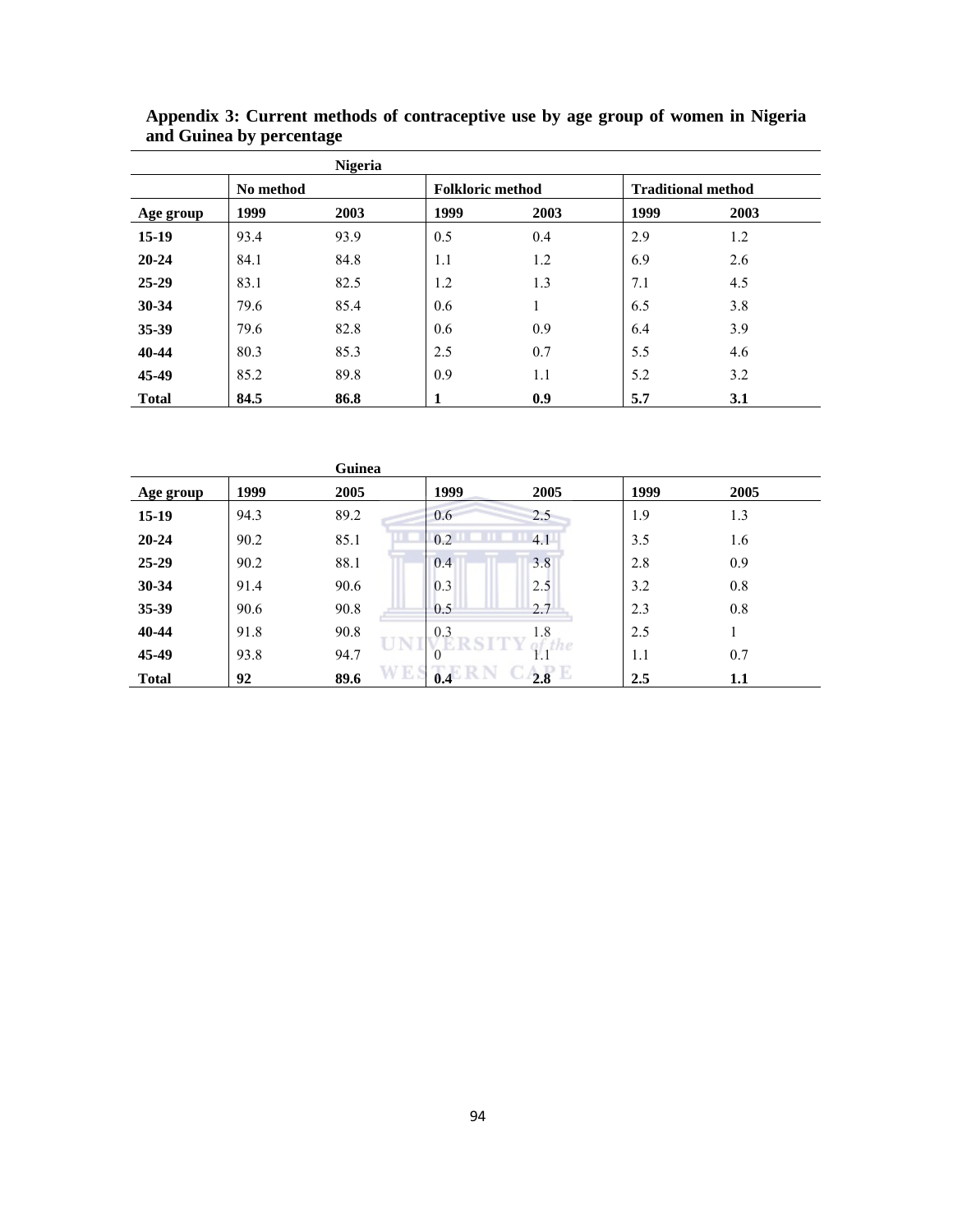**Appendix 3: Current methods of contraceptive use by age group of women in Nigeria and Guinea by percentage**

| | Nigeria | | | | | |
|---|---|---|---|---|---|---|
| | **No method** | | **Folkloric method** | | **Traditional method** | |
| **Age group** | **1999** | **2003** | **1999** | **2003** | **1999** | **2003** |
| **15-19** | 93.4 | 93.9 | 0.5 | 0.4 | 2.9 | 1.2 |
| **20-24** | 84.1 | 84.8 | 1.1 | 1.2 | 6.9 | 2.6 |
| **25-29** | 83.1 | 82.5 | 1.2 | 1.3 | 7.1 | 4.5 |
| **30-34** | 79.6 | 85.4 | 0.6 | 1 | 6.5 | 3.8 |
| **35-39** | 79.6 | 82.8 | 0.6 | 0.9 | 6.4 | 3.9 |
| **40-44** | 80.3 | 85.3 | 2.5 | 0.7 | 5.5 | 4.6 |
| **45-49** | 85.2 | 89.8 | 0.9 | 1.1 | 5.2 | 3.2 |
| **Total** | **84.5** | **86.8** | **1** | **0.9** | **5.7** | **3.1** |

| | Guinea | | | | | |
|---|---|---|---|---|---|---|
| **Age group** | **1999** | **2005** | **1999** | **2005** | **1999** | **2005** |
| **15-19** | 94.3 | 89.2 | 0.6 | 2.5 | 1.9 | 1.3 |
| **20-24** | 90.2 | 85.1 | 0.2 | 4.1 | 3.5 | 1.6 |
| **25-29** | 90.2 | 88.1 | 0.4 | 3.8 | 2.8 | 0.9 |
| **30-34** | 91.4 | 90.6 | 0.3 | 2.5 | 3.2 | 0.8 |
| **35-39** | 90.6 | 90.8 | 0.5 | 2.7 | 2.3 | 0.8 |
| **40-44** | 91.8 | 90.8 | 0.3 | 1.8 | 2.5 | 1 |
| **45-49** | 93.8 | 94.7 | 0 | 1.1 | 1.1 | 0.7 |
| **Total** | **92** | **89.6** | **0.4** | **2.8** | **2.5** | **1.1** |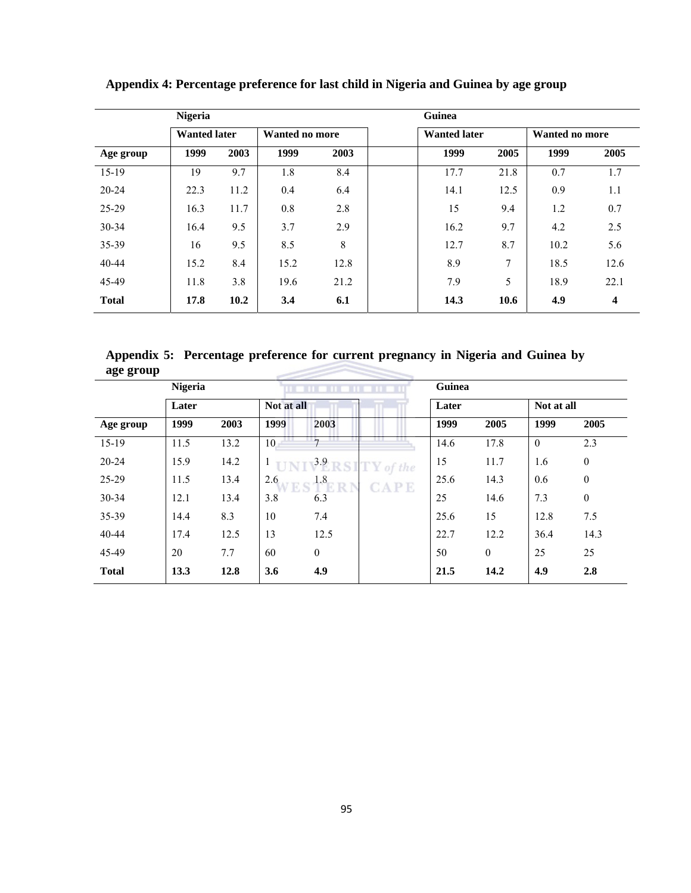**Appendix 4: Percentage preference for last child in Nigeria and Guinea by age group**

| | Nigeria | | | | Guinea | | | |
|---|---|---|---|---|---|---|---|---|
| | Wanted later | | Wanted no more | | Wanted later | | Wanted no more | |
| Age group | 1999 | 2003 | 1999 | 2003 | 1999 | 2005 | 1999 | 2005 |
| 15-19 | 19 | 9.7 | 1.8 | 8.4 | 17.7 | 21.8 | 0.7 | 1.7 |
| 20-24 | 22.3 | 11.2 | 0.4 | 6.4 | 14.1 | 12.5 | 0.9 | 1.1 |
| 25-29 | 16.3 | 11.7 | 0.8 | 2.8 | 15 | 9.4 | 1.2 | 0.7 |
| 30-34 | 16.4 | 9.5 | 3.7 | 2.9 | 16.2 | 9.7 | 4.2 | 2.5 |
| 35-39 | 16 | 9.5 | 8.5 | 8 | 12.7 | 8.7 | 10.2 | 5.6 |
| 40-44 | 15.2 | 8.4 | 15.2 | 12.8 | 8.9 | 7 | 18.5 | 12.6 |
| 45-49 | 11.8 | 3.8 | 19.6 | 21.2 | 7.9 | 5 | 18.9 | 22.1 |
| **Total** | **17.8** | **10.2** | **3.4** | **6.1** | **14.3** | **10.6** | **4.9** | **4** |

**Appendix 5: Percentage preference for current pregnancy in Nigeria and Guinea by age group**

| | Nigeria | | | | Guinea | | | |
|---|---|---|---|---|---|---|---|---|
| | Later | | Not at all | | Later | | Not at all | |
| Age group | 1999 | 2003 | 1999 | 2003 | 1999 | 2005 | 1999 | 2005 |
| 15-19 | 11.5 | 13.2 | 10 | 7 | 14.6 | 17.8 | 0 | 2.3 |
| 20-24 | 15.9 | 14.2 | 1 | 3.9 | 15 | 11.7 | 1.6 | 0 |
| 25-29 | 11.5 | 13.4 | 2.6 | 1.8 | 25.6 | 14.3 | 0.6 | 0 |
| 30-34 | 12.1 | 13.4 | 3.8 | 6.3 | 25 | 14.6 | 7.3 | 0 |
| 35-39 | 14.4 | 8.3 | 10 | 7.4 | 25.6 | 15 | 12.8 | 7.5 |
| 40-44 | 17.4 | 12.5 | 13 | 12.5 | 22.7 | 12.2 | 36.4 | 14.3 |
| 45-49 | 20 | 7.7 | 60 | 0 | 50 | 0 | 25 | 25 |
| **Total** | **13.3** | **12.8** | **3.6** | **4.9** | **21.5** | **14.2** | **4.9** | **2.8** |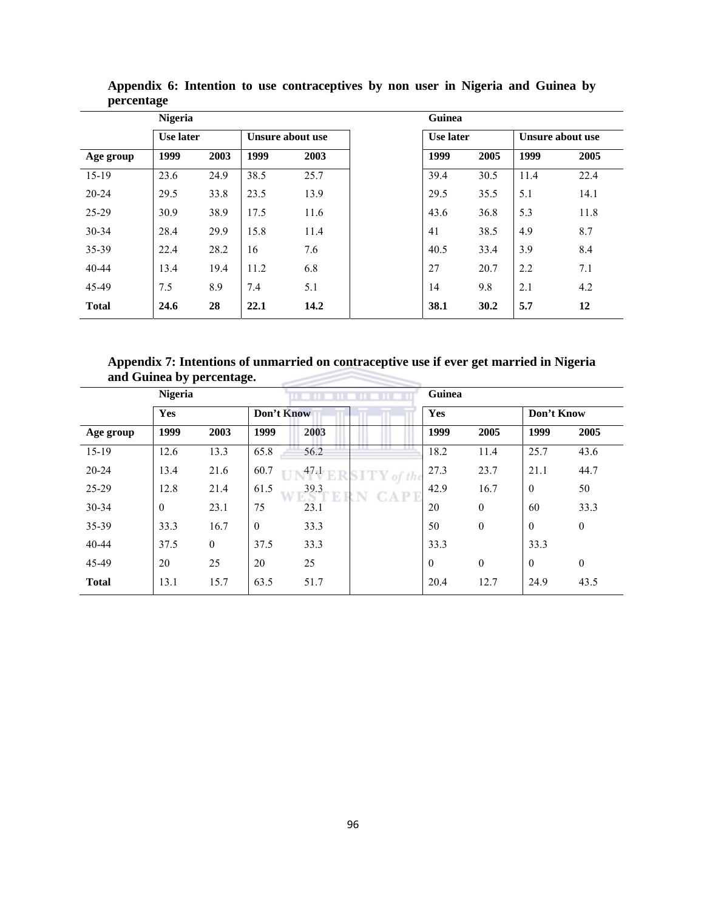**Appendix 6: Intention to use contraceptives by non user in Nigeria and Guinea by percentage**

| | Nigeria | | | | | Guinea | | | |
|---|---|---|---|---|---|---|---|---|---|
| | Use later | | Unsure about use | | | Use later | | Unsure about use | |
| Age group | 1999 | 2003 | 1999 | 2003 | | 1999 | 2005 | 1999 | 2005 |
| 15-19 | 23.6 | 24.9 | 38.5 | 25.7 | | 39.4 | 30.5 | 11.4 | 22.4 |
| 20-24 | 29.5 | 33.8 | 23.5 | 13.9 | | 29.5 | 35.5 | 5.1 | 14.1 |
| 25-29 | 30.9 | 38.9 | 17.5 | 11.6 | | 43.6 | 36.8 | 5.3 | 11.8 |
| 30-34 | 28.4 | 29.9 | 15.8 | 11.4 | | 41 | 38.5 | 4.9 | 8.7 |
| 35-39 | 22.4 | 28.2 | 16 | 7.6 | | 40.5 | 33.4 | 3.9 | 8.4 |
| 40-44 | 13.4 | 19.4 | 11.2 | 6.8 | | 27 | 20.7 | 2.2 | 7.1 |
| 45-49 | 7.5 | 8.9 | 7.4 | 5.1 | | 14 | 9.8 | 2.1 | 4.2 |
| **Total** | **24.6** | **28** | **22.1** | **14.2** | | **38.1** | **30.2** | **5.7** | **12** |

**Appendix 7: Intentions of unmarried on contraceptive use if ever get married in Nigeria and Guinea by percentage.**

| | Nigeria | | | | | Guinea | | | |
|---|---|---|---|---|---|---|---|---|---|
| | Yes | | Don't Know | | | Yes | | Don't Know | |
| Age group | 1999 | 2003 | 1999 | 2003 | | 1999 | 2005 | 1999 | 2005 |
| 15-19 | 12.6 | 13.3 | 65.8 | 56.2 | | 18.2 | 11.4 | 25.7 | 43.6 |
| 20-24 | 13.4 | 21.6 | 60.7 | 47.1 | | 27.3 | 23.7 | 21.1 | 44.7 |
| 25-29 | 12.8 | 21.4 | 61.5 | 39.3 | | 42.9 | 16.7 | 0 | 50 |
| 30-34 | 0 | 23.1 | 75 | 23.1 | | 20 | 0 | 60 | 33.3 |
| 35-39 | 33.3 | 16.7 | 0 | 33.3 | | 50 | 0 | 0 | 0 |
| 40-44 | 37.5 | 0 | 37.5 | 33.3 | | 33.3 | | 33.3 | |
| 45-49 | 20 | 25 | 20 | 25 | | 0 | 0 | 0 | 0 |
| **Total** | 13.1 | 15.7 | 63.5 | 51.7 | | 20.4 | 12.7 | 24.9 | 43.5 |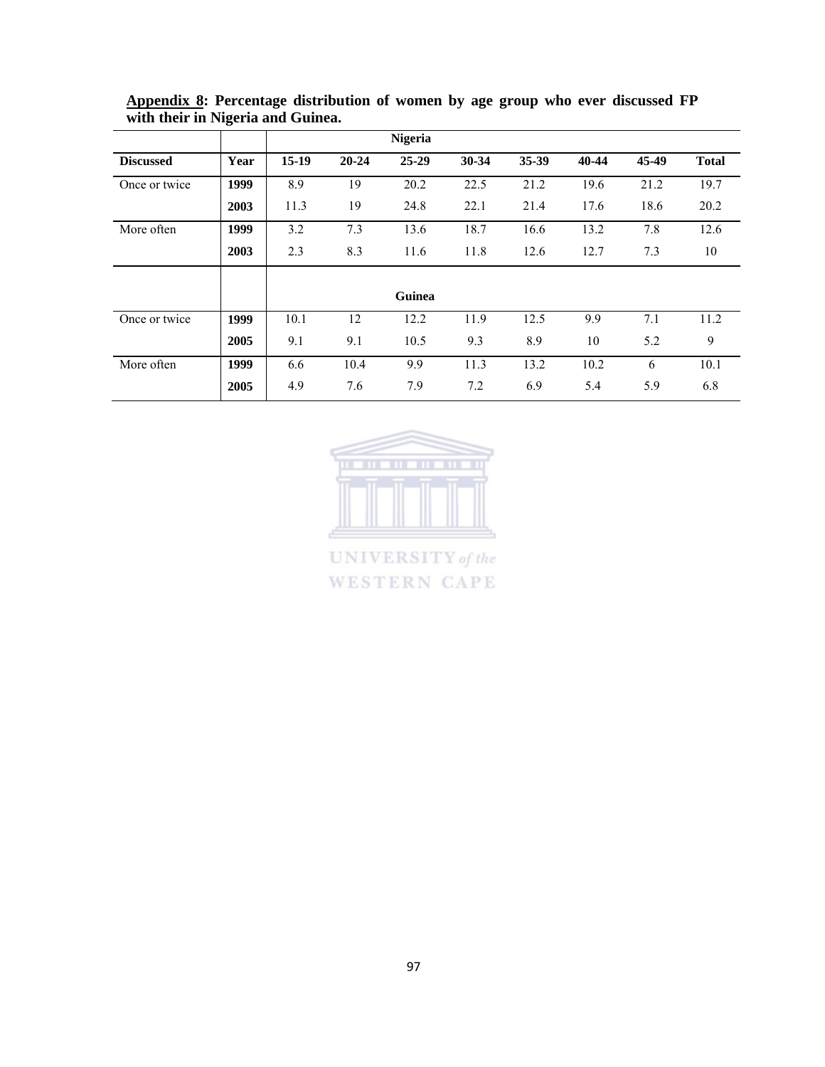**Appendix 8: Percentage distribution of women by age group who ever discussed FP with their in Nigeria and Guinea.**

| | | Nigeria | | | | | | | |
|---|---|---|---|---|---|---|---|---|---|
| **Discussed** | **Year** | **15-19** | **20-24** | **25-29** | **30-34** | **35-39** | **40-44** | **45-49** | **Total** |
| Once or twice | **1999** | 8.9 | 19 | 20.2 | 22.5 | 21.2 | 19.6 | 21.2 | 19.7 |
| | **2003** | 11.3 | 19 | 24.8 | 22.1 | 21.4 | 17.6 | 18.6 | 20.2 |
| More often | **1999** | 3.2 | 7.3 | 13.6 | 18.7 | 16.6 | 13.2 | 7.8 | 12.6 |
| | **2003** | 2.3 | 8.3 | 11.6 | 11.8 | 12.6 | 12.7 | 7.3 | 10 |
| | | **Guinea** | | | | | | | |
| Once or twice | **1999** | 10.1 | 12 | 12.2 | 11.9 | 12.5 | 9.9 | 7.1 | 11.2 |
| | **2005** | 9.1 | 9.1 | 10.5 | 9.3 | 8.9 | 10 | 5.2 | 9 |
| More often | **1999** | 6.6 | 10.4 | 9.9 | 11.3 | 13.2 | 10.2 | 6 | 10.1 |
| | **2005** | 4.9 | 7.6 | 7.9 | 7.2 | 6.9 | 5.4 | 5.9 | 6.8 |